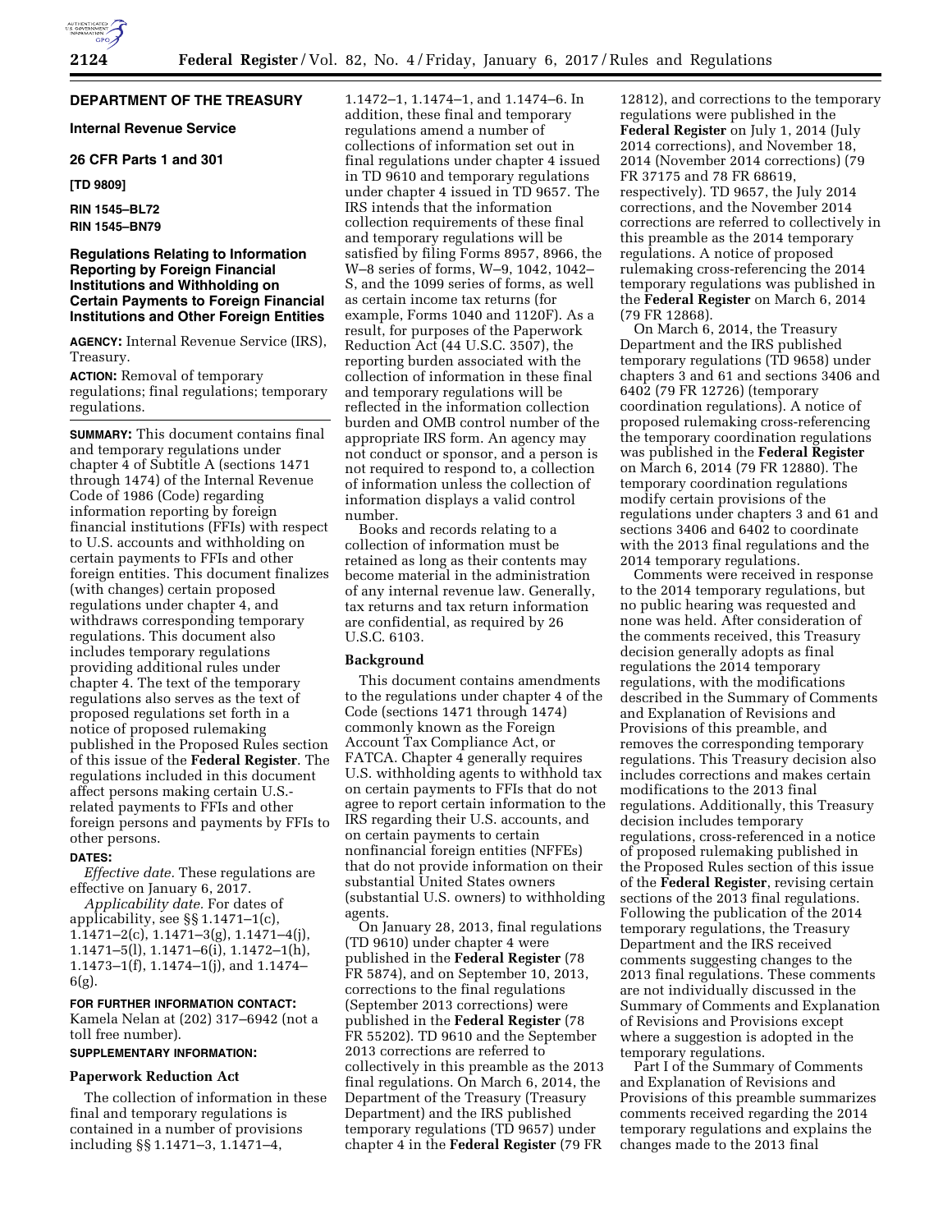## DEPARTMENT OF THE TREASURY

### Internal Revenue Service

### 26 CFR Parts 1 and 301

**[TD 9809]**

**RIN 1545–BL72**

**RIN 1545–BN79**

## Regulations Relating to Information Reporting by Foreign Financial Institutions and Withholding on Certain Payments to Foreign Financial Institutions and Other Foreign Entities

**AGENCY:** Internal Revenue Service (IRS), Treasury.

**ACTION:** Removal of temporary regulations; final regulations; temporary regulations.

**SUMMARY:** This document contains final and temporary regulations under chapter 4 of Subtitle A (sections 1471 through 1474) of the Internal Revenue Code of 1986 (Code) regarding information reporting by foreign financial institutions (FFIs) with respect to U.S. accounts and withholding on certain payments to FFIs and other foreign entities. This document finalizes (with changes) certain proposed regulations under chapter 4, and withdraws corresponding temporary regulations. This document also includes temporary regulations providing additional rules under chapter 4. The text of the temporary regulations also serves as the text of proposed regulations set forth in a notice of proposed rulemaking published in the Proposed Rules section of this issue of the **Federal Register**. The regulations included in this document affect persons making certain U.S.-related payments to FFIs and other foreign persons and payments by FFIs to other persons.

**DATES:**

*Effective date.* These regulations are effective on January 6, 2017.

*Applicability date.* For dates of applicability, see §§ 1.1471–1(c), 1.1471–2(c), 1.1471–3(g), 1.1471–4(j), 1.1471–5(l), 1.1471–6(i), 1.1472–1(h), 1.1473–1(f), 1.1474–1(j), and 1.1474–6(g).

**FOR FURTHER INFORMATION CONTACT:** Kamela Nelan at (202) 317–6942 (not a toll free number).

**SUPPLEMENTARY INFORMATION:**

### Paperwork Reduction Act

The collection of information in these final and temporary regulations is contained in a number of provisions including §§ 1.1471–3, 1.1471–4, 1.1472–1, 1.1474–1, and 1.1474–6. In addition, these final and temporary regulations amend a number of collections of information set out in final regulations under chapter 4 issued in TD 9610 and temporary regulations under chapter 4 issued in TD 9657. The IRS intends that the information collection requirements of these final and temporary regulations will be satisfied by filing Forms 8957, 8966, the W–8 series of forms, W–9, 1042, 1042–S, and the 1099 series of forms, as well as certain income tax returns (for example, Forms 1040 and 1120F). As a result, for purposes of the Paperwork Reduction Act (44 U.S.C. 3507), the reporting burden associated with the collection of information in these final and temporary regulations will be reflected in the information collection burden and OMB control number of the appropriate IRS form. An agency may not conduct or sponsor, and a person is not required to respond to, a collection of information unless the collection of information displays a valid control number.

Books and records relating to a collection of information must be retained as long as their contents may become material in the administration of any internal revenue law. Generally, tax returns and tax return information are confidential, as required by 26 U.S.C. 6103.

### Background

This document contains amendments to the regulations under chapter 4 of the Code (sections 1471 through 1474) commonly known as the Foreign Account Tax Compliance Act, or FATCA. Chapter 4 generally requires U.S. withholding agents to withhold tax on certain payments to FFIs that do not agree to report certain information to the IRS regarding their U.S. accounts, and on certain payments to certain nonfinancial foreign entities (NFFEs) that do not provide information on their substantial United States owners (substantial U.S. owners) to withholding agents.

On January 28, 2013, final regulations (TD 9610) under chapter 4 were published in the **Federal Register** (78 FR 5874), and on September 10, 2013, corrections to the final regulations (September 2013 corrections) were published in the **Federal Register** (78 FR 55202). TD 9610 and the September 2013 corrections are referred to collectively in this preamble as the 2013 final regulations. On March 6, 2014, the Department of the Treasury (Treasury Department) and the IRS published temporary regulations (TD 9657) under chapter 4 in the **Federal Register** (79 FR 12812), and corrections to the temporary regulations were published in the **Federal Register** on July 1, 2014 (July 2014 corrections), and November 18, 2014 (November 2014 corrections) (79 FR 37175 and 78 FR 68619, respectively). TD 9657, the July 2014 corrections, and the November 2014 corrections are referred to collectively in this preamble as the 2014 temporary regulations. A notice of proposed rulemaking cross-referencing the 2014 temporary regulations was published in the **Federal Register** on March 6, 2014 (79 FR 12868).

On March 6, 2014, the Treasury Department and the IRS published temporary regulations (TD 9658) under chapters 3 and 61 and sections 3406 and 6402 (79 FR 12726) (temporary coordination regulations). A notice of proposed rulemaking cross-referencing the temporary coordination regulations was published in the **Federal Register** on March 6, 2014 (79 FR 12880). The temporary coordination regulations modify certain provisions of the regulations under chapters 3 and 61 and sections 3406 and 6402 to coordinate with the 2013 final regulations and the 2014 temporary regulations.

Comments were received in response to the 2014 temporary regulations, but no public hearing was requested and none was held. After consideration of the comments received, this Treasury decision generally adopts as final regulations the 2014 temporary regulations, with the modifications described in the Summary of Comments and Explanation of Revisions and Provisions of this preamble, and removes the corresponding temporary regulations. This Treasury decision also includes corrections and makes certain modifications to the 2013 final regulations. Additionally, this Treasury decision includes temporary regulations, cross-referenced in a notice of proposed rulemaking published in the Proposed Rules section of this issue of the **Federal Register**, revising certain sections of the 2013 final regulations. Following the publication of the 2014 temporary regulations, the Treasury Department and the IRS received comments suggesting changes to the 2013 final regulations. These comments are not individually discussed in the Summary of Comments and Explanation of Revisions and Provisions except where a suggestion is adopted in the temporary regulations.

Part I of the Summary of Comments and Explanation of Revisions and Provisions of this preamble summarizes comments received regarding the 2014 temporary regulations and explains the changes made to the 2013 final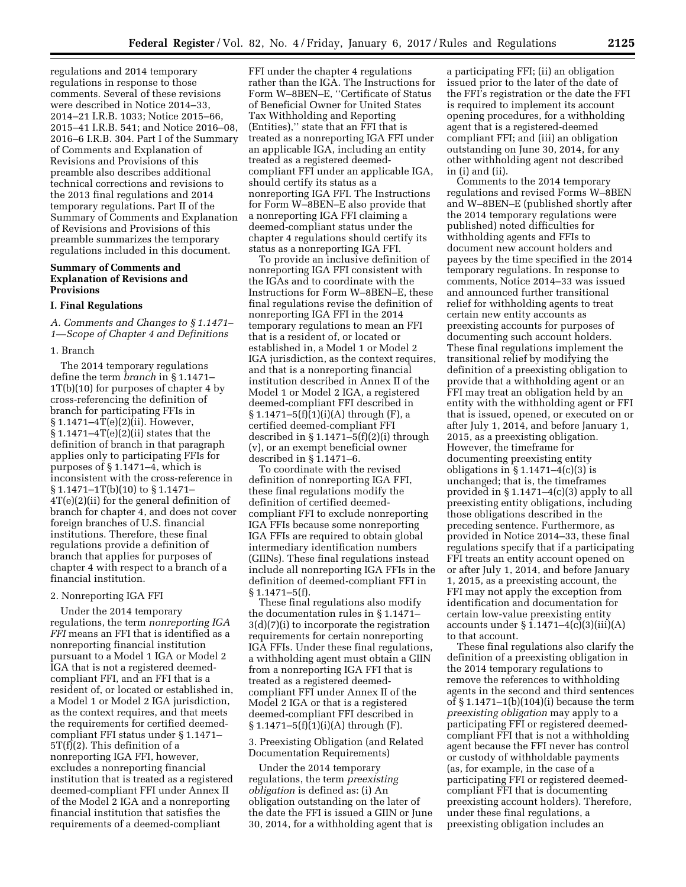regulations and 2014 temporary regulations in response to those comments. Several of these revisions were described in Notice 2014–33, 2014–21 I.R.B. 1033; Notice 2015–66, 2015–41 I.R.B. 541; and Notice 2016–08, 2016–6 I.R.B. 304. Part I of the Summary of Comments and Explanation of Revisions and Provisions of this preamble also describes additional technical corrections and revisions to the 2013 final regulations and 2014 temporary regulations. Part II of the Summary of Comments and Explanation of Revisions and Provisions of this preamble summarizes the temporary regulations included in this document.

## Summary of Comments and Explanation of Revisions and Provisions

### I. Final Regulations

*A. Comments and Changes to § 1.1471–1—Scope of Chapter 4 and Definitions*

1. Branch

The 2014 temporary regulations define the term *branch* in § 1.1471–1T(b)(10) for purposes of chapter 4 by cross-referencing the definition of branch for participating FFIs in § 1.1471–4T(e)(2)(ii). However, § 1.1471–4T(e)(2)(ii) states that the definition of branch in that paragraph applies only to participating FFIs for purposes of § 1.1471–4, which is inconsistent with the cross-reference in § 1.1471–1T(b)(10) to § 1.1471–4T(e)(2)(ii) for the general definition of branch for chapter 4, and does not cover foreign branches of U.S. financial institutions. Therefore, these final regulations provide a definition of branch that applies for purposes of chapter 4 with respect to a branch of a financial institution.

2. Nonreporting IGA FFI

Under the 2014 temporary regulations, the term *nonreporting IGA FFI* means an FFI that is identified as a nonreporting financial institution pursuant to a Model 1 IGA or Model 2 IGA that is not a registered deemed-compliant FFI, and an FFI that is a resident of, or located or established in, a Model 1 or Model 2 IGA jurisdiction, as the context requires, and that meets the requirements for certified deemed-compliant FFI status under § 1.1471–5T(f)(2). This definition of a nonreporting IGA FFI, however, excludes a nonreporting financial institution that is treated as a registered deemed-compliant FFI under Annex II of the Model 2 IGA and a nonreporting financial institution that satisfies the requirements of a deemed-compliant FFI under the chapter 4 regulations rather than the IGA. The Instructions for Form W–8BEN–E, ''Certificate of Status of Beneficial Owner for United States Tax Withholding and Reporting (Entities),'' state that an FFI that is treated as a nonreporting IGA FFI under an applicable IGA, including an entity treated as a registered deemed-compliant FFI under an applicable IGA, should certify its status as a nonreporting IGA FFI. The Instructions for Form W–8BEN–E also provide that a nonreporting IGA FFI claiming a deemed-compliant status under the chapter 4 regulations should certify its status as a nonreporting IGA FFI.

To provide an inclusive definition of nonreporting IGA FFI consistent with the IGAs and to coordinate with the Instructions for Form W–8BEN–E, these final regulations revise the definition of nonreporting IGA FFI in the 2014 temporary regulations to mean an FFI that is a resident of, or located or established in, a Model 1 or Model 2 IGA jurisdiction, as the context requires, and that is a nonreporting financial institution described in Annex II of the Model 1 or Model 2 IGA, a registered deemed-compliant FFI described in § 1.1471–5(f)(1)(i)(A) through (F), a certified deemed-compliant FFI described in § 1.1471–5(f)(2)(i) through (v), or an exempt beneficial owner described in § 1.1471–6.

To coordinate with the revised definition of nonreporting IGA FFI, these final regulations modify the definition of certified deemed-compliant FFI to exclude nonreporting IGA FFIs because some nonreporting IGA FFIs are required to obtain global intermediary identification numbers (GIINs). These final regulations instead include all nonreporting IGA FFIs in the definition of deemed-compliant FFI in § 1.1471–5(f).

These final regulations also modify the documentation rules in § 1.1471–3(d)(7)(i) to incorporate the registration requirements for certain nonreporting IGA FFIs. Under these final regulations, a withholding agent must obtain a GIIN from a nonreporting IGA FFI that is treated as a registered deemed-compliant FFI under Annex II of the Model 2 IGA or that is a registered deemed-compliant FFI described in § 1.1471–5(f)(1)(i)(A) through (F).

3. Preexisting Obligation (and Related Documentation Requirements)

Under the 2014 temporary regulations, the term *preexisting obligation* is defined as: (i) An obligation outstanding on the later of the date the FFI is issued a GIIN or June 30, 2014, for a withholding agent that is a participating FFI; (ii) an obligation issued prior to the later of the date of the FFI's registration or the date the FFI is required to implement its account opening procedures, for a withholding agent that is a registered-deemed compliant FFI; and (iii) an obligation outstanding on June 30, 2014, for any other withholding agent not described in (i) and (ii).

Comments to the 2014 temporary regulations and revised Forms W–8BEN and W–8BEN–E (published shortly after the 2014 temporary regulations were published) noted difficulties for withholding agents and FFIs to document new account holders and payees by the time specified in the 2014 temporary regulations. In response to comments, Notice 2014–33 was issued and announced further transitional relief for withholding agents to treat certain new entity accounts as preexisting accounts for purposes of documenting such account holders. These final regulations implement the transitional relief by modifying the definition of a preexisting obligation to provide that a withholding agent or an FFI may treat an obligation held by an entity with the withholding agent or FFI that is issued, opened, or executed on or after July 1, 2014, and before January 1, 2015, as a preexisting obligation. However, the timeframe for documenting preexisting entity obligations in § 1.1471–4(c)(3) is unchanged; that is, the timeframes provided in § 1.1471–4(c)(3) apply to all preexisting entity obligations, including those obligations described in the preceding sentence. Furthermore, as provided in Notice 2014–33, these final regulations specify that if a participating FFI treats an entity account opened on or after July 1, 2014, and before January 1, 2015, as a preexisting account, the FFI may not apply the exception from identification and documentation for certain low-value preexisting entity accounts under § 1.1471–4(c)(3)(iii)(A) to that account.

These final regulations also clarify the definition of a preexisting obligation in the 2014 temporary regulations to remove the references to withholding agents in the second and third sentences of § 1.1471–1(b)(104)(i) because the term *preexisting obligation* may apply to a participating FFI or registered deemed-compliant FFI that is not a withholding agent because the FFI never has control or custody of withholdable payments (as, for example, in the case of a participating FFI or registered deemed-compliant FFI that is documenting preexisting account holders). Therefore, under these final regulations, a preexisting obligation includes an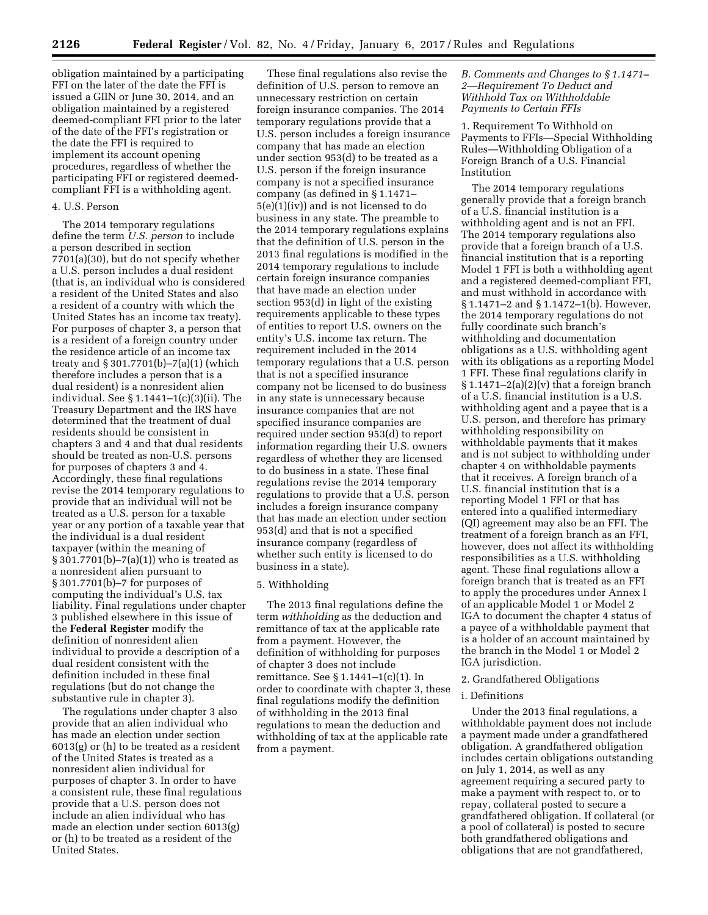obligation maintained by a participating FFI on the later of the date the FFI is issued a GIIN or June 30, 2014, and an obligation maintained by a registered deemed-compliant FFI prior to the later of the date of the FFI's registration or the date the FFI is required to implement its account opening procedures, regardless of whether the participating FFI or registered deemed-compliant FFI is a withholding agent.

4. U.S. Person

The 2014 temporary regulations define the term *U.S. person* to include a person described in section 7701(a)(30), but do not specify whether a U.S. person includes a dual resident (that is, an individual who is considered a resident of the United States and also a resident of a country with which the United States has an income tax treaty). For purposes of chapter 3, a person that is a resident of a foreign country under the residence article of an income tax treaty and § 301.7701(b)–7(a)(1) (which therefore includes a person that is a dual resident) is a nonresident alien individual. See § 1.1441–1(c)(3)(ii). The Treasury Department and the IRS have determined that the treatment of dual residents should be consistent in chapters 3 and 4 and that dual residents should be treated as non-U.S. persons for purposes of chapters 3 and 4. Accordingly, these final regulations revise the 2014 temporary regulations to provide that an individual will not be treated as a U.S. person for a taxable year or any portion of a taxable year that the individual is a dual resident taxpayer (within the meaning of § 301.7701(b)–7(a)(1)) who is treated as a nonresident alien pursuant to § 301.7701(b)–7 for purposes of computing the individual's U.S. tax liability. Final regulations under chapter 3 published elsewhere in this issue of the **Federal Register** modify the definition of nonresident alien individual to provide a description of a dual resident consistent with the definition included in these final regulations (but do not change the substantive rule in chapter 3).

The regulations under chapter 3 also provide that an alien individual who has made an election under section 6013(g) or (h) to be treated as a resident of the United States is treated as a nonresident alien individual for purposes of chapter 3. In order to have a consistent rule, these final regulations provide that a U.S. person does not include an alien individual who has made an election under section 6013(g) or (h) to be treated as a resident of the United States.

These final regulations also revise the definition of U.S. person to remove an unnecessary restriction on certain foreign insurance companies. The 2014 temporary regulations provide that a U.S. person includes a foreign insurance company that has made an election under section 953(d) to be treated as a U.S. person if the foreign insurance company is not a specified insurance company (as defined in § 1.1471–5(e)(1)(iv)) and is not licensed to do business in any state. The preamble to the 2014 temporary regulations explains that the definition of U.S. person in the 2013 final regulations is modified in the 2014 temporary regulations to include certain foreign insurance companies that have made an election under section 953(d) in light of the existing requirements applicable to these types of entities to report U.S. owners on the entity's U.S. income tax return. The requirement included in the 2014 temporary regulations that a U.S. person that is not a specified insurance company not be licensed to do business in any state is unnecessary because insurance companies that are not specified insurance companies are required under section 953(d) to report information regarding their U.S. owners regardless of whether they are licensed to do business in a state. These final regulations revise the 2014 temporary regulations to provide that a U.S. person includes a foreign insurance company that has made an election under section 953(d) and that is not a specified insurance company (regardless of whether such entity is licensed to do business in a state).

5. Withholding

The 2013 final regulations define the term *withholding* as the deduction and remittance of tax at the applicable rate from a payment. However, the definition of withholding for purposes of chapter 3 does not include remittance. See § 1.1441–1(c)(1). In order to coordinate with chapter 3, these final regulations modify the definition of withholding in the 2013 final regulations to mean the deduction and withholding of tax at the applicable rate from a payment.

*B. Comments and Changes to § 1.1471–2—Requirement To Deduct and Withhold Tax on Withholdable Payments to Certain FFIs*

1. Requirement To Withhold on Payments to FFIs—Special Withholding Rules—Withholding Obligation of a Foreign Branch of a U.S. Financial Institution

The 2014 temporary regulations generally provide that a foreign branch of a U.S. financial institution is a withholding agent and is not an FFI. The 2014 temporary regulations also provide that a foreign branch of a U.S. financial institution that is a reporting Model 1 FFI is both a withholding agent and a registered deemed-compliant FFI, and must withhold in accordance with § 1.1471–2 and § 1.1472–1(b). However, the 2014 temporary regulations do not fully coordinate such branch's withholding and documentation obligations as a U.S. withholding agent with its obligations as a reporting Model 1 FFI. These final regulations clarify in § 1.1471–2(a)(2)(v) that a foreign branch of a U.S. financial institution is a U.S. withholding agent and a payee that is a U.S. person, and therefore has primary withholding responsibility on withholdable payments that it makes and is not subject to withholding under chapter 4 on withholdable payments that it receives. A foreign branch of a U.S. financial institution that is a reporting Model 1 FFI or that has entered into a qualified intermediary (QI) agreement may also be an FFI. The treatment of a foreign branch as an FFI, however, does not affect its withholding responsibilities as a U.S. withholding agent. These final regulations allow a foreign branch that is treated as an FFI to apply the procedures under Annex I of an applicable Model 1 or Model 2 IGA to document the chapter 4 status of a payee of a withholdable payment that is a holder of an account maintained by the branch in the Model 1 or Model 2 IGA jurisdiction.

2. Grandfathered Obligations

i. Definitions

Under the 2013 final regulations, a withholdable payment does not include a payment made under a grandfathered obligation. A grandfathered obligation includes certain obligations outstanding on July 1, 2014, as well as any agreement requiring a secured party to make a payment with respect to, or to repay, collateral posted to secure a grandfathered obligation. If collateral (or a pool of collateral) is posted to secure both grandfathered obligations and obligations that are not grandfathered,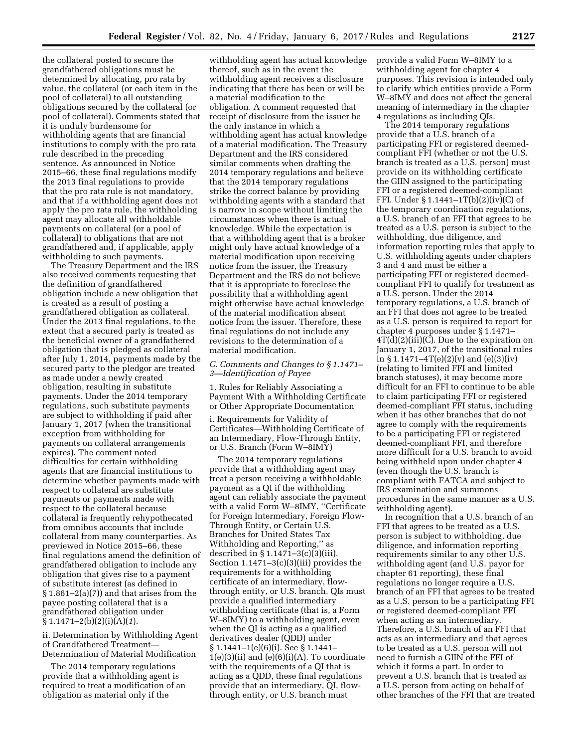the collateral posted to secure the grandfathered obligations must be determined by allocating, pro rata by value, the collateral (or each item in the pool of collateral) to all outstanding obligations secured by the collateral (or pool of collateral). Comments stated that it is unduly burdensome for withholding agents that are financial institutions to comply with the pro rata rule described in the preceding sentence. As announced in Notice 2015–66, these final regulations modify the 2013 final regulations to provide that the pro rata rule is not mandatory, and that if a withholding agent does not apply the pro rata rule, the withholding agent may allocate all withholdable payments on collateral (or a pool of collateral) to obligations that are not grandfathered and, if applicable, apply withholding to such payments.

The Treasury Department and the IRS also received comments requesting that the definition of grandfathered obligation include a new obligation that is created as a result of posting a grandfathered obligation as collateral. Under the 2013 final regulations, to the extent that a secured party is treated as the beneficial owner of a grandfathered obligation that is pledged as collateral after July 1, 2014, payments made by the secured party to the pledgor are treated as made under a newly created obligation, resulting in substitute payments. Under the 2014 temporary regulations, such substitute payments are subject to withholding if paid after January 1, 2017 (when the transitional exception from withholding for payments on collateral arrangements expires). The comment noted difficulties for certain withholding agents that are financial institutions to determine whether payments made with respect to collateral are substitute payments or payments made with respect to the collateral because collateral is frequently rehypothecated from omnibus accounts that include collateral from many counterparties. As previewed in Notice 2015–66, these final regulations amend the definition of grandfathered obligation to include any obligation that gives rise to a payment of substitute interest (as defined in § 1.861–2(a)(7)) and that arises from the payee posting collateral that is a grandfathered obligation under § 1.1471–2(b)(2)(i)(A)(*1*).

ii. Determination by Withholding Agent of Grandfathered Treatment—Determination of Material Modification

The 2014 temporary regulations provide that a withholding agent is required to treat a modification of an obligation as material only if the withholding agent has actual knowledge thereof, such as in the event the withholding agent receives a disclosure indicating that there has been or will be a material modification to the obligation. A comment requested that receipt of disclosure from the issuer be the only instance in which a withholding agent has actual knowledge of a material modification. The Treasury Department and the IRS considered similar comments when drafting the 2014 temporary regulations and believe that the 2014 temporary regulations strike the correct balance by providing withholding agents with a standard that is narrow in scope without limiting the circumstances when there is actual knowledge. While the expectation is that a withholding agent that is a broker might only have actual knowledge of a material modification upon receiving notice from the issuer, the Treasury Department and the IRS do not believe that it is appropriate to foreclose the possibility that a withholding agent might otherwise have actual knowledge of the material modification absent notice from the issuer. Therefore, these final regulations do not include any revisions to the determination of a material modification.

*C. Comments and Changes to § 1.1471–3—Identification of Payee*

1. Rules for Reliably Associating a Payment With a Withholding Certificate or Other Appropriate Documentation

i. Requirements for Validity of Certificates—Withholding Certificate of an Intermediary, Flow-Through Entity, or U.S. Branch (Form W–8IMY)

The 2014 temporary regulations provide that a withholding agent may treat a person receiving a withholdable payment as a QI if the withholding agent can reliably associate the payment with a valid Form W–8IMY, ''Certificate for Foreign Intermediary, Foreign Flow-Through Entity, or Certain U.S. Branches for United States Tax Withholding and Reporting,'' as described in § 1.1471–3(c)(3)(iii). Section 1.1471–3(c)(3)(iii) provides the requirements for a withholding certificate of an intermediary, flow-through entity, or U.S. branch. QIs must provide a qualified intermediary withholding certificate (that is, a Form W–8IMY) to a withholding agent, even when the QI is acting as a qualified derivatives dealer (QDD) under § 1.1441–1(e)(6)(i). See § 1.1441–1(e)(3)(ii) and (e)(6)(i)(A). To coordinate with the requirements of a QI that is acting as a QDD, these final regulations provide that an intermediary, QI, flow-through entity, or U.S. branch must provide a valid Form W–8IMY to a withholding agent for chapter 4 purposes. This revision is intended only to clarify which entities provide a Form W–8IMY and does not affect the general meaning of intermediary in the chapter 4 regulations as including QIs.

The 2014 temporary regulations provide that a U.S. branch of a participating FFI or registered deemed-compliant FFI (whether or not the U.S. branch is treated as a U.S. person) must provide on its withholding certificate the GIIN assigned to the participating FFI or a registered deemed-compliant FFI. Under § 1.1441–1T(b)(2)(iv)(C) of the temporary coordination regulations, a U.S. branch of an FFI that agrees to be treated as a U.S. person is subject to the withholding, due diligence, and information reporting rules that apply to U.S. withholding agents under chapters 3 and 4 and must be either a participating FFI or registered deemed-compliant FFI to qualify for treatment as a U.S. person. Under the 2014 temporary regulations, a U.S. branch of an FFI that does not agree to be treated as a U.S. person is required to report for chapter 4 purposes under § 1.1471–4T(d)(2)(iii)(C). Due to the expiration on January 1, 2017, of the transitional rules in § 1.1471–4T(e)(2)(v) and (e)(3)(iv) (relating to limited FFI and limited branch statuses), it may become more difficult for an FFI to continue to be able to claim participating FFI or registered deemed-compliant FFI status, including when it has other branches that do not agree to comply with the requirements to be a participating FFI or registered deemed-compliant FFI, and therefore more difficult for a U.S. branch to avoid being withheld upon under chapter 4 (even though the U.S. branch is compliant with FATCA and subject to IRS examination and summons procedures in the same manner as a U.S. withholding agent).

In recognition that a U.S. branch of an FFI that agrees to be treated as a U.S. person is subject to withholding, due diligence, and information reporting requirements similar to any other U.S. withholding agent (and U.S. payor for chapter 61 reporting), these final regulations no longer require a U.S. branch of an FFI that agrees to be treated as a U.S. person to be a participating FFI or registered deemed-compliant FFI when acting as an intermediary. Therefore, a U.S. branch of an FFI that acts as an intermediary and that agrees to be treated as a U.S. person will not need to furnish a GIIN of the FFI of which it forms a part. In order to prevent a U.S. branch that is treated as a U.S. person from acting on behalf of other branches of the FFI that are treated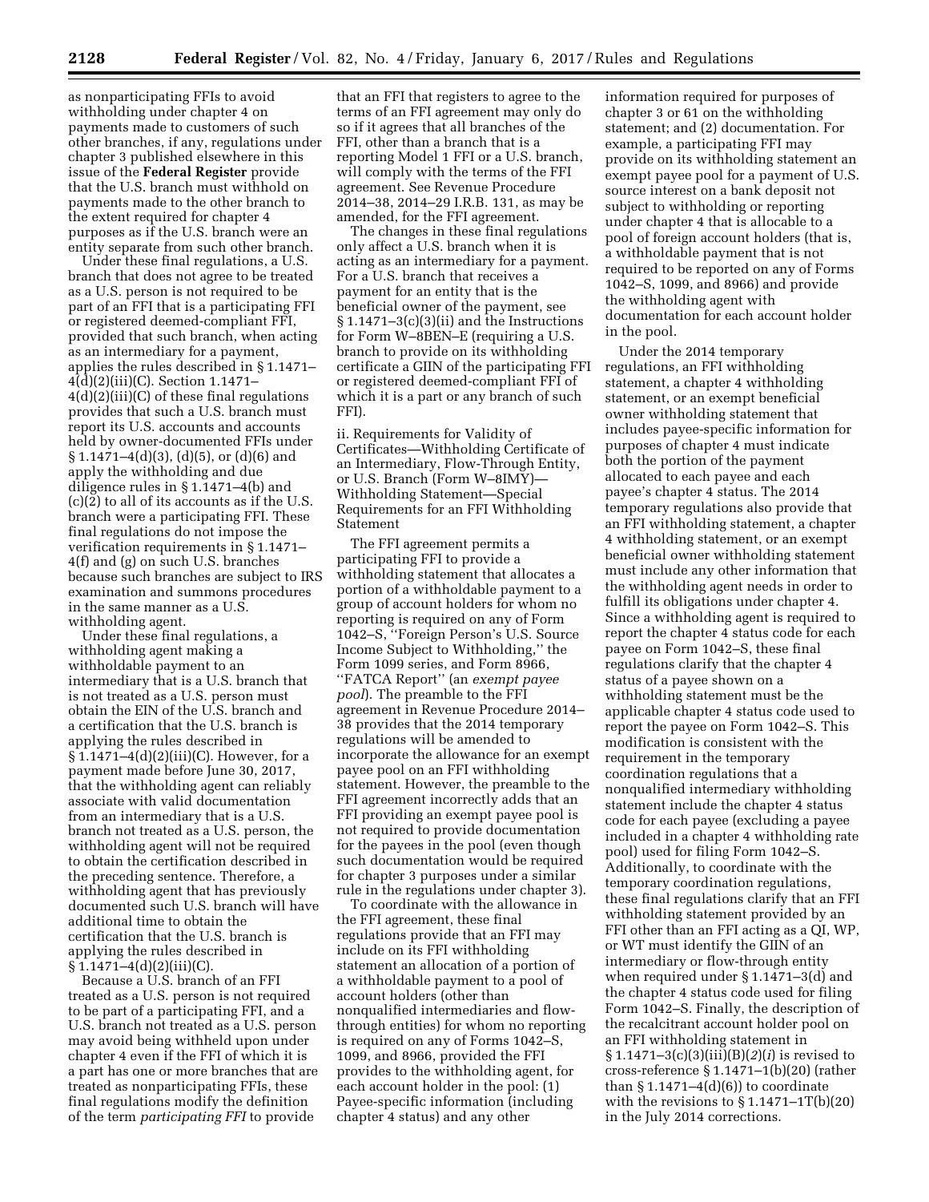as nonparticipating FFIs to avoid withholding under chapter 4 on payments made to customers of such other branches, if any, regulations under chapter 3 published elsewhere in this issue of the **Federal Register** provide that the U.S. branch must withhold on payments made to the other branch to the extent required for chapter 4 purposes as if the U.S. branch were an entity separate from such other branch.

Under these final regulations, a U.S. branch that does not agree to be treated as a U.S. person is not required to be part of an FFI that is a participating FFI or registered deemed-compliant FFI, provided that such branch, when acting as an intermediary for a payment, applies the rules described in § 1.1471–4(d)(2)(iii)(C). Section 1.1471–4(d)(2)(iii)(C) of these final regulations provides that such a U.S. branch must report its U.S. accounts and accounts held by owner-documented FFIs under § 1.1471–4(d)(3), (d)(5), or (d)(6) and apply the withholding and due diligence rules in § 1.1471–4(b) and (c)(2) to all of its accounts as if the U.S. branch were a participating FFI. These final regulations do not impose the verification requirements in § 1.1471–4(f) and (g) on such U.S. branches because such branches are subject to IRS examination and summons procedures in the same manner as a U.S. withholding agent.

Under these final regulations, a withholding agent making a withholdable payment to an intermediary that is a U.S. branch that is not treated as a U.S. person must obtain the EIN of the U.S. branch and a certification that the U.S. branch is applying the rules described in § 1.1471–4(d)(2)(iii)(C). However, for a payment made before June 30, 2017, that the withholding agent can reliably associate with valid documentation from an intermediary that is a U.S. branch not treated as a U.S. person, the withholding agent will not be required to obtain the certification described in the preceding sentence. Therefore, a withholding agent that has previously documented such U.S. branch will have additional time to obtain the certification that the U.S. branch is applying the rules described in § 1.1471–4(d)(2)(iii)(C).

Because a U.S. branch of an FFI treated as a U.S. person is not required to be part of a participating FFI, and a U.S. branch not treated as a U.S. person may avoid being withheld upon under chapter 4 even if the FFI of which it is a part has one or more branches that are treated as nonparticipating FFIs, these final regulations modify the definition of the term *participating FFI* to provide that an FFI that registers to agree to the terms of an FFI agreement may only do so if it agrees that all branches of the FFI, other than a branch that is a reporting Model 1 FFI or a U.S. branch, will comply with the terms of the FFI agreement. See Revenue Procedure 2014–38, 2014–29 I.R.B. 131, as may be amended, for the FFI agreement.

The changes in these final regulations only affect a U.S. branch when it is acting as an intermediary for a payment. For a U.S. branch that receives a payment for an entity that is the beneficial owner of the payment, see § 1.1471–3(c)(3)(ii) and the Instructions for Form W–8BEN–E (requiring a U.S. branch to provide on its withholding certificate a GIIN of the participating FFI or registered deemed-compliant FFI of which it is a part or any branch of such FFI).

ii. Requirements for Validity of Certificates—Withholding Certificate of an Intermediary, Flow-Through Entity, or U.S. Branch (Form W–8IMY)—Withholding Statement—Special Requirements for an FFI Withholding Statement

The FFI agreement permits a participating FFI to provide a withholding statement that allocates a portion of a withholdable payment to a group of account holders for whom no reporting is required on any of Form 1042–S, ''Foreign Person's U.S. Source Income Subject to Withholding,'' the Form 1099 series, and Form 8966, ''FATCA Report'' (an *exempt payee pool*). The preamble to the FFI agreement in Revenue Procedure 2014–38 provides that the 2014 temporary regulations will be amended to incorporate the allowance for an exempt payee pool on an FFI withholding statement. However, the preamble to the FFI agreement incorrectly adds that an FFI providing an exempt payee pool is not required to provide documentation for the payees in the pool (even though such documentation would be required for chapter 3 purposes under a similar rule in the regulations under chapter 3).

To coordinate with the allowance in the FFI agreement, these final regulations provide that an FFI may include on its FFI withholding statement an allocation of a portion of a withholdable payment to a pool of account holders (other than nonqualified intermediaries and flow-through entities) for whom no reporting is required on any of Forms 1042–S, 1099, and 8966, provided the FFI provides to the withholding agent, for each account holder in the pool: (1) Payee-specific information (including chapter 4 status) and any other information required for purposes of chapter 3 or 61 on the withholding statement; and (2) documentation. For example, a participating FFI may provide on its withholding statement an exempt payee pool for a payment of U.S. source interest on a bank deposit not subject to withholding or reporting under chapter 4 that is allocable to a pool of foreign account holders (that is, a withholdable payment that is not required to be reported on any of Forms 1042–S, 1099, and 8966) and provide the withholding agent with documentation for each account holder in the pool.

Under the 2014 temporary regulations, an FFI withholding statement, a chapter 4 withholding statement, or an exempt beneficial owner withholding statement that includes payee-specific information for purposes of chapter 4 must indicate both the portion of the payment allocated to each payee and each payee's chapter 4 status. The 2014 temporary regulations also provide that an FFI withholding statement, a chapter 4 withholding statement, or an exempt beneficial owner withholding statement must include any other information that the withholding agent needs in order to fulfill its obligations under chapter 4. Since a withholding agent is required to report the chapter 4 status code for each payee on Form 1042–S, these final regulations clarify that the chapter 4 status of a payee shown on a withholding statement must be the applicable chapter 4 status code used to report the payee on Form 1042–S. This modification is consistent with the requirement in the temporary coordination regulations that a nonqualified intermediary withholding statement include the chapter 4 status code for each payee (excluding a payee included in a chapter 4 withholding rate pool) used for filing Form 1042–S. Additionally, to coordinate with the temporary coordination regulations, these final regulations clarify that an FFI withholding statement provided by an FFI other than an FFI acting as a QI, WP, or WT must identify the GIIN of an intermediary or flow-through entity when required under § 1.1471–3(d) and the chapter 4 status code used for filing Form 1042–S. Finally, the description of the recalcitrant account holder pool on an FFI withholding statement in § 1.1471–3(c)(3)(iii)(B)(*2*)(*i*) is revised to cross-reference § 1.1471–1(b)(20) (rather than § 1.1471–4(d)(6)) to coordinate with the revisions to § 1.1471–1T(b)(20) in the July 2014 corrections.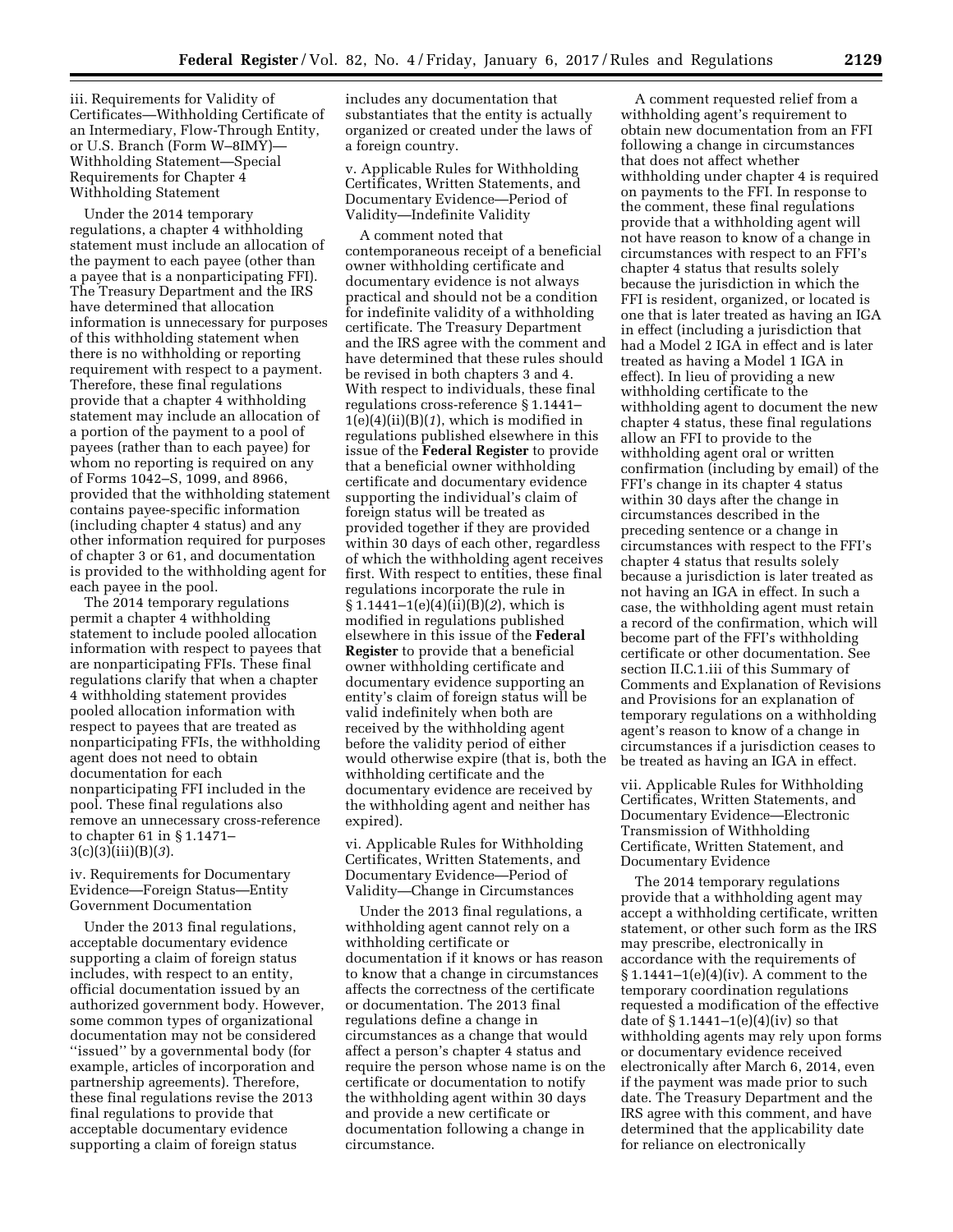iii. Requirements for Validity of Certificates—Withholding Certificate of an Intermediary, Flow-Through Entity, or U.S. Branch (Form W–8IMY)—Withholding Statement—Special Requirements for Chapter 4 Withholding Statement

Under the 2014 temporary regulations, a chapter 4 withholding statement must include an allocation of the payment to each payee (other than a payee that is a nonparticipating FFI). The Treasury Department and the IRS have determined that allocation information is unnecessary for purposes of this withholding statement when there is no withholding or reporting requirement with respect to a payment. Therefore, these final regulations provide that a chapter 4 withholding statement may include an allocation of a portion of the payment to a pool of payees (rather than to each payee) for whom no reporting is required on any of Forms 1042–S, 1099, and 8966, provided that the withholding statement contains payee-specific information (including chapter 4 status) and any other information required for purposes of chapter 3 or 61, and documentation is provided to the withholding agent for each payee in the pool.

The 2014 temporary regulations permit a chapter 4 withholding statement to include pooled allocation information with respect to payees that are nonparticipating FFIs. These final regulations clarify that when a chapter 4 withholding statement provides pooled allocation information with respect to payees that are treated as nonparticipating FFIs, the withholding agent does not need to obtain documentation for each nonparticipating FFI included in the pool. These final regulations also remove an unnecessary cross-reference to chapter 61 in § 1.1471–3(c)(3)(iii)(B)(*3*).

iv. Requirements for Documentary Evidence—Foreign Status—Entity Government Documentation

Under the 2013 final regulations, acceptable documentary evidence supporting a claim of foreign status includes, with respect to an entity, official documentation issued by an authorized government body. However, some common types of organizational documentation may not be considered ''issued'' by a governmental body (for example, articles of incorporation and partnership agreements). Therefore, these final regulations revise the 2013 final regulations to provide that acceptable documentary evidence supporting a claim of foreign status includes any documentation that substantiates that the entity is actually organized or created under the laws of a foreign country.

v. Applicable Rules for Withholding Certificates, Written Statements, and Documentary Evidence—Period of Validity—Indefinite Validity

A comment noted that contemporaneous receipt of a beneficial owner withholding certificate and documentary evidence is not always practical and should not be a condition for indefinite validity of a withholding certificate. The Treasury Department and the IRS agree with the comment and have determined that these rules should be revised in both chapters 3 and 4. With respect to individuals, these final regulations cross-reference § 1.1441–1(e)(4)(ii)(B)(*1*), which is modified in regulations published elsewhere in this issue of the **Federal Register** to provide that a beneficial owner withholding certificate and documentary evidence supporting the individual's claim of foreign status will be treated as provided together if they are provided within 30 days of each other, regardless of which the withholding agent receives first. With respect to entities, these final regulations incorporate the rule in § 1.1441–1(e)(4)(ii)(B)(*2*), which is modified in regulations published elsewhere in this issue of the **Federal Register** to provide that a beneficial owner withholding certificate and documentary evidence supporting an entity's claim of foreign status will be valid indefinitely when both are received by the withholding agent before the validity period of either would otherwise expire (that is, both the withholding certificate and the documentary evidence are received by the withholding agent and neither has expired).

vi. Applicable Rules for Withholding Certificates, Written Statements, and Documentary Evidence—Period of Validity—Change in Circumstances

Under the 2013 final regulations, a withholding agent cannot rely on a withholding certificate or documentation if it knows or has reason to know that a change in circumstances affects the correctness of the certificate or documentation. The 2013 final regulations define a change in circumstances as a change that would affect a person's chapter 4 status and require the person whose name is on the certificate or documentation to notify the withholding agent within 30 days and provide a new certificate or documentation following a change in circumstance.

A comment requested relief from a withholding agent's requirement to obtain new documentation from an FFI following a change in circumstances that does not affect whether withholding under chapter 4 is required on payments to the FFI. In response to the comment, these final regulations provide that a withholding agent will not have reason to know of a change in circumstances with respect to an FFI's chapter 4 status that results solely because the jurisdiction in which the FFI is resident, organized, or located is one that is later treated as having an IGA in effect (including a jurisdiction that had a Model 2 IGA in effect and is later treated as having a Model 1 IGA in effect). In lieu of providing a new withholding certificate to the withholding agent to document the new chapter 4 status, these final regulations allow an FFI to provide to the withholding agent oral or written confirmation (including by email) of the FFI's change in its chapter 4 status within 30 days after the change in circumstances described in the preceding sentence or a change in circumstances with respect to the FFI's chapter 4 status that results solely because a jurisdiction is later treated as not having an IGA in effect. In such a case, the withholding agent must retain a record of the confirmation, which will become part of the FFI's withholding certificate or other documentation. See section II.C.1.iii of this Summary of Comments and Explanation of Revisions and Provisions for an explanation of temporary regulations on a withholding agent's reason to know of a change in circumstances if a jurisdiction ceases to be treated as having an IGA in effect.

vii. Applicable Rules for Withholding Certificates, Written Statements, and Documentary Evidence—Electronic Transmission of Withholding Certificate, Written Statement, and Documentary Evidence

The 2014 temporary regulations provide that a withholding agent may accept a withholding certificate, written statement, or other such form as the IRS may prescribe, electronically in accordance with the requirements of § 1.1441–1(e)(4)(iv). A comment to the temporary coordination regulations requested a modification of the effective date of § 1.1441–1(e)(4)(iv) so that withholding agents may rely upon forms or documentary evidence received electronically after March 6, 2014, even if the payment was made prior to such date. The Treasury Department and the IRS agree with this comment, and have determined that the applicability date for reliance on electronically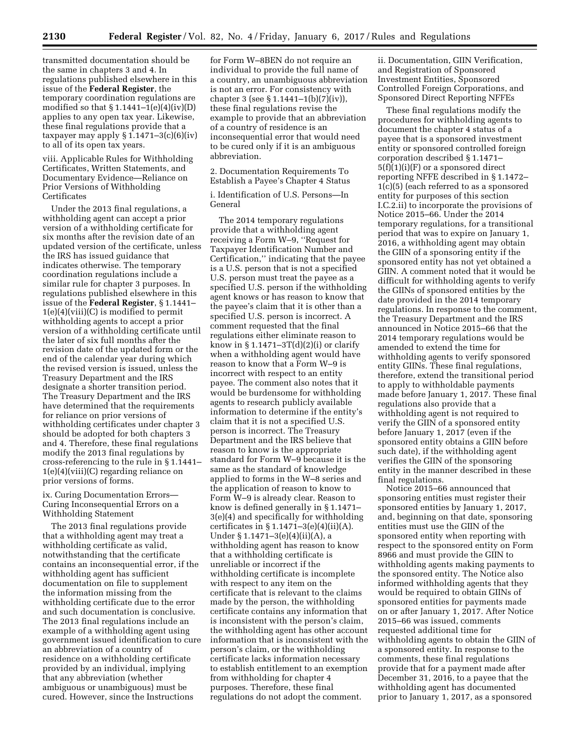transmitted documentation should be the same in chapters 3 and 4. In regulations published elsewhere in this issue of the **Federal Register**, the temporary coordination regulations are modified so that § 1.1441–1(e)(4)(iv)(D) applies to any open tax year. Likewise, these final regulations provide that a taxpayer may apply § 1.1471–3(c)(6)(iv) to all of its open tax years.

viii. Applicable Rules for Withholding Certificates, Written Statements, and Documentary Evidence—Reliance on Prior Versions of Withholding Certificates

Under the 2013 final regulations, a withholding agent can accept a prior version of a withholding certificate for six months after the revision date of an updated version of the certificate, unless the IRS has issued guidance that indicates otherwise. The temporary coordination regulations include a similar rule for chapter 3 purposes. In regulations published elsewhere in this issue of the **Federal Register**, § 1.1441–1(e)(4)(viii)(C) is modified to permit withholding agents to accept a prior version of a withholding certificate until the later of six full months after the revision date of the updated form or the end of the calendar year during which the revised version is issued, unless the Treasury Department and the IRS designate a shorter transition period. The Treasury Department and the IRS have determined that the requirements for reliance on prior versions of withholding certificates under chapter 3 should be adopted for both chapters 3 and 4. Therefore, these final regulations modify the 2013 final regulations by cross-referencing to the rule in § 1.1441–1(e)(4)(viii)(C) regarding reliance on prior versions of forms.

ix. Curing Documentation Errors—Curing Inconsequential Errors on a Withholding Statement

The 2013 final regulations provide that a withholding agent may treat a withholding certificate as valid, notwithstanding that the certificate contains an inconsequential error, if the withholding agent has sufficient documentation on file to supplement the information missing from the withholding certificate due to the error and such documentation is conclusive. The 2013 final regulations include an example of a withholding agent using government issued identification to cure an abbreviation of a country of residence on a withholding certificate provided by an individual, implying that any abbreviation (whether ambiguous or unambiguous) must be cured. However, since the Instructions for Form W–8BEN do not require an individual to provide the full name of a country, an unambiguous abbreviation is not an error. For consistency with chapter 3 (see § 1.1441–1(b)(7)(iv)), these final regulations revise the example to provide that an abbreviation of a country of residence is an inconsequential error that would need to be cured only if it is an ambiguous abbreviation.

2. Documentation Requirements To Establish a Payee's Chapter 4 Status

i. Identification of U.S. Persons—In General

The 2014 temporary regulations provide that a withholding agent receiving a Form W–9, ''Request for Taxpayer Identification Number and Certification,'' indicating that the payee is a U.S. person that is not a specified U.S. person must treat the payee as a specified U.S. person if the withholding agent knows or has reason to know that the payee's claim that it is other than a specified U.S. person is incorrect. A comment requested that the final regulations either eliminate reason to know in § 1.1471–3T(d)(2)(i) or clarify when a withholding agent would have reason to know that a Form W–9 is incorrect with respect to an entity payee. The comment also notes that it would be burdensome for withholding agents to research publicly available information to determine if the entity's claim that it is not a specified U.S. person is incorrect. The Treasury Department and the IRS believe that reason to know is the appropriate standard for Form W–9 because it is the same as the standard of knowledge applied to forms in the W–8 series and the application of reason to know to Form W–9 is already clear. Reason to know is defined generally in § 1.1471–3(e)(4) and specifically for withholding certificates in § 1.1471–3(e)(4)(ii)(A). Under § 1.1471–3(e)(4)(ii)(A), a withholding agent has reason to know that a withholding certificate is unreliable or incorrect if the withholding certificate is incomplete with respect to any item on the certificate that is relevant to the claims made by the person, the withholding certificate contains any information that is inconsistent with the person's claim, the withholding agent has other account information that is inconsistent with the person's claim, or the withholding certificate lacks information necessary to establish entitlement to an exemption from withholding for chapter 4 purposes. Therefore, these final regulations do not adopt the comment.

ii. Documentation, GIIN Verification, and Registration of Sponsored Investment Entities, Sponsored Controlled Foreign Corporations, and Sponsored Direct Reporting NFFEs

These final regulations modify the procedures for withholding agents to document the chapter 4 status of a payee that is a sponsored investment entity or sponsored controlled foreign corporation described § 1.1471–5(f)(1)(i)(F) or a sponsored direct reporting NFFE described in § 1.1472–1(c)(5) (each referred to as a sponsored entity for purposes of this section I.C.2.ii) to incorporate the provisions of Notice 2015–66. Under the 2014 temporary regulations, for a transitional period that was to expire on January 1, 2016, a withholding agent may obtain the GIIN of a sponsoring entity if the sponsored entity has not yet obtained a GIIN. A comment noted that it would be difficult for withholding agents to verify the GIINs of sponsored entities by the date provided in the 2014 temporary regulations. In response to the comment, the Treasury Department and the IRS announced in Notice 2015–66 that the 2014 temporary regulations would be amended to extend the time for withholding agents to verify sponsored entity GIINs. These final regulations, therefore, extend the transitional period to apply to withholdable payments made before January 1, 2017. These final regulations also provide that a withholding agent is not required to verify the GIIN of a sponsored entity before January 1, 2017 (even if the sponsored entity obtains a GIIN before such date), if the withholding agent verifies the GIIN of the sponsoring entity in the manner described in these final regulations.

Notice 2015–66 announced that sponsoring entities must register their sponsored entities by January 1, 2017, and, beginning on that date, sponsoring entities must use the GIIN of the sponsored entity when reporting with respect to the sponsored entity on Form 8966 and must provide the GIIN to withholding agents making payments to the sponsored entity. The Notice also informed withholding agents that they would be required to obtain GIINs of sponsored entities for payments made on or after January 1, 2017. After Notice 2015–66 was issued, comments requested additional time for withholding agents to obtain the GIIN of a sponsored entity. In response to the comments, these final regulations provide that for a payment made after December 31, 2016, to a payee that the withholding agent has documented prior to January 1, 2017, as a sponsored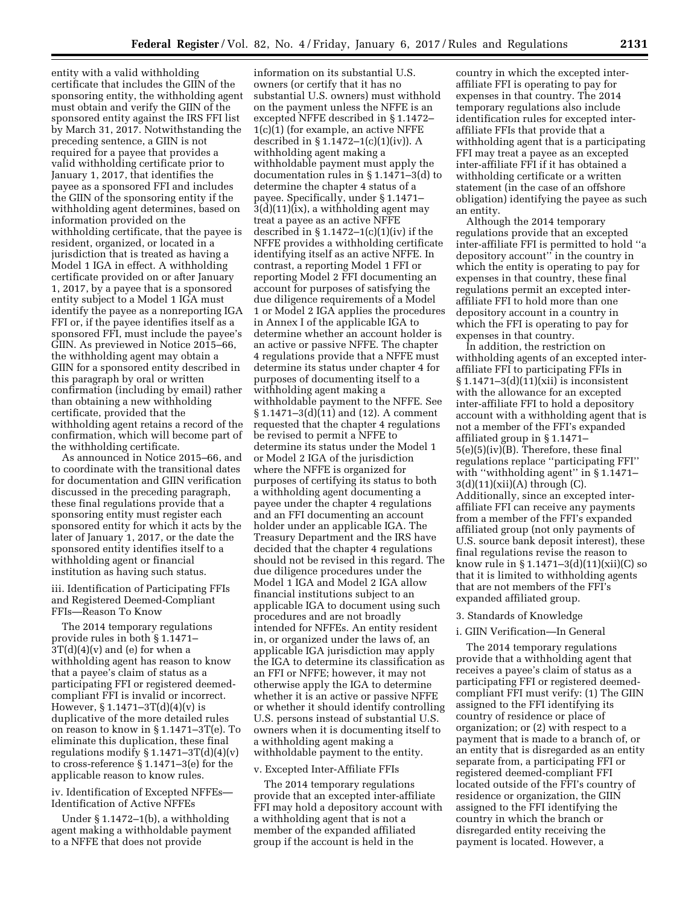entity with a valid withholding certificate that includes the GIIN of the sponsoring entity, the withholding agent must obtain and verify the GIIN of the sponsored entity against the IRS FFI list by March 31, 2017. Notwithstanding the preceding sentence, a GIIN is not required for a payee that provides a valid withholding certificate prior to January 1, 2017, that identifies the payee as a sponsored FFI and includes the GIIN of the sponsoring entity if the withholding agent determines, based on information provided on the withholding certificate, that the payee is resident, organized, or located in a jurisdiction that is treated as having a Model 1 IGA in effect. A withholding certificate provided on or after January 1, 2017, by a payee that is a sponsored entity subject to a Model 1 IGA must identify the payee as a nonreporting IGA FFI or, if the payee identifies itself as a sponsored FFI, must include the payee's GIIN. As previewed in Notice 2015–66, the withholding agent may obtain a GIIN for a sponsored entity described in this paragraph by oral or written confirmation (including by email) rather than obtaining a new withholding certificate, provided that the withholding agent retains a record of the confirmation, which will become part of the withholding certificate.

As announced in Notice 2015–66, and to coordinate with the transitional dates for documentation and GIIN verification discussed in the preceding paragraph, these final regulations provide that a sponsoring entity must register each sponsored entity for which it acts by the later of January 1, 2017, or the date the sponsored entity identifies itself to a withholding agent or financial institution as having such status.

iii. Identification of Participating FFIs and Registered Deemed-Compliant FFIs—Reason To Know

The 2014 temporary regulations provide rules in both § 1.1471–3T(d)(4)(v) and (e) for when a withholding agent has reason to know that a payee's claim of status as a participating FFI or registered deemed-compliant FFI is invalid or incorrect. However, § 1.1471–3T(d)(4)(v) is duplicative of the more detailed rules on reason to know in § 1.1471–3T(e). To eliminate this duplication, these final regulations modify § 1.1471–3T(d)(4)(v) to cross-reference § 1.1471–3(e) for the applicable reason to know rules.

iv. Identification of Excepted NFFEs—Identification of Active NFFEs

Under § 1.1472–1(b), a withholding agent making a withholdable payment to a NFFE that does not provide information on its substantial U.S. owners (or certify that it has no substantial U.S. owners) must withhold on the payment unless the NFFE is an excepted NFFE described in § 1.1472–1(c)(1) (for example, an active NFFE described in § 1.1472–1(c)(1)(iv)). A withholding agent making a withholdable payment must apply the documentation rules in § 1.1471–3(d) to determine the chapter 4 status of a payee. Specifically, under § 1.1471–3(d)(11)(ix), a withholding agent may treat a payee as an active NFFE described in § 1.1472–1(c)(1)(iv) if the NFFE provides a withholding certificate identifying itself as an active NFFE. In contrast, a reporting Model 1 FFI or reporting Model 2 FFI documenting an account for purposes of satisfying the due diligence requirements of a Model 1 or Model 2 IGA applies the procedures in Annex I of the applicable IGA to determine whether an account holder is an active or passive NFFE. The chapter 4 regulations provide that a NFFE must determine its status under chapter 4 for purposes of documenting itself to a withholding agent making a withholdable payment to the NFFE. See § 1.1471–3(d)(11) and (12). A comment requested that the chapter 4 regulations be revised to permit a NFFE to determine its status under the Model 1 or Model 2 IGA of the jurisdiction where the NFFE is organized for purposes of certifying its status to both a withholding agent documenting a payee under the chapter 4 regulations and an FFI documenting an account holder under an applicable IGA. The Treasury Department and the IRS have decided that the chapter 4 regulations should not be revised in this regard. The due diligence procedures under the Model 1 IGA and Model 2 IGA allow financial institutions subject to an applicable IGA to document using such procedures and are not broadly intended for NFFEs. An entity resident in, or organized under the laws of, an applicable IGA jurisdiction may apply the IGA to determine its classification as an FFI or NFFE; however, it may not otherwise apply the IGA to determine whether it is an active or passive NFFE or whether it should identify controlling U.S. persons instead of substantial U.S. owners when it is documenting itself to a withholding agent making a withholdable payment to the entity.

v. Excepted Inter-Affiliate FFIs

The 2014 temporary regulations provide that an excepted inter-affiliate FFI may hold a depository account with a withholding agent that is not a member of the expanded affiliated group if the account is held in the country in which the excepted inter-affiliate FFI is operating to pay for expenses in that country. The 2014 temporary regulations also include identification rules for excepted inter-affiliate FFIs that provide that a withholding agent that is a participating FFI may treat a payee as an excepted inter-affiliate FFI if it has obtained a withholding certificate or a written statement (in the case of an offshore obligation) identifying the payee as such an entity.

Although the 2014 temporary regulations provide that an excepted inter-affiliate FFI is permitted to hold "a depository account" in the country in which the entity is operating to pay for expenses in that country, these final regulations permit an excepted inter-affiliate FFI to hold more than one depository account in a country in which the FFI is operating to pay for expenses in that country.

In addition, the restriction on withholding agents of an excepted inter-affiliate FFI to participating FFIs in § 1.1471–3(d)(11)(xii) is inconsistent with the allowance for an excepted inter-affiliate FFI to hold a depository account with a withholding agent that is not a member of the FFI's expanded affiliated group in § 1.1471–5(e)(5)(iv)(B). Therefore, these final regulations replace "participating FFI" with "withholding agent" in § 1.1471–3(d)(11)(xii)(A) through (C). Additionally, since an excepted inter-affiliate FFI can receive any payments from a member of the FFI's expanded affiliated group (not only payments of U.S. source bank deposit interest), these final regulations revise the reason to know rule in § 1.1471–3(d)(11)(xii)(C) so that it is limited to withholding agents that are not members of the FFI's expanded affiliated group.

3. Standards of Knowledge

i. GIIN Verification—In General

The 2014 temporary regulations provide that a withholding agent that receives a payee's claim of status as a participating FFI or registered deemed-compliant FFI must verify: (1) The GIIN assigned to the FFI identifying its country of residence or place of organization; or (2) with respect to a payment that is made to a branch of, or an entity that is disregarded as an entity separate from, a participating FFI or registered deemed-compliant FFI located outside of the FFI's country of residence or organization, the GIIN assigned to the FFI identifying the country in which the branch or disregarded entity receiving the payment is located. However, a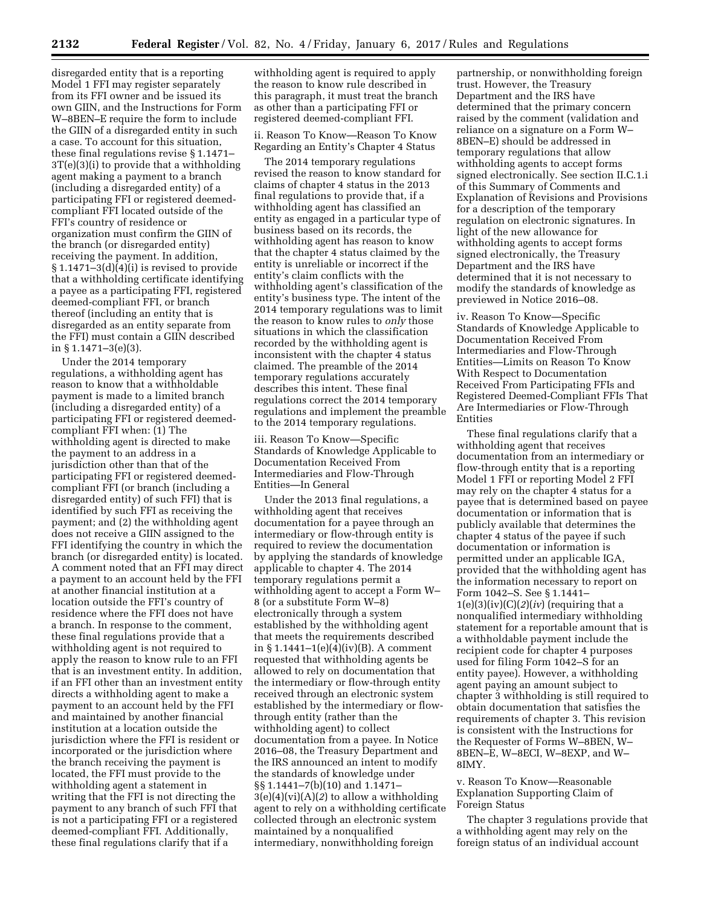disregarded entity that is a reporting Model 1 FFI may register separately from its FFI owner and be issued its own GIIN, and the Instructions for Form W–8BEN–E require the form to include the GIIN of a disregarded entity in such a case. To account for this situation, these final regulations revise § 1.1471–3T(e)(3)(i) to provide that a withholding agent making a payment to a branch (including a disregarded entity) of a participating FFI or registered deemed-compliant FFI located outside of the FFI's country of residence or organization must confirm the GIIN of the branch (or disregarded entity) receiving the payment. In addition, § 1.1471–3(d)(4)(i) is revised to provide that a withholding certificate identifying a payee as a participating FFI, registered deemed-compliant FFI, or branch thereof (including an entity that is disregarded as an entity separate from the FFI) must contain a GIIN described in § 1.1471–3(e)(3).

Under the 2014 temporary regulations, a withholding agent has reason to know that a withholdable payment is made to a limited branch (including a disregarded entity) of a participating FFI or registered deemed-compliant FFI when: (1) The withholding agent is directed to make the payment to an address in a jurisdiction other than that of the participating FFI or registered deemed-compliant FFI (or branch (including a disregarded entity) of such FFI) that is identified by such FFI as receiving the payment; and (2) the withholding agent does not receive a GIIN assigned to the FFI identifying the country in which the branch (or disregarded entity) is located. A comment noted that an FFI may direct a payment to an account held by the FFI at another financial institution at a location outside the FFI's country of residence where the FFI does not have a branch. In response to the comment, these final regulations provide that a withholding agent is not required to apply the reason to know rule to an FFI that is an investment entity. In addition, if an FFI other than an investment entity directs a withholding agent to make a payment to an account held by the FFI and maintained by another financial institution at a location outside the jurisdiction where the FFI is resident or incorporated or the jurisdiction where the branch receiving the payment is located, the FFI must provide to the withholding agent a statement in writing that the FFI is not directing the payment to any branch of such FFI that is not a participating FFI or a registered deemed-compliant FFI. Additionally, these final regulations clarify that if a withholding agent is required to apply the reason to know rule described in this paragraph, it must treat the branch as other than a participating FFI or registered deemed-compliant FFI.

ii. Reason To Know—Reason To Know Regarding an Entity's Chapter 4 Status

The 2014 temporary regulations revised the reason to know standard for claims of chapter 4 status in the 2013 final regulations to provide that, if a withholding agent has classified an entity as engaged in a particular type of business based on its records, the withholding agent has reason to know that the chapter 4 status claimed by the entity is unreliable or incorrect if the entity's claim conflicts with the withholding agent's classification of the entity's business type. The intent of the 2014 temporary regulations was to limit the reason to know rules to *only* those situations in which the classification recorded by the withholding agent is inconsistent with the chapter 4 status claimed. The preamble of the 2014 temporary regulations accurately describes this intent. These final regulations correct the 2014 temporary regulations and implement the preamble to the 2014 temporary regulations.

iii. Reason To Know—Specific Standards of Knowledge Applicable to Documentation Received From Intermediaries and Flow-Through Entities—In General

Under the 2013 final regulations, a withholding agent that receives documentation for a payee through an intermediary or flow-through entity is required to review the documentation by applying the standards of knowledge applicable to chapter 4. The 2014 temporary regulations permit a withholding agent to accept a Form W–8 (or a substitute Form W–8) electronically through a system established by the withholding agent that meets the requirements described in § 1.1441–1(e)(4)(iv)(B). A comment requested that withholding agents be allowed to rely on documentation that the intermediary or flow-through entity received through an electronic system established by the intermediary or flow-through entity (rather than the withholding agent) to collect documentation from a payee. In Notice 2016–08, the Treasury Department and the IRS announced an intent to modify the standards of knowledge under §§ 1.1441–7(b)(10) and 1.1471–3(e)(4)(vi)(A)(*2*) to allow a withholding agent to rely on a withholding certificate collected through an electronic system maintained by a nonqualified intermediary, nonwithholding foreign partnership, or nonwithholding foreign trust. However, the Treasury Department and the IRS have determined that the primary concern raised by the comment (validation and reliance on a signature on a Form W–8BEN–E) should be addressed in temporary regulations that allow withholding agents to accept forms signed electronically. See section II.C.1.i of this Summary of Comments and Explanation of Revisions and Provisions for a description of the temporary regulation on electronic signatures. In light of the new allowance for withholding agents to accept forms signed electronically, the Treasury Department and the IRS have determined that it is not necessary to modify the standards of knowledge as previewed in Notice 2016–08.

iv. Reason To Know—Specific Standards of Knowledge Applicable to Documentation Received From Intermediaries and Flow-Through Entities—Limits on Reason To Know With Respect to Documentation Received From Participating FFIs and Registered Deemed-Compliant FFIs That Are Intermediaries or Flow-Through Entities

These final regulations clarify that a withholding agent that receives documentation from an intermediary or flow-through entity that is a reporting Model 1 FFI or reporting Model 2 FFI may rely on the chapter 4 status for a payee that is determined based on payee documentation or information that is publicly available that determines the chapter 4 status of the payee if such documentation or information is permitted under an applicable IGA, provided that the withholding agent has the information necessary to report on Form 1042–S. See § 1.1441–1(e)(3)(iv)(C)(*2*)(*iv*) (requiring that a nonqualified intermediary withholding statement for a reportable amount that is a withholdable payment include the recipient code for chapter 4 purposes used for filing Form 1042–S for an entity payee). However, a withholding agent paying an amount subject to chapter 3 withholding is still required to obtain documentation that satisfies the requirements of chapter 3. This revision is consistent with the Instructions for the Requester of Forms W–8BEN, W–8BEN–E, W–8ECI, W–8EXP, and W–8IMY.

v. Reason To Know—Reasonable Explanation Supporting Claim of Foreign Status

The chapter 3 regulations provide that a withholding agent may rely on the foreign status of an individual account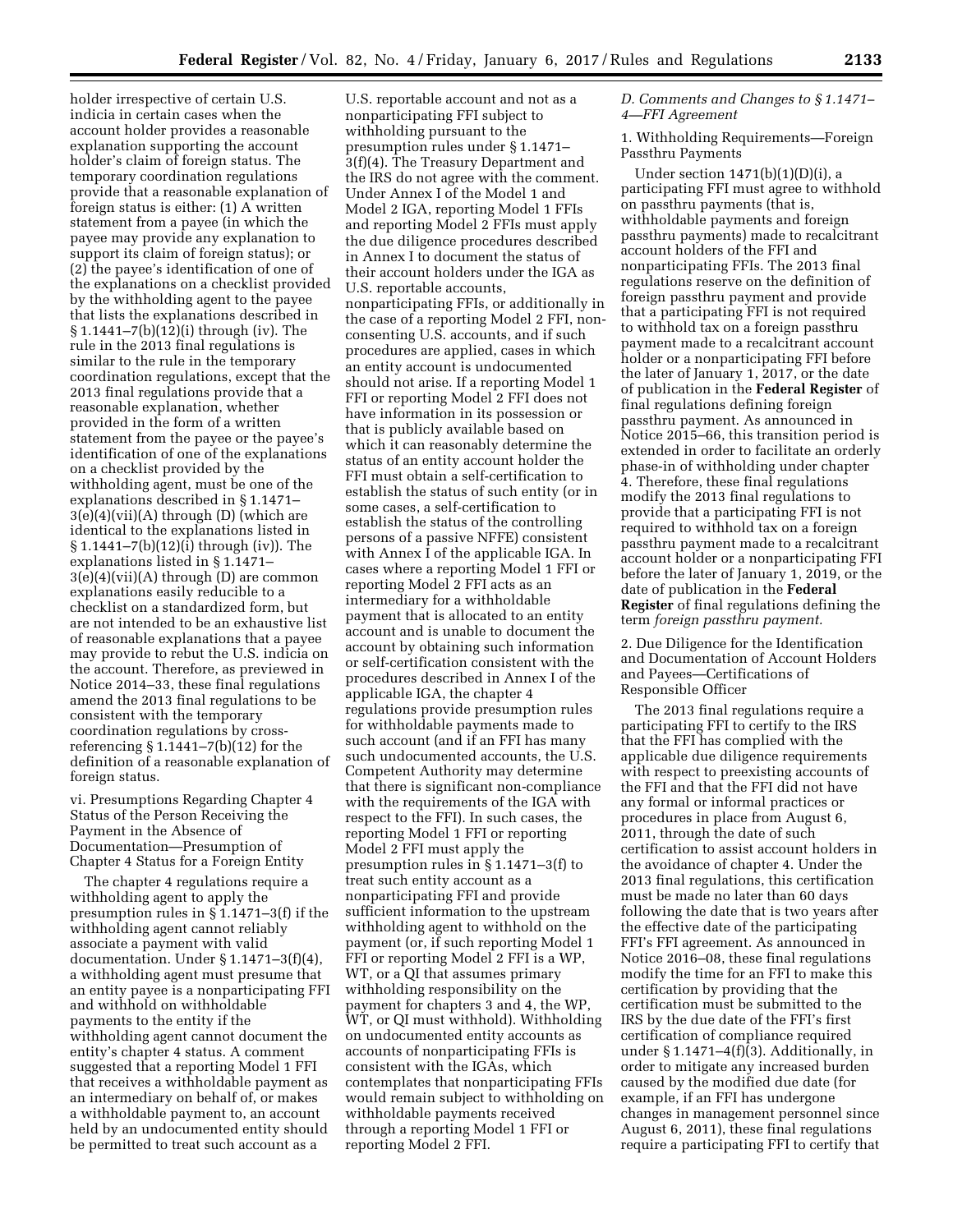holder irrespective of certain U.S. indicia in certain cases when the account holder provides a reasonable explanation supporting the account holder's claim of foreign status. The temporary coordination regulations provide that a reasonable explanation of foreign status is either: (1) A written statement from a payee (in which the payee may provide any explanation to support its claim of foreign status); or (2) the payee's identification of one of the explanations on a checklist provided by the withholding agent to the payee that lists the explanations described in § 1.1441–7(b)(12)(i) through (iv). The rule in the 2013 final regulations is similar to the rule in the temporary coordination regulations, except that the 2013 final regulations provide that a reasonable explanation, whether provided in the form of a written statement from the payee or the payee's identification of one of the explanations on a checklist provided by the withholding agent, must be one of the explanations described in § 1.1471–3(e)(4)(vii)(A) through (D) (which are identical to the explanations listed in § 1.1441–7(b)(12)(i) through (iv)). The explanations listed in § 1.1471–3(e)(4)(vii)(A) through (D) are common explanations easily reducible to a checklist on a standardized form, but are not intended to be an exhaustive list of reasonable explanations that a payee may provide to rebut the U.S. indicia on the account. Therefore, as previewed in Notice 2014–33, these final regulations amend the 2013 final regulations to be consistent with the temporary coordination regulations by cross-referencing § 1.1441–7(b)(12) for the definition of a reasonable explanation of foreign status.

vi. Presumptions Regarding Chapter 4 Status of the Person Receiving the Payment in the Absence of Documentation—Presumption of Chapter 4 Status for a Foreign Entity

The chapter 4 regulations require a withholding agent to apply the presumption rules in § 1.1471–3(f) if the withholding agent cannot reliably associate a payment with valid documentation. Under § 1.1471–3(f)(4), a withholding agent must presume that an entity payee is a nonparticipating FFI and withhold on withholdable payments to the entity if the withholding agent cannot document the entity's chapter 4 status. A comment suggested that a reporting Model 1 FFI that receives a withholdable payment as an intermediary on behalf of, or makes a withholdable payment to, an account held by an undocumented entity should be permitted to treat such account as a U.S. reportable account and not as a nonparticipating FFI subject to withholding pursuant to the presumption rules under § 1.1471–3(f)(4). The Treasury Department and the IRS do not agree with the comment. Under Annex I of the Model 1 and Model 2 IGA, reporting Model 1 FFIs and reporting Model 2 FFIs must apply the due diligence procedures described in Annex I to document the status of their account holders under the IGA as U.S. reportable accounts, nonparticipating FFIs, or additionally in the case of a reporting Model 2 FFI, non-consenting U.S. accounts, and if such procedures are applied, cases in which an entity account is undocumented should not arise. If a reporting Model 1 FFI or reporting Model 2 FFI does not have information in its possession or that is publicly available based on which it can reasonably determine the status of an entity account holder the FFI must obtain a self-certification to establish the status of such entity (or in some cases, a self-certification to establish the status of the controlling persons of a passive NFFE) consistent with Annex I of the applicable IGA. In cases where a reporting Model 1 FFI or reporting Model 2 FFI acts as an intermediary for a withholdable payment that is allocated to an entity account and is unable to document the account by obtaining such information or self-certification consistent with the procedures described in Annex I of the applicable IGA, the chapter 4 regulations provide presumption rules for withholdable payments made to such account (and if an FFI has many such undocumented accounts, the U.S. Competent Authority may determine that there is significant non-compliance with the requirements of the IGA with respect to the FFI). In such cases, the reporting Model 1 FFI or reporting Model 2 FFI must apply the presumption rules in § 1.1471–3(f) to treat such entity account as a nonparticipating FFI and provide sufficient information to the upstream withholding agent to withhold on the payment (or, if such reporting Model 1 FFI or reporting Model 2 FFI is a WP, WT, or a QI that assumes primary withholding responsibility on the payment for chapters 3 and 4, the WP, WT, or QI must withhold). Withholding on undocumented entity accounts as accounts of nonparticipating FFIs is consistent with the IGAs, which contemplates that nonparticipating FFIs would remain subject to withholding on withholdable payments received through a reporting Model 1 FFI or reporting Model 2 FFI.

*D. Comments and Changes to § 1.1471–4—FFI Agreement*

1. Withholding Requirements—Foreign Passthru Payments

Under section 1471(b)(1)(D)(i), a participating FFI must agree to withhold on passthru payments (that is, withholdable payments and foreign passthru payments) made to recalcitrant account holders of the FFI and nonparticipating FFIs. The 2013 final regulations reserve on the definition of foreign passthru payment and provide that a participating FFI is not required to withhold tax on a foreign passthru payment made to a recalcitrant account holder or a nonparticipating FFI before the later of January 1, 2017, or the date of publication in the **Federal Register** of final regulations defining foreign passthru payment. As announced in Notice 2015–66, this transition period is extended in order to facilitate an orderly phase-in of withholding under chapter 4. Therefore, these final regulations modify the 2013 final regulations to provide that a participating FFI is not required to withhold tax on a foreign passthru payment made to a recalcitrant account holder or a nonparticipating FFI before the later of January 1, 2019, or the date of publication in the **Federal Register** of final regulations defining the term *foreign passthru payment.*

2. Due Diligence for the Identification and Documentation of Account Holders and Payees—Certifications of Responsible Officer

The 2013 final regulations require a participating FFI to certify to the IRS that the FFI has complied with the applicable due diligence requirements with respect to preexisting accounts of the FFI and that the FFI did not have any formal or informal practices or procedures in place from August 6, 2011, through the date of such certification to assist account holders in the avoidance of chapter 4. Under the 2013 final regulations, this certification must be made no later than 60 days following the date that is two years after the effective date of the participating FFI's FFI agreement. As announced in Notice 2016–08, these final regulations modify the time for an FFI to make this certification by providing that the certification must be submitted to the IRS by the due date of the FFI's first certification of compliance required under § 1.1471–4(f)(3). Additionally, in order to mitigate any increased burden caused by the modified due date (for example, if an FFI has undergone changes in management personnel since August 6, 2011), these final regulations require a participating FFI to certify that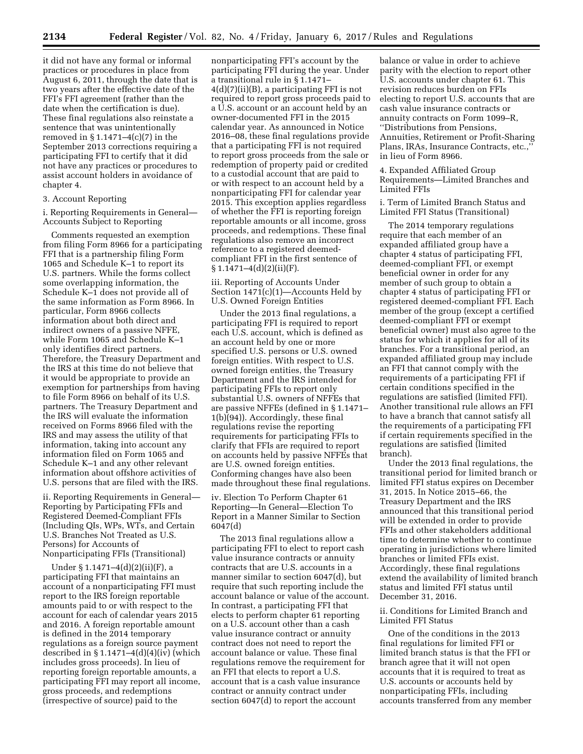it did not have any formal or informal practices or procedures in place from August 6, 2011, through the date that is two years after the effective date of the FFI's FFI agreement (rather than the date when the certification is due). These final regulations also reinstate a sentence that was unintentionally removed in § 1.1471–4(c)(7) in the September 2013 corrections requiring a participating FFI to certify that it did not have any practices or procedures to assist account holders in avoidance of chapter 4.

3. Account Reporting

i. Reporting Requirements in General—Accounts Subject to Reporting

Comments requested an exemption from filing Form 8966 for a participating FFI that is a partnership filing Form 1065 and Schedule K–1 to report its U.S. partners. While the forms collect some overlapping information, the Schedule K–1 does not provide all of the same information as Form 8966. In particular, Form 8966 collects information about both direct and indirect owners of a passive NFFE, while Form 1065 and Schedule K–1 only identifies direct partners. Therefore, the Treasury Department and the IRS at this time do not believe that it would be appropriate to provide an exemption for partnerships from having to file Form 8966 on behalf of its U.S. partners. The Treasury Department and the IRS will evaluate the information received on Forms 8966 filed with the IRS and may assess the utility of that information, taking into account any information filed on Form 1065 and Schedule K–1 and any other relevant information about offshore activities of U.S. persons that are filed with the IRS.

ii. Reporting Requirements in General—Reporting by Participating FFIs and Registered Deemed-Compliant FFIs (Including QIs, WPs, WTs, and Certain U.S. Branches Not Treated as U.S. Persons) for Accounts of Nonparticipating FFIs (Transitional)

Under § 1.1471–4(d)(2)(ii)(F), a participating FFI that maintains an account of a nonparticipating FFI must report to the IRS foreign reportable amounts paid to or with respect to the account for each of calendar years 2015 and 2016. A foreign reportable amount is defined in the 2014 temporary regulations as a foreign source payment described in § 1.1471–4(d)(4)(iv) (which includes gross proceeds). In lieu of reporting foreign reportable amounts, a participating FFI may report all income, gross proceeds, and redemptions (irrespective of source) paid to the nonparticipating FFI's account by the participating FFI during the year. Under a transitional rule in § 1.1471–4(d)(7)(ii)(B), a participating FFI is not required to report gross proceeds paid to a U.S. account or an account held by an owner-documented FFI in the 2015 calendar year. As announced in Notice 2016–08, these final regulations provide that a participating FFI is not required to report gross proceeds from the sale or redemption of property paid or credited to a custodial account that are paid to or with respect to an account held by a nonparticipating FFI for calendar year 2015. This exception applies regardless of whether the FFI is reporting foreign reportable amounts or all income, gross proceeds, and redemptions. These final regulations also remove an incorrect reference to a registered deemed-compliant FFI in the first sentence of § 1.1471–4(d)(2)(ii)(F).

iii. Reporting of Accounts Under Section 1471(c)(1)—Accounts Held by U.S. Owned Foreign Entities

Under the 2013 final regulations, a participating FFI is required to report each U.S. account, which is defined as an account held by one or more specified U.S. persons or U.S. owned foreign entities. With respect to U.S. owned foreign entities, the Treasury Department and the IRS intended for participating FFIs to report only substantial U.S. owners of NFFEs that are passive NFFEs (defined in § 1.1471–1(b)(94)). Accordingly, these final regulations revise the reporting requirements for participating FFIs to clarify that FFIs are required to report on accounts held by passive NFFEs that are U.S. owned foreign entities. Conforming changes have also been made throughout these final regulations.

iv. Election To Perform Chapter 61 Reporting—In General—Election To Report in a Manner Similar to Section 6047(d)

The 2013 final regulations allow a participating FFI to elect to report cash value insurance contracts or annuity contracts that are U.S. accounts in a manner similar to section 6047(d), but require that such reporting include the account balance or value of the account. In contrast, a participating FFI that elects to perform chapter 61 reporting on a U.S. account other than a cash value insurance contract or annuity contract does not need to report the account balance or value. These final regulations remove the requirement for an FFI that elects to report a U.S. account that is a cash value insurance contract or annuity contract under section 6047(d) to report the account balance or value in order to achieve parity with the election to report other U.S. accounts under chapter 61. This revision reduces burden on FFIs electing to report U.S. accounts that are cash value insurance contracts or annuity contracts on Form 1099–R, "Distributions from Pensions, Annuities, Retirement or Profit-Sharing Plans, IRAs, Insurance Contracts, etc.," in lieu of Form 8966.

4. Expanded Affiliated Group Requirements—Limited Branches and Limited FFIs

i. Term of Limited Branch Status and Limited FFI Status (Transitional)

The 2014 temporary regulations require that each member of an expanded affiliated group have a chapter 4 status of participating FFI, deemed-compliant FFI, or exempt beneficial owner in order for any member of such group to obtain a chapter 4 status of participating FFI or registered deemed-compliant FFI. Each member of the group (except a certified deemed-compliant FFI or exempt beneficial owner) must also agree to the status for which it applies for all of its branches. For a transitional period, an expanded affiliated group may include an FFI that cannot comply with the requirements of a participating FFI if certain conditions specified in the regulations are satisfied (limited FFI). Another transitional rule allows an FFI to have a branch that cannot satisfy all the requirements of a participating FFI if certain requirements specified in the regulations are satisfied (limited branch).

Under the 2013 final regulations, the transitional period for limited branch or limited FFI status expires on December 31, 2015. In Notice 2015–66, the Treasury Department and the IRS announced that this transitional period will be extended in order to provide FFIs and other stakeholders additional time to determine whether to continue operating in jurisdictions where limited branches or limited FFIs exist. Accordingly, these final regulations extend the availability of limited branch status and limited FFI status until December 31, 2016.

ii. Conditions for Limited Branch and Limited FFI Status

One of the conditions in the 2013 final regulations for limited FFI or limited branch status is that the FFI or branch agree that it will not open accounts that it is required to treat as U.S. accounts or accounts held by nonparticipating FFIs, including accounts transferred from any member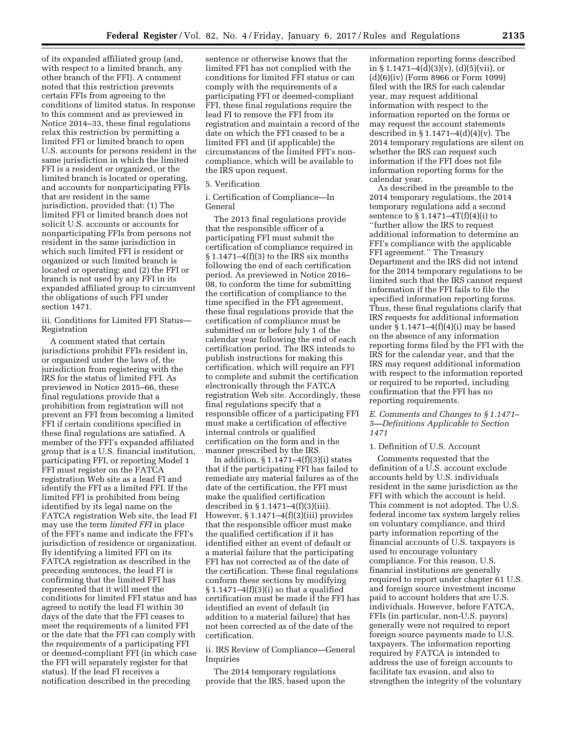of its expanded affiliated group (and, with respect to a limited branch, any other branch of the FFI). A comment noted that this restriction prevents certain FFIs from agreeing to the conditions of limited status. In response to this comment and as previewed in Notice 2014–33, these final regulations relax this restriction by permitting a limited FFI or limited branch to open U.S. accounts for persons resident in the same jurisdiction in which the limited FFI is a resident or organized, or the limited branch is located or operating, and accounts for nonparticipating FFIs that are resident in the same jurisdiction, provided that: (1) The limited FFI or limited branch does not solicit U.S. accounts or accounts for nonparticipating FFIs from persons not resident in the same jurisdiction in which such limited FFI is resident or organized or such limited branch is located or operating; and (2) the FFI or branch is not used by any FFI in its expanded affiliated group to circumvent the obligations of such FFI under section 1471.

iii. Conditions for Limited FFI Status—Registration

A comment stated that certain jurisdictions prohibit FFIs resident in, or organized under the laws of, the jurisdiction from registering with the IRS for the status of limited FFI. As previewed in Notice 2015–66, these final regulations provide that a prohibition from registration will not prevent an FFI from becoming a limited FFI if certain conditions specified in these final regulations are satisfied. A member of the FFI's expanded affiliated group that is a U.S. financial institution, participating FFI, or reporting Model 1 FFI must register on the FATCA registration Web site as a lead FI and identify the FFI as a limited FFI. If the limited FFI is prohibited from being identified by its legal name on the FATCA registration Web site, the lead FI may use the term *limited FFI* in place of the FFI's name and indicate the FFI's jurisdiction of residence or organization. By identifying a limited FFI on its FATCA registration as described in the preceding sentences, the lead FI is confirming that the limited FFI has represented that it will meet the conditions for limited FFI status and has agreed to notify the lead FI within 30 days of the date that the FFI ceases to meet the requirements of a limited FFI or the date that the FFI can comply with the requirements of a participating FFI or deemed-compliant FFI (in which case the FFI will separately register for that status). If the lead FI receives a notification described in the preceding sentence or otherwise knows that the limited FFI has not complied with the conditions for limited FFI status or can comply with the requirements of a participating FFI or deemed-compliant FFI, these final regulations require the lead FI to remove the FFI from its registration and maintain a record of the date on which the FFI ceased to be a limited FFI and (if applicable) the circumstances of the limited FFI's non-compliance, which will be available to the IRS upon request.

5. Verification

i. Certification of Compliance—In General

The 2013 final regulations provide that the responsible officer of a participating FFI must submit the certification of compliance required in § 1.1471–4(f)(3) to the IRS six months following the end of each certification period. As previewed in Notice 2016–08, to conform the time for submitting the certification of compliance to the time specified in the FFI agreement, these final regulations provide that the certification of compliance must be submitted on or before July 1 of the calendar year following the end of each certification period. The IRS intends to publish instructions for making this certification, which will require an FFI to complete and submit the certification electronically through the FATCA registration Web site. Accordingly, these final regulations specify that a responsible officer of a participating FFI must make a certification of effective internal controls or qualified certification on the form and in the manner prescribed by the IRS.

In addition, § 1.1471–4(f)(3)(i) states that if the participating FFI has failed to remediate any material failures as of the date of the certification, the FFI must make the qualified certification described in § 1.1471–4(f)(3)(iii). However, § 1.1471–4(f)(3)(iii) provides that the responsible officer must make the qualified certification if it has identified either an event of default or a material failure that the participating FFI has not corrected as of the date of the certification. These final regulations conform these sections by modifying § 1.1471–4(f)(3)(i) so that a qualified certification must be made if the FFI has identified an event of default (in addition to a material failure) that has not been corrected as of the date of the certification.

ii. IRS Review of Compliance—General Inquiries

The 2014 temporary regulations provide that the IRS, based upon the information reporting forms described in § 1.1471–4(d)(3)(v), (d)(5)(vii), or (d)(6)(iv) (Form 8966 or Form 1099) filed with the IRS for each calendar year, may request additional information with respect to the information reported on the forms or may request the account statements described in § 1.1471–4(d)(4)(v). The 2014 temporary regulations are silent on whether the IRS can request such information if the FFI does not file information reporting forms for the calendar year.

As described in the preamble to the 2014 temporary regulations, the 2014 temporary regulations add a second sentence to § 1.1471–4T(f)(4)(i) to ''further allow the IRS to request additional information to determine an FFI's compliance with the applicable FFI agreement.'' The Treasury Department and the IRS did not intend for the 2014 temporary regulations to be limited such that the IRS cannot request information if the FFI fails to file the specified information reporting forms. Thus, these final regulations clarify that IRS requests for additional information under § 1.1471–4(f)(4)(i) may be based on the absence of any information reporting forms filed by the FFI with the IRS for the calendar year, and that the IRS may request additional information with respect to the information reported or required to be reported, including confirmation that the FFI has no reporting requirements.

*E. Comments and Changes to § 1.1471–5—Definitions Applicable to Section 1471*

1. Definition of U.S. Account

Comments requested that the definition of a U.S. account exclude accounts held by U.S. individuals resident in the same jurisdiction as the FFI with which the account is held. This comment is not adopted. The U.S. federal income tax system largely relies on voluntary compliance, and third party information reporting of the financial accounts of U.S. taxpayers is used to encourage voluntary compliance. For this reason, U.S. financial institutions are generally required to report under chapter 61 U.S. and foreign source investment income paid to account holders that are U.S. individuals. However, before FATCA, FFIs (in particular, non-U.S. payors) generally were not required to report foreign source payments made to U.S. taxpayers. The information reporting required by FATCA is intended to address the use of foreign accounts to facilitate tax evasion, and also to strengthen the integrity of the voluntary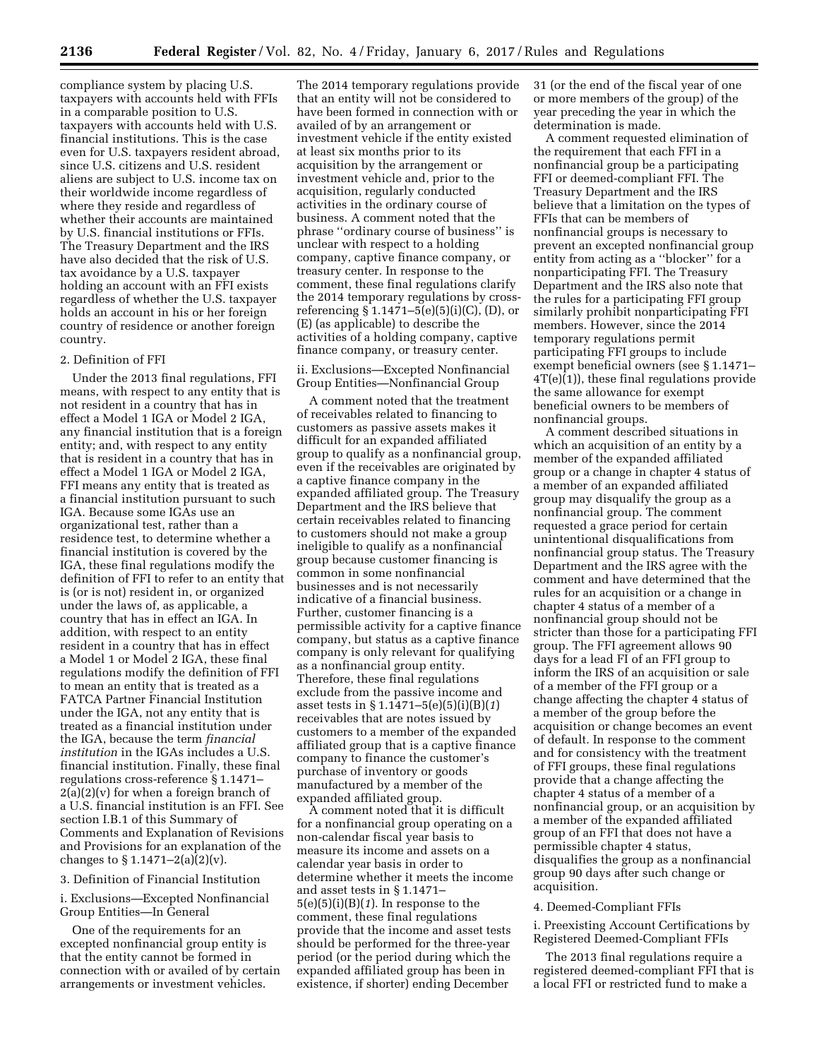compliance system by placing U.S. taxpayers with accounts held with FFIs in a comparable position to U.S. taxpayers with accounts held with U.S. financial institutions. This is the case even for U.S. taxpayers resident abroad, since U.S. citizens and U.S. resident aliens are subject to U.S. income tax on their worldwide income regardless of where they reside and regardless of whether their accounts are maintained by U.S. financial institutions or FFIs. The Treasury Department and the IRS have also decided that the risk of U.S. tax avoidance by a U.S. taxpayer holding an account with an FFI exists regardless of whether the U.S. taxpayer holds an account in his or her foreign country of residence or another foreign country.

2. Definition of FFI

Under the 2013 final regulations, FFI means, with respect to any entity that is not resident in a country that has in effect a Model 1 IGA or Model 2 IGA, any financial institution that is a foreign entity; and, with respect to any entity that is resident in a country that has in effect a Model 1 IGA or Model 2 IGA, FFI means any entity that is treated as a financial institution pursuant to such IGA. Because some IGAs use an organizational test, rather than a residence test, to determine whether a financial institution is covered by the IGA, these final regulations modify the definition of FFI to refer to an entity that is (or is not) resident in, or organized under the laws of, as applicable, a country that has in effect an IGA. In addition, with respect to an entity resident in a country that has in effect a Model 1 or Model 2 IGA, these final regulations modify the definition of FFI to mean an entity that is treated as a FATCA Partner Financial Institution under the IGA, not any entity that is treated as a financial institution under the IGA, because the term *financial institution* in the IGAs includes a U.S. financial institution. Finally, these final regulations cross-reference § 1.1471–2(a)(2)(v) for when a foreign branch of a U.S. financial institution is an FFI. See section I.B.1 of this Summary of Comments and Explanation of Revisions and Provisions for an explanation of the changes to § 1.1471–2(a)(2)(v).

3. Definition of Financial Institution

i. Exclusions—Excepted Nonfinancial Group Entities—In General

One of the requirements for an excepted nonfinancial group entity is that the entity cannot be formed in connection with or availed of by certain arrangements or investment vehicles. The 2014 temporary regulations provide that an entity will not be considered to have been formed in connection with or availed of by an arrangement or investment vehicle if the entity existed at least six months prior to its acquisition by the arrangement or investment vehicle and, prior to the acquisition, regularly conducted activities in the ordinary course of business. A comment noted that the phrase ''ordinary course of business'' is unclear with respect to a holding company, captive finance company, or treasury center. In response to the comment, these final regulations clarify the 2014 temporary regulations by cross-referencing § 1.1471–5(e)(5)(i)(C), (D), or (E) (as applicable) to describe the activities of a holding company, captive finance company, or treasury center.

ii. Exclusions—Excepted Nonfinancial Group Entities—Nonfinancial Group

A comment noted that the treatment of receivables related to financing to customers as passive assets makes it difficult for an expanded affiliated group to qualify as a nonfinancial group, even if the receivables are originated by a captive finance company in the expanded affiliated group. The Treasury Department and the IRS believe that certain receivables related to financing to customers should not make a group ineligible to qualify as a nonfinancial group because customer financing is common in some nonfinancial businesses and is not necessarily indicative of a financial business. Further, customer financing is a permissible activity for a captive finance company, but status as a captive finance company is only relevant for qualifying as a nonfinancial group entity. Therefore, these final regulations exclude from the passive income and asset tests in § 1.1471–5(e)(5)(i)(B)(*1*) receivables that are notes issued by customers to a member of the expanded affiliated group that is a captive finance company to finance the customer's purchase of inventory or goods manufactured by a member of the expanded affiliated group.

A comment noted that it is difficult for a nonfinancial group operating on a non-calendar fiscal year basis to measure its income and assets on a calendar year basis in order to determine whether it meets the income and asset tests in § 1.1471–5(e)(5)(i)(B)(*1*). In response to the comment, these final regulations provide that the income and asset tests should be performed for the three-year period (or the period during which the expanded affiliated group has been in existence, if shorter) ending December 31 (or the end of the fiscal year of one or more members of the group) of the year preceding the year in which the determination is made.

A comment requested elimination of the requirement that each FFI in a nonfinancial group be a participating FFI or deemed-compliant FFI. The Treasury Department and the IRS believe that a limitation on the types of FFIs that can be members of nonfinancial groups is necessary to prevent an excepted nonfinancial group entity from acting as a ''blocker'' for a nonparticipating FFI. The Treasury Department and the IRS also note that the rules for a participating FFI group similarly prohibit nonparticipating FFI members. However, since the 2014 temporary regulations permit participating FFI groups to include exempt beneficial owners (see § 1.1471–4T(e)(1)), these final regulations provide the same allowance for exempt beneficial owners to be members of nonfinancial groups.

A comment described situations in which an acquisition of an entity by a member of the expanded affiliated group or a change in chapter 4 status of a member of an expanded affiliated group may disqualify the group as a nonfinancial group. The comment requested a grace period for certain unintentional disqualifications from nonfinancial group status. The Treasury Department and the IRS agree with the comment and have determined that the rules for an acquisition or a change in chapter 4 status of a member of a nonfinancial group should not be stricter than those for a participating FFI group. The FFI agreement allows 90 days for a lead FI of an FFI group to inform the IRS of an acquisition or sale of a member of the FFI group or a change affecting the chapter 4 status of a member of the group before the acquisition or change becomes an event of default. In response to the comment and for consistency with the treatment of FFI groups, these final regulations provide that a change affecting the chapter 4 status of a member of a nonfinancial group, or an acquisition by a member of the expanded affiliated group of an FFI that does not have a permissible chapter 4 status, disqualifies the group as a nonfinancial group 90 days after such change or acquisition.

4. Deemed-Compliant FFIs

i. Preexisting Account Certifications by Registered Deemed-Compliant FFIs

The 2013 final regulations require a registered deemed-compliant FFI that is a local FFI or restricted fund to make a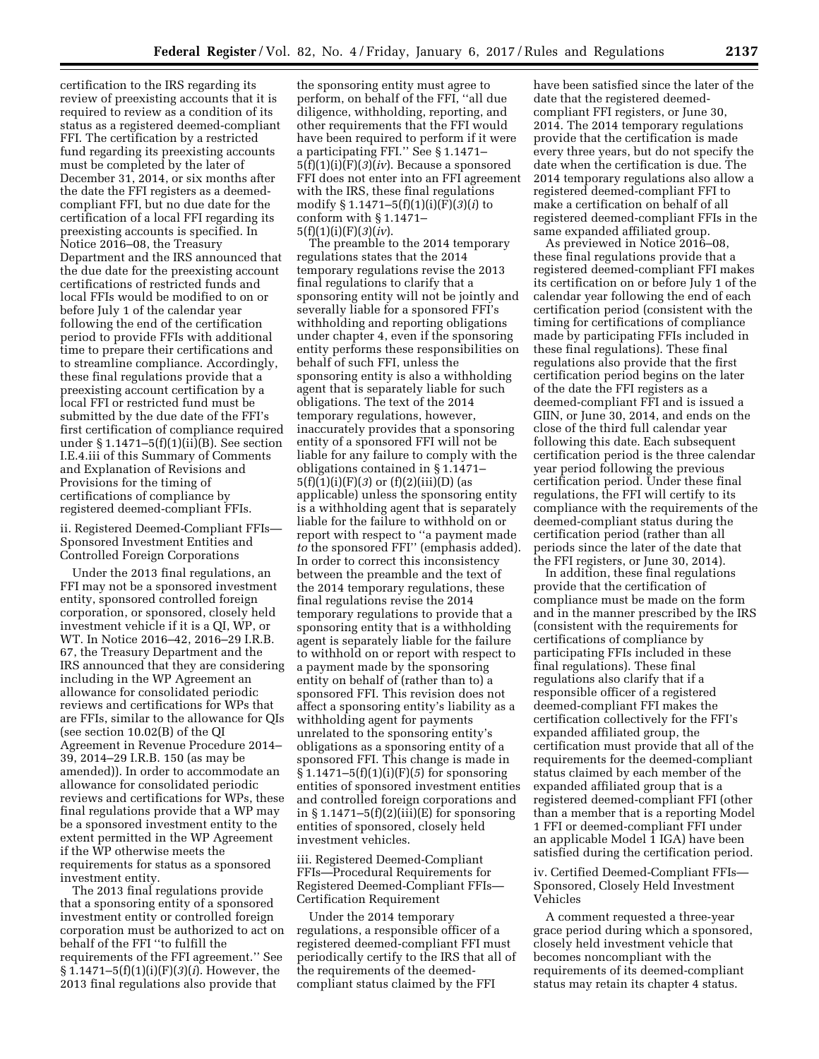certification to the IRS regarding its review of preexisting accounts that it is required to review as a condition of its status as a registered deemed-compliant FFI. The certification by a restricted fund regarding its preexisting accounts must be completed by the later of December 31, 2014, or six months after the date the FFI registers as a deemed-compliant FFI, but no due date for the certification of a local FFI regarding its preexisting accounts is specified. In Notice 2016–08, the Treasury Department and the IRS announced that the due date for the preexisting account certifications of restricted funds and local FFIs would be modified to on or before July 1 of the calendar year following the end of the certification period to provide FFIs with additional time to prepare their certifications and to streamline compliance. Accordingly, these final regulations provide that a preexisting account certification by a local FFI or restricted fund must be submitted by the due date of the FFI's first certification of compliance required under § 1.1471–5(f)(1)(ii)(B). See section I.E.4.iii of this Summary of Comments and Explanation of Revisions and Provisions for the timing of certifications of compliance by registered deemed-compliant FFIs.

ii. Registered Deemed-Compliant FFIs—Sponsored Investment Entities and Controlled Foreign Corporations

Under the 2013 final regulations, an FFI may not be a sponsored investment entity, sponsored controlled foreign corporation, or sponsored, closely held investment vehicle if it is a QI, WP, or WT. In Notice 2016–42, 2016–29 I.R.B. 67, the Treasury Department and the IRS announced that they are considering including in the WP Agreement an allowance for consolidated periodic reviews and certifications for WPs that are FFIs, similar to the allowance for QIs (see section 10.02(B) of the QI Agreement in Revenue Procedure 2014–39, 2014–29 I.R.B. 150 (as may be amended)). In order to accommodate an allowance for consolidated periodic reviews and certifications for WPs, these final regulations provide that a WP may be a sponsored investment entity to the extent permitted in the WP Agreement if the WP otherwise meets the requirements for status as a sponsored investment entity.

The 2013 final regulations provide that a sponsoring entity of a sponsored investment entity or controlled foreign corporation must be authorized to act on behalf of the FFI "to fulfill the requirements of the FFI agreement." See § 1.1471–5(f)(1)(i)(F)(*3*)(*i*). However, the 2013 final regulations also provide that the sponsoring entity must agree to perform, on behalf of the FFI, "all due diligence, withholding, reporting, and other requirements that the FFI would have been required to perform if it were a participating FFI." See § 1.1471–5(f)(1)(i)(F)(*3*)(*iv*). Because a sponsored FFI does not enter into an FFI agreement with the IRS, these final regulations modify § 1.1471–5(f)(1)(i)(F)(*3*)(*i*) to conform with § 1.1471–5(f)(1)(i)(F)(*3*)(*iv*).

The preamble to the 2014 temporary regulations states that the 2014 temporary regulations revise the 2013 final regulations to clarify that a sponsoring entity will not be jointly and severally liable for a sponsored FFI's withholding and reporting obligations under chapter 4, even if the sponsoring entity performs these responsibilities on behalf of such FFI, unless the sponsoring entity is also a withholding agent that is separately liable for such obligations. The text of the 2014 temporary regulations, however, inaccurately provides that a sponsoring entity of a sponsored FFI will not be liable for any failure to comply with the obligations contained in § 1.1471–5(f)(1)(i)(F)(*3*) or (f)(2)(iii)(D) (as applicable) unless the sponsoring entity is a withholding agent that is separately liable for the failure to withhold on or report with respect to "a payment made *to* the sponsored FFI" (emphasis added). In order to correct this inconsistency between the preamble and the text of the 2014 temporary regulations, these final regulations revise the 2014 temporary regulations to provide that a sponsoring entity that is a withholding agent is separately liable for the failure to withhold on or report with respect to a payment made by the sponsoring entity on behalf of (rather than to) a sponsored FFI. This revision does not affect a sponsoring entity's liability as a withholding agent for payments unrelated to the sponsoring entity's obligations as a sponsoring entity of a sponsored FFI. This change is made in § 1.1471–5(f)(1)(i)(F)(*5*) for sponsoring entities of sponsored investment entities and controlled foreign corporations and in § 1.1471–5(f)(2)(iii)(E) for sponsoring entities of sponsored, closely held investment vehicles.

iii. Registered Deemed-Compliant FFIs—Procedural Requirements for Registered Deemed-Compliant FFIs—Certification Requirement

Under the 2014 temporary regulations, a responsible officer of a registered deemed-compliant FFI must periodically certify to the IRS that all of the requirements of the deemed-compliant status claimed by the FFI have been satisfied since the later of the date that the registered deemed-compliant FFI registers, or June 30, 2014. The 2014 temporary regulations provide that the certification is made every three years, but do not specify the date when the certification is due. The 2014 temporary regulations also allow a registered deemed-compliant FFI to make a certification on behalf of all registered deemed-compliant FFIs in the same expanded affiliated group.

As previewed in Notice 2016–08, these final regulations provide that a registered deemed-compliant FFI makes its certification on or before July 1 of the calendar year following the end of each certification period (consistent with the timing for certifications of compliance made by participating FFIs included in these final regulations). These final regulations also provide that the first certification period begins on the later of the date the FFI registers as a deemed-compliant FFI and is issued a GIIN, or June 30, 2014, and ends on the close of the third full calendar year following this date. Each subsequent certification period is the three calendar year period following the previous certification period. Under these final regulations, the FFI will certify to its compliance with the requirements of the deemed-compliant status during the certification period (rather than all periods since the later of the date that the FFI registers, or June 30, 2014).

In addition, these final regulations provide that the certification of compliance must be made on the form and in the manner prescribed by the IRS (consistent with the requirements for certifications of compliance by participating FFIs included in these final regulations). These final regulations also clarify that if a responsible officer of a registered deemed-compliant FFI makes the certification collectively for the FFI's expanded affiliated group, the certification must provide that all of the requirements for the deemed-compliant status claimed by each member of the expanded affiliated group that is a registered deemed-compliant FFI (other than a member that is a reporting Model 1 FFI or deemed-compliant FFI under an applicable Model 1 IGA) have been satisfied during the certification period.

iv. Certified Deemed-Compliant FFIs—Sponsored, Closely Held Investment Vehicles

A comment requested a three-year grace period during which a sponsored, closely held investment vehicle that becomes noncompliant with the requirements of its deemed-compliant status may retain its chapter 4 status.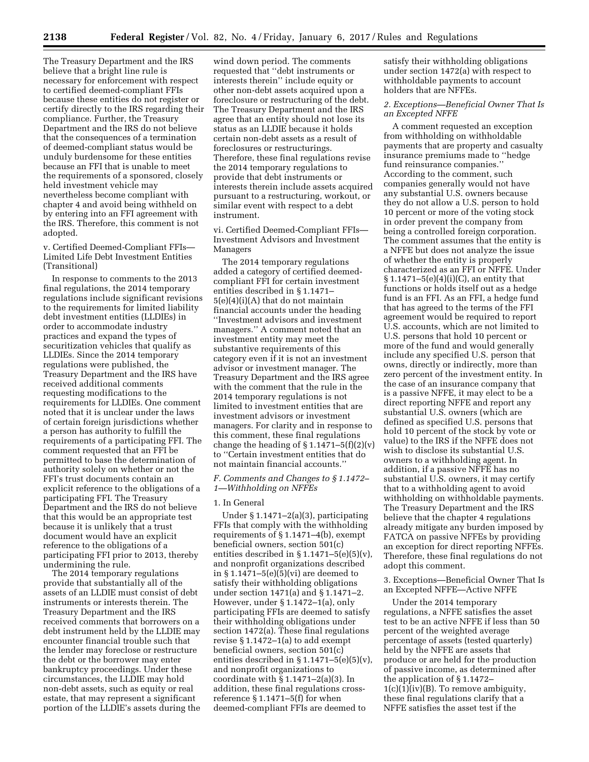The Treasury Department and the IRS believe that a bright line rule is necessary for enforcement with respect to certified deemed-compliant FFIs because these entities do not register or certify directly to the IRS regarding their compliance. Further, the Treasury Department and the IRS do not believe that the consequences of a termination of deemed-compliant status would be unduly burdensome for these entities because an FFI that is unable to meet the requirements of a sponsored, closely held investment vehicle may nevertheless become compliant with chapter 4 and avoid being withheld on by entering into an FFI agreement with the IRS. Therefore, this comment is not adopted.

v. Certified Deemed-Compliant FFIs—Limited Life Debt Investment Entities (Transitional)

In response to comments to the 2013 final regulations, the 2014 temporary regulations include significant revisions to the requirements for limited liability debt investment entities (LLDIEs) in order to accommodate industry practices and expand the types of securitization vehicles that qualify as LLDIEs. Since the 2014 temporary regulations were published, the Treasury Department and the IRS have received additional comments requesting modifications to the requirements for LLDIEs. One comment noted that it is unclear under the laws of certain foreign jurisdictions whether a person has authority to fulfill the requirements of a participating FFI. The comment requested that an FFI be permitted to base the determination of authority solely on whether or not the FFI's trust documents contain an explicit reference to the obligations of a participating FFI. The Treasury Department and the IRS do not believe that this would be an appropriate test because it is unlikely that a trust document would have an explicit reference to the obligations of a participating FFI prior to 2013, thereby undermining the rule.

The 2014 temporary regulations provide that substantially all of the assets of an LLDIE must consist of debt instruments or interests therein. The Treasury Department and the IRS received comments that borrowers on a debt instrument held by the LLDIE may encounter financial trouble such that the lender may foreclose or restructure the debt or the borrower may enter bankruptcy proceedings. Under these circumstances, the LLDIE may hold non-debt assets, such as equity or real estate, that may represent a significant portion of the LLDIE's assets during the wind down period. The comments requested that ''debt instruments or interests therein'' include equity or other non-debt assets acquired upon a foreclosure or restructuring of the debt. The Treasury Department and the IRS agree that an entity should not lose its status as an LLDIE because it holds certain non-debt assets as a result of foreclosures or restructurings. Therefore, these final regulations revise the 2014 temporary regulations to provide that debt instruments or interests therein include assets acquired pursuant to a restructuring, workout, or similar event with respect to a debt instrument.

vi. Certified Deemed-Compliant FFIs—Investment Advisors and Investment Managers

The 2014 temporary regulations added a category of certified deemed-compliant FFI for certain investment entities described in § 1.1471–5(e)(4)(i)(A) that do not maintain financial accounts under the heading ''Investment advisors and investment managers.'' A comment noted that an investment entity may meet the substantive requirements of this category even if it is not an investment advisor or investment manager. The Treasury Department and the IRS agree with the comment that the rule in the 2014 temporary regulations is not limited to investment entities that are investment advisors or investment managers. For clarity and in response to this comment, these final regulations change the heading of § 1.1471–5(f)(2)(v) to ''Certain investment entities that do not maintain financial accounts.''

### *F. Comments and Changes to § 1.1472–1—Withholding on NFFEs*

1. In General

Under § 1.1471–2(a)(3), participating FFIs that comply with the withholding requirements of § 1.1471–4(b), exempt beneficial owners, section 501(c) entities described in § 1.1471–5(e)(5)(v), and nonprofit organizations described in § 1.1471–5(e)(5)(vi) are deemed to satisfy their withholding obligations under section 1471(a) and § 1.1471–2. However, under § 1.1472–1(a), only participating FFIs are deemed to satisfy their withholding obligations under section 1472(a). These final regulations revise § 1.1472–1(a) to add exempt beneficial owners, section 501(c) entities described in § 1.1471–5(e)(5)(v), and nonprofit organizations to coordinate with § 1.1471–2(a)(3). In addition, these final regulations cross-reference § 1.1471–5(f) for when deemed-compliant FFIs are deemed to satisfy their withholding obligations under section 1472(a) with respect to withholdable payments to account holders that are NFFEs.

*2. Exceptions—Beneficial Owner That Is an Excepted NFFE*

A comment requested an exception from withholding on withholdable payments that are property and casualty insurance premiums made to ''hedge fund reinsurance companies.'' According to the comment, such companies generally would not have any substantial U.S. owners because they do not allow a U.S. person to hold 10 percent or more of the voting stock in order prevent the company from being a controlled foreign corporation. The comment assumes that the entity is a NFFE but does not analyze the issue of whether the entity is properly characterized as an FFI or NFFE. Under § 1.1471–5(e)(4)(i)(C), an entity that functions or holds itself out as a hedge fund is an FFI. As an FFI, a hedge fund that has agreed to the terms of the FFI agreement would be required to report U.S. accounts, which are not limited to U.S. persons that hold 10 percent or more of the fund and would generally include any specified U.S. person that owns, directly or indirectly, more than zero percent of the investment entity. In the case of an insurance company that is a passive NFFE, it may elect to be a direct reporting NFFE and report any substantial U.S. owners (which are defined as specified U.S. persons that hold 10 percent of the stock by vote or value) to the IRS if the NFFE does not wish to disclose its substantial U.S. owners to a withholding agent. In addition, if a passive NFFE has no substantial U.S. owners, it may certify that to a withholding agent to avoid withholding on withholdable payments. The Treasury Department and the IRS believe that the chapter 4 regulations already mitigate any burden imposed by FATCA on passive NFFEs by providing an exception for direct reporting NFFEs. Therefore, these final regulations do not adopt this comment.

3. Exceptions—Beneficial Owner That Is an Excepted NFFE—Active NFFE

Under the 2014 temporary regulations, a NFFE satisfies the asset test to be an active NFFE if less than 50 percent of the weighted average percentage of assets (tested quarterly) held by the NFFE are assets that produce or are held for the production of passive income, as determined after the application of § 1.1472–1(c)(1)(iv)(B). To remove ambiguity, these final regulations clarify that a NFFE satisfies the asset test if the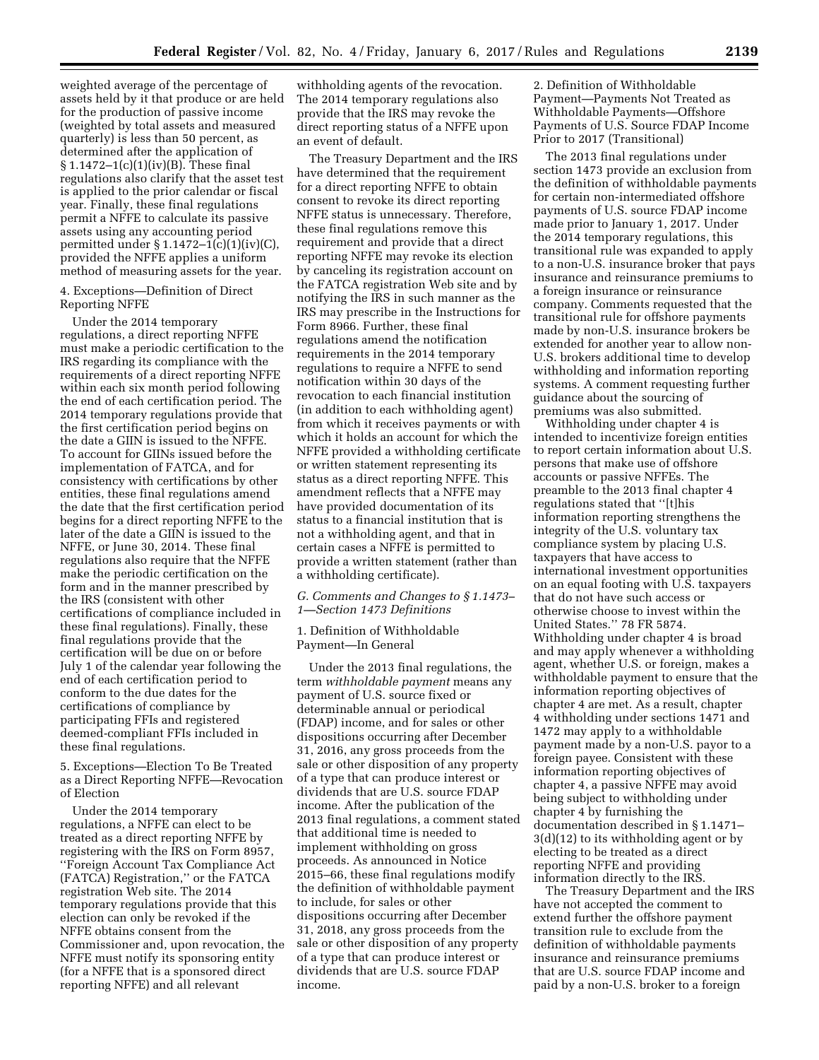weighted average of the percentage of assets held by it that produce or are held for the production of passive income (weighted by total assets and measured quarterly) is less than 50 percent, as determined after the application of § 1.1472–1(c)(1)(iv)(B). These final regulations also clarify that the asset test is applied to the prior calendar or fiscal year. Finally, these final regulations permit a NFFE to calculate its passive assets using any accounting period permitted under § 1.1472–1(c)(1)(iv)(C), provided the NFFE applies a uniform method of measuring assets for the year.

4. Exceptions—Definition of Direct Reporting NFFE

Under the 2014 temporary regulations, a direct reporting NFFE must make a periodic certification to the IRS regarding its compliance with the requirements of a direct reporting NFFE within each six month period following the end of each certification period. The 2014 temporary regulations provide that the first certification period begins on the date a GIIN is issued to the NFFE. To account for GIINs issued before the implementation of FATCA, and for consistency with certifications by other entities, these final regulations amend the date that the first certification period begins for a direct reporting NFFE to the later of the date a GIIN is issued to the NFFE, or June 30, 2014. These final regulations also require that the NFFE make the periodic certification on the form and in the manner prescribed by the IRS (consistent with other certifications of compliance included in these final regulations). Finally, these final regulations provide that the certification will be due on or before July 1 of the calendar year following the end of each certification period to conform to the due dates for the certifications of compliance by participating FFIs and registered deemed-compliant FFIs included in these final regulations.

5. Exceptions—Election To Be Treated as a Direct Reporting NFFE—Revocation of Election

Under the 2014 temporary regulations, a NFFE can elect to be treated as a direct reporting NFFE by registering with the IRS on Form 8957, ''Foreign Account Tax Compliance Act (FATCA) Registration,'' or the FATCA registration Web site. The 2014 temporary regulations provide that this election can only be revoked if the NFFE obtains consent from the Commissioner and, upon revocation, the NFFE must notify its sponsoring entity (for a NFFE that is a sponsored direct reporting NFFE) and all relevant withholding agents of the revocation. The 2014 temporary regulations also provide that the IRS may revoke the direct reporting status of a NFFE upon an event of default.

The Treasury Department and the IRS have determined that the requirement for a direct reporting NFFE to obtain consent to revoke its direct reporting NFFE status is unnecessary. Therefore, these final regulations remove this requirement and provide that a direct reporting NFFE may revoke its election by canceling its registration account on the FATCA registration Web site and by notifying the IRS in such manner as the IRS may prescribe in the Instructions for Form 8966. Further, these final regulations amend the notification requirements in the 2014 temporary regulations to require a NFFE to send notification within 30 days of the revocation to each financial institution (in addition to each withholding agent) from which it receives payments or with which it holds an account for which the NFFE provided a withholding certificate or written statement representing its status as a direct reporting NFFE. This amendment reflects that a NFFE may have provided documentation of its status to a financial institution that is not a withholding agent, and that in certain cases a NFFE is permitted to provide a written statement (rather than a withholding certificate).

*G. Comments and Changes to § 1.1473–1—Section 1473 Definitions*

1. Definition of Withholdable Payment—In General

Under the 2013 final regulations, the term *withholdable payment* means any payment of U.S. source fixed or determinable annual or periodical (FDAP) income, and for sales or other dispositions occurring after December 31, 2016, any gross proceeds from the sale or other disposition of any property of a type that can produce interest or dividends that are U.S. source FDAP income. After the publication of the 2013 final regulations, a comment stated that additional time is needed to implement withholding on gross proceeds. As announced in Notice 2015–66, these final regulations modify the definition of withholdable payment to include, for sales or other dispositions occurring after December 31, 2018, any gross proceeds from the sale or other disposition of any property of a type that can produce interest or dividends that are U.S. source FDAP income.

2. Definition of Withholdable Payment—Payments Not Treated as Withholdable Payments—Offshore Payments of U.S. Source FDAP Income Prior to 2017 (Transitional)

The 2013 final regulations under section 1473 provide an exclusion from the definition of withholdable payments for certain non-intermediated offshore payments of U.S. source FDAP income made prior to January 1, 2017. Under the 2014 temporary regulations, this transitional rule was expanded to apply to a non-U.S. insurance broker that pays insurance and reinsurance premiums to a foreign insurance or reinsurance company. Comments requested that the transitional rule for offshore payments made by non-U.S. insurance brokers be extended for another year to allow non-U.S. brokers additional time to develop withholding and information reporting systems. A comment requesting further guidance about the sourcing of premiums was also submitted.

Withholding under chapter 4 is intended to incentivize foreign entities to report certain information about U.S. persons that make use of offshore accounts or passive NFFEs. The preamble to the 2013 final chapter 4 regulations stated that ''[t]his information reporting strengthens the integrity of the U.S. voluntary tax compliance system by placing U.S. taxpayers that have access to international investment opportunities on an equal footing with U.S. taxpayers that do not have such access or otherwise choose to invest within the United States.'' 78 FR 5874. Withholding under chapter 4 is broad and may apply whenever a withholding agent, whether U.S. or foreign, makes a withholdable payment to ensure that the information reporting objectives of chapter 4 are met. As a result, chapter 4 withholding under sections 1471 and 1472 may apply to a withholdable payment made by a non-U.S. payor to a foreign payee. Consistent with these information reporting objectives of chapter 4, a passive NFFE may avoid being subject to withholding under chapter 4 by furnishing the documentation described in § 1.1471–3(d)(12) to its withholding agent or by electing to be treated as a direct reporting NFFE and providing information directly to the IRS.

The Treasury Department and the IRS have not accepted the comment to extend further the offshore payment transition rule to exclude from the definition of withholdable payments insurance and reinsurance premiums that are U.S. source FDAP income and paid by a non-U.S. broker to a foreign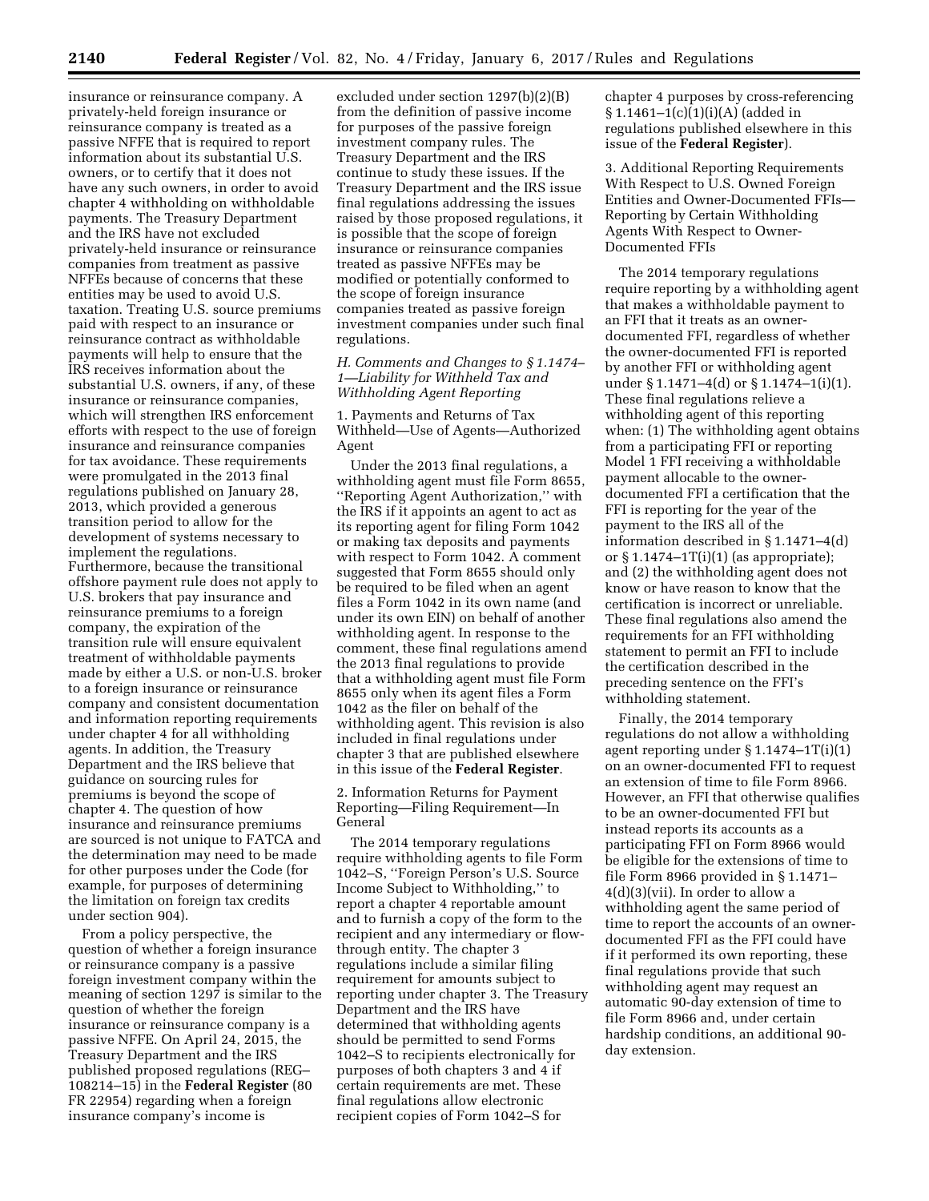insurance or reinsurance company. A privately-held foreign insurance or reinsurance company is treated as a passive NFFE that is required to report information about its substantial U.S. owners, or to certify that it does not have any such owners, in order to avoid chapter 4 withholding on withholdable payments. The Treasury Department and the IRS have not excluded privately-held insurance or reinsurance companies from treatment as passive NFFEs because of concerns that these entities may be used to avoid U.S. taxation. Treating U.S. source premiums paid with respect to an insurance or reinsurance contract as withholdable payments will help to ensure that the IRS receives information about the substantial U.S. owners, if any, of these insurance or reinsurance companies, which will strengthen IRS enforcement efforts with respect to the use of foreign insurance and reinsurance companies for tax avoidance. These requirements were promulgated in the 2013 final regulations published on January 28, 2013, which provided a generous transition period to allow for the development of systems necessary to implement the regulations. Furthermore, because the transitional offshore payment rule does not apply to U.S. brokers that pay insurance and reinsurance premiums to a foreign company, the expiration of the transition rule will ensure equivalent treatment of withholdable payments made by either a U.S. or non-U.S. broker to a foreign insurance or reinsurance company and consistent documentation and information reporting requirements under chapter 4 for all withholding agents. In addition, the Treasury Department and the IRS believe that guidance on sourcing rules for premiums is beyond the scope of chapter 4. The question of how insurance and reinsurance premiums are sourced is not unique to FATCA and the determination may need to be made for other purposes under the Code (for example, for purposes of determining the limitation on foreign tax credits under section 904).

From a policy perspective, the question of whether a foreign insurance or reinsurance company is a passive foreign investment company within the meaning of section 1297 is similar to the question of whether the foreign insurance or reinsurance company is a passive NFFE. On April 24, 2015, the Treasury Department and the IRS published proposed regulations (REG–108214–15) in the **Federal Register** (80 FR 22954) regarding when a foreign insurance company's income is excluded under section 1297(b)(2)(B) from the definition of passive income for purposes of the passive foreign investment company rules. The Treasury Department and the IRS continue to study these issues. If the Treasury Department and the IRS issue final regulations addressing the issues raised by those proposed regulations, it is possible that the scope of foreign insurance or reinsurance companies treated as passive NFFEs may be modified or potentially conformed to the scope of foreign insurance companies treated as passive foreign investment companies under such final regulations.

*H. Comments and Changes to § 1.1474–1—Liability for Withheld Tax and Withholding Agent Reporting*

1. Payments and Returns of Tax Withheld—Use of Agents—Authorized Agent

Under the 2013 final regulations, a withholding agent must file Form 8655, ''Reporting Agent Authorization,'' with the IRS if it appoints an agent to act as its reporting agent for filing Form 1042 or making tax deposits and payments with respect to Form 1042. A comment suggested that Form 8655 should only be required to be filed when an agent files a Form 1042 in its own name (and under its own EIN) on behalf of another withholding agent. In response to the comment, these final regulations amend the 2013 final regulations to provide that a withholding agent must file Form 8655 only when its agent files a Form 1042 as the filer on behalf of the withholding agent. This revision is also included in final regulations under chapter 3 that are published elsewhere in this issue of the **Federal Register**.

2. Information Returns for Payment Reporting—Filing Requirement—In General

The 2014 temporary regulations require withholding agents to file Form 1042–S, ''Foreign Person's U.S. Source Income Subject to Withholding,'' to report a chapter 4 reportable amount and to furnish a copy of the form to the recipient and any intermediary or flow-through entity. The chapter 3 regulations include a similar filing requirement for amounts subject to reporting under chapter 3. The Treasury Department and the IRS have determined that withholding agents should be permitted to send Forms 1042–S to recipients electronically for purposes of both chapters 3 and 4 if certain requirements are met. These final regulations allow electronic recipient copies of Form 1042–S for chapter 4 purposes by cross-referencing § 1.1461–1(c)(1)(i)(A) (added in regulations published elsewhere in this issue of the **Federal Register**).

3. Additional Reporting Requirements With Respect to U.S. Owned Foreign Entities and Owner-Documented FFIs—Reporting by Certain Withholding Agents With Respect to Owner-Documented FFIs

The 2014 temporary regulations require reporting by a withholding agent that makes a withholdable payment to an FFI that it treats as an owner-documented FFI, regardless of whether the owner-documented FFI is reported by another FFI or withholding agent under § 1.1471–4(d) or § 1.1474–1(i)(1). These final regulations relieve a withholding agent of this reporting when: (1) The withholding agent obtains from a participating FFI or reporting Model 1 FFI receiving a withholdable payment allocable to the owner-documented FFI a certification that the FFI is reporting for the year of the payment to the IRS all of the information described in § 1.1471–4(d) or § 1.1474–1T(i)(1) (as appropriate); and (2) the withholding agent does not know or have reason to know that the certification is incorrect or unreliable. These final regulations also amend the requirements for an FFI withholding statement to permit an FFI to include the certification described in the preceding sentence on the FFI's withholding statement.

Finally, the 2014 temporary regulations do not allow a withholding agent reporting under § 1.1474–1T(i)(1) on an owner-documented FFI to request an extension of time to file Form 8966. However, an FFI that otherwise qualifies to be an owner-documented FFI but instead reports its accounts as a participating FFI on Form 8966 would be eligible for the extensions of time to file Form 8966 provided in § 1.1471–4(d)(3)(vii). In order to allow a withholding agent the same period of time to report the accounts of an owner-documented FFI as the FFI could have if it performed its own reporting, these final regulations provide that such withholding agent may request an automatic 90-day extension of time to file Form 8966 and, under certain hardship conditions, an additional 90-day extension.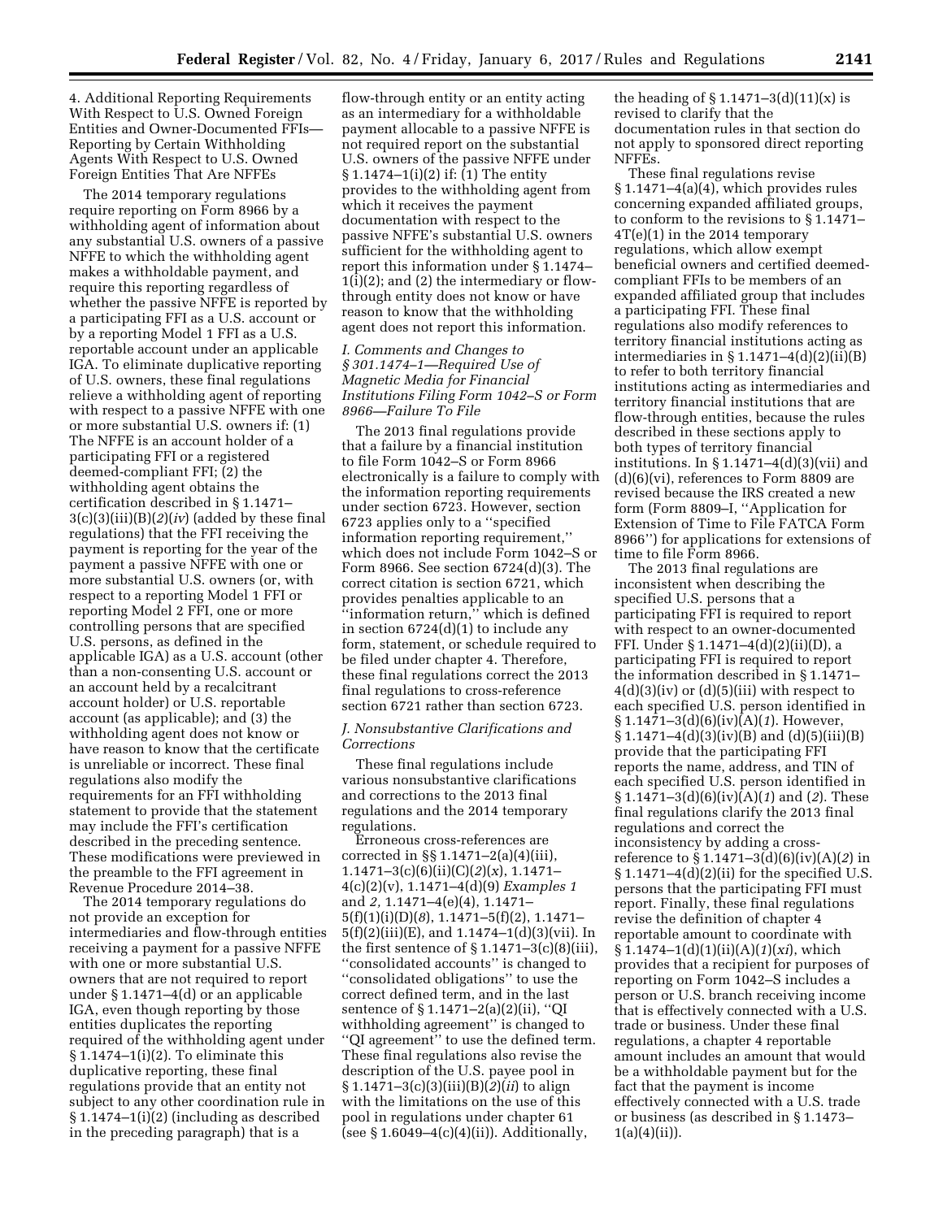4. Additional Reporting Requirements With Respect to U.S. Owned Foreign Entities and Owner-Documented FFIs—Reporting by Certain Withholding Agents With Respect to U.S. Owned Foreign Entities That Are NFFEs

The 2014 temporary regulations require reporting on Form 8966 by a withholding agent of information about any substantial U.S. owners of a passive NFFE to which the withholding agent makes a withholdable payment, and require this reporting regardless of whether the passive NFFE is reported by a participating FFI as a U.S. account or by a reporting Model 1 FFI as a U.S. reportable account under an applicable IGA. To eliminate duplicative reporting of U.S. owners, these final regulations relieve a withholding agent of reporting with respect to a passive NFFE with one or more substantial U.S. owners if: (1) The NFFE is an account holder of a participating FFI or a registered deemed-compliant FFI; (2) the withholding agent obtains the certification described in § 1.1471–3(c)(3)(iii)(B)(*2*)(*iv*) (added by these final regulations) that the FFI receiving the payment is reporting for the year of the payment a passive NFFE with one or more substantial U.S. owners (or, with respect to a reporting Model 1 FFI or reporting Model 2 FFI, one or more controlling persons that are specified U.S. persons, as defined in the applicable IGA) as a U.S. account (other than a non-consenting U.S. account or an account held by a recalcitrant account holder) or U.S. reportable account (as applicable); and (3) the withholding agent does not know or have reason to know that the certificate is unreliable or incorrect. These final regulations also modify the requirements for an FFI withholding statement to provide that the statement may include the FFI's certification described in the preceding sentence. These modifications were previewed in the preamble to the FFI agreement in Revenue Procedure 2014–38.

The 2014 temporary regulations do not provide an exception for intermediaries and flow-through entities receiving a payment for a passive NFFE with one or more substantial U.S. owners that are not required to report under § 1.1471–4(d) or an applicable IGA, even though reporting by those entities duplicates the reporting required of the withholding agent under § 1.1474–1(i)(2). To eliminate this duplicative reporting, these final regulations provide that an entity not subject to any other coordination rule in § 1.1474–1(i)(2) (including as described in the preceding paragraph) that is a flow-through entity or an entity acting as an intermediary for a withholdable payment allocable to a passive NFFE is not required report on the substantial U.S. owners of the passive NFFE under § 1.1474–1(i)(2) if: (1) The entity provides to the withholding agent from which it receives the payment documentation with respect to the passive NFFE's substantial U.S. owners sufficient for the withholding agent to report this information under § 1.1474–1(i)(2); and (2) the intermediary or flow-through entity does not know or have reason to know that the withholding agent does not report this information.

### *I. Comments and Changes to § 301.1474–1—Required Use of Magnetic Media for Financial Institutions Filing Form 1042–S or Form 8966—Failure To File*

The 2013 final regulations provide that a failure by a financial institution to file Form 1042–S or Form 8966 electronically is a failure to comply with the information reporting requirements under section 6723. However, section 6723 applies only to a ''specified information reporting requirement,'' which does not include Form 1042–S or Form 8966. See section 6724(d)(3). The correct citation is section 6721, which provides penalties applicable to an ''information return,'' which is defined in section 6724(d)(1) to include any form, statement, or schedule required to be filed under chapter 4. Therefore, these final regulations correct the 2013 final regulations to cross-reference section 6721 rather than section 6723.

### *J. Nonsubstantive Clarifications and Corrections*

These final regulations include various nonsubstantive clarifications and corrections to the 2013 final regulations and the 2014 temporary regulations.

Erroneous cross-references are corrected in §§ 1.1471–2(a)(4)(iii), 1.1471–3(c)(6)(ii)(C)(*2*)(*x*), 1.1471–4(c)(2)(v), 1.1471–4(d)(9) *Examples 1* and *2,* 1.1471–4(e)(4), 1.1471–5(f)(1)(i)(D)(*8*), 1.1471–5(f)(2), 1.1471–5(f)(2)(iii)(E), and 1.1474–1(d)(3)(vii). In the first sentence of § 1.1471–3(c)(8)(iii), ''consolidated accounts'' is changed to ''consolidated obligations'' to use the correct defined term, and in the last sentence of § 1.1471–2(a)(2)(ii), ''QI withholding agreement'' is changed to ''QI agreement'' to use the defined term. These final regulations also revise the description of the U.S. payee pool in § 1.1471–3(c)(3)(iii)(B)(*2*)(*ii*) to align with the limitations on the use of this pool in regulations under chapter 61 (see § 1.6049–4(c)(4)(ii)). Additionally, the heading of § 1.1471–3(d)(11)(x) is revised to clarify that the documentation rules in that section do not apply to sponsored direct reporting NFFEs.

These final regulations revise § 1.1471–4(a)(4), which provides rules concerning expanded affiliated groups, to conform to the revisions to § 1.1471–4T(e)(1) in the 2014 temporary regulations, which allow exempt beneficial owners and certified deemed-compliant FFIs to be members of an expanded affiliated group that includes a participating FFI. These final regulations also modify references to territory financial institutions acting as intermediaries in § 1.1471–4(d)(2)(ii)(B) to refer to both territory financial institutions acting as intermediaries and territory financial institutions that are flow-through entities, because the rules described in these sections apply to both types of territory financial institutions. In § 1.1471–4(d)(3)(vii) and (d)(6)(vi), references to Form 8809 are revised because the IRS created a new form (Form 8809–I, ''Application for Extension of Time to File FATCA Form 8966'') for applications for extensions of time to file Form 8966.

The 2013 final regulations are inconsistent when describing the specified U.S. persons that a participating FFI is required to report with respect to an owner-documented FFI. Under § 1.1471–4(d)(2)(ii)(D), a participating FFI is required to report the information described in § 1.1471–4(d)(3)(iv) or (d)(5)(iii) with respect to each specified U.S. person identified in § 1.1471–3(d)(6)(iv)(A)(*1*). However, § 1.1471–4(d)(3)(iv)(B) and (d)(5)(iii)(B) provide that the participating FFI reports the name, address, and TIN of each specified U.S. person identified in § 1.1471–3(d)(6)(iv)(A)(*1*) and (*2*). These final regulations clarify the 2013 final regulations and correct the inconsistency by adding a cross-reference to § 1.1471–3(d)(6)(iv)(A)(*2*) in § 1.1471–4(d)(2)(ii) for the specified U.S. persons that the participating FFI must report. Finally, these final regulations revise the definition of chapter 4 reportable amount to coordinate with § 1.1474–1(d)(1)(ii)(A)(*1*)(*xi*), which provides that a recipient for purposes of reporting on Form 1042–S includes a person or U.S. branch receiving income that is effectively connected with a U.S. trade or business. Under these final regulations, a chapter 4 reportable amount includes an amount that would be a withholdable payment but for the fact that the payment is income effectively connected with a U.S. trade or business (as described in § 1.1473–1(a)(4)(ii)).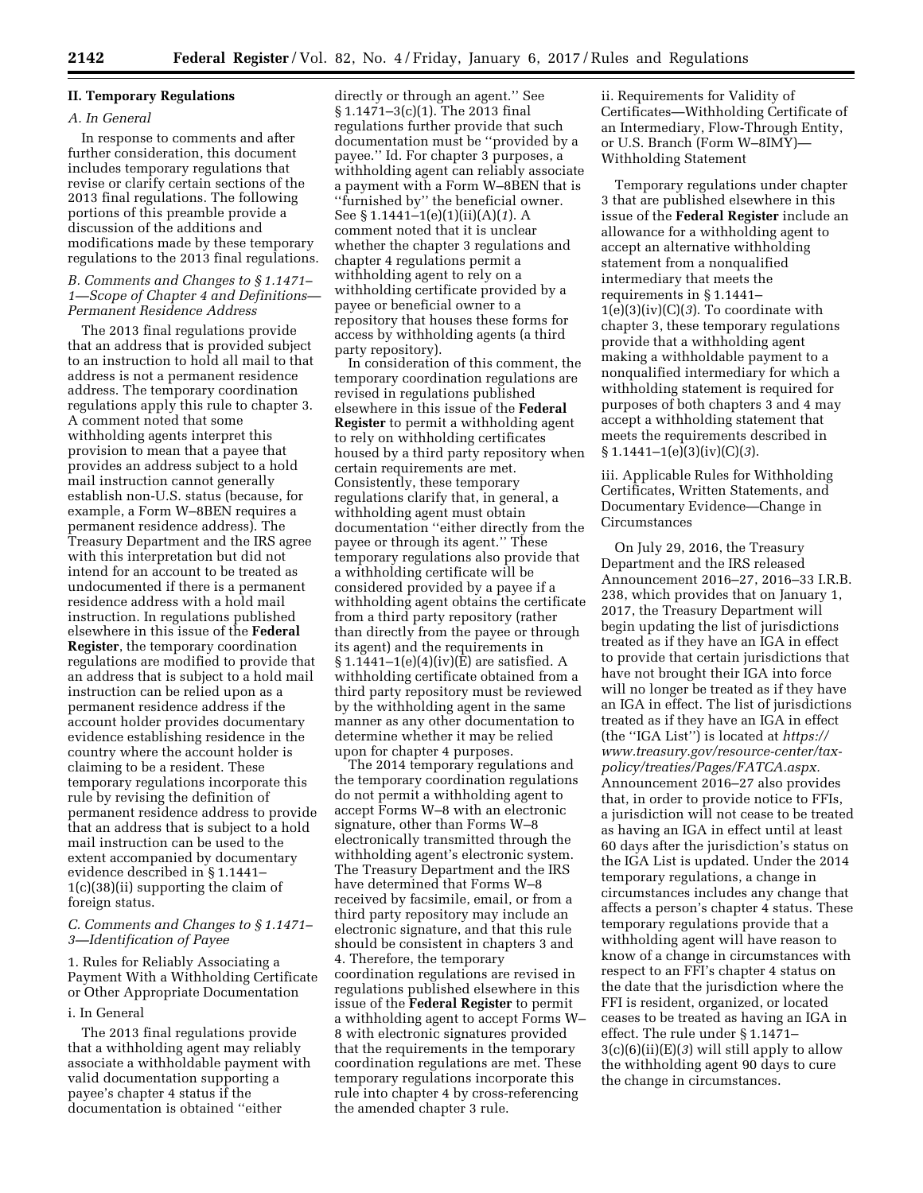## II. Temporary Regulations

### A. In General

In response to comments and after further consideration, this document includes temporary regulations that revise or clarify certain sections of the 2013 final regulations. The following portions of this preamble provide a discussion of the additions and modifications made by these temporary regulations to the 2013 final regulations.

### B. Comments and Changes to § 1.1471–1—Scope of Chapter 4 and Definitions—Permanent Residence Address

The 2013 final regulations provide that an address that is provided subject to an instruction to hold all mail to that address is not a permanent residence address. The temporary coordination regulations apply this rule to chapter 3. A comment noted that some withholding agents interpret this provision to mean that a payee that provides an address subject to a hold mail instruction cannot generally establish non-U.S. status (because, for example, a Form W–8BEN requires a permanent residence address). The Treasury Department and the IRS agree with this interpretation but did not intend for an account to be treated as undocumented if there is a permanent residence address with a hold mail instruction. In regulations published elsewhere in this issue of the **Federal Register**, the temporary coordination regulations are modified to provide that an address that is subject to a hold mail instruction can be relied upon as a permanent residence address if the account holder provides documentary evidence establishing residence in the country where the account holder is claiming to be a resident. These temporary regulations incorporate this rule by revising the definition of permanent residence address to provide that an address that is subject to a hold mail instruction can be used to the extent accompanied by documentary evidence described in § 1.1441–1(c)(38)(ii) supporting the claim of foreign status.

### C. Comments and Changes to § 1.1471–3—Identification of Payee

1. Rules for Reliably Associating a Payment With a Withholding Certificate or Other Appropriate Documentation

i. In General

The 2013 final regulations provide that a withholding agent may reliably associate a withholdable payment with valid documentation supporting a payee's chapter 4 status if the documentation is obtained ''either directly or through an agent.'' See § 1.1471–3(c)(1). The 2013 final regulations further provide that such documentation must be ''provided by a payee.'' Id. For chapter 3 purposes, a withholding agent can reliably associate a payment with a Form W–8BEN that is ''furnished by'' the beneficial owner. See § 1.1441–1(e)(1)(ii)(A)(*1*). A comment noted that it is unclear whether the chapter 3 regulations and chapter 4 regulations permit a withholding agent to rely on a withholding certificate provided by a payee or beneficial owner to a repository that houses these forms for access by withholding agents (a third party repository).

In consideration of this comment, the temporary coordination regulations are revised in regulations published elsewhere in this issue of the **Federal Register** to permit a withholding agent to rely on withholding certificates housed by a third party repository when certain requirements are met. Consistently, these temporary regulations clarify that, in general, a withholding agent must obtain documentation ''either directly from the payee or through its agent.'' These temporary regulations also provide that a withholding certificate will be considered provided by a payee if a withholding agent obtains the certificate from a third party repository (rather than directly from the payee or through its agent) and the requirements in § 1.1441–1(e)(4)(iv)(E) are satisfied. A withholding certificate obtained from a third party repository must be reviewed by the withholding agent in the same manner as any other documentation to determine whether it may be relied upon for chapter 4 purposes.

The 2014 temporary regulations and the temporary coordination regulations do not permit a withholding agent to accept Forms W–8 with an electronic signature, other than Forms W–8 electronically transmitted through the withholding agent's electronic system. The Treasury Department and the IRS have determined that Forms W–8 received by facsimile, email, or from a third party repository may include an electronic signature, and that this rule should be consistent in chapters 3 and 4. Therefore, the temporary coordination regulations are revised in regulations published elsewhere in this issue of the **Federal Register** to permit a withholding agent to accept Forms W–8 with electronic signatures provided that the requirements in the temporary coordination regulations are met. These temporary regulations incorporate this rule into chapter 4 by cross-referencing the amended chapter 3 rule.

ii. Requirements for Validity of Certificates—Withholding Certificate of an Intermediary, Flow-Through Entity, or U.S. Branch (Form W–8IMY)—Withholding Statement

Temporary regulations under chapter 3 that are published elsewhere in this issue of the **Federal Register** include an allowance for a withholding agent to accept an alternative withholding statement from a nonqualified intermediary that meets the requirements in § 1.1441–1(e)(3)(iv)(C)(*3*). To coordinate with chapter 3, these temporary regulations provide that a withholding agent making a withholdable payment to a nonqualified intermediary for which a withholding statement is required for purposes of both chapters 3 and 4 may accept a withholding statement that meets the requirements described in § 1.1441–1(e)(3)(iv)(C)(*3*).

iii. Applicable Rules for Withholding Certificates, Written Statements, and Documentary Evidence—Change in Circumstances

On July 29, 2016, the Treasury Department and the IRS released Announcement 2016–27, 2016–33 I.R.B. 238, which provides that on January 1, 2017, the Treasury Department will begin updating the list of jurisdictions treated as if they have an IGA in effect to provide that certain jurisdictions that have not brought their IGA into force will no longer be treated as if they have an IGA in effect. The list of jurisdictions treated as if they have an IGA in effect (the ''IGA List'') is located at *https://www.treasury.gov/resource-center/tax-policy/treaties/Pages/FATCA.aspx.* Announcement 2016–27 also provides that, in order to provide notice to FFIs, a jurisdiction will not cease to be treated as having an IGA in effect until at least 60 days after the jurisdiction's status on the IGA List is updated. Under the 2014 temporary regulations, a change in circumstances includes any change that affects a person's chapter 4 status. These temporary regulations provide that a withholding agent will have reason to know of a change in circumstances with respect to an FFI's chapter 4 status on the date that the jurisdiction where the FFI is resident, organized, or located ceases to be treated as having an IGA in effect. The rule under § 1.1471–3(c)(6)(ii)(E)(*3*) will still apply to allow the withholding agent 90 days to cure the change in circumstances.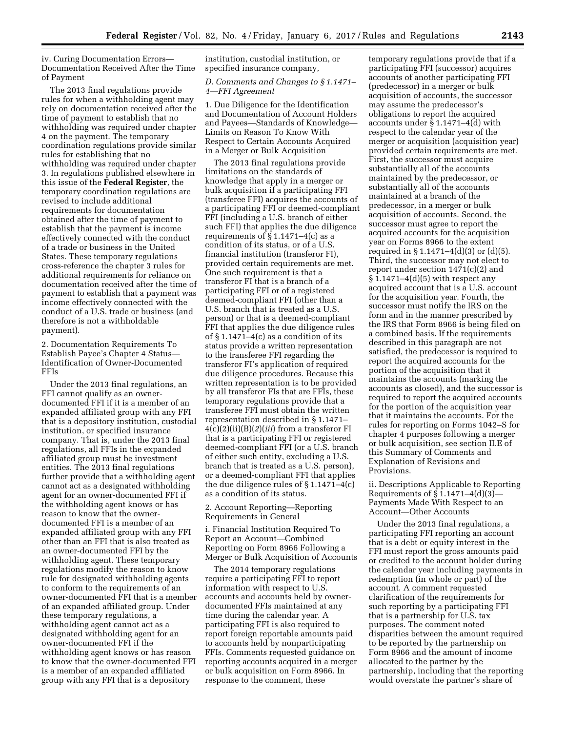iv. Curing Documentation Errors—Documentation Received After the Time of Payment

The 2013 final regulations provide rules for when a withholding agent may rely on documentation received after the time of payment to establish that no withholding was required under chapter 4 on the payment. The temporary coordination regulations provide similar rules for establishing that no withholding was required under chapter 3. In regulations published elsewhere in this issue of the **Federal Register**, the temporary coordination regulations are revised to include additional requirements for documentation obtained after the time of payment to establish that the payment is income effectively connected with the conduct of a trade or business in the United States. These temporary regulations cross-reference the chapter 3 rules for additional requirements for reliance on documentation received after the time of payment to establish that a payment was income effectively connected with the conduct of a U.S. trade or business (and therefore is not a withholdable payment).

2. Documentation Requirements To Establish Payee's Chapter 4 Status—Identification of Owner-Documented FFIs

Under the 2013 final regulations, an FFI cannot qualify as an owner-documented FFI if it is a member of an expanded affiliated group with any FFI that is a depository institution, custodial institution, or specified insurance company. That is, under the 2013 final regulations, all FFIs in the expanded affiliated group must be investment entities. The 2013 final regulations further provide that a withholding agent cannot act as a designated withholding agent for an owner-documented FFI if the withholding agent knows or has reason to know that the owner-documented FFI is a member of an expanded affiliated group with any FFI other than an FFI that is also treated as an owner-documented FFI by the withholding agent. These temporary regulations modify the reason to know rule for designated withholding agents to conform to the requirements of an owner-documented FFI that is a member of an expanded affiliated group. Under these temporary regulations, a withholding agent cannot act as a designated withholding agent for an owner-documented FFI if the withholding agent knows or has reason to know that the owner-documented FFI is a member of an expanded affiliated group with any FFI that is a depository institution, custodial institution, or specified insurance company,

*D. Comments and Changes to § 1.1471–4—FFI Agreement*

1. Due Diligence for the Identification and Documentation of Account Holders and Payees—Standards of Knowledge—Limits on Reason To Know With Respect to Certain Accounts Acquired in a Merger or Bulk Acquisition

The 2013 final regulations provide limitations on the standards of knowledge that apply in a merger or bulk acquisition if a participating FFI (transferee FFI) acquires the accounts of a participating FFI or deemed-compliant FFI (including a U.S. branch of either such FFI) that applies the due diligence requirements of § 1.1471–4(c) as a condition of its status, or of a U.S. financial institution (transferor FI), provided certain requirements are met. One such requirement is that a transferor FI that is a branch of a participating FFI or of a registered deemed-compliant FFI (other than a U.S. branch that is treated as a U.S. person) or that is a deemed-compliant FFI that applies the due diligence rules of § 1.1471–4(c) as a condition of its status provide a written representation to the transferee FFI regarding the transferor FI's application of required due diligence procedures. Because this written representation is to be provided by all transferor FIs that are FFIs, these temporary regulations provide that a transferee FFI must obtain the written representation described in § 1.1471–4(c)(2)(ii)(B)(*2*)(*iii*) from a transferor FI that is a participating FFI or registered deemed-compliant FFI (or a U.S. branch of either such entity, excluding a U.S. branch that is treated as a U.S. person), or a deemed-compliant FFI that applies the due diligence rules of § 1.1471–4(c) as a condition of its status.

2. Account Reporting—Reporting Requirements in General

i. Financial Institution Required To Report an Account—Combined Reporting on Form 8966 Following a Merger or Bulk Acquisition of Accounts

The 2014 temporary regulations require a participating FFI to report information with respect to U.S. accounts and accounts held by owner-documented FFIs maintained at any time during the calendar year. A participating FFI is also required to report foreign reportable amounts paid to accounts held by nonparticipating FFIs. Comments requested guidance on reporting accounts acquired in a merger or bulk acquisition on Form 8966. In response to the comment, these temporary regulations provide that if a participating FFI (successor) acquires accounts of another participating FFI (predecessor) in a merger or bulk acquisition of accounts, the successor may assume the predecessor's obligations to report the acquired accounts under § 1.1471–4(d) with respect to the calendar year of the merger or acquisition (acquisition year) provided certain requirements are met. First, the successor must acquire substantially all of the accounts maintained by the predecessor, or substantially all of the accounts maintained at a branch of the predecessor, in a merger or bulk acquisition of accounts. Second, the successor must agree to report the acquired accounts for the acquisition year on Forms 8966 to the extent required in § 1.1471–4(d)(3) or (d)(5). Third, the successor may not elect to report under section 1471(c)(2) and § 1.1471–4(d)(5) with respect any acquired account that is a U.S. account for the acquisition year. Fourth, the successor must notify the IRS on the form and in the manner prescribed by the IRS that Form 8966 is being filed on a combined basis. If the requirements described in this paragraph are not satisfied, the predecessor is required to report the acquired accounts for the portion of the acquisition that it maintains the accounts (marking the accounts as closed), and the successor is required to report the acquired accounts for the portion of the acquisition year that it maintains the accounts. For the rules for reporting on Forms 1042–S for chapter 4 purposes following a merger or bulk acquisition, see section II.E of this Summary of Comments and Explanation of Revisions and Provisions.

ii. Descriptions Applicable to Reporting Requirements of § 1.1471–4(d)(3)—Payments Made With Respect to an Account—Other Accounts

Under the 2013 final regulations, a participating FFI reporting an account that is a debt or equity interest in the FFI must report the gross amounts paid or credited to the account holder during the calendar year including payments in redemption (in whole or part) of the account. A comment requested clarification of the requirements for such reporting by a participating FFI that is a partnership for U.S. tax purposes. The comment noted disparities between the amount required to be reported by the partnership on Form 8966 and the amount of income allocated to the partner by the partnership, including that the reporting would overstate the partner's share of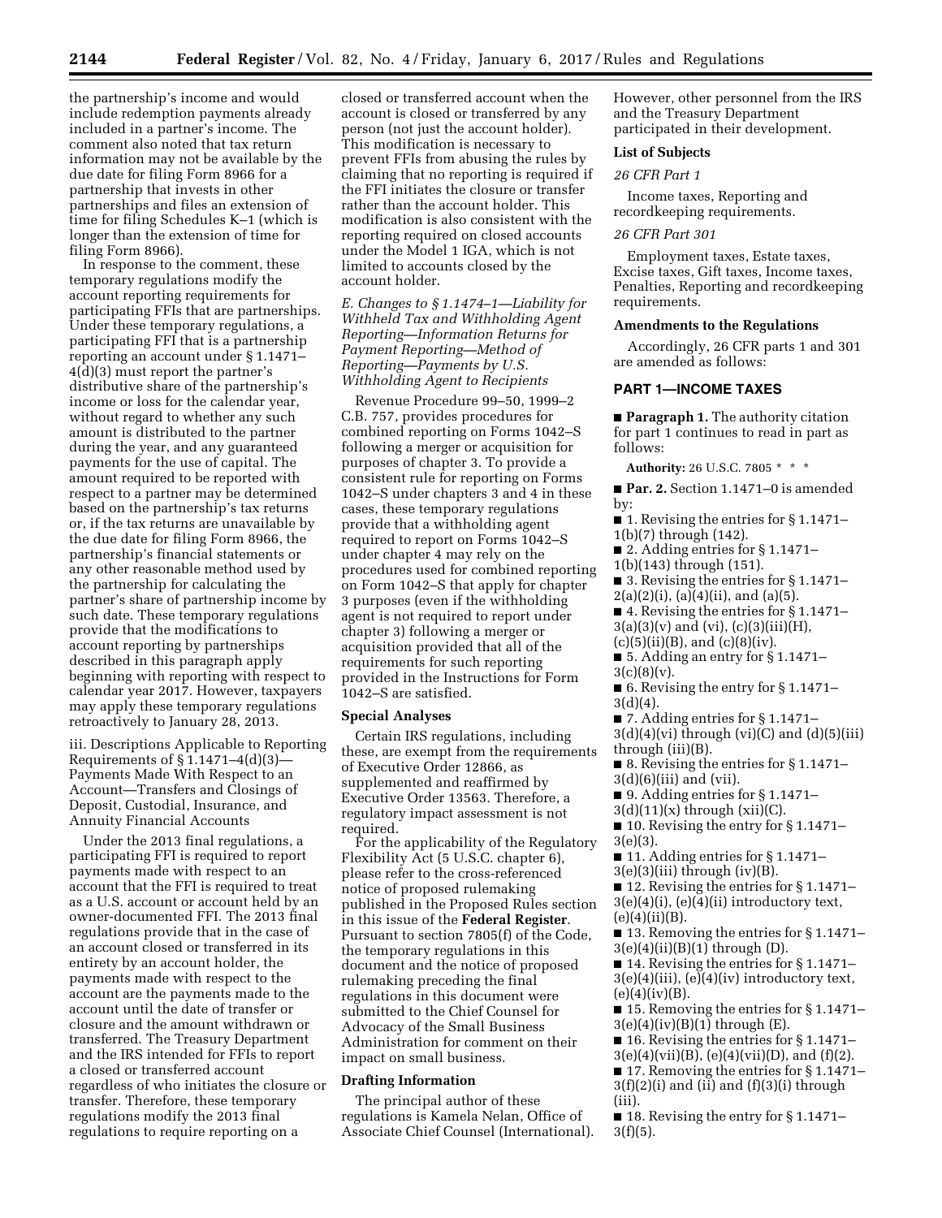the partnership's income and would include redemption payments already included in a partner's income. The comment also noted that tax return information may not be available by the due date for filing Form 8966 for a partnership that invests in other partnerships and files an extension of time for filing Schedules K–1 (which is longer than the extension of time for filing Form 8966).

In response to the comment, these temporary regulations modify the account reporting requirements for participating FFIs that are partnerships. Under these temporary regulations, a participating FFI that is a partnership reporting an account under § 1.1471–4(d)(3) must report the partner's distributive share of the partnership's income or loss for the calendar year, without regard to whether any such amount is distributed to the partner during the year, and any guaranteed payments for the use of capital. The amount required to be reported with respect to a partner may be determined based on the partnership's tax returns or, if the tax returns are unavailable by the due date for filing Form 8966, the partnership's financial statements or any other reasonable method used by the partnership for calculating the partner's share of partnership income by such date. These temporary regulations provide that the modifications to account reporting by partnerships described in this paragraph apply beginning with reporting with respect to calendar year 2017. However, taxpayers may apply these temporary regulations retroactively to January 28, 2013.

iii. Descriptions Applicable to Reporting Requirements of § 1.1471–4(d)(3)—Payments Made With Respect to an Account—Transfers and Closings of Deposit, Custodial, Insurance, and Annuity Financial Accounts

Under the 2013 final regulations, a participating FFI is required to report payments made with respect to an account that the FFI is required to treat as a U.S. account or account held by an owner-documented FFI. The 2013 final regulations provide that in the case of an account closed or transferred in its entirety by an account holder, the payments made with respect to the account are the payments made to the account until the date of transfer or closure and the amount withdrawn or transferred. The Treasury Department and the IRS intended for FFIs to report a closed or transferred account regardless of who initiates the closure or transfer. Therefore, these temporary regulations modify the 2013 final regulations to require reporting on a closed or transferred account when the account is closed or transferred by any person (not just the account holder). This modification is necessary to prevent FFIs from abusing the rules by claiming that no reporting is required if the FFI initiates the closure or transfer rather than the account holder. This modification is also consistent with the reporting required on closed accounts under the Model 1 IGA, which is not limited to accounts closed by the account holder.

*E. Changes to § 1.1474–1—Liability for Withheld Tax and Withholding Agent Reporting—Information Returns for Payment Reporting—Method of Reporting—Payments by U.S. Withholding Agent to Recipients*

Revenue Procedure 99–50, 1999–2 C.B. 757, provides procedures for combined reporting on Forms 1042–S following a merger or acquisition for purposes of chapter 3. To provide a consistent rule for reporting on Forms 1042–S under chapters 3 and 4 in these cases, these temporary regulations provide that a withholding agent required to report on Forms 1042–S under chapter 4 may rely on the procedures used for combined reporting on Form 1042–S that apply for chapter 3 purposes (even if the withholding agent is not required to report under chapter 3) following a merger or acquisition provided that all of the requirements for such reporting provided in the Instructions for Form 1042–S are satisfied.

### Special Analyses

Certain IRS regulations, including these, are exempt from the requirements of Executive Order 12866, as supplemented and reaffirmed by Executive Order 13563. Therefore, a regulatory impact assessment is not required.

For the applicability of the Regulatory Flexibility Act (5 U.S.C. chapter 6), please refer to the cross-referenced notice of proposed rulemaking published in the Proposed Rules section in this issue of the **Federal Register**. Pursuant to section 7805(f) of the Code, the temporary regulations in this document and the notice of proposed rulemaking preceding the final regulations in this document were submitted to the Chief Counsel for Advocacy of the Small Business Administration for comment on their impact on small business.

### Drafting Information

The principal author of these regulations is Kamela Nelan, Office of Associate Chief Counsel (International). However, other personnel from the IRS and the Treasury Department participated in their development.

### List of Subjects

*26 CFR Part 1*

Income taxes, Reporting and recordkeeping requirements.

*26 CFR Part 301*

Employment taxes, Estate taxes, Excise taxes, Gift taxes, Income taxes, Penalties, Reporting and recordkeeping requirements.

### Amendments to the Regulations

Accordingly, 26 CFR parts 1 and 301 are amended as follows:

## PART 1—INCOME TAXES

■ **Paragraph 1.** The authority citation for part 1 continues to read in part as follows:

**Authority:** 26 U.S.C. 7805 * * *

■ **Par. 2.** Section 1.1471–0 is amended by:

■ 1. Revising the entries for § 1.1471–1(b)(7) through (142).

■ 2. Adding entries for § 1.1471–1(b)(143) through (151).

■ 3. Revising the entries for § 1.1471–2(a)(2)(i), (a)(4)(ii), and (a)(5).

■ 4. Revising the entries for § 1.1471–3(a)(3)(v) and (vi), (c)(3)(iii)(H), (c)(5)(ii)(B), and (c)(8)(iv).

■ 5. Adding an entry for § 1.1471–3(c)(8)(v).

■ 6. Revising the entry for § 1.1471–3(d)(4).

■ 7. Adding entries for § 1.1471–3(d)(4)(vi) through (vi)(C) and (d)(5)(iii) through (iii)(B).

■ 8. Revising the entries for § 1.1471–3(d)(6)(iii) and (vii).

■ 9. Adding entries for § 1.1471–3(d)(11)(x) through (xii)(C).

■ 10. Revising the entry for § 1.1471–3(e)(3).

■ 11. Adding entries for § 1.1471–3(e)(3)(iii) through (iv)(B).

■ 12. Revising the entries for § 1.1471–3(e)(4)(i), (e)(4)(ii) introductory text, (e)(4)(ii)(B).

■ 13. Removing the entries for § 1.1471–3(e)(4)(ii)(B)(1) through (D).

■ 14. Revising the entries for § 1.1471–3(e)(4)(iii), (e)(4)(iv) introductory text, (e)(4)(iv)(B).

■ 15. Removing the entries for § 1.1471–3(e)(4)(iv)(B)(1) through (E).

■ 16. Revising the entries for § 1.1471–3(e)(4)(vii)(B), (e)(4)(vii)(D), and (f)(2).

■ 17. Removing the entries for § 1.1471–3(f)(2)(i) and (ii) and (f)(3)(i) through (iii).

■ 18. Revising the entry for § 1.1471–3(f)(5).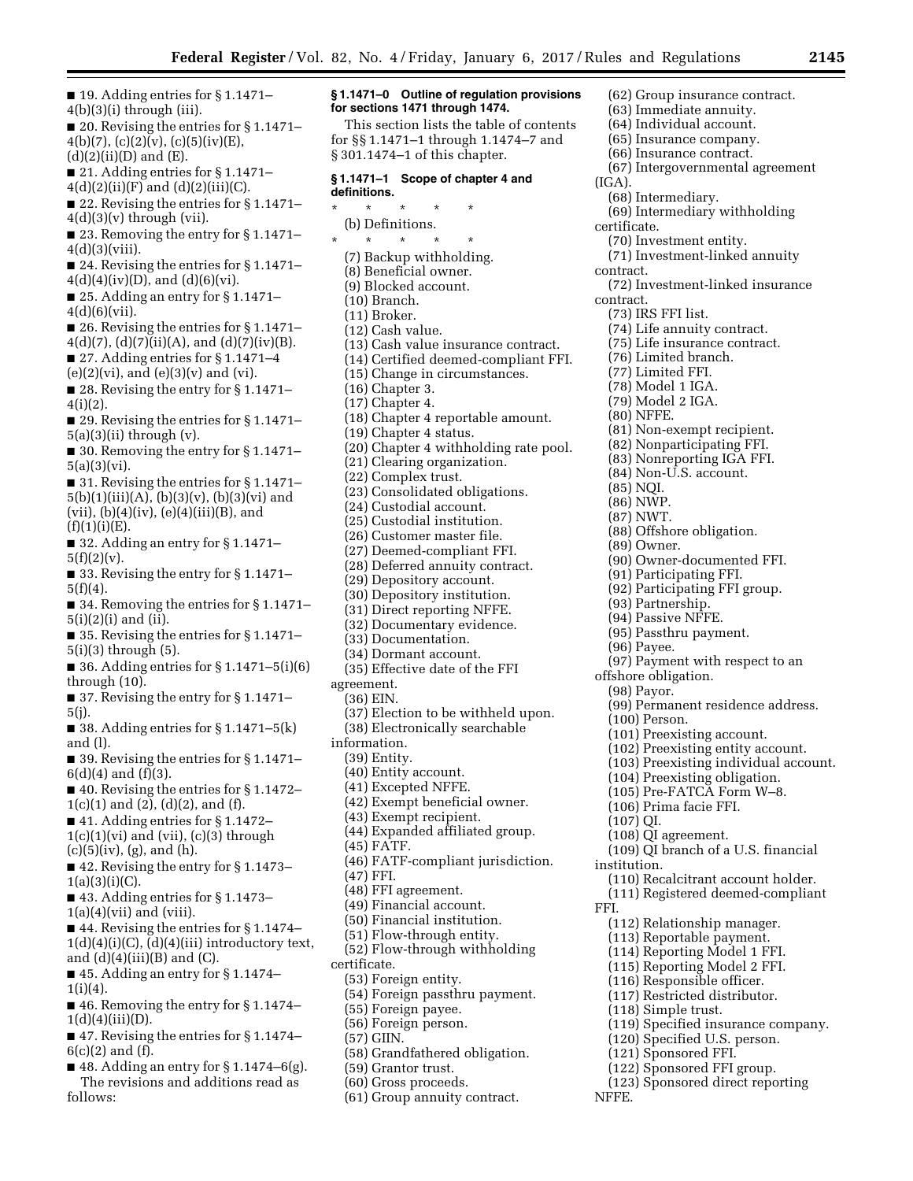■ 19. Adding entries for § 1.1471–4(b)(3)(i) through (iii).

■ 20. Revising the entries for § 1.1471–4(b)(7), (c)(2)(v), (c)(5)(iv)(E), (d)(2)(ii)(D) and (E).

■ 21. Adding entries for § 1.1471–4(d)(2)(ii)(F) and (d)(2)(iii)(C).

■ 22. Revising the entries for § 1.1471–4(d)(3)(v) through (vii).

■ 23. Removing the entry for § 1.1471–4(d)(3)(viii).

■ 24. Revising the entries for § 1.1471–4(d)(4)(iv)(D), and (d)(6)(vi).

■ 25. Adding an entry for § 1.1471–4(d)(6)(vii).

■ 26. Revising the entries for § 1.1471–4(d)(7), (d)(7)(ii)(A), and (d)(7)(iv)(B).

■ 27. Adding entries for § 1.1471–4 (e)(2)(vi), and (e)(3)(v) and (vi).

■ 28. Revising the entry for § 1.1471–4(i)(2).

■ 29. Revising the entries for § 1.1471–5(a)(3)(ii) through (v).

■ 30. Removing the entry for § 1.1471–5(a)(3)(vi).

■ 31. Revising the entries for § 1.1471–5(b)(1)(iii)(A), (b)(3)(v), (b)(3)(vi) and (vii), (b)(4)(iv), (e)(4)(iii)(B), and (f)(1)(i)(E).

■ 32. Adding an entry for § 1.1471–5(f)(2)(v).

■ 33. Revising the entry for § 1.1471–5(f)(4).

■ 34. Removing the entries for § 1.1471–5(i)(2)(i) and (ii).

■ 35. Revising the entries for § 1.1471–5(i)(3) through (5).

■ 36. Adding entries for § 1.1471–5(i)(6) through (10).

■ 37. Revising the entry for § 1.1471–5(j).

■ 38. Adding entries for § 1.1471–5(k) and (l).

■ 39. Revising the entries for § 1.1471–6(d)(4) and (f)(3).

■ 40. Revising the entries for § 1.1472–1(c)(1) and (2), (d)(2), and (f).

■ 41. Adding entries for § 1.1472–1(c)(1)(vi) and (vii), (c)(3) through (c)(5)(iv), (g), and (h).

■ 42. Revising the entry for § 1.1473–1(a)(3)(i)(C).

■ 43. Adding entries for § 1.1473–1(a)(4)(vii) and (viii).

■ 44. Revising the entries for § 1.1474–1(d)(4)(i)(C), (d)(4)(iii) introductory text, and (d)(4)(iii)(B) and (C).

■ 45. Adding an entry for § 1.1474–1(i)(4).

■ 46. Removing the entry for § 1.1474–1(d)(4)(iii)(D).

■ 47. Revising the entries for § 1.1474–6(c)(2) and (f).

■ 48. Adding an entry for § 1.1474–6(g).

The revisions and additions read as follows:

**§ 1.1471–0 Outline of regulation provisions for sections 1471 through 1474.**

This section lists the table of contents for §§ 1.1471–1 through 1.1474–7 and § 301.1474–1 of this chapter.

**§ 1.1471–1 Scope of chapter 4 and definitions.**

\* \* \* \* \*

(b) Definitions.

\* \* \* \* \*

(7) Backup withholding.
(8) Beneficial owner.
(9) Blocked account.
(10) Branch.
(11) Broker.
(12) Cash value.
(13) Cash value insurance contract.
(14) Certified deemed-compliant FFI.
(15) Change in circumstances.
(16) Chapter 3.
(17) Chapter 4.
(18) Chapter 4 reportable amount.
(19) Chapter 4 status.
(20) Chapter 4 withholding rate pool.
(21) Clearing organization.
(22) Complex trust.
(23) Consolidated obligations.
(24) Custodial account.
(25) Custodial institution.
(26) Customer master file.
(27) Deemed-compliant FFI.
(28) Deferred annuity contract.
(29) Depository account.
(30) Depository institution.
(31) Direct reporting NFFE.
(32) Documentary evidence.
(33) Documentation.
(34) Dormant account.
(35) Effective date of the FFI agreement.
(36) EIN.
(37) Election to be withheld upon.
(38) Electronically searchable information.
(39) Entity.
(40) Entity account.
(41) Excepted NFFE.
(42) Exempt beneficial owner.
(43) Exempt recipient.
(44) Expanded affiliated group.
(45) FATF.
(46) FATF-compliant jurisdiction.
(47) FFI.
(48) FFI agreement.
(49) Financial account.
(50) Financial institution.
(51) Flow-through entity.
(52) Flow-through withholding certificate.
(53) Foreign entity.
(54) Foreign passthru payment.
(55) Foreign payee.
(56) Foreign person.
(57) GIIN.
(58) Grandfathered obligation.
(59) Grantor trust.
(60) Gross proceeds.
(61) Group annuity contract.
(62) Group insurance contract.
(63) Immediate annuity.
(64) Individual account.
(65) Insurance company.
(66) Insurance contract.
(67) Intergovernmental agreement (IGA).
(68) Intermediary.
(69) Intermediary withholding certificate.
(70) Investment entity.
(71) Investment-linked annuity contract.
(72) Investment-linked insurance contract.
(73) IRS FFI list.
(74) Life annuity contract.
(75) Life insurance contract.
(76) Limited branch.
(77) Limited FFI.
(78) Model 1 IGA.
(79) Model 2 IGA.
(80) NFFE.
(81) Non-exempt recipient.
(82) Nonparticipating FFI.
(83) Nonreporting IGA FFI.
(84) Non-U.S. account.
(85) NQI.
(86) NWP.
(87) NWT.
(88) Offshore obligation.
(89) Owner.
(90) Owner-documented FFI.
(91) Participating FFI.
(92) Participating FFI group.
(93) Partnership.
(94) Passive NFFE.
(95) Passthru payment.
(96) Payee.
(97) Payment with respect to an offshore obligation.
(98) Payor.
(99) Permanent residence address.
(100) Person.
(101) Preexisting account.
(102) Preexisting entity account.
(103) Preexisting individual account.
(104) Preexisting obligation.
(105) Pre-FATCA Form W–8.
(106) Prima facie FFI.
(107) QI.
(108) QI agreement.
(109) QI branch of a U.S. financial institution.
(110) Recalcitrant account holder.
(111) Registered deemed-compliant FFI.
(112) Relationship manager.
(113) Reportable payment.
(114) Reporting Model 1 FFI.
(115) Reporting Model 2 FFI.
(116) Responsible officer.
(117) Restricted distributor.
(118) Simple trust.
(119) Specified insurance company.
(120) Specified U.S. person.
(121) Sponsored FFI.
(122) Sponsored FFI group.
(123) Sponsored direct reporting NFFE.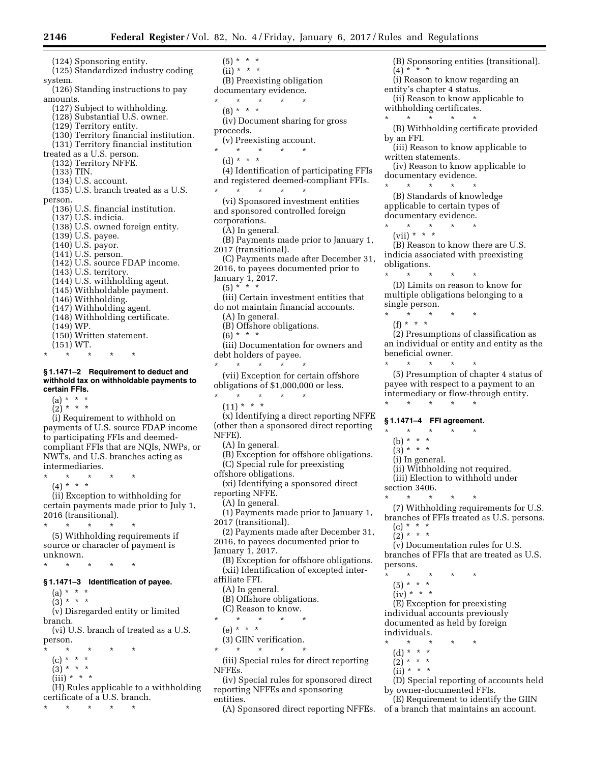(124) Sponsoring entity.

(125) Standardized industry coding system.

(126) Standing instructions to pay amounts.

(127) Subject to withholding.

(128) Substantial U.S. owner.

(129) Territory entity.

(130) Territory financial institution.

(131) Territory financial institution treated as a U.S. person.

(132) Territory NFFE.

(133) TIN.

(134) U.S. account.

(135) U.S. branch treated as a U.S. person.

(136) U.S. financial institution.

(137) U.S. indicia.

(138) U.S. owned foreign entity.

(139) U.S. payee.

(140) U.S. payor.

(141) U.S. person.

(142) U.S. source FDAP income.

(143) U.S. territory.

(144) U.S. withholding agent.

(145) Withholdable payment.

(146) Withholding.

(147) Withholding agent.

(148) Withholding certificate.

(149) WP.

(150) Written statement.

(151) WT.

\* \* \* \* \*

**§ 1.1471–2 Requirement to deduct and withhold tax on withholdable payments to certain FFIs.**

(a) \* \* \*

(2) \* \* \*

(i) Requirement to withhold on payments of U.S. source FDAP income to participating FFIs and deemed-compliant FFIs that are NQIs, NWPs, or NWTs, and U.S. branches acting as intermediaries.

\* \* \* \* \*

(4) \* \* \*

(ii) Exception to withholding for certain payments made prior to July 1, 2016 (transitional).

\* \* \* \* \*

(5) Withholding requirements if source or character of payment is unknown.

\* \* \* \* \*

**§ 1.1471–3 Identification of payee.**

(a) \* \* \*

(3) \* \* \*

(v) Disregarded entity or limited branch.

(vi) U.S. branch of treated as a U.S. person.

\* \* \* \* \*

(c) \* \* \*

(3) \* \* \*

(iii) \* \* \*

(H) Rules applicable to a withholding certificate of a U.S. branch.

\* \* \* \* \*

(5) \* \* \*

(ii) \* \* \*

(B) Preexisting obligation documentary evidence.

\* \* \* \* \*

(8) \* \* \*

(iv) Document sharing for gross proceeds.

(v) Preexisting account.

\* \* \* \* \*

(d) \* \* \*

(4) Identification of participating FFIs and registered deemed-compliant FFIs.

\* \* \* \* \*

(vi) Sponsored investment entities and sponsored controlled foreign corporations.

(A) In general.

(B) Payments made prior to January 1, 2017 (transitional).

(C) Payments made after December 31, 2016, to payees documented prior to January 1, 2017.

(5) \* \* \*

(iii) Certain investment entities that do not maintain financial accounts.

(A) In general.

(B) Offshore obligations.

(6) \* \* \*

(iii) Documentation for owners and debt holders of payee.

\* \* \* \* \*

(vii) Exception for certain offshore obligations of $1,000,000 or less.

\* \* \* \* \*

(11) \* \* \*

(x) Identifying a direct reporting NFFE (other than a sponsored direct reporting NFFE).

(A) In general.

(B) Exception for offshore obligations.

(C) Special rule for preexisting offshore obligations.

(xi) Identifying a sponsored direct reporting NFFE.

(A) In general.

(*1*) Payments made prior to January 1, 2017 (transitional).

(*2*) Payments made after December 31, 2016, to payees documented prior to January 1, 2017.

(B) Exception for offshore obligations.

(xii) Identification of excepted inter-affiliate FFI.

(A) In general.

(B) Offshore obligations.

(C) Reason to know.

\* \* \* \* \*

(e) \* \* \*

(3) GIIN verification.

\* \* \* \* \*

(iii) Special rules for direct reporting NFFEs.

(iv) Special rules for sponsored direct reporting NFFEs and sponsoring entities.

(A) Sponsored direct reporting NFFEs.

(B) Sponsoring entities (transitional).

(4) \* \* \*

(i) Reason to know regarding an entity's chapter 4 status.

(ii) Reason to know applicable to withholding certificates.

\* \* \* \* \*

(B) Withholding certificate provided by an FFI.

(iii) Reason to know applicable to written statements.

(iv) Reason to know applicable to documentary evidence.

\* \* \* \* \*

(B) Standards of knowledge applicable to certain types of documentary evidence.

\* \* \* \* \*

(vii) \* \* \*

(B) Reason to know there are U.S. indicia associated with preexisting obligations.

\* \* \* \* \*

(D) Limits on reason to know for multiple obligations belonging to a single person.

\* \* \* \* \*

(f) \* \* \*

(2) Presumptions of classification as an individual or entity and entity as the beneficial owner.

\* \* \* \* \*

(5) Presumption of chapter 4 status of payee with respect to a payment to an intermediary or flow-through entity.

\* \* \* \* \*

**§ 1.1471–4 FFI agreement.**

\* \* \* \* \*

(b) \* \* \*

(3) \* \* \*

(i) In general.

(ii) Withholding not required.

(iii) Election to withhold under section 3406.

\* \* \* \* \*

(7) Withholding requirements for U.S. branches of FFIs treated as U.S. persons.

(c) \* \* \*

(2) \* \* \*

(v) Documentation rules for U.S. branches of FFIs that are treated as U.S. persons.

\* \* \* \* \*

(5) \* \* \*

(iv) \* \* \*

(E) Exception for preexisting individual accounts previously documented as held by foreign individuals.

\* \* \* \* \*

(d) \* \* \*

(2) \* \* \*

(ii) \* \* \*

(D) Special reporting of accounts held by owner-documented FFIs.

(E) Requirement to identify the GIIN of a branch that maintains an account.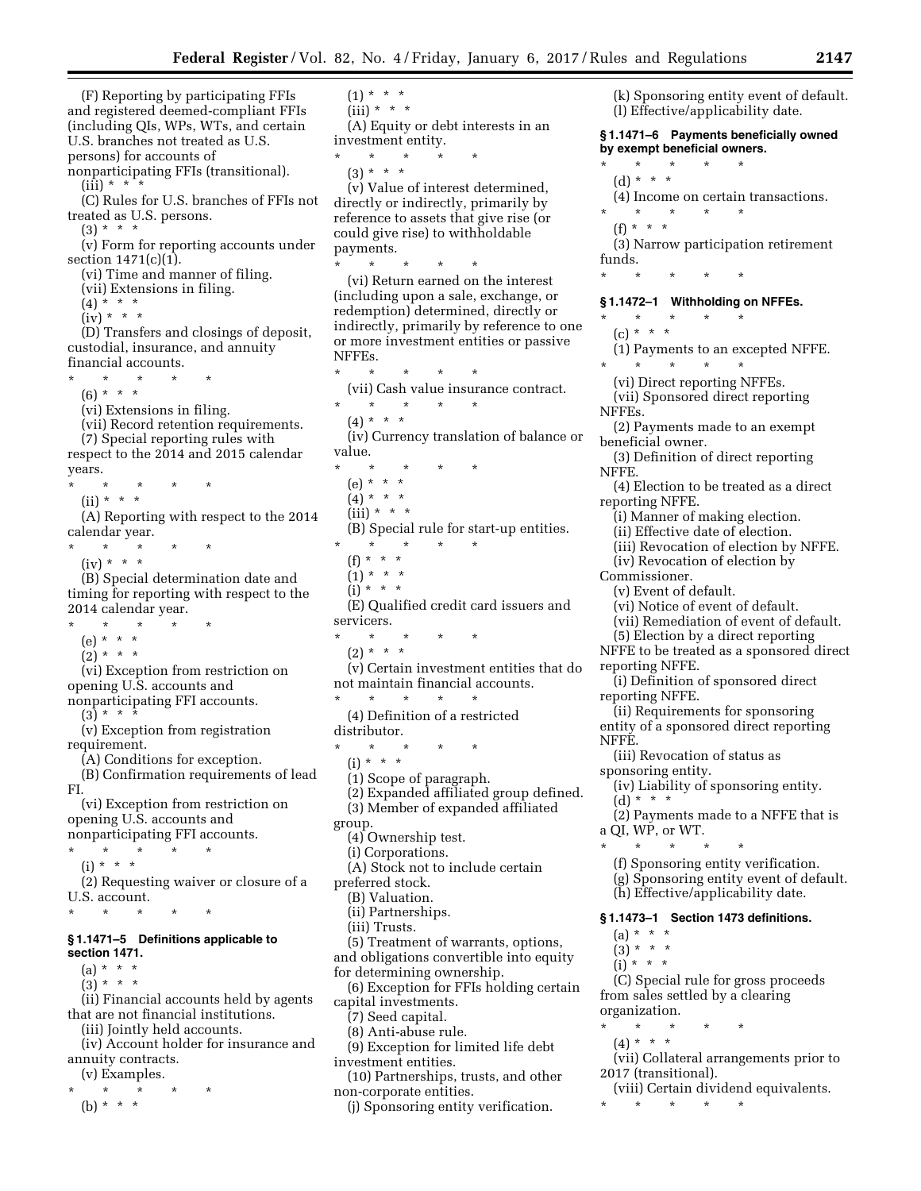(F) Reporting by participating FFIs and registered deemed-compliant FFIs (including QIs, WPs, WTs, and certain U.S. branches not treated as U.S. persons) for accounts of nonparticipating FFIs (transitional).

(iii) * * *

(C) Rules for U.S. branches of FFIs not treated as U.S. persons.

(3) * * *

(v) Form for reporting accounts under section 1471(c)(1).

(vi) Time and manner of filing.

(vii) Extensions in filing.

(4) * * *

(iv) * * *

(D) Transfers and closings of deposit, custodial, insurance, and annuity financial accounts.

\* \* \* \* \*

(6) * * *

(vi) Extensions in filing.

(vii) Record retention requirements.

(7) Special reporting rules with respect to the 2014 and 2015 calendar years.

\* \* \* \* \*

(ii) * * *

(A) Reporting with respect to the 2014 calendar year.

\* \* \* \* \*

(iv) * * *

(B) Special determination date and timing for reporting with respect to the 2014 calendar year.

\* \* \* \* \*

(e) * * *

(2) * * *

(vi) Exception from restriction on opening U.S. accounts and nonparticipating FFI accounts.

(3) * * *

(v) Exception from registration requirement.

(A) Conditions for exception.

(B) Confirmation requirements of lead FI.

(vi) Exception from restriction on opening U.S. accounts and nonparticipating FFI accounts.

\* \* \* \* \*

(i) * * *

(2) Requesting waiver or closure of a U.S. account.

\* \* \* \* \*

### § 1.1471–5 Definitions applicable to section 1471.

(a) * * *

(3) * * *

(ii) Financial accounts held by agents that are not financial institutions.

(iii) Jointly held accounts.

(iv) Account holder for insurance and annuity contracts.

(v) Examples.

\* \* \* \* \*

(b) * * *

(1) * * *

(iii) * * *

(A) Equity or debt interests in an investment entity.

\* \* \* \* \*

(3) * * *

(v) Value of interest determined, directly or indirectly, primarily by reference to assets that give rise (or could give rise) to withholdable payments.

\* \* \* \* \*

(vi) Return earned on the interest (including upon a sale, exchange, or redemption) determined, directly or indirectly, primarily by reference to one or more investment entities or passive NFFEs.

\* \* \* \* \*

(vii) Cash value insurance contract.

\* \* \* \* \*

(4) * * *

(iv) Currency translation of balance or value.

\* \* \* \* \*

(e) * * *

(4) * * *

(iii) * * *

(B) Special rule for start-up entities.

\* \* \* \* \*

(f) * * *

(1) * * *

(i) * * *

(E) Qualified credit card issuers and servicers.

\* \* \* \* \*

(2) * * *

(v) Certain investment entities that do not maintain financial accounts.

\* \* \* \* \*

(4) Definition of a restricted distributor.

\* \* \* \* \*

(i) * * *

(1) Scope of paragraph.

(2) Expanded affiliated group defined.

(3) Member of expanded affiliated group.

(4) Ownership test.

(i) Corporations.

(A) Stock not to include certain preferred stock.

(B) Valuation.

(ii) Partnerships.

(iii) Trusts.

(5) Treatment of warrants, options, and obligations convertible into equity for determining ownership.

(6) Exception for FFIs holding certain capital investments.

(7) Seed capital.

(8) Anti-abuse rule.

(9) Exception for limited life debt investment entities.

(10) Partnerships, trusts, and other non-corporate entities.

(j) Sponsoring entity verification.

(k) Sponsoring entity event of default.

(l) Effective/applicability date.

### § 1.1471–6 Payments beneficially owned by exempt beneficial owners.

\* \* \* \* \*

(d) * * *

(4) Income on certain transactions.

\* \* \* \* \*

(f) * * *

(3) Narrow participation retirement funds.

\* \* \* \* \*

### § 1.1472–1 Withholding on NFFEs.

\* \* \* \* \*

(c) * * *

(1) Payments to an excepted NFFE.

\* \* \* \* \*

(vi) Direct reporting NFFEs.

(vii) Sponsored direct reporting NFFEs.

(2) Payments made to an exempt beneficial owner.

(3) Definition of direct reporting NFFE.

(4) Election to be treated as a direct reporting NFFE.

(i) Manner of making election.

(ii) Effective date of election.

(iii) Revocation of election by NFFE.

(iv) Revocation of election by Commissioner.

(v) Event of default.

(vi) Notice of event of default.

(vii) Remediation of event of default.

(5) Election by a direct reporting NFFE to be treated as a sponsored direct reporting NFFE.

(i) Definition of sponsored direct reporting NFFE.

(ii) Requirements for sponsoring entity of a sponsored direct reporting NFFE.

(iii) Revocation of status as sponsoring entity.

(iv) Liability of sponsoring entity.

(d) * * *

(2) Payments made to a NFFE that is a QI, WP, or WT.

\* \* \* \* \*

(f) Sponsoring entity verification.

(g) Sponsoring entity event of default.

(h) Effective/applicability date.

### § 1.1473–1 Section 1473 definitions.

(a) * * *

(3) * * *

(i) * * *

(C) Special rule for gross proceeds from sales settled by a clearing organization.

\* \* \* \* \*

(4) * * *

(vii) Collateral arrangements prior to 2017 (transitional).

(viii) Certain dividend equivalents.

\* \* \* \* \*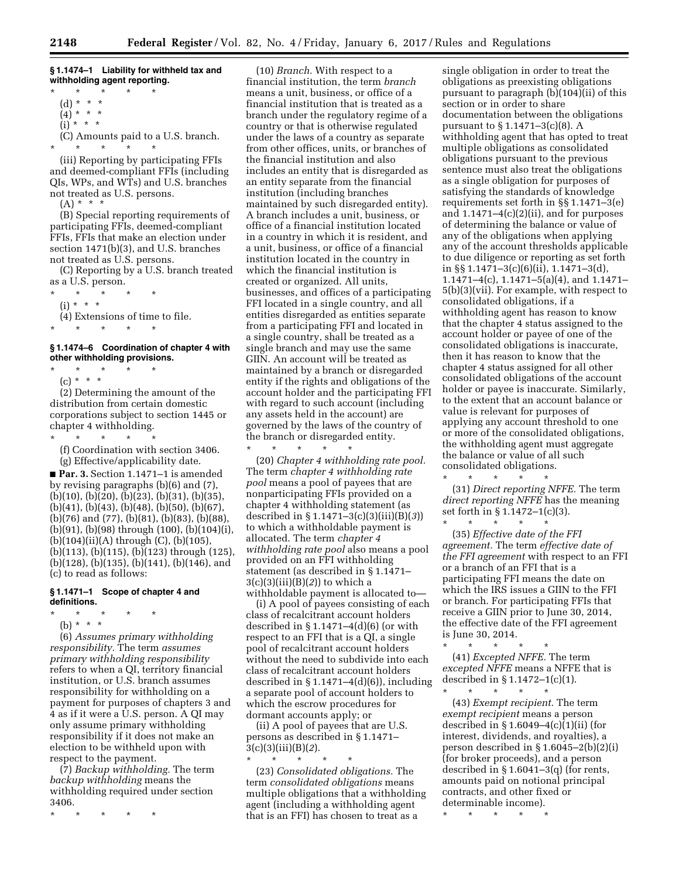**§ 1.1474–1 Liability for withheld tax and withholding agent reporting.**

\* \* \* \* \*

(d) \* \* \*

(4) \* \* \*

(i) \* \* \*

(C) Amounts paid to a U.S. branch.

\* \* \* \* \*

(iii) Reporting by participating FFIs and deemed-compliant FFIs (including QIs, WPs, and WTs) and U.S. branches not treated as U.S. persons.

(A) \* \* \*

(B) Special reporting requirements of participating FFIs, deemed-compliant FFIs, FFIs that make an election under section 1471(b)(3), and U.S. branches not treated as U.S. persons.

(C) Reporting by a U.S. branch treated as a U.S. person.

\* \* \* \* \*

(i) \* \* \*

(4) Extensions of time to file.

\* \* \* \* \*

**§ 1.1474–6 Coordination of chapter 4 with other withholding provisions.**

\* \* \* \* \*

(c) \* \* \*

(2) Determining the amount of the distribution from certain domestic corporations subject to section 1445 or chapter 4 withholding.

\* \* \* \* \*

(f) Coordination with section 3406.

(g) Effective/applicability date.

■ **Par. 3.** Section 1.1471–1 is amended by revising paragraphs (b)(6) and (7), (b)(10), (b)(20), (b)(23), (b)(31), (b)(35), (b)(41), (b)(43), (b)(48), (b)(50), (b)(67), (b)(76) and (77), (b)(81), (b)(83), (b)(88), (b)(91), (b)(98) through (100), (b)(104)(i), (b)(104)(ii)(A) through (C), (b)(105), (b)(113), (b)(115), (b)(123) through (125), (b)(128), (b)(135), (b)(141), (b)(146), and (c) to read as follows:

**§ 1.1471–1 Scope of chapter 4 and definitions.**

\* \* \* \* \*

(b) \* \* \*

(6) *Assumes primary withholding responsibility.* The term *assumes primary withholding responsibility* refers to when a QI, territory financial institution, or U.S. branch assumes responsibility for withholding on a payment for purposes of chapters 3 and 4 as if it were a U.S. person. A QI may only assume primary withholding responsibility if it does not make an election to be withheld upon with respect to the payment.

(7) *Backup withholding.* The term *backup withholding* means the withholding required under section 3406.

\* \* \* \* \*

(10) *Branch.* With respect to a financial institution, the term *branch* means a unit, business, or office of a financial institution that is treated as a branch under the regulatory regime of a country or that is otherwise regulated under the laws of a country as separate from other offices, units, or branches of the financial institution and also includes an entity that is disregarded as an entity separate from the financial institution (including branches maintained by such disregarded entity). A branch includes a unit, business, or office of a financial institution located in a country in which it is resident, and a unit, business, or office of a financial institution located in the country in which the financial institution is created or organized. All units, businesses, and offices of a participating FFI located in a single country, and all entities disregarded as entities separate from a participating FFI and located in a single country, shall be treated as a single branch and may use the same GIIN. An account will be treated as maintained by a branch or disregarded entity if the rights and obligations of the account holder and the participating FFI with regard to such account (including any assets held in the account) are governed by the laws of the country of the branch or disregarded entity.

\* \* \* \* \*

(20) *Chapter 4 withholding rate pool.* The term *chapter 4 withholding rate pool* means a pool of payees that are nonparticipating FFIs provided on a chapter 4 withholding statement (as described in § 1.1471–3(c)(3)(iii)(B)(*3*)) to which a withholdable payment is allocated. The term *chapter 4 withholding rate pool* also means a pool provided on an FFI withholding statement (as described in § 1.1471–3(c)(3)(iii)(B)(*2*)) to which a withholdable payment is allocated to—

(i) A pool of payees consisting of each class of recalcitrant account holders described in § 1.1471–4(d)(6) (or with respect to an FFI that is a QI, a single pool of recalcitrant account holders without the need to subdivide into each class of recalcitrant account holders described in § 1.1471–4(d)(6)), including a separate pool of account holders to which the escrow procedures for dormant accounts apply; or

(ii) A pool of payees that are U.S. persons as described in § 1.1471–3(c)(3)(iii)(B)(*2*).

\* \* \* \* \*

(23) *Consolidated obligations.* The term *consolidated obligations* means multiple obligations that a withholding agent (including a withholding agent that is an FFI) has chosen to treat as a single obligation in order to treat the obligations as preexisting obligations pursuant to paragraph (b)(104)(ii) of this section or in order to share documentation between the obligations pursuant to § 1.1471–3(c)(8). A withholding agent that has opted to treat multiple obligations as consolidated obligations pursuant to the previous sentence must also treat the obligations as a single obligation for purposes of satisfying the standards of knowledge requirements set forth in §§ 1.1471–3(e) and 1.1471–4(c)(2)(ii), and for purposes of determining the balance or value of any of the obligations when applying any of the account thresholds applicable to due diligence or reporting as set forth in §§ 1.1471–3(c)(6)(ii), 1.1471–3(d), 1.1471–4(c), 1.1471–5(a)(4), and 1.1471–5(b)(3)(vii). For example, with respect to consolidated obligations, if a withholding agent has reason to know that the chapter 4 status assigned to the account holder or payee of one of the consolidated obligations is inaccurate, then it has reason to know that the chapter 4 status assigned for all other consolidated obligations of the account holder or payee is inaccurate. Similarly, to the extent that an account balance or value is relevant for purposes of applying any account threshold to one or more of the consolidated obligations, the withholding agent must aggregate the balance or value of all such consolidated obligations.

\* \* \* \* \*

(31) *Direct reporting NFFE.* The term *direct reporting NFFE* has the meaning set forth in § 1.1472–1(c)(3).

\* \* \* \* \*

(35) *Effective date of the FFI agreement.* The term *effective date of the FFI agreement* with respect to an FFI or a branch of an FFI that is a participating FFI means the date on which the IRS issues a GIIN to the FFI or branch. For participating FFIs that receive a GIIN prior to June 30, 2014, the effective date of the FFI agreement is June 30, 2014.

\* \* \* \* \*

(41) *Excepted NFFE.* The term *excepted NFFE* means a NFFE that is described in § 1.1472–1(c)(1).

\* \* \* \* \*

(43) *Exempt recipient.* The term *exempt recipient* means a person described in § 1.6049–4(c)(1)(ii) (for interest, dividends, and royalties), a person described in § 1.6045–2(b)(2)(i) (for broker proceeds), and a person described in § 1.6041–3(q) (for rents, amounts paid on notional principal contracts, and other fixed or determinable income).

\* \* \* \* \*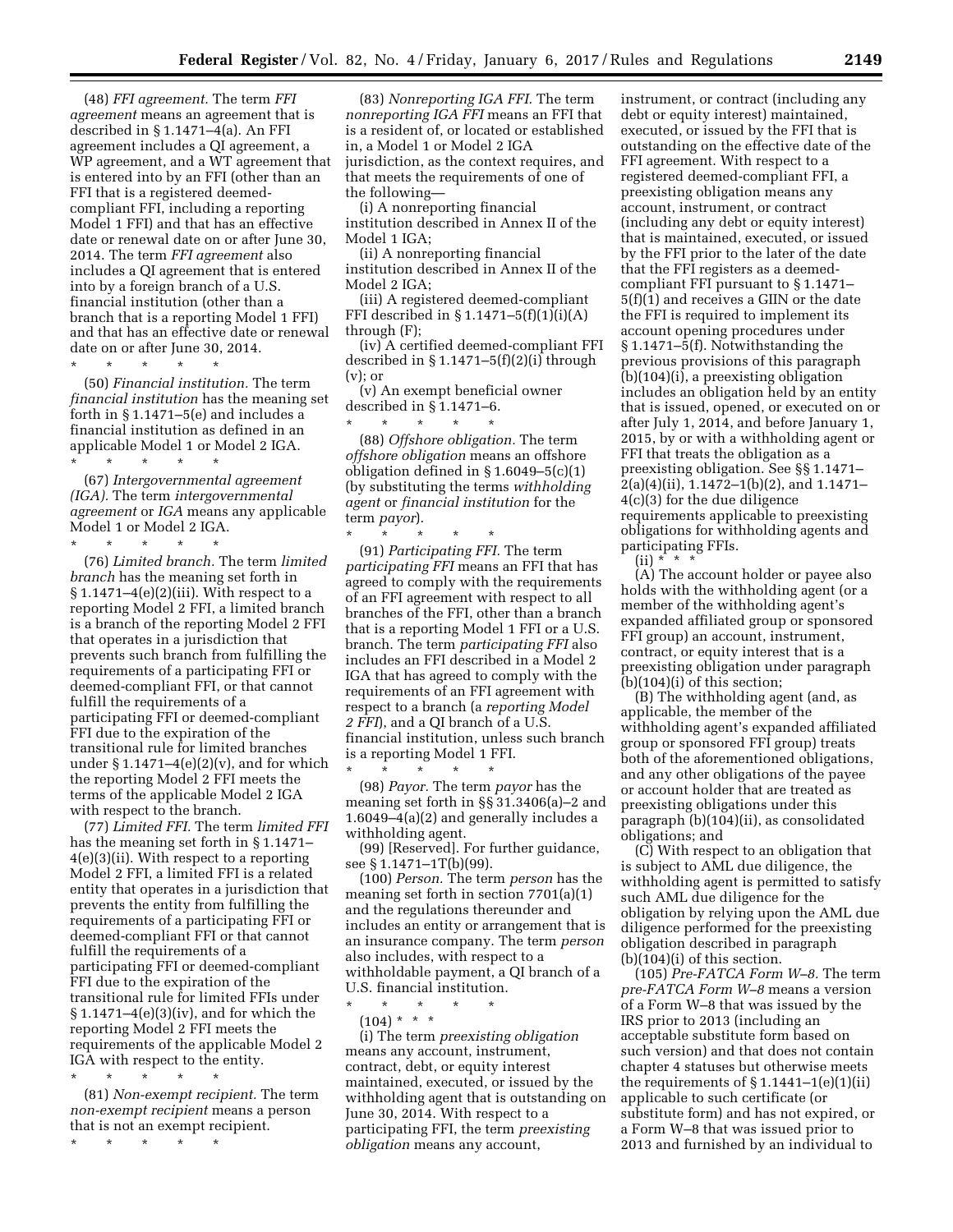(48) *FFI agreement.* The term *FFI agreement* means an agreement that is described in § 1.1471–4(a). An FFI agreement includes a QI agreement, a WP agreement, and a WT agreement that is entered into by an FFI (other than an FFI that is a registered deemed-compliant FFI, including a reporting Model 1 FFI) and that has an effective date or renewal date on or after June 30, 2014. The term *FFI agreement* also includes a QI agreement that is entered into by a foreign branch of a U.S. financial institution (other than a branch that is a reporting Model 1 FFI) and that has an effective date or renewal date on or after June 30, 2014.

\* \* \* \* \*

(50) *Financial institution.* The term *financial institution* has the meaning set forth in § 1.1471–5(e) and includes a financial institution as defined in an applicable Model 1 or Model 2 IGA.

\* \* \* \* \*

(67) *Intergovernmental agreement (IGA).* The term *intergovernmental agreement* or *IGA* means any applicable Model 1 or Model 2 IGA.

\* \* \* \* \*

(76) *Limited branch.* The term *limited branch* has the meaning set forth in § 1.1471–4(e)(2)(iii). With respect to a reporting Model 2 FFI, a limited branch is a branch of the reporting Model 2 FFI that operates in a jurisdiction that prevents such branch from fulfilling the requirements of a participating FFI or deemed-compliant FFI, or that cannot fulfill the requirements of a participating FFI or deemed-compliant FFI due to the expiration of the transitional rule for limited branches under § 1.1471–4(e)(2)(v), and for which the reporting Model 2 FFI meets the terms of the applicable Model 2 IGA with respect to the branch.

(77) *Limited FFI.* The term *limited FFI* has the meaning set forth in § 1.1471–4(e)(3)(ii). With respect to a reporting Model 2 FFI, a limited FFI is a related entity that operates in a jurisdiction that prevents the entity from fulfilling the requirements of a participating FFI or deemed-compliant FFI or that cannot fulfill the requirements of a participating FFI or deemed-compliant FFI due to the expiration of the transitional rule for limited FFIs under § 1.1471–4(e)(3)(iv), and for which the reporting Model 2 FFI meets the requirements of the applicable Model 2 IGA with respect to the entity.

\* \* \* \* \*

(81) *Non-exempt recipient.* The term *non-exempt recipient* means a person that is not an exempt recipient.

\* \* \* \* \*

(83) *Nonreporting IGA FFI.* The term *nonreporting IGA FFI* means an FFI that is a resident of, or located or established in, a Model 1 or Model 2 IGA jurisdiction, as the context requires, and that meets the requirements of one of the following—

(i) A nonreporting financial institution described in Annex II of the Model 1 IGA;

(ii) A nonreporting financial institution described in Annex II of the Model 2 IGA;

(iii) A registered deemed-compliant FFI described in § 1.1471–5(f)(1)(i)(A) through (F);

(iv) A certified deemed-compliant FFI described in § 1.1471–5(f)(2)(i) through (v); or

(v) An exempt beneficial owner described in § 1.1471–6.

\* \* \* \* \*

(88) *Offshore obligation.* The term *offshore obligation* means an offshore obligation defined in § 1.6049–5(c)(1) (by substituting the terms *withholding agent* or *financial institution* for the term *payor*).

\* \* \* \* \*

(91) *Participating FFI.* The term *participating FFI* means an FFI that has agreed to comply with the requirements of an FFI agreement with respect to all branches of the FFI, other than a branch that is a reporting Model 1 FFI or a U.S. branch. The term *participating FFI* also includes an FFI described in a Model 2 IGA that has agreed to comply with the requirements of an FFI agreement with respect to a branch (a *reporting Model 2 FFI*), and a QI branch of a U.S. financial institution, unless such branch is a reporting Model 1 FFI.

\* \* \* \* \*

(98) *Payor.* The term *payor* has the meaning set forth in §§ 31.3406(a)–2 and 1.6049–4(a)(2) and generally includes a withholding agent.

(99) [Reserved]. For further guidance, see § 1.1471–1T(b)(99).

(100) *Person.* The term *person* has the meaning set forth in section 7701(a)(1) and the regulations thereunder and includes an entity or arrangement that is an insurance company. The term *person* also includes, with respect to a withholdable payment, a QI branch of a U.S. financial institution.

\* \* \* \* \*

(104) \* \* \*

(i) The term *preexisting obligation* means any account, instrument, contract, debt, or equity interest maintained, executed, or issued by the withholding agent that is outstanding on June 30, 2014. With respect to a participating FFI, the term *preexisting obligation* means any account, instrument, or contract (including any debt or equity interest) maintained, executed, or issued by the FFI that is outstanding on the effective date of the FFI agreement. With respect to a registered deemed-compliant FFI, a preexisting obligation means any account, instrument, or contract (including any debt or equity interest) that is maintained, executed, or issued by the FFI prior to the later of the date that the FFI registers as a deemed-compliant FFI pursuant to § 1.1471–5(f)(1) and receives a GIIN or the date the FFI is required to implement its account opening procedures under § 1.1471–5(f). Notwithstanding the previous provisions of this paragraph (b)(104)(i), a preexisting obligation includes an obligation held by an entity that is issued, opened, or executed on or after July 1, 2014, and before January 1, 2015, by or with a withholding agent or FFI that treats the obligation as a preexisting obligation. See §§ 1.1471–2(a)(4)(ii), 1.1472–1(b)(2), and 1.1471–4(c)(3) for the due diligence requirements applicable to preexisting obligations for withholding agents and participating FFIs.

(ii) \* \* \*

(A) The account holder or payee also holds with the withholding agent (or a member of the withholding agent's expanded affiliated group or sponsored FFI group) an account, instrument, contract, or equity interest that is a preexisting obligation under paragraph (b)(104)(i) of this section;

(B) The withholding agent (and, as applicable, the member of the withholding agent's expanded affiliated group or sponsored FFI group) treats both of the aforementioned obligations, and any other obligations of the payee or account holder that are treated as preexisting obligations under this paragraph (b)(104)(ii), as consolidated obligations; and

(C) With respect to an obligation that is subject to AML due diligence, the withholding agent is permitted to satisfy such AML due diligence for the obligation by relying upon the AML due diligence performed for the preexisting obligation described in paragraph (b)(104)(i) of this section.

(105) *Pre-FATCA Form W–8.* The term *pre-FATCA Form W–8* means a version of a Form W–8 that was issued by the IRS prior to 2013 (including an acceptable substitute form based on such version) and that does not contain chapter 4 statuses but otherwise meets the requirements of § 1.1441–1(e)(1)(ii) applicable to such certificate (or substitute form) and has not expired, or a Form W–8 that was issued prior to 2013 and furnished by an individual to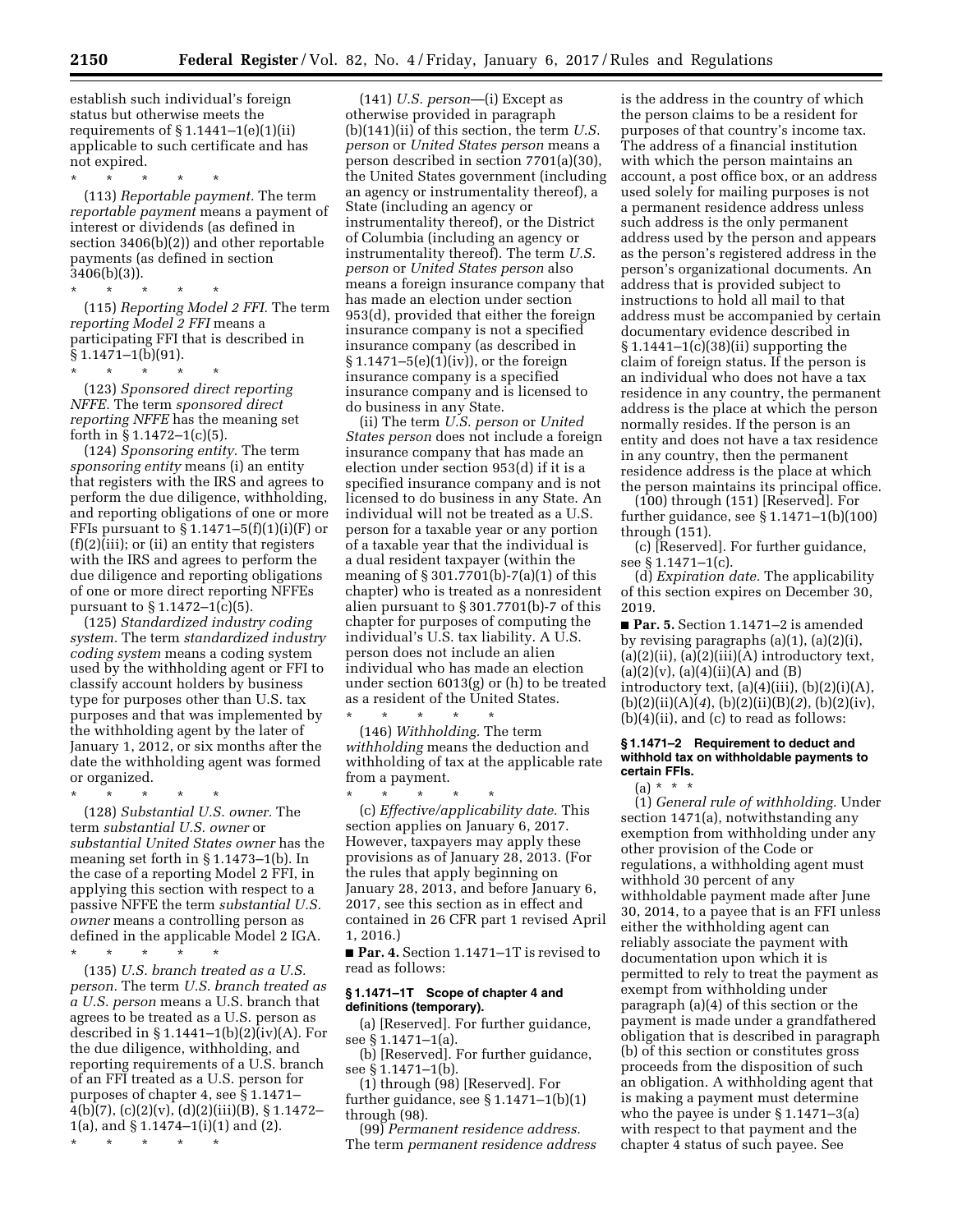establish such individual's foreign status but otherwise meets the requirements of § 1.1441–1(e)(1)(ii) applicable to such certificate and has not expired.

\* \* \* \* \*

(113) *Reportable payment.* The term *reportable payment* means a payment of interest or dividends (as defined in section 3406(b)(2)) and other reportable payments (as defined in section 3406(b)(3)).

\* \* \* \* \*

(115) *Reporting Model 2 FFI.* The term *reporting Model 2 FFI* means a participating FFI that is described in § 1.1471–1(b)(91).

\* \* \* \* \*

(123) *Sponsored direct reporting NFFE.* The term *sponsored direct reporting NFFE* has the meaning set forth in § 1.1472–1(c)(5).

(124) *Sponsoring entity.* The term *sponsoring entity* means (i) an entity that registers with the IRS and agrees to perform the due diligence, withholding, and reporting obligations of one or more FFIs pursuant to § 1.1471–5(f)(1)(i)(F) or (f)(2)(iii); or (ii) an entity that registers with the IRS and agrees to perform the due diligence and reporting obligations of one or more direct reporting NFFEs pursuant to § 1.1472–1(c)(5).

(125) *Standardized industry coding system.* The term *standardized industry coding system* means a coding system used by the withholding agent or FFI to classify account holders by business type for purposes other than U.S. tax purposes and that was implemented by the withholding agent by the later of January 1, 2012, or six months after the date the withholding agent was formed or organized.

\* \* \* \* \*

(128) *Substantial U.S. owner.* The term *substantial U.S. owner* or *substantial United States owner* has the meaning set forth in § 1.1473–1(b). In the case of a reporting Model 2 FFI, in applying this section with respect to a passive NFFE the term *substantial U.S. owner* means a controlling person as defined in the applicable Model 2 IGA.

\* \* \* \* \*

(135) *U.S. branch treated as a U.S. person.* The term *U.S. branch treated as a U.S. person* means a U.S. branch that agrees to be treated as a U.S. person as described in § 1.1441–1(b)(2)(iv)(A). For the due diligence, withholding, and reporting requirements of a U.S. branch of an FFI treated as a U.S. person for purposes of chapter 4, see § 1.1471–4(b)(7), (c)(2)(v), (d)(2)(iii)(B), § 1.1472–1(a), and § 1.1474–1(i)(1) and (2).

\* \* \* \* \*

(141) *U.S. person*—(i) Except as otherwise provided in paragraph (b)(141)(ii) of this section, the term *U.S. person* or *United States person* means a person described in section 7701(a)(30), the United States government (including an agency or instrumentality thereof), a State (including an agency or instrumentality thereof), or the District of Columbia (including an agency or instrumentality thereof). The term *U.S. person* or *United States person* also means a foreign insurance company that has made an election under section 953(d), provided that either the foreign insurance company is not a specified insurance company (as described in § 1.1471–5(e)(1)(iv)), or the foreign insurance company is a specified insurance company and is licensed to do business in any State.

(ii) The term *U.S. person* or *United States person* does not include a foreign insurance company that has made an election under section 953(d) if it is a specified insurance company and is not licensed to do business in any State. An individual will not be treated as a U.S. person for a taxable year or any portion of a taxable year that the individual is a dual resident taxpayer (within the meaning of § 301.7701(b)-7(a)(1) of this chapter) who is treated as a nonresident alien pursuant to § 301.7701(b)-7 of this chapter for purposes of computing the individual's U.S. tax liability. A U.S. person does not include an alien individual who has made an election under section 6013(g) or (h) to be treated as a resident of the United States.

\* \* \* \* \*

(146) *Withholding.* The term *withholding* means the deduction and withholding of tax at the applicable rate from a payment.

\* \* \* \* \*

(c) *Effective/applicability date.* This section applies on January 6, 2017. However, taxpayers may apply these provisions as of January 28, 2013. (For the rules that apply beginning on January 28, 2013, and before January 6, 2017, see this section as in effect and contained in 26 CFR part 1 revised April 1, 2016.)

■ **Par. 4.** Section 1.1471–1T is revised to read as follows:

**§ 1.1471–1T Scope of chapter 4 and definitions (temporary).**

(a) [Reserved]. For further guidance, see § 1.1471–1(a).

(b) [Reserved]. For further guidance, see § 1.1471–1(b).

(1) through (98) [Reserved]. For further guidance, see § 1.1471–1(b)(1) through (98).

(99) *Permanent residence address.* The term *permanent residence address* is the address in the country of which the person claims to be a resident for purposes of that country's income tax. The address of a financial institution with which the person maintains an account, a post office box, or an address used solely for mailing purposes is not a permanent residence address unless such address is the only permanent address used by the person and appears as the person's registered address in the person's organizational documents. An address that is provided subject to instructions to hold all mail to that address must be accompanied by certain documentary evidence described in § 1.1441–1(c)(38)(ii) supporting the claim of foreign status. If the person is an individual who does not have a tax residence in any country, the permanent address is the place at which the person normally resides. If the person is an entity and does not have a tax residence in any country, then the permanent residence address is the place at which the person maintains its principal office.

(100) through (151) [Reserved]. For further guidance, see § 1.1471–1(b)(100) through (151).

(c) [Reserved]. For further guidance, see § 1.1471–1(c).

(d) *Expiration date.* The applicability of this section expires on December 30, 2019.

■ **Par. 5.** Section 1.1471–2 is amended by revising paragraphs (a)(1), (a)(2)(i), (a)(2)(ii), (a)(2)(iii)(A) introductory text, (a)(2)(v), (a)(4)(ii)(A) and (B) introductory text, (a)(4)(iii), (b)(2)(i)(A), (b)(2)(ii)(A)(*4*), (b)(2)(ii)(B)(*2*), (b)(2)(iv), (b)(4)(ii), and (c) to read as follows:

**§ 1.1471–2 Requirement to deduct and withhold tax on withholdable payments to certain FFIs.**

(a) \* \* \*

(1) *General rule of withholding.* Under section 1471(a), notwithstanding any exemption from withholding under any other provision of the Code or regulations, a withholding agent must withhold 30 percent of any withholdable payment made after June 30, 2014, to a payee that is an FFI unless either the withholding agent can reliably associate the payment with documentation upon which it is permitted to rely to treat the payment as exempt from withholding under paragraph (a)(4) of this section or the payment is made under a grandfathered obligation that is described in paragraph (b) of this section or constitutes gross proceeds from the disposition of such an obligation. A withholding agent that is making a payment must determine who the payee is under § 1.1471–3(a) with respect to that payment and the chapter 4 status of such payee. See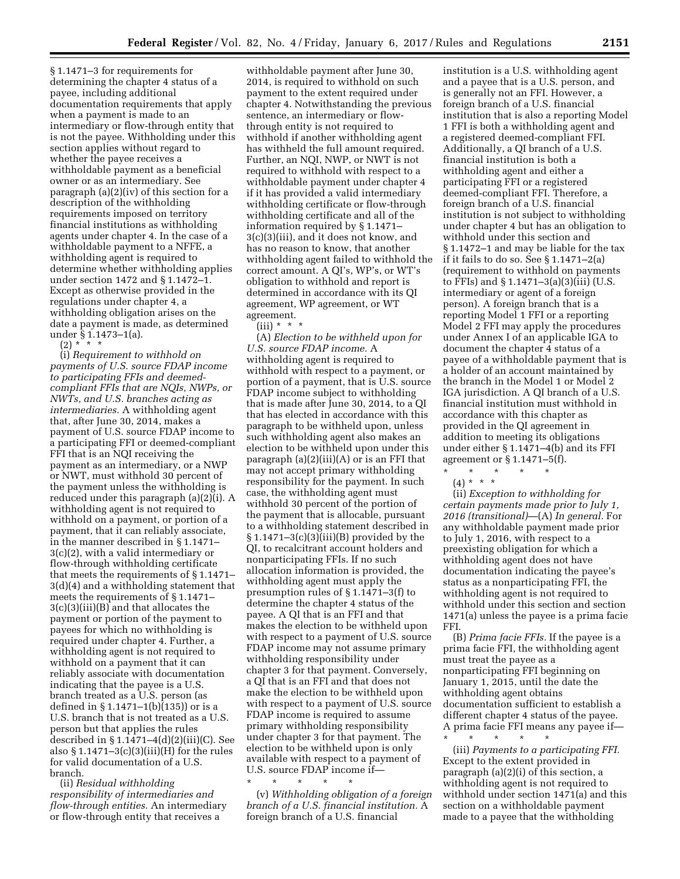§ 1.1471–3 for requirements for determining the chapter 4 status of a payee, including additional documentation requirements that apply when a payment is made to an intermediary or flow-through entity that is not the payee. Withholding under this section applies without regard to whether the payee receives a withholdable payment as a beneficial owner or as an intermediary. See paragraph (a)(2)(iv) of this section for a description of the withholding requirements imposed on territory financial institutions as withholding agents under chapter 4. In the case of a withholdable payment to a NFFE, a withholding agent is required to determine whether withholding applies under section 1472 and § 1.1472–1. Except as otherwise provided in the regulations under chapter 4, a withholding obligation arises on the date a payment is made, as determined under § 1.1473–1(a).

(2) * * *

(i) *Requirement to withhold on payments of U.S. source FDAP income to participating FFIs and deemed-compliant FFIs that are NQIs, NWPs, or NWTs, and U.S. branches acting as intermediaries.* A withholding agent that, after June 30, 2014, makes a payment of U.S. source FDAP income to a participating FFI or deemed-compliant FFI that is an NQI receiving the payment as an intermediary, or a NWP or NWT, must withhold 30 percent of the payment unless the withholding is reduced under this paragraph (a)(2)(i). A withholding agent is not required to withhold on a payment, or portion of a payment, that it can reliably associate, in the manner described in § 1.1471–3(c)(2), with a valid intermediary or flow-through withholding certificate that meets the requirements of § 1.1471–3(d)(4) and a withholding statement that meets the requirements of § 1.1471–3(c)(3)(iii)(B) and that allocates the payment or portion of the payment to payees for which no withholding is required under chapter 4. Further, a withholding agent is not required to withhold on a payment that it can reliably associate with documentation indicating that the payee is a U.S. branch treated as a U.S. person (as defined in § 1.1471–1(b)(135)) or is a U.S. branch that is not treated as a U.S. person but that applies the rules described in § 1.1471–4(d)(2)(iii)(C). See also § 1.1471–3(c)(3)(iii)(H) for the rules for valid documentation of a U.S. branch.

(ii) *Residual withholding responsibility of intermediaries and flow-through entities.* An intermediary or flow-through entity that receives a withholdable payment after June 30, 2014, is required to withhold on such payment to the extent required under chapter 4. Notwithstanding the previous sentence, an intermediary or flow-through entity is not required to withhold if another withholding agent has withheld the full amount required. Further, an NQI, NWP, or NWT is not required to withhold with respect to a withholdable payment under chapter 4 if it has provided a valid intermediary withholding certificate or flow-through withholding certificate and all of the information required by § 1.1471–3(c)(3)(iii), and it does not know, and has no reason to know, that another withholding agent failed to withhold the correct amount. A QI's, WP's, or WT's obligation to withhold and report is determined in accordance with its QI agreement, WP agreement, or WT agreement.

(iii) * * *

(A) *Election to be withheld upon for U.S. source FDAP income.* A withholding agent is required to withhold with respect to a payment, or portion of a payment, that is U.S. source FDAP income subject to withholding that is made after June 30, 2014, to a QI that has elected in accordance with this paragraph to be withheld upon, unless such withholding agent also makes an election to be withheld upon under this paragraph (a)(2)(iii)(A) or is an FFI that may not accept primary withholding responsibility for the payment. In such case, the withholding agent must withhold 30 percent of the portion of the payment that is allocable, pursuant to a withholding statement described in § 1.1471–3(c)(3)(iii)(B) provided by the QI, to recalcitrant account holders and nonparticipating FFIs. If no such allocation information is provided, the withholding agent must apply the presumption rules of § 1.1471–3(f) to determine the chapter 4 status of the payee. A QI that is an FFI and that makes the election to be withheld upon with respect to a payment of U.S. source FDAP income may not assume primary withholding responsibility under chapter 3 for that payment. Conversely, a QI that is an FFI and that does not make the election to be withheld upon with respect to a payment of U.S. source FDAP income is required to assume primary withholding responsibility under chapter 3 for that payment. The election to be withheld upon is only available with respect to a payment of U.S. source FDAP income if—

\* \* \* \* \*

(v) *Withholding obligation of a foreign branch of a U.S. financial institution.* A foreign branch of a U.S. financial institution is a U.S. withholding agent and a payee that is a U.S. person, and is generally not an FFI. However, a foreign branch of a U.S. financial institution that is also a reporting Model 1 FFI is both a withholding agent and a registered deemed-compliant FFI. Additionally, a QI branch of a U.S. financial institution is both a withholding agent and either a participating FFI or a registered deemed-compliant FFI. Therefore, a foreign branch of a U.S. financial institution is not subject to withholding under chapter 4 but has an obligation to withhold under this section and § 1.1472–1 and may be liable for the tax if it fails to do so. See § 1.1471–2(a) (requirement to withhold on payments to FFIs) and § 1.1471–3(a)(3)(iii) (U.S. intermediary or agent of a foreign person). A foreign branch that is a reporting Model 1 FFI or a reporting Model 2 FFI may apply the procedures under Annex I of an applicable IGA to document the chapter 4 status of a payee of a withholdable payment that is a holder of an account maintained by the branch in the Model 1 or Model 2 IGA jurisdiction. A QI branch of a U.S. financial institution must withhold in accordance with this chapter as provided in the QI agreement in addition to meeting its obligations under either § 1.1471–4(b) and its FFI agreement or § 1.1471–5(f).

\* \* \* \* \*

(4) * * *

(ii) *Exception to withholding for certain payments made prior to July 1, 2016 (transitional)*—(A) *In general.* For any withholdable payment made prior to July 1, 2016, with respect to a preexisting obligation for which a withholding agent does not have documentation indicating the payee's status as a nonparticipating FFI, the withholding agent is not required to withhold under this section and section 1471(a) unless the payee is a prima facie FFI.

(B) *Prima facie FFIs.* If the payee is a prima facie FFI, the withholding agent must treat the payee as a nonparticipating FFI beginning on January 1, 2015, until the date the withholding agent obtains documentation sufficient to establish a different chapter 4 status of the payee. A prima facie FFI means any payee if—

\* \* \* \* \*

(iii) *Payments to a participating FFI.* Except to the extent provided in paragraph (a)(2)(i) of this section, a withholding agent is not required to withhold under section 1471(a) and this section on a withholdable payment made to a payee that the withholding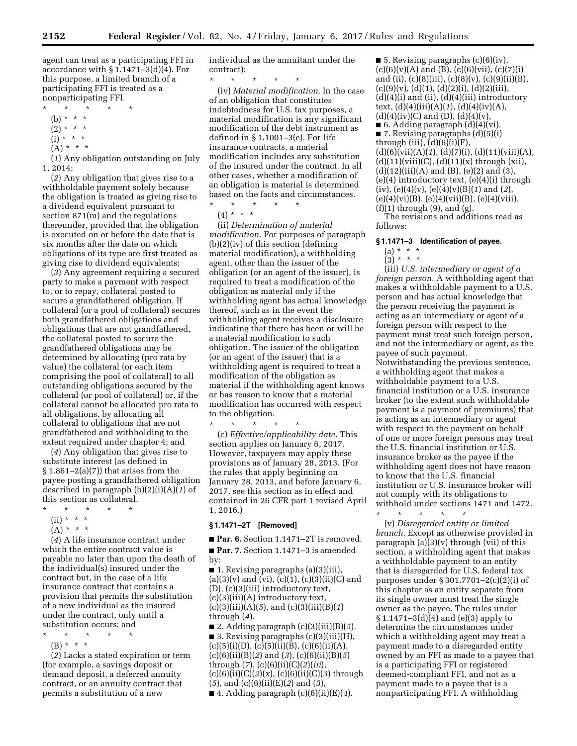agent can treat as a participating FFI in accordance with § 1.1471–3(d)(4). For this purpose, a limited branch of a participating FFI is treated as a nonparticipating FFI.

\* \* \* \* \*

(b) \* \* \*

(2) \* \* \*

(i) \* \* \*

(A) \* \* \*

(*1*) Any obligation outstanding on July 1, 2014;

(*2*) Any obligation that gives rise to a withholdable payment solely because the obligation is treated as giving rise to a dividend equivalent pursuant to section 871(m) and the regulations thereunder, provided that the obligation is executed on or before the date that is six months after the date on which obligations of its type are first treated as giving rise to dividend equivalents;

(*3*) Any agreement requiring a secured party to make a payment with respect to, or to repay, collateral posted to secure a grandfathered obligation. If collateral (or a pool of collateral) secures both grandfathered obligations and obligations that are not grandfathered, the collateral posted to secure the grandfathered obligations may be determined by allocating (pro rata by value) the collateral (or each item comprising the pool of collateral) to all outstanding obligations secured by the collateral (or pool of collateral) or, if the collateral cannot be allocated pro rata to all obligations, by allocating all collateral to obligations that are not grandfathered and withholding to the extent required under chapter 4; and

(*4*) Any obligation that gives rise to substitute interest (as defined in § 1.861–2(a)(7)) that arises from the payee posting a grandfathered obligation described in paragraph (b)(2)(i)(A)(*1*) of this section as collateral.

\* \* \* \* \*

(ii) \* \* \*

(A) \* \* \*

(*4*) A life insurance contract under which the entire contract value is payable no later than upon the death of the individual(s) insured under the contract but, in the case of a life insurance contract that contains a provision that permits the substitution of a new individual as the insured under the contract, only until a substitution occurs; and

\* \* \* \* \*

(B) \* \* \*

(*2*) Lacks a stated expiration or term (for example, a savings deposit or demand deposit, a deferred annuity contract, or an annuity contract that permits a substitution of a new individual as the annuitant under the contract);

\* \* \* \* \*

(iv) *Material modification.* In the case of an obligation that constitutes indebtedness for U.S. tax purposes, a material modification is any significant modification of the debt instrument as defined in § 1.1001–3(e). For life insurance contracts, a material modification includes any substitution of the insured under the contract. In all other cases, whether a modification of an obligation is material is determined based on the facts and circumstances.

\* \* \* \* \*

(4) \* \* \*

(ii) *Determination of material modification.* For purposes of paragraph (b)(2)(iv) of this section (defining material modification), a withholding agent, other than the issuer of the obligation (or an agent of the issuer), is required to treat a modification of the obligation as material only if the withholding agent has actual knowledge thereof, such as in the event the withholding agent receives a disclosure indicating that there has been or will be a material modification to such obligation. The issuer of the obligation (or an agent of the issuer) that is a withholding agent is required to treat a modification of the obligation as material if the withholding agent knows or has reason to know that a material modification has occurred with respect to the obligation.

\* \* \* \* \*

(c) *Effective/applicability date.* This section applies on January 6, 2017. However, taxpayers may apply these provisions as of January 28, 2013. (For the rules that apply beginning on January 28, 2013, and before January 6, 2017, see this section as in effect and contained in 26 CFR part 1 revised April 1, 2016.)

### § 1.1471–2T [Removed]

■ **Par. 6.** Section 1.1471–2T is removed.

■ **Par. 7.** Section 1.1471–3 is amended by:

■ 1. Revising paragraphs (a)(3)(iii), (a)(3)(v) and (vi), (c)(1), (c)(3)(ii)(C) and (D), (c)(3)(iii) introductory text, (c)(3)(iii)(A) introductory text, (c)(3)(iii)(A)(*5*), and (c)(3)(iii)(B)(*1*) through (*4*),

■ 2. Adding paragraph (c)(3)(iii)(B)(*5*).

■ 3. Revising paragraphs (c)(3)(iii)(H), (c)(5)(i)(D), (c)(5)(ii)(B), (c)(6)(ii)(A), (c)(6)(ii)(B)(*2*) and (*3*), (c)(6)(ii)(B)(*5*) through (*7*), (c)(6)(ii)(C)(*2*)(*iii*), (c)(6)(ii)(C)(*2*)(*x*), (c)(6)(ii)(C)(*3*) through (*5*), and (c)(6)(ii)(E)(*2*) and (*3*),

■ 4. Adding paragraph (c)(6)(ii)(E)(*4*).

■ 5. Revising paragraphs (c)(6)(iv), (c)(6)(v)(A) and (B), (c)(6)(vii), (c)(7)(i) and (ii), (c)(8)(iii), (c)(8)(v), (c)(9)(ii)(B), (c)(9)(v), (d)(1), (d)(2)(i), (d)(2)(iii), (d)(4)(i) and (ii), (d)(4)(iii) introductory text, (d)(4)(iii)(A)(*1*), (d)(4)(iv)(A), (d)(4)(iv)(C) and (D), (d)(4)(v),

■ 6. Adding paragraph (d)(4)(vi).

■ 7. Revising paragraphs (d)(5)(i) through (iii), (d)(6)(i)(F), (d)(6)(vii)(A)(*1*), (d)(7)(i), (d)(11)(viii)(A), (d)(11)(viii)(C), (d)(11)(x) through (xii), (d)(12)(iii)(A) and (B), (e)(2) and (3), (e)(4) introductory text, (e)(4)(i) through (iv), (e)(4)(v), (e)(4)(v)(B)(*1*) and (*2*), (e)(4)(vi)(B), (e)(4)(vii)(B), (e)(4)(viii), (f)(1) through (9), and (g).

The revisions and additions read as follows:

### § 1.1471–3 Identification of payee.

(a) \* \* \*

(3) \* \* \*

(iii) *U.S. intermediary or agent of a foreign person.* A withholding agent that makes a withholdable payment to a U.S. person and has actual knowledge that the person receiving the payment is acting as an intermediary or agent of a foreign person with respect to the payment must treat such foreign person, and not the intermediary or agent, as the payee of such payment. Notwithstanding the previous sentence, a withholding agent that makes a withholdable payment to a U.S. financial institution or a U.S. insurance broker (to the extent such withholdable payment is a payment of premiums) that is acting as an intermediary or agent with respect to the payment on behalf of one or more foreign persons may treat the U.S. financial institution or U.S. insurance broker as the payee if the withholding agent does not have reason to know that the U.S. financial institution or U.S. insurance broker will not comply with its obligations to withhold under sections 1471 and 1472.

\* \* \* \* \*

(v) *Disregarded entity or limited branch.* Except as otherwise provided in paragraph (a)(3)(v) through (vii) of this section, a withholding agent that makes a withholdable payment to an entity that is disregarded for U.S. federal tax purposes under § 301.7701–2(c)(2)(i) of this chapter as an entity separate from its single owner must treat the single owner as the payee. The rules under § 1.1471–3(d)(4) and (e)(3) apply to determine the circumstances under which a withholding agent may treat a payment made to a disregarded entity owned by an FFI as made to a payee that is a participating FFI or registered deemed-compliant FFI, and not as a payment made to a payee that is a nonparticipating FFI. A withholding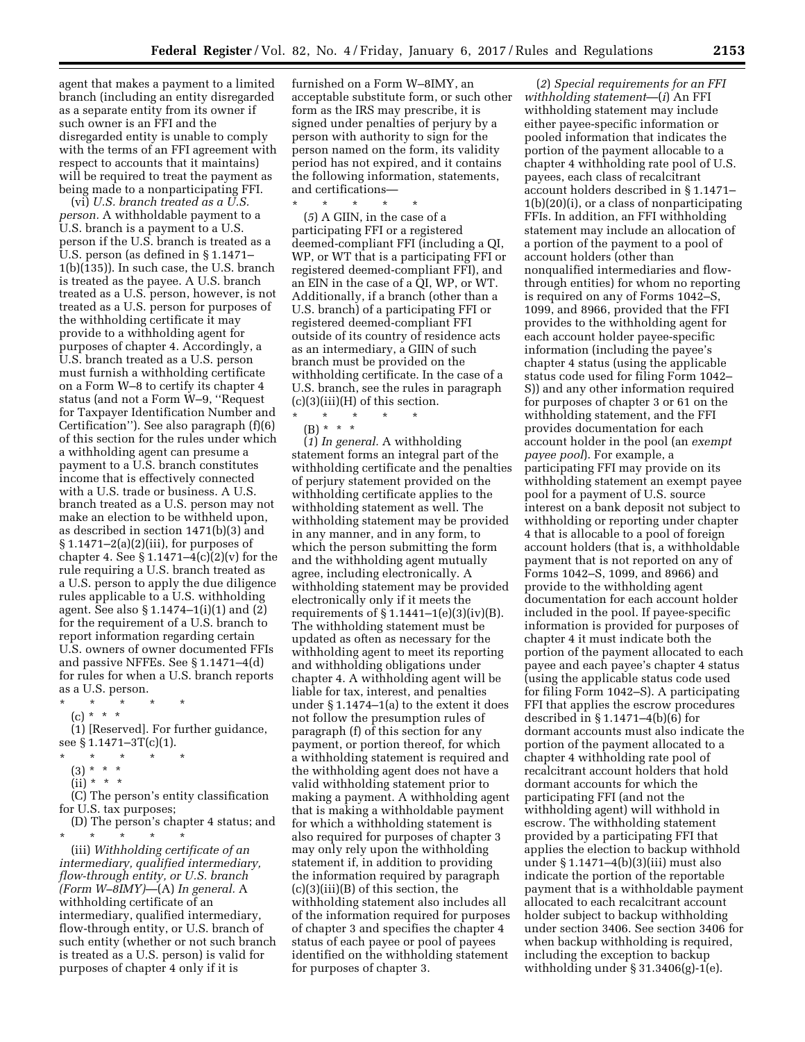agent that makes a payment to a limited branch (including an entity disregarded as a separate entity from its owner if such owner is an FFI and the disregarded entity is unable to comply with the terms of an FFI agreement with respect to accounts that it maintains) will be required to treat the payment as being made to a nonparticipating FFI.

(vi) *U.S. branch treated as a U.S. person.* A withholdable payment to a U.S. branch is a payment to a U.S. person if the U.S. branch is treated as a U.S. person (as defined in § 1.1471–1(b)(135)). In such case, the U.S. branch is treated as the payee. A U.S. branch treated as a U.S. person, however, is not treated as a U.S. person for purposes of the withholding certificate it may provide to a withholding agent for purposes of chapter 4. Accordingly, a U.S. branch treated as a U.S. person must furnish a withholding certificate on a Form W–8 to certify its chapter 4 status (and not a Form W–9, ''Request for Taxpayer Identification Number and Certification''). See also paragraph (f)(6) of this section for the rules under which a withholding agent can presume a payment to a U.S. branch constitutes income that is effectively connected with a U.S. trade or business. A U.S. branch treated as a U.S. person may not make an election to be withheld upon, as described in section 1471(b)(3) and § 1.1471–2(a)(2)(iii), for purposes of chapter 4. See § 1.1471–4(c)(2)(v) for the rule requiring a U.S. branch treated as a U.S. person to apply the due diligence rules applicable to a U.S. withholding agent. See also § 1.1474–1(i)(1) and (2) for the requirement of a U.S. branch to report information regarding certain U.S. owners of owner documented FFIs and passive NFFEs. See § 1.1471–4(d) for rules for when a U.S. branch reports as a U.S. person.

\* \* \* \* \*

(c) \* \* \*

(1) [Reserved]. For further guidance, see § 1.1471–3T(c)(1).

\* \* \* \* \*

(3) \* \* \*

(ii) \* \* \*

(C) The person's entity classification for U.S. tax purposes;

(D) The person's chapter 4 status; and

\* \* \* \* \*

(iii) *Withholding certificate of an intermediary, qualified intermediary, flow-through entity, or U.S. branch (Form W–8IMY)*—(A) *In general.* A withholding certificate of an intermediary, qualified intermediary, flow-through entity, or U.S. branch of such entity (whether or not such branch is treated as a U.S. person) is valid for purposes of chapter 4 only if it is furnished on a Form W–8IMY, an acceptable substitute form, or such other form as the IRS may prescribe, it is signed under penalties of perjury by a person with authority to sign for the person named on the form, its validity period has not expired, and it contains the following information, statements, and certifications—

\* \* \* \* \*

(*5*) A GIIN, in the case of a participating FFI or a registered deemed-compliant FFI (including a QI, WP, or WT that is a participating FFI or registered deemed-compliant FFI), and an EIN in the case of a QI, WP, or WT. Additionally, if a branch (other than a U.S. branch) of a participating FFI or registered deemed-compliant FFI outside of its country of residence acts as an intermediary, a GIIN of such branch must be provided on the withholding certificate. In the case of a U.S. branch, see the rules in paragraph (c)(3)(iii)(H) of this section.

\* \* \* \* \*

(B) \* \* \*

(*1*) *In general.* A withholding statement forms an integral part of the withholding certificate and the penalties of perjury statement provided on the withholding certificate applies to the withholding statement as well. The withholding statement may be provided in any manner, and in any form, to which the person submitting the form and the withholding agent mutually agree, including electronically. A withholding statement may be provided electronically only if it meets the requirements of § 1.1441–1(e)(3)(iv)(B). The withholding statement must be updated as often as necessary for the withholding agent to meet its reporting and withholding obligations under chapter 4. A withholding agent will be liable for tax, interest, and penalties under § 1.1474–1(a) to the extent it does not follow the presumption rules of paragraph (f) of this section for any payment, or portion thereof, for which a withholding statement is required and the withholding agent does not have a valid withholding statement prior to making a payment. A withholding agent that is making a withholdable payment for which a withholding statement is also required for purposes of chapter 3 may only rely upon the withholding statement if, in addition to providing the information required by paragraph (c)(3)(iii)(B) of this section, the withholding statement also includes all of the information required for purposes of chapter 3 and specifies the chapter 4 status of each payee or pool of payees identified on the withholding statement for purposes of chapter 3.

(*2*) *Special requirements for an FFI withholding statement*—(*i*) An FFI withholding statement may include either payee-specific information or pooled information that indicates the portion of the payment allocable to a chapter 4 withholding rate pool of U.S. payees, each class of recalcitrant account holders described in § 1.1471–1(b)(20)(i), or a class of nonparticipating FFIs. In addition, an FFI withholding statement may include an allocation of a portion of the payment to a pool of account holders (other than nonqualified intermediaries and flow-through entities) for whom no reporting is required on any of Forms 1042–S, 1099, and 8966, provided that the FFI provides to the withholding agent for each account holder payee-specific information (including the payee's chapter 4 status (using the applicable status code used for filing Form 1042–S)) and any other information required for purposes of chapter 3 or 61 on the withholding statement, and the FFI provides documentation for each account holder in the pool (an *exempt payee pool*). For example, a participating FFI may provide on its withholding statement an exempt payee pool for a payment of U.S. source interest on a bank deposit not subject to withholding or reporting under chapter 4 that is allocable to a pool of foreign account holders (that is, a withholdable payment that is not reported on any of Forms 1042–S, 1099, and 8966) and provide to the withholding agent documentation for each account holder included in the pool. If payee-specific information is provided for purposes of chapter 4 it must indicate both the portion of the payment allocated to each payee and each payee's chapter 4 status (using the applicable status code used for filing Form 1042–S). A participating FFI that applies the escrow procedures described in § 1.1471–4(b)(6) for dormant accounts must also indicate the portion of the payment allocated to a chapter 4 withholding rate pool of recalcitrant account holders that hold dormant accounts for which the participating FFI (and not the withholding agent) will withhold in escrow. The withholding statement provided by a participating FFI that applies the election to backup withhold under § 1.1471–4(b)(3)(iii) must also indicate the portion of the reportable payment that is a withholdable payment allocated to each recalcitrant account holder subject to backup withholding under section 3406. See section 3406 for when backup withholding is required, including the exception to backup withholding under § 31.3406(g)-1(e).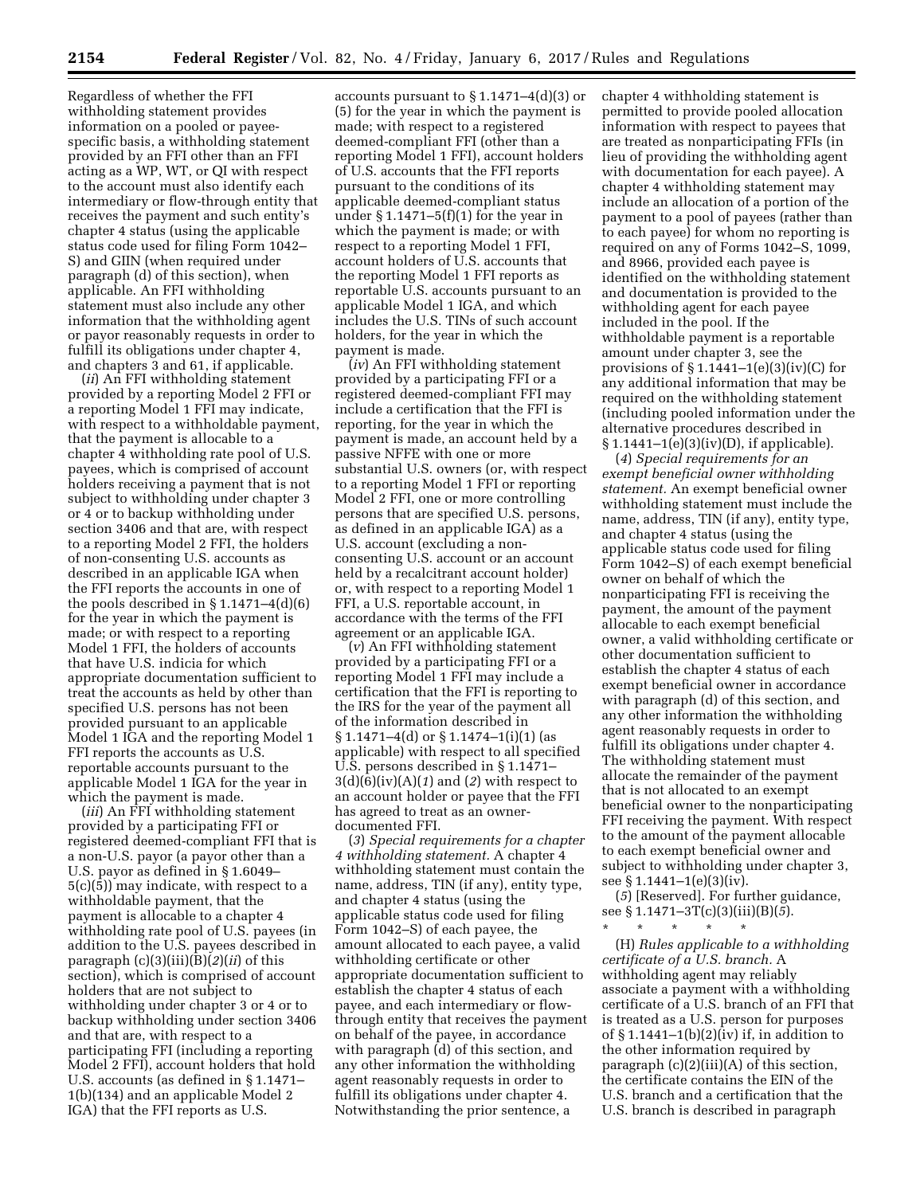Regardless of whether the FFI withholding statement provides information on a pooled or payee-specific basis, a withholding statement provided by an FFI other than an FFI acting as a WP, WT, or QI with respect to the account must also identify each intermediary or flow-through entity that receives the payment and such entity's chapter 4 status (using the applicable status code used for filing Form 1042–S) and GIIN (when required under paragraph (d) of this section), when applicable. An FFI withholding statement must also include any other information that the withholding agent or payor reasonably requests in order to fulfill its obligations under chapter 4, and chapters 3 and 61, if applicable.

(*ii*) An FFI withholding statement provided by a reporting Model 2 FFI or a reporting Model 1 FFI may indicate, with respect to a withholdable payment, that the payment is allocable to a chapter 4 withholding rate pool of U.S. payees, which is comprised of account holders receiving a payment that is not subject to withholding under chapter 3 or 4 or to backup withholding under section 3406 and that are, with respect to a reporting Model 2 FFI, the holders of non-consenting U.S. accounts as described in an applicable IGA when the FFI reports the accounts in one of the pools described in § 1.1471–4(d)(6) for the year in which the payment is made; or with respect to a reporting Model 1 FFI, the holders of accounts that have U.S. indicia for which appropriate documentation sufficient to treat the accounts as held by other than specified U.S. persons has not been provided pursuant to an applicable Model 1 IGA and the reporting Model 1 FFI reports the accounts as U.S. reportable accounts pursuant to the applicable Model 1 IGA for the year in which the payment is made.

(*iii*) An FFI withholding statement provided by a participating FFI or registered deemed-compliant FFI that is a non-U.S. payor (a payor other than a U.S. payor as defined in § 1.6049–5(c)(5)) may indicate, with respect to a withholdable payment, that the payment is allocable to a chapter 4 withholding rate pool of U.S. payees (in addition to the U.S. payees described in paragraph (c)(3)(iii)(B)(*2*)(*ii*) of this section), which is comprised of account holders that are not subject to withholding under chapter 3 or 4 or to backup withholding under section 3406 and that are, with respect to a participating FFI (including a reporting Model 2 FFI), account holders that hold U.S. accounts (as defined in § 1.1471–1(b)(134) and an applicable Model 2 IGA) that the FFI reports as U.S. accounts pursuant to § 1.1471–4(d)(3) or (5) for the year in which the payment is made; with respect to a registered deemed-compliant FFI (other than a reporting Model 1 FFI), account holders of U.S. accounts that the FFI reports pursuant to the conditions of its applicable deemed-compliant status under § 1.1471–5(f)(1) for the year in which the payment is made; or with respect to a reporting Model 1 FFI, account holders of U.S. accounts that the reporting Model 1 FFI reports as reportable U.S. accounts pursuant to an applicable Model 1 IGA, and which includes the U.S. TINs of such account holders, for the year in which the payment is made.

(*iv*) An FFI withholding statement provided by a participating FFI or a registered deemed-compliant FFI may include a certification that the FFI is reporting, for the year in which the payment is made, an account held by a passive NFFE with one or more substantial U.S. owners (or, with respect to a reporting Model 1 FFI or reporting Model 2 FFI, one or more controlling persons that are specified U.S. persons, as defined in an applicable IGA) as a U.S. account (excluding a non-consenting U.S. account or an account held by a recalcitrant account holder) or, with respect to a reporting Model 1 FFI, a U.S. reportable account, in accordance with the terms of the FFI agreement or an applicable IGA.

(*v*) An FFI withholding statement provided by a participating FFI or a reporting Model 1 FFI may include a certification that the FFI is reporting to the IRS for the year of the payment all of the information described in § 1.1471–4(d) or § 1.1474–1(i)(1) (as applicable) with respect to all specified U.S. persons described in § 1.1471–3(d)(6)(iv)(A)(*1*) and (*2*) with respect to an account holder or payee that the FFI has agreed to treat as an owner-documented FFI.

(*3*) *Special requirements for a chapter 4 withholding statement.* A chapter 4 withholding statement must contain the name, address, TIN (if any), entity type, and chapter 4 status (using the applicable status code used for filing Form 1042–S) of each payee, the amount allocated to each payee, a valid withholding certificate or other appropriate documentation sufficient to establish the chapter 4 status of each payee, and each intermediary or flow-through entity that receives the payment on behalf of the payee, in accordance with paragraph (d) of this section, and any other information the withholding agent reasonably requests in order to fulfill its obligations under chapter 4. Notwithstanding the prior sentence, a chapter 4 withholding statement is permitted to provide pooled allocation information with respect to payees that are treated as nonparticipating FFIs (in lieu of providing the withholding agent with documentation for each payee). A chapter 4 withholding statement may include an allocation of a portion of the payment to a pool of payees (rather than to each payee) for whom no reporting is required on any of Forms 1042–S, 1099, and 8966, provided each payee is identified on the withholding statement and documentation is provided to the withholding agent for each payee included in the pool. If the withholdable payment is a reportable amount under chapter 3, see the provisions of § 1.1441–1(e)(3)(iv)(C) for any additional information that may be required on the withholding statement (including pooled information under the alternative procedures described in § 1.1441–1(e)(3)(iv)(D), if applicable).

(*4*) *Special requirements for an exempt beneficial owner withholding statement.* An exempt beneficial owner withholding statement must include the name, address, TIN (if any), entity type, and chapter 4 status (using the applicable status code used for filing Form 1042–S) of each exempt beneficial owner on behalf of which the nonparticipating FFI is receiving the payment, the amount of the payment allocable to each exempt beneficial owner, a valid withholding certificate or other documentation sufficient to establish the chapter 4 status of each exempt beneficial owner in accordance with paragraph (d) of this section, and any other information the withholding agent reasonably requests in order to fulfill its obligations under chapter 4. The withholding statement must allocate the remainder of the payment that is not allocated to an exempt beneficial owner to the nonparticipating FFI receiving the payment. With respect to the amount of the payment allocable to each exempt beneficial owner and subject to withholding under chapter 3, see § 1.1441–1(e)(3)(iv).

(*5*) [Reserved]. For further guidance, see § 1.1471–3T(c)(3)(iii)(B)(*5*).

\* \* \* \* \*

(H) *Rules applicable to a withholding certificate of a U.S. branch.* A withholding agent may reliably associate a payment with a withholding certificate of a U.S. branch of an FFI that is treated as a U.S. person for purposes of § 1.1441–1(b)(2)(iv) if, in addition to the other information required by paragraph (c)(2)(iii)(A) of this section, the certificate contains the EIN of the U.S. branch and a certification that the U.S. branch is described in paragraph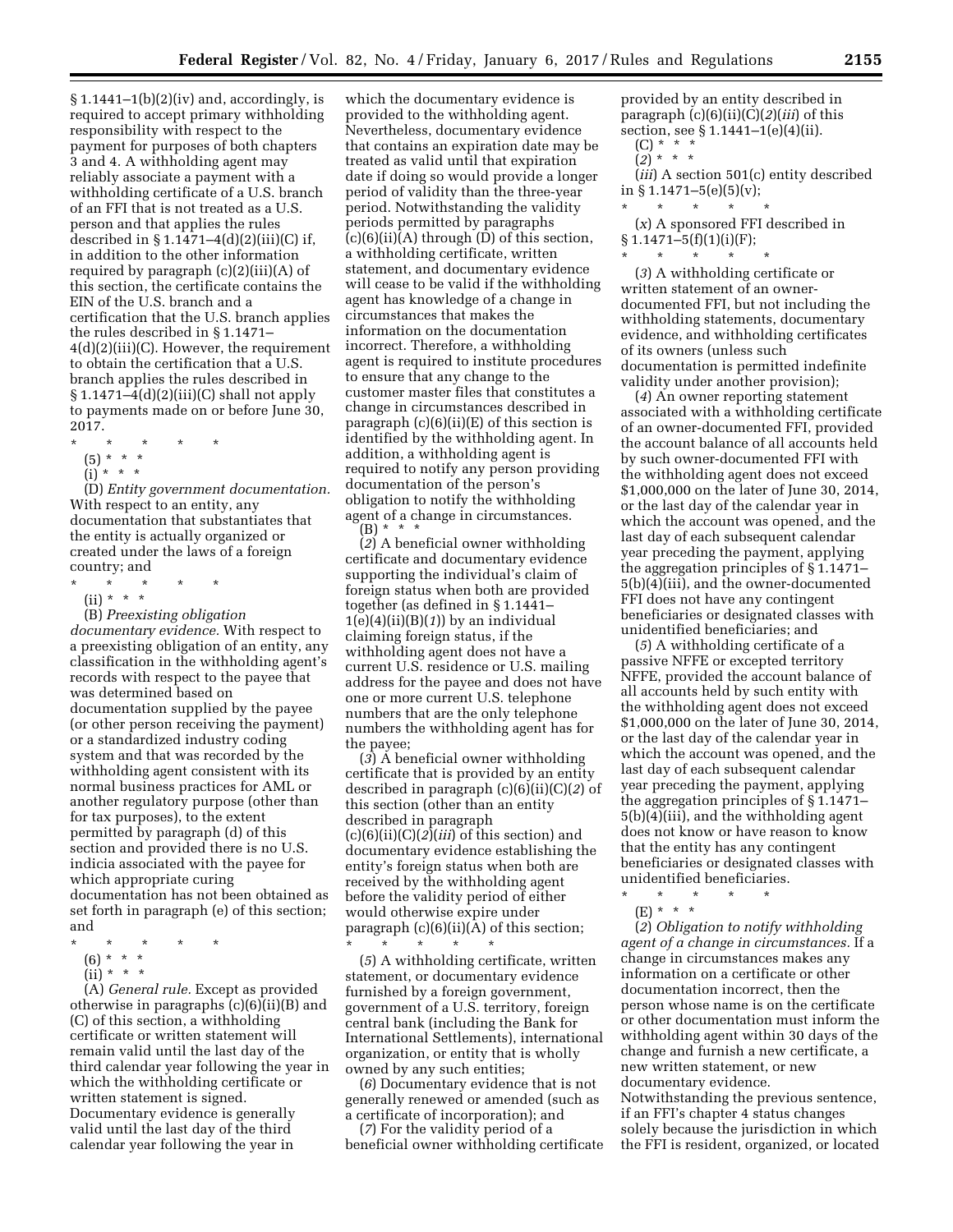§ 1.1441–1(b)(2)(iv) and, accordingly, is required to accept primary withholding responsibility with respect to the payment for purposes of both chapters 3 and 4. A withholding agent may reliably associate a payment with a withholding certificate of a U.S. branch of an FFI that is not treated as a U.S. person and that applies the rules described in § 1.1471–4(d)(2)(iii)(C) if, in addition to the other information required by paragraph (c)(2)(iii)(A) of this section, the certificate contains the EIN of the U.S. branch and a certification that the U.S. branch applies the rules described in § 1.1471–4(d)(2)(iii)(C). However, the requirement to obtain the certification that a U.S. branch applies the rules described in § 1.1471–4(d)(2)(iii)(C) shall not apply to payments made on or before June 30, 2017.

\* \* \* \* \*

(5) \* \* \*

(i) \* \* \*

(D) *Entity government documentation.* With respect to an entity, any documentation that substantiates that the entity is actually organized or created under the laws of a foreign country; and

\* \* \* \* \*

(ii) \* \* \*

(B) *Preexisting obligation documentary evidence.* With respect to a preexisting obligation of an entity, any classification in the withholding agent's records with respect to the payee that was determined based on documentation supplied by the payee (or other person receiving the payment) or a standardized industry coding system and that was recorded by the withholding agent consistent with its normal business practices for AML or another regulatory purpose (other than for tax purposes), to the extent permitted by paragraph (d) of this section and provided there is no U.S. indicia associated with the payee for which appropriate curing documentation has not been obtained as set forth in paragraph (e) of this section; and

\* \* \* \* \*

(6) \* \* \*

(ii) \* \* \*

(A) *General rule.* Except as provided otherwise in paragraphs (c)(6)(ii)(B) and (C) of this section, a withholding certificate or written statement will remain valid until the last day of the third calendar year following the year in which the withholding certificate or written statement is signed. Documentary evidence is generally valid until the last day of the third calendar year following the year in which the documentary evidence is provided to the withholding agent. Nevertheless, documentary evidence that contains an expiration date may be treated as valid until that expiration date if doing so would provide a longer period of validity than the three-year period. Notwithstanding the validity periods permitted by paragraphs (c)(6)(ii)(A) through (D) of this section, a withholding certificate, written statement, and documentary evidence will cease to be valid if the withholding agent has knowledge of a change in circumstances that makes the information on the documentation incorrect. Therefore, a withholding agent is required to institute procedures to ensure that any change to the customer master files that constitutes a change in circumstances described in paragraph (c)(6)(ii)(E) of this section is identified by the withholding agent. In addition, a withholding agent is required to notify any person providing documentation of the person's obligation to notify the withholding agent of a change in circumstances.

(B) \* \* \*

(*2*) A beneficial owner withholding certificate and documentary evidence supporting the individual's claim of foreign status when both are provided together (as defined in § 1.1441–1(e)(4)(ii)(B)(*1*)) by an individual claiming foreign status, if the withholding agent does not have a current U.S. residence or U.S. mailing address for the payee and does not have one or more current U.S. telephone numbers that are the only telephone numbers the withholding agent has for the payee;

(*3*) A beneficial owner withholding certificate that is provided by an entity described in paragraph (c)(6)(ii)(C)(*2*) of this section (other than an entity described in paragraph (c)(6)(ii)(C)(*2*)(*iii*) of this section) and documentary evidence establishing the entity's foreign status when both are received by the withholding agent before the validity period of either would otherwise expire under paragraph (c)(6)(ii)(A) of this section;

\* \* \* \* \*

(*5*) A withholding certificate, written statement, or documentary evidence furnished by a foreign government, government of a U.S. territory, foreign central bank (including the Bank for International Settlements), international organization, or entity that is wholly owned by any such entities;

(*6*) Documentary evidence that is not generally renewed or amended (such as a certificate of incorporation); and

(*7*) For the validity period of a beneficial owner withholding certificate provided by an entity described in paragraph (c)(6)(ii)(C)(*2*)(*iii*) of this section, see § 1.1441–1(e)(4)(ii).

(C) \* \* \*

(*2*) \* \* \*

(*iii*) A section 501(c) entity described in § 1.1471–5(e)(5)(v);

\* \* \* \* \*

(*x*) A sponsored FFI described in § 1.1471–5(f)(1)(i)(F);

\* \* \* \* \*

(*3*) A withholding certificate or written statement of an owner-documented FFI, but not including the withholding statements, documentary evidence, and withholding certificates of its owners (unless such documentation is permitted indefinite validity under another provision);

(*4*) An owner reporting statement associated with a withholding certificate of an owner-documented FFI, provided the account balance of all accounts held by such owner-documented FFI with the withholding agent does not exceed $1,000,000 on the later of June 30, 2014, or the last day of the calendar year in which the account was opened, and the last day of each subsequent calendar year preceding the payment, applying the aggregation principles of § 1.1471–5(b)(4)(iii), and the owner-documented FFI does not have any contingent beneficiaries or designated classes with unidentified beneficiaries; and

(*5*) A withholding certificate of a passive NFFE or excepted territory NFFE, provided the account balance of all accounts held by such entity with the withholding agent does not exceed $1,000,000 on the later of June 30, 2014, or the last day of the calendar year in which the account was opened, and the last day of each subsequent calendar year preceding the payment, applying the aggregation principles of § 1.1471–5(b)(4)(iii), and the withholding agent does not know or have reason to know that the entity has any contingent beneficiaries or designated classes with unidentified beneficiaries.

\* \* \* \* \*

(E) \* \* \*

(*2*) *Obligation to notify withholding agent of a change in circumstances.* If a change in circumstances makes any information on a certificate or other documentation incorrect, then the person whose name is on the certificate or other documentation must inform the withholding agent within 30 days of the change and furnish a new certificate, a new written statement, or new documentary evidence. Notwithstanding the previous sentence, if an FFI's chapter 4 status changes solely because the jurisdiction in which the FFI is resident, organized, or located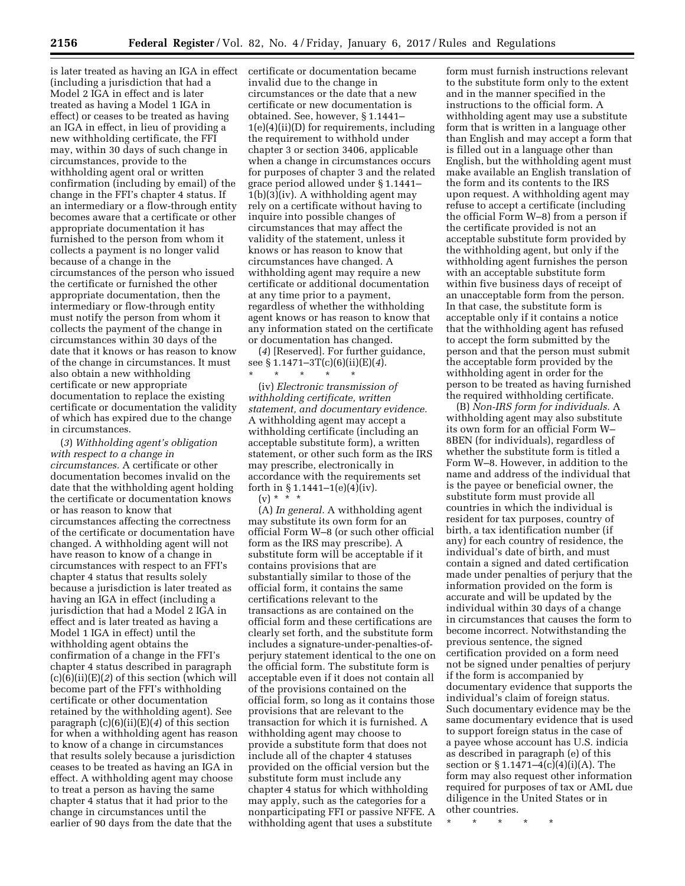is later treated as having an IGA in effect (including a jurisdiction that had a Model 2 IGA in effect and is later treated as having a Model 1 IGA in effect) or ceases to be treated as having an IGA in effect, in lieu of providing a new withholding certificate, the FFI may, within 30 days of such change in circumstances, provide to the withholding agent oral or written confirmation (including by email) of the change in the FFI's chapter 4 status. If an intermediary or a flow-through entity becomes aware that a certificate or other appropriate documentation it has furnished to the person from whom it collects a payment is no longer valid because of a change in the circumstances of the person who issued the certificate or furnished the other appropriate documentation, then the intermediary or flow-through entity must notify the person from whom it collects the payment of the change in circumstances within 30 days of the date that it knows or has reason to know of the change in circumstances. It must also obtain a new withholding certificate or new appropriate documentation to replace the existing certificate or documentation the validity of which has expired due to the change in circumstances.

(*3*) *Withholding agent's obligation with respect to a change in circumstances.* A certificate or other documentation becomes invalid on the date that the withholding agent holding the certificate or documentation knows or has reason to know that circumstances affecting the correctness of the certificate or documentation have changed. A withholding agent will not have reason to know of a change in circumstances with respect to an FFI's chapter 4 status that results solely because a jurisdiction is later treated as having an IGA in effect (including a jurisdiction that had a Model 2 IGA in effect and is later treated as having a Model 1 IGA in effect) until the withholding agent obtains the confirmation of a change in the FFI's chapter 4 status described in paragraph (c)(6)(ii)(E)(*2*) of this section (which will become part of the FFI's withholding certificate or other documentation retained by the withholding agent). See paragraph (c)(6)(ii)(E)(*4*) of this section for when a withholding agent has reason to know of a change in circumstances that results solely because a jurisdiction ceases to be treated as having an IGA in effect. A withholding agent may choose to treat a person as having the same chapter 4 status that it had prior to the change in circumstances until the earlier of 90 days from the date that the certificate or documentation became invalid due to the change in circumstances or the date that a new certificate or new documentation is obtained. See, however, § 1.1441–1(e)(4)(ii)(D) for requirements, including the requirement to withhold under chapter 3 or section 3406, applicable when a change in circumstances occurs for purposes of chapter 3 and the related grace period allowed under § 1.1441–1(b)(3)(iv). A withholding agent may rely on a certificate without having to inquire into possible changes of circumstances that may affect the validity of the statement, unless it knows or has reason to know that circumstances have changed. A withholding agent may require a new certificate or additional documentation at any time prior to a payment, regardless of whether the withholding agent knows or has reason to know that any information stated on the certificate or documentation has changed.

(*4*) [Reserved]. For further guidance, see § 1.1471–3T(c)(6)(ii)(E)(*4*).

\* \* \* \* \*

(iv) *Electronic transmission of withholding certificate, written statement, and documentary evidence.* A withholding agent may accept a withholding certificate (including an acceptable substitute form), a written statement, or other such form as the IRS may prescribe, electronically in accordance with the requirements set forth in § 1.1441–1(e)(4)(iv).

(v) \* \* \*

(A) *In general.* A withholding agent may substitute its own form for an official Form W–8 (or such other official form as the IRS may prescribe). A substitute form will be acceptable if it contains provisions that are substantially similar to those of the official form, it contains the same certifications relevant to the transactions as are contained on the official form and these certifications are clearly set forth, and the substitute form includes a signature-under-penalties-of-perjury statement identical to the one on the official form. The substitute form is acceptable even if it does not contain all of the provisions contained on the official form, so long as it contains those provisions that are relevant to the transaction for which it is furnished. A withholding agent may choose to provide a substitute form that does not include all of the chapter 4 statuses provided on the official version but the substitute form must include any chapter 4 status for which withholding may apply, such as the categories for a nonparticipating FFI or passive NFFE. A withholding agent that uses a substitute form must furnish instructions relevant to the substitute form only to the extent and in the manner specified in the instructions to the official form. A withholding agent may use a substitute form that is written in a language other than English and may accept a form that is filled out in a language other than English, but the withholding agent must make available an English translation of the form and its contents to the IRS upon request. A withholding agent may refuse to accept a certificate (including the official Form W–8) from a person if the certificate provided is not an acceptable substitute form provided by the withholding agent, but only if the withholding agent furnishes the person with an acceptable substitute form within five business days of receipt of an unacceptable form from the person. In that case, the substitute form is acceptable only if it contains a notice that the withholding agent has refused to accept the form submitted by the person and that the person must submit the acceptable form provided by the withholding agent in order for the person to be treated as having furnished the required withholding certificate.

(B) *Non-IRS form for individuals.* A withholding agent may also substitute its own form for an official Form W–8BEN (for individuals), regardless of whether the substitute form is titled a Form W–8. However, in addition to the name and address of the individual that is the payee or beneficial owner, the substitute form must provide all countries in which the individual is resident for tax purposes, country of birth, a tax identification number (if any) for each country of residence, the individual's date of birth, and must contain a signed and dated certification made under penalties of perjury that the information provided on the form is accurate and will be updated by the individual within 30 days of a change in circumstances that causes the form to become incorrect. Notwithstanding the previous sentence, the signed certification provided on a form need not be signed under penalties of perjury if the form is accompanied by documentary evidence that supports the individual's claim of foreign status. Such documentary evidence may be the same documentary evidence that is used to support foreign status in the case of a payee whose account has U.S. indicia as described in paragraph (e) of this section or § 1.1471–4(c)(4)(i)(A). The form may also request other information required for purposes of tax or AML due diligence in the United States or in other countries.

\* \* \* \* \*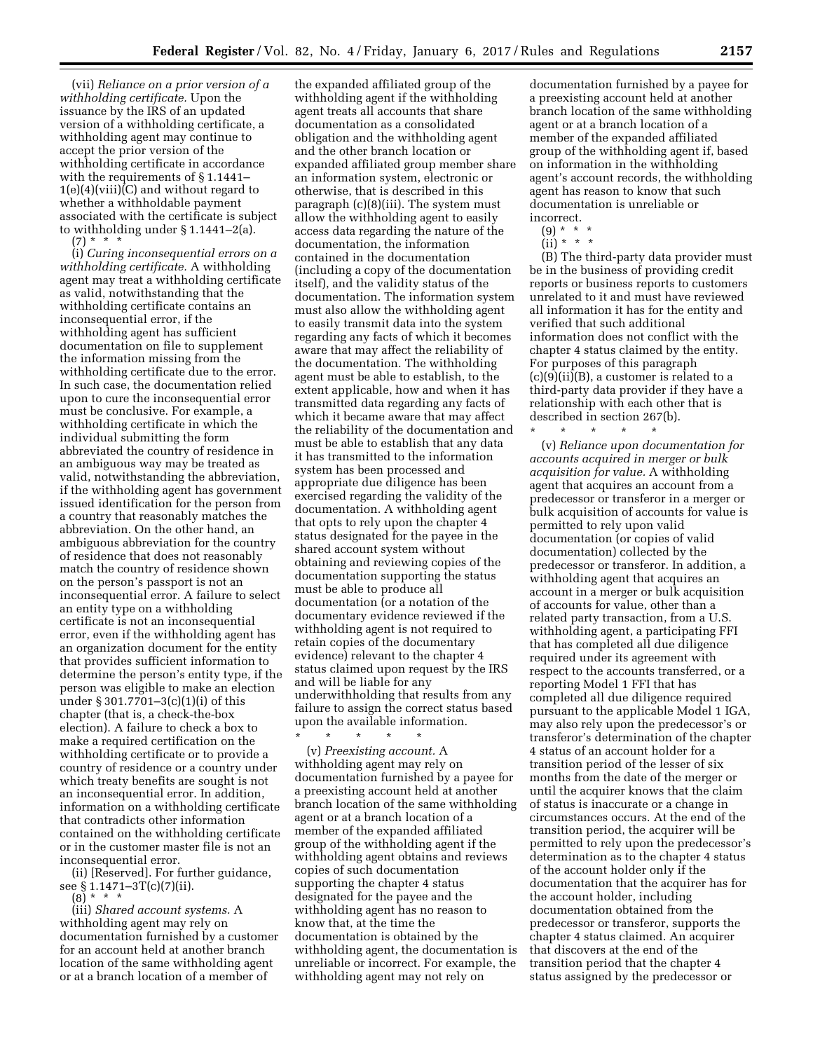(vii) *Reliance on a prior version of a withholding certificate.* Upon the issuance by the IRS of an updated version of a withholding certificate, a withholding agent may continue to accept the prior version of the withholding certificate in accordance with the requirements of § 1.1441–1(e)(4)(viii)(C) and without regard to whether a withholdable payment associated with the certificate is subject to withholding under § 1.1441–2(a).

(7) * * *

(i) *Curing inconsequential errors on a withholding certificate.* A withholding agent may treat a withholding certificate as valid, notwithstanding that the withholding certificate contains an inconsequential error, if the withholding agent has sufficient documentation on file to supplement the information missing from the withholding certificate due to the error. In such case, the documentation relied upon to cure the inconsequential error must be conclusive. For example, a withholding certificate in which the individual submitting the form abbreviated the country of residence in an ambiguous way may be treated as valid, notwithstanding the abbreviation, if the withholding agent has government issued identification for the person from a country that reasonably matches the abbreviation. On the other hand, an ambiguous abbreviation for the country of residence that does not reasonably match the country of residence shown on the person's passport is not an inconsequential error. A failure to select an entity type on a withholding certificate is not an inconsequential error, even if the withholding agent has an organization document for the entity that provides sufficient information to determine the person's entity type, if the person was eligible to make an election under § 301.7701–3(c)(1)(i) of this chapter (that is, a check-the-box election). A failure to check a box to make a required certification on the withholding certificate or to provide a country of residence or a country under which treaty benefits are sought is not an inconsequential error. In addition, information on a withholding certificate that contradicts other information contained on the withholding certificate or in the customer master file is not an inconsequential error.

(ii) [Reserved]. For further guidance, see § 1.1471–3T(c)(7)(ii).

(8) * * *

(iii) *Shared account systems.* A withholding agent may rely on documentation furnished by a customer for an account held at another branch location of the same withholding agent or at a branch location of a member of the expanded affiliated group of the withholding agent if the withholding agent treats all accounts that share documentation as a consolidated obligation and the withholding agent and the other branch location or expanded affiliated group member share an information system, electronic or otherwise, that is described in this paragraph (c)(8)(iii). The system must allow the withholding agent to easily access data regarding the nature of the documentation, the information contained in the documentation (including a copy of the documentation itself), and the validity status of the documentation. The information system must also allow the withholding agent to easily transmit data into the system regarding any facts of which it becomes aware that may affect the reliability of the documentation. The withholding agent must be able to establish, to the extent applicable, how and when it has transmitted data regarding any facts of which it became aware that may affect the reliability of the documentation and must be able to establish that any data it has transmitted to the information system has been processed and appropriate due diligence has been exercised regarding the validity of the documentation. A withholding agent that opts to rely upon the chapter 4 status designated for the payee in the shared account system without obtaining and reviewing copies of the documentation supporting the status must be able to produce all documentation (or a notation of the documentary evidence reviewed if the withholding agent is not required to retain copies of the documentary evidence) relevant to the chapter 4 status claimed upon request by the IRS and will be liable for any underwithholding that results from any failure to assign the correct status based upon the available information.

\* \* \* \* \*

(v) *Preexisting account.* A withholding agent may rely on documentation furnished by a payee for a preexisting account held at another branch location of the same withholding agent or at a branch location of a member of the expanded affiliated group of the withholding agent if the withholding agent obtains and reviews copies of such documentation supporting the chapter 4 status designated for the payee and the withholding agent has no reason to know that, at the time the documentation is obtained by the withholding agent, the documentation is unreliable or incorrect. For example, the withholding agent may not rely on documentation furnished by a payee for a preexisting account held at another branch location of the same withholding agent or at a branch location of a member of the expanded affiliated group of the withholding agent if, based on information in the withholding agent's account records, the withholding agent has reason to know that such documentation is unreliable or incorrect.

(9) * * *

(ii) * * *

(B) The third-party data provider must be in the business of providing credit reports or business reports to customers unrelated to it and must have reviewed all information it has for the entity and verified that such additional information does not conflict with the chapter 4 status claimed by the entity. For purposes of this paragraph (c)(9)(ii)(B), a customer is related to a third-party data provider if they have a relationship with each other that is described in section 267(b).

\* \* \* \* \*

(v) *Reliance upon documentation for accounts acquired in merger or bulk acquisition for value.* A withholding agent that acquires an account from a predecessor or transferor in a merger or bulk acquisition of accounts for value is permitted to rely upon valid documentation (or copies of valid documentation) collected by the predecessor or transferor. In addition, a withholding agent that acquires an account in a merger or bulk acquisition of accounts for value, other than a related party transaction, from a U.S. withholding agent, a participating FFI that has completed all due diligence required under its agreement with respect to the accounts transferred, or a reporting Model 1 FFI that has completed all due diligence required pursuant to the applicable Model 1 IGA, may also rely upon the predecessor's or transferor's determination of the chapter 4 status of an account holder for a transition period of the lesser of six months from the date of the merger or until the acquirer knows that the claim of status is inaccurate or a change in circumstances occurs. At the end of the transition period, the acquirer will be permitted to rely upon the predecessor's determination as to the chapter 4 status of the account holder only if the documentation that the acquirer has for the account holder, including documentation obtained from the predecessor or transferor, supports the chapter 4 status claimed. An acquirer that discovers at the end of the transition period that the chapter 4 status assigned by the predecessor or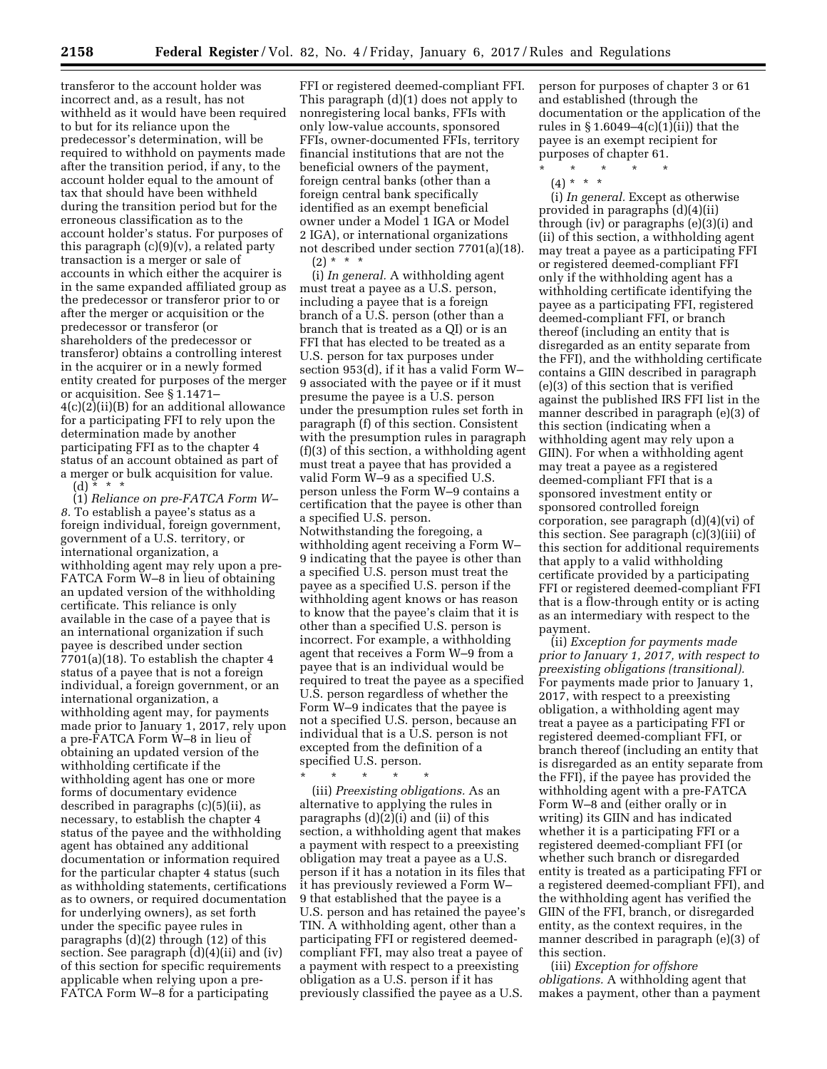transferor to the account holder was incorrect and, as a result, has not withheld as it would have been required to but for its reliance upon the predecessor's determination, will be required to withhold on payments made after the transition period, if any, to the account holder equal to the amount of tax that should have been withheld during the transition period but for the erroneous classification as to the account holder's status. For purposes of this paragraph (c)(9)(v), a related party transaction is a merger or sale of accounts in which either the acquirer is in the same expanded affiliated group as the predecessor or transferor prior to or after the merger or acquisition or the predecessor or transferor (or shareholders of the predecessor or transferor) obtains a controlling interest in the acquirer or in a newly formed entity created for purposes of the merger or acquisition. See § 1.1471–4(c)(2)(ii)(B) for an additional allowance for a participating FFI to rely upon the determination made by another participating FFI as to the chapter 4 status of an account obtained as part of a merger or bulk acquisition for value.

(d) * * *

(1) *Reliance on pre-FATCA Form W–8.* To establish a payee's status as a foreign individual, foreign government, government of a U.S. territory, or international organization, a withholding agent may rely upon a pre-FATCA Form W–8 in lieu of obtaining an updated version of the withholding certificate. This reliance is only available in the case of a payee that is an international organization if such payee is described under section 7701(a)(18). To establish the chapter 4 status of a payee that is not a foreign individual, a foreign government, or an international organization, a withholding agent may, for payments made prior to January 1, 2017, rely upon a pre-FATCA Form W–8 in lieu of obtaining an updated version of the withholding certificate if the withholding agent has one or more forms of documentary evidence described in paragraphs (c)(5)(ii), as necessary, to establish the chapter 4 status of the payee and the withholding agent has obtained any additional documentation or information required for the particular chapter 4 status (such as withholding statements, certifications as to owners, or required documentation for underlying owners), as set forth under the specific payee rules in paragraphs (d)(2) through (12) of this section. See paragraph (d)(4)(ii) and (iv) of this section for specific requirements applicable when relying upon a pre-FATCA Form W–8 for a participating FFI or registered deemed-compliant FFI. This paragraph (d)(1) does not apply to nonregistering local banks, FFIs with only low-value accounts, sponsored FFIs, owner-documented FFIs, territory financial institutions that are not the beneficial owners of the payment, foreign central banks (other than a foreign central bank specifically identified as an exempt beneficial owner under a Model 1 IGA or Model 2 IGA), or international organizations not described under section 7701(a)(18).

(2) * * *

(i) *In general.* A withholding agent must treat a payee as a U.S. person, including a payee that is a foreign branch of a U.S. person (other than a branch that is treated as a QI) or is an FFI that has elected to be treated as a U.S. person for tax purposes under section 953(d), if it has a valid Form W–9 associated with the payee or if it must presume the payee is a U.S. person under the presumption rules set forth in paragraph (f) of this section. Consistent with the presumption rules in paragraph (f)(3) of this section, a withholding agent must treat a payee that has provided a valid Form W–9 as a specified U.S. person unless the Form W–9 contains a certification that the payee is other than a specified U.S. person. Notwithstanding the foregoing, a withholding agent receiving a Form W–9 indicating that the payee is other than a specified U.S. person must treat the payee as a specified U.S. person if the withholding agent knows or has reason to know that the payee's claim that it is other than a specified U.S. person is incorrect. For example, a withholding agent that receives a Form W–9 from a payee that is an individual would be required to treat the payee as a specified U.S. person regardless of whether the Form W–9 indicates that the payee is not a specified U.S. person, because an individual that is a U.S. person is not excepted from the definition of a specified U.S. person.

\* \* \* \* \*

(iii) *Preexisting obligations.* As an alternative to applying the rules in paragraphs (d)(2)(i) and (ii) of this section, a withholding agent that makes a payment with respect to a preexisting obligation may treat a payee as a U.S. person if it has a notation in its files that it has previously reviewed a Form W–9 that established that the payee is a U.S. person and has retained the payee's TIN. A withholding agent, other than a participating FFI or registered deemed-compliant FFI, may also treat a payee of a payment with respect to a preexisting obligation as a U.S. person if it has previously classified the payee as a U.S. person for purposes of chapter 3 or 61 and established (through the documentation or the application of the rules in § 1.6049–4(c)(1)(ii)) that the payee is an exempt recipient for purposes of chapter 61.

\* \* \* \* \*

(4) * * *

(i) *In general.* Except as otherwise provided in paragraphs (d)(4)(ii) through (iv) or paragraphs (e)(3)(i) and (ii) of this section, a withholding agent may treat a payee as a participating FFI or registered deemed-compliant FFI only if the withholding agent has a withholding certificate identifying the payee as a participating FFI, registered deemed-compliant FFI, or branch thereof (including an entity that is disregarded as an entity separate from the FFI), and the withholding certificate contains a GIIN described in paragraph (e)(3) of this section that is verified against the published IRS FFI list in the manner described in paragraph (e)(3) of this section (indicating when a withholding agent may rely upon a GIIN). For when a withholding agent may treat a payee as a registered deemed-compliant FFI that is a sponsored investment entity or sponsored controlled foreign corporation, see paragraph (d)(4)(vi) of this section. See paragraph (c)(3)(iii) of this section for additional requirements that apply to a valid withholding certificate provided by a participating FFI or registered deemed-compliant FFI that is a flow-through entity or is acting as an intermediary with respect to the payment.

(ii) *Exception for payments made prior to January 1, 2017, with respect to preexisting obligations (transitional).* For payments made prior to January 1, 2017, with respect to a preexisting obligation, a withholding agent may treat a payee as a participating FFI or registered deemed-compliant FFI, or branch thereof (including an entity that is disregarded as an entity separate from the FFI), if the payee has provided the withholding agent with a pre-FATCA Form W–8 and (either orally or in writing) its GIIN and has indicated whether it is a participating FFI or a registered deemed-compliant FFI (or whether such branch or disregarded entity is treated as a participating FFI or a registered deemed-compliant FFI), and the withholding agent has verified the GIIN of the FFI, branch, or disregarded entity, as the context requires, in the manner described in paragraph (e)(3) of this section.

(iii) *Exception for offshore obligations.* A withholding agent that makes a payment, other than a payment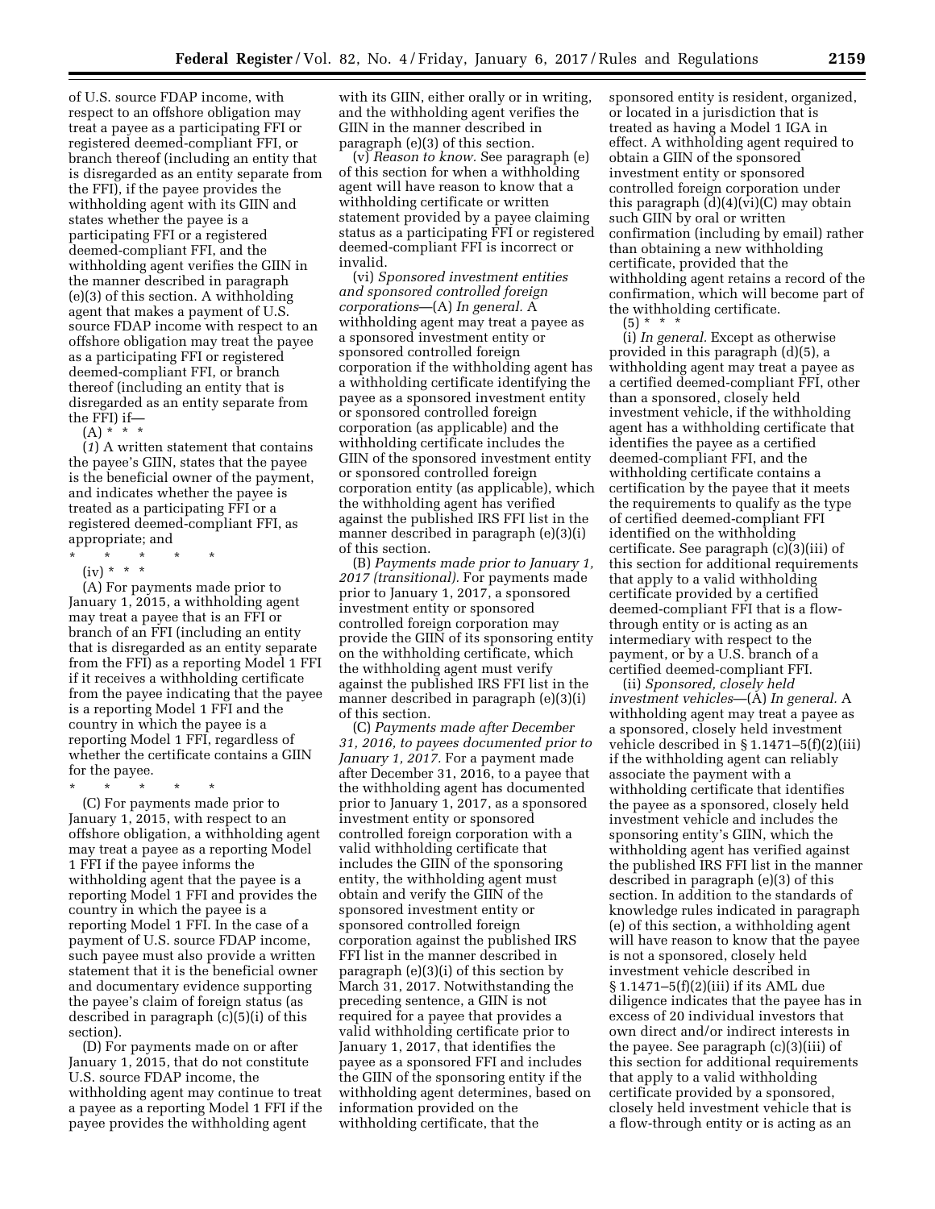of U.S. source FDAP income, with respect to an offshore obligation may treat a payee as a participating FFI or registered deemed-compliant FFI, or branch thereof (including an entity that is disregarded as an entity separate from the FFI), if the payee provides the withholding agent with its GIIN and states whether the payee is a participating FFI or a registered deemed-compliant FFI, and the withholding agent verifies the GIIN in the manner described in paragraph (e)(3) of this section. A withholding agent that makes a payment of U.S. source FDAP income with respect to an offshore obligation may treat the payee as a participating FFI or registered deemed-compliant FFI, or branch thereof (including an entity that is disregarded as an entity separate from the FFI) if—

(A) * * *

(*1*) A written statement that contains the payee's GIIN, states that the payee is the beneficial owner of the payment, and indicates whether the payee is treated as a participating FFI or a registered deemed-compliant FFI, as appropriate; and

\* \* \* \* \*

(iv) * * *

(A) For payments made prior to January 1, 2015, a withholding agent may treat a payee that is an FFI or branch of an FFI (including an entity that is disregarded as an entity separate from the FFI) as a reporting Model 1 FFI if it receives a withholding certificate from the payee indicating that the payee is a reporting Model 1 FFI and the country in which the payee is a reporting Model 1 FFI, regardless of whether the certificate contains a GIIN for the payee.

\* \* \* \* \*

(C) For payments made prior to January 1, 2015, with respect to an offshore obligation, a withholding agent may treat a payee as a reporting Model 1 FFI if the payee informs the withholding agent that the payee is a reporting Model 1 FFI and provides the country in which the payee is a reporting Model 1 FFI. In the case of a payment of U.S. source FDAP income, such payee must also provide a written statement that it is the beneficial owner and documentary evidence supporting the payee's claim of foreign status (as described in paragraph (c)(5)(i) of this section).

(D) For payments made on or after January 1, 2015, that do not constitute U.S. source FDAP income, the withholding agent may continue to treat a payee as a reporting Model 1 FFI if the payee provides the withholding agent with its GIIN, either orally or in writing, and the withholding agent verifies the GIIN in the manner described in paragraph (e)(3) of this section.

(v) *Reason to know.* See paragraph (e) of this section for when a withholding agent will have reason to know that a withholding certificate or written statement provided by a payee claiming status as a participating FFI or registered deemed-compliant FFI is incorrect or invalid.

(vi) *Sponsored investment entities and sponsored controlled foreign corporations*—(A) *In general.* A withholding agent may treat a payee as a sponsored investment entity or sponsored controlled foreign corporation if the withholding agent has a withholding certificate identifying the payee as a sponsored investment entity or sponsored controlled foreign corporation (as applicable) and the withholding certificate includes the GIIN of the sponsored investment entity or sponsored controlled foreign corporation entity (as applicable), which the withholding agent has verified against the published IRS FFI list in the manner described in paragraph (e)(3)(i) of this section.

(B) *Payments made prior to January 1, 2017 (transitional).* For payments made prior to January 1, 2017, a sponsored investment entity or sponsored controlled foreign corporation may provide the GIIN of its sponsoring entity on the withholding certificate, which the withholding agent must verify against the published IRS FFI list in the manner described in paragraph (e)(3)(i) of this section.

(C) *Payments made after December 31, 2016, to payees documented prior to January 1, 2017.* For a payment made after December 31, 2016, to a payee that the withholding agent has documented prior to January 1, 2017, as a sponsored investment entity or sponsored controlled foreign corporation with a valid withholding certificate that includes the GIIN of the sponsoring entity, the withholding agent must obtain and verify the GIIN of the sponsored investment entity or sponsored controlled foreign corporation against the published IRS FFI list in the manner described in paragraph (e)(3)(i) of this section by March 31, 2017. Notwithstanding the preceding sentence, a GIIN is not required for a payee that provides a valid withholding certificate prior to January 1, 2017, that identifies the payee as a sponsored FFI and includes the GIIN of the sponsoring entity if the withholding agent determines, based on information provided on the withholding certificate, that the sponsored entity is resident, organized, or located in a jurisdiction that is treated as having a Model 1 IGA in effect. A withholding agent required to obtain a GIIN of the sponsored investment entity or sponsored controlled foreign corporation under this paragraph (d)(4)(vi)(C) may obtain such GIIN by oral or written confirmation (including by email) rather than obtaining a new withholding certificate, provided that the withholding agent retains a record of the confirmation, which will become part of the withholding certificate.

(5) * * *

(i) *In general.* Except as otherwise provided in this paragraph (d)(5), a withholding agent may treat a payee as a certified deemed-compliant FFI, other than a sponsored, closely held investment vehicle, if the withholding agent has a withholding certificate that identifies the payee as a certified deemed-compliant FFI, and the withholding certificate contains a certification by the payee that it meets the requirements to qualify as the type of certified deemed-compliant FFI identified on the withholding certificate. See paragraph (c)(3)(iii) of this section for additional requirements that apply to a valid withholding certificate provided by a certified deemed-compliant FFI that is a flow-through entity or is acting as an intermediary with respect to the payment, or by a U.S. branch of a certified deemed-compliant FFI.

(ii) *Sponsored, closely held investment vehicles*—(A) *In general.* A withholding agent may treat a payee as a sponsored, closely held investment vehicle described in § 1.1471–5(f)(2)(iii) if the withholding agent can reliably associate the payment with a withholding certificate that identifies the payee as a sponsored, closely held investment vehicle and includes the sponsoring entity's GIIN, which the withholding agent has verified against the published IRS FFI list in the manner described in paragraph (e)(3) of this section. In addition to the standards of knowledge rules indicated in paragraph (e) of this section, a withholding agent will have reason to know that the payee is not a sponsored, closely held investment vehicle described in § 1.1471–5(f)(2)(iii) if its AML due diligence indicates that the payee has in excess of 20 individual investors that own direct and/or indirect interests in the payee. See paragraph (c)(3)(iii) of this section for additional requirements that apply to a valid withholding certificate provided by a sponsored, closely held investment vehicle that is a flow-through entity or is acting as an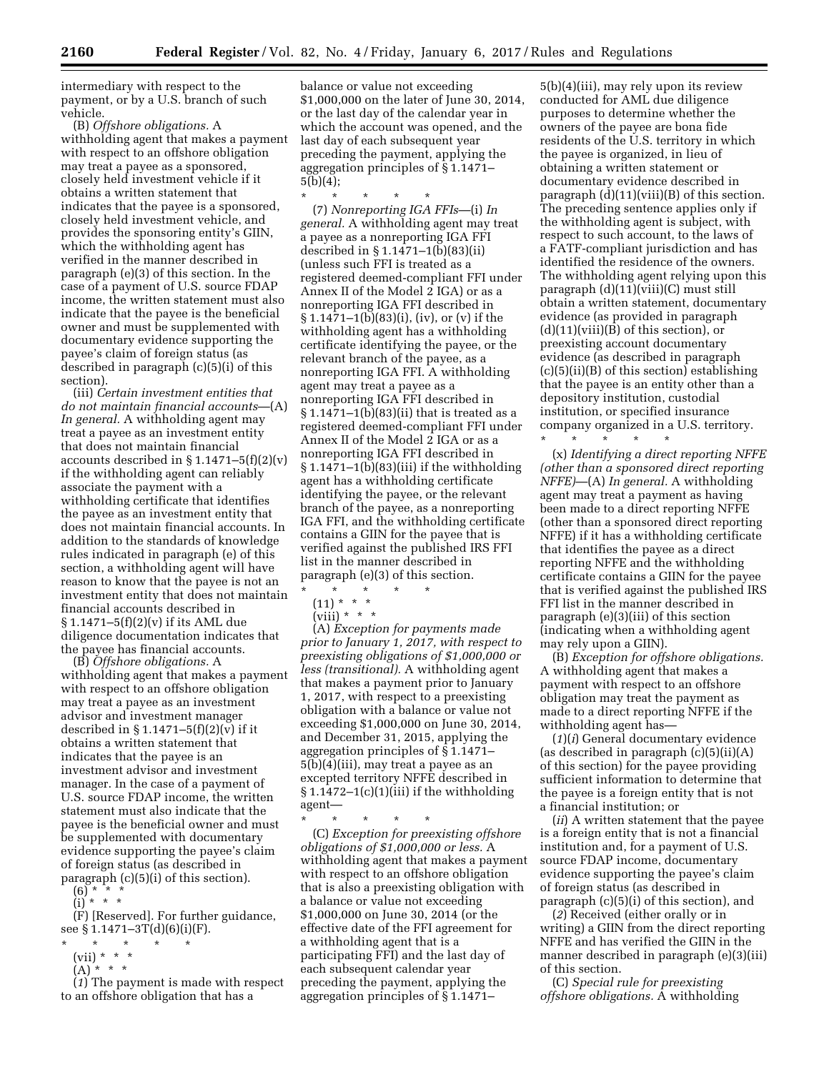intermediary with respect to the payment, or by a U.S. branch of such vehicle.

(B) *Offshore obligations.* A withholding agent that makes a payment with respect to an offshore obligation may treat a payee as a sponsored, closely held investment vehicle if it obtains a written statement that indicates that the payee is a sponsored, closely held investment vehicle, and provides the sponsoring entity's GIIN, which the withholding agent has verified in the manner described in paragraph (e)(3) of this section. In the case of a payment of U.S. source FDAP income, the written statement must also indicate that the payee is the beneficial owner and must be supplemented with documentary evidence supporting the payee's claim of foreign status (as described in paragraph (c)(5)(i) of this section).

(iii) *Certain investment entities that do not maintain financial accounts*—(A) *In general.* A withholding agent may treat a payee as an investment entity that does not maintain financial accounts described in § 1.1471–5(f)(2)(v) if the withholding agent can reliably associate the payment with a withholding certificate that identifies the payee as an investment entity that does not maintain financial accounts. In addition to the standards of knowledge rules indicated in paragraph (e) of this section, a withholding agent will have reason to know that the payee is not an investment entity that does not maintain financial accounts described in § 1.1471–5(f)(2)(v) if its AML due diligence documentation indicates that the payee has financial accounts.

(B) *Offshore obligations.* A withholding agent that makes a payment with respect to an offshore obligation may treat a payee as an investment advisor and investment manager described in § 1.1471–5(f)(2)(v) if it obtains a written statement that indicates that the payee is an investment advisor and investment manager. In the case of a payment of U.S. source FDAP income, the written statement must also indicate that the payee is the beneficial owner and must be supplemented with documentary evidence supporting the payee's claim of foreign status (as described in paragraph (c)(5)(i) of this section).

(6) * * *

(i) * * *

(F) [Reserved]. For further guidance, see § 1.1471–3T(d)(6)(i)(F).

\* \* \* \* \*

(vii) * * *

(A) * * *

(*1*) The payment is made with respect to an offshore obligation that has a balance or value not exceeding $1,000,000 on the later of June 30, 2014, or the last day of the calendar year in which the account was opened, and the last day of each subsequent year preceding the payment, applying the aggregation principles of § 1.1471–5(b)(4);

\* \* \* \* \*

(7) *Nonreporting IGA FFIs*—(i) *In general.* A withholding agent may treat a payee as a nonreporting IGA FFI described in § 1.1471–1(b)(83)(ii) (unless such FFI is treated as a registered deemed-compliant FFI under Annex II of the Model 2 IGA) or as a nonreporting IGA FFI described in § 1.1471–1(b)(83)(i), (iv), or (v) if the withholding agent has a withholding certificate identifying the payee, or the relevant branch of the payee, as a nonreporting IGA FFI. A withholding agent may treat a payee as a nonreporting IGA FFI described in § 1.1471–1(b)(83)(ii) that is treated as a registered deemed-compliant FFI under Annex II of the Model 2 IGA or as a nonreporting IGA FFI described in § 1.1471–1(b)(83)(iii) if the withholding agent has a withholding certificate identifying the payee, or the relevant branch of the payee, as a nonreporting IGA FFI, and the withholding certificate contains a GIIN for the payee that is verified against the published IRS FFI list in the manner described in paragraph (e)(3) of this section.

\* \* \* \* \*

(11) * * *

(viii) * * *

(A) *Exception for payments made prior to January 1, 2017, with respect to preexisting obligations of $1,000,000 or less (transitional).* A withholding agent that makes a payment prior to January 1, 2017, with respect to a preexisting obligation with a balance or value not exceeding $1,000,000 on June 30, 2014, and December 31, 2015, applying the aggregation principles of § 1.1471–5(b)(4)(iii), may treat a payee as an excepted territory NFFE described in § 1.1472–1(c)(1)(iii) if the withholding agent—

\* \* \* \* \*

(C) *Exception for preexisting offshore obligations of $1,000,000 or less.* A withholding agent that makes a payment with respect to an offshore obligation that is also a preexisting obligation with a balance or value not exceeding $1,000,000 on June 30, 2014 (or the effective date of the FFI agreement for a withholding agent that is a participating FFI) and the last day of each subsequent calendar year preceding the payment, applying the aggregation principles of § 1.1471–5(b)(4)(iii), may rely upon its review conducted for AML due diligence purposes to determine whether the owners of the payee are bona fide residents of the U.S. territory in which the payee is organized, in lieu of obtaining a written statement or documentary evidence described in paragraph (d)(11)(viii)(B) of this section. The preceding sentence applies only if the withholding agent is subject, with respect to such account, to the laws of a FATF-compliant jurisdiction and has identified the residence of the owners. The withholding agent relying upon this paragraph (d)(11)(viii)(C) must still obtain a written statement, documentary evidence (as provided in paragraph (d)(11)(viii)(B) of this section), or preexisting account documentary evidence (as described in paragraph (c)(5)(ii)(B) of this section) establishing that the payee is an entity other than a depository institution, custodial institution, or specified insurance company organized in a U.S. territory.

\* \* \* \* \*

(x) *Identifying a direct reporting NFFE (other than a sponsored direct reporting NFFE)*—(A) *In general.* A withholding agent may treat a payment as having been made to a direct reporting NFFE (other than a sponsored direct reporting NFFE) if it has a withholding certificate that identifies the payee as a direct reporting NFFE and the withholding certificate contains a GIIN for the payee that is verified against the published IRS FFI list in the manner described in paragraph (e)(3)(iii) of this section (indicating when a withholding agent may rely upon a GIIN).

(B) *Exception for offshore obligations.* A withholding agent that makes a payment with respect to an offshore obligation may treat the payment as made to a direct reporting NFFE if the withholding agent has—

(*1*)(*i*) General documentary evidence (as described in paragraph (c)(5)(ii)(A) of this section) for the payee providing sufficient information to determine that the payee is a foreign entity that is not a financial institution; or

(*ii*) A written statement that the payee is a foreign entity that is not a financial institution and, for a payment of U.S. source FDAP income, documentary evidence supporting the payee's claim of foreign status (as described in paragraph (c)(5)(i) of this section), and

(*2*) Received (either orally or in writing) a GIIN from the direct reporting NFFE and has verified the GIIN in the manner described in paragraph (e)(3)(iii) of this section.

(C) *Special rule for preexisting offshore obligations.* A withholding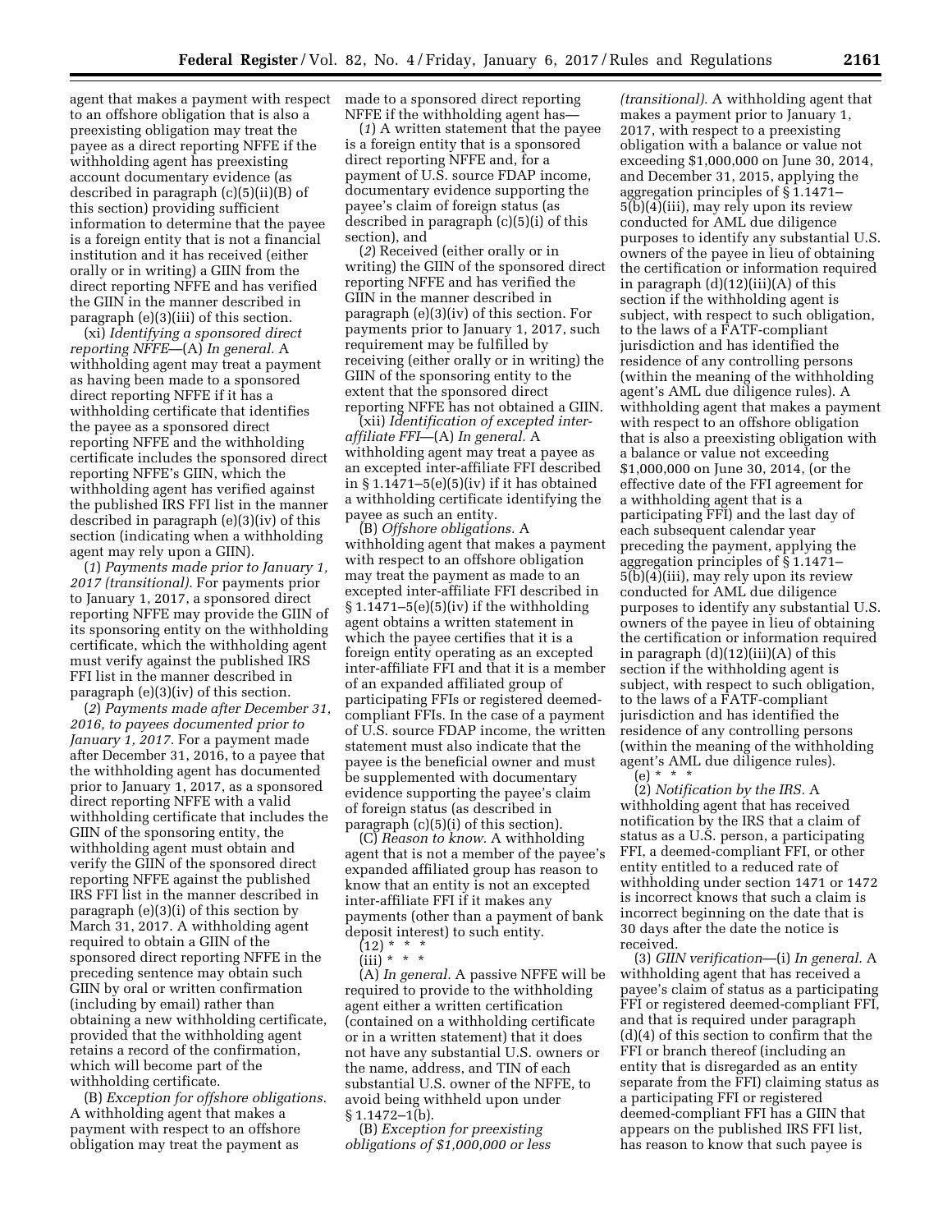agent that makes a payment with respect to an offshore obligation that is also a preexisting obligation may treat the payee as a direct reporting NFFE if the withholding agent has preexisting account documentary evidence (as described in paragraph (c)(5)(ii)(B) of this section) providing sufficient information to determine that the payee is a foreign entity that is not a financial institution and it has received (either orally or in writing) a GIIN from the direct reporting NFFE and has verified the GIIN in the manner described in paragraph (e)(3)(iii) of this section.

(xi) *Identifying a sponsored direct reporting NFFE*—(A) *In general.* A withholding agent may treat a payment as having been made to a sponsored direct reporting NFFE if it has a withholding certificate that identifies the payee as a sponsored direct reporting NFFE and the withholding certificate includes the sponsored direct reporting NFFE's GIIN, which the withholding agent has verified against the published IRS FFI list in the manner described in paragraph (e)(3)(iv) of this section (indicating when a withholding agent may rely upon a GIIN).

(*1*) *Payments made prior to January 1, 2017 (transitional).* For payments prior to January 1, 2017, a sponsored direct reporting NFFE may provide the GIIN of its sponsoring entity on the withholding certificate, which the withholding agent must verify against the published IRS FFI list in the manner described in paragraph (e)(3)(iv) of this section.

(*2*) *Payments made after December 31, 2016, to payees documented prior to January 1, 2017.* For a payment made after December 31, 2016, to a payee that the withholding agent has documented prior to January 1, 2017, as a sponsored direct reporting NFFE with a valid withholding certificate that includes the GIIN of the sponsoring entity, the withholding agent must obtain and verify the GIIN of the sponsored direct reporting NFFE against the published IRS FFI list in the manner described in paragraph (e)(3)(i) of this section by March 31, 2017. A withholding agent required to obtain a GIIN of the sponsored direct reporting NFFE in the preceding sentence may obtain such GIIN by oral or written confirmation (including by email) rather than obtaining a new withholding certificate, provided that the withholding agent retains a record of the confirmation, which will become part of the withholding certificate.

(B) *Exception for offshore obligations.* A withholding agent that makes a payment with respect to an offshore obligation may treat the payment as made to a sponsored direct reporting NFFE if the withholding agent has—

(*1*) A written statement that the payee is a foreign entity that is a sponsored direct reporting NFFE and, for a payment of U.S. source FDAP income, documentary evidence supporting the payee's claim of foreign status (as described in paragraph (c)(5)(i) of this section), and

(*2*) Received (either orally or in writing) the GIIN of the sponsored direct reporting NFFE and has verified the GIIN in the manner described in paragraph (e)(3)(iv) of this section. For payments prior to January 1, 2017, such requirement may be fulfilled by receiving (either orally or in writing) the GIIN of the sponsoring entity to the extent that the sponsored direct reporting NFFE has not obtained a GIIN.

(xii) *Identification of excepted inter-affiliate FFI*—(A) *In general.* A withholding agent may treat a payee as an excepted inter-affiliate FFI described in § 1.1471–5(e)(5)(iv) if it has obtained a withholding certificate identifying the payee as such an entity.

(B) *Offshore obligations.* A withholding agent that makes a payment with respect to an offshore obligation may treat the payment as made to an excepted inter-affiliate FFI described in § 1.1471–5(e)(5)(iv) if the withholding agent obtains a written statement in which the payee certifies that it is a foreign entity operating as an excepted inter-affiliate FFI and that it is a member of an expanded affiliated group of participating FFIs or registered deemed-compliant FFIs. In the case of a payment of U.S. source FDAP income, the written statement must also indicate that the payee is the beneficial owner and must be supplemented with documentary evidence supporting the payee's claim of foreign status (as described in paragraph (c)(5)(i) of this section).

(C) *Reason to know.* A withholding agent that is not a member of the payee's expanded affiliated group has reason to know that an entity is not an excepted inter-affiliate FFI if it makes any payments (other than a payment of bank deposit interest) to such entity.

(12) * * *

(iii) * * *

(A) *In general.* A passive NFFE will be required to provide to the withholding agent either a written certification (contained on a withholding certificate or in a written statement) that it does not have any substantial U.S. owners or the name, address, and TIN of each substantial U.S. owner of the NFFE, to avoid being withheld upon under § 1.1472–1(b).

(B) *Exception for preexisting obligations of $1,000,000 or less (transitional).* A withholding agent that makes a payment prior to January 1, 2017, with respect to a preexisting obligation with a balance or value not exceeding $1,000,000 on June 30, 2014, and December 31, 2015, applying the aggregation principles of § 1.1471–5(b)(4)(iii), may rely upon its review conducted for AML due diligence purposes to identify any substantial U.S. owners of the payee in lieu of obtaining the certification or information required in paragraph (d)(12)(iii)(A) of this section if the withholding agent is subject, with respect to such obligation, to the laws of a FATF-compliant jurisdiction and has identified the residence of any controlling persons (within the meaning of the withholding agent's AML due diligence rules). A withholding agent that makes a payment with respect to an offshore obligation that is also a preexisting obligation with a balance or value not exceeding $1,000,000 on June 30, 2014, (or the effective date of the FFI agreement for a withholding agent that is a participating FFI) and the last day of each subsequent calendar year preceding the payment, applying the aggregation principles of § 1.1471–5(b)(4)(iii), may rely upon its review conducted for AML due diligence purposes to identify any substantial U.S. owners of the payee in lieu of obtaining the certification or information required in paragraph (d)(12)(iii)(A) of this section if the withholding agent is subject, with respect to such obligation, to the laws of a FATF-compliant jurisdiction and has identified the residence of any controlling persons (within the meaning of the withholding agent's AML due diligence rules).

(e) * * *

(2) *Notification by the IRS.* A withholding agent that has received notification by the IRS that a claim of status as a U.S. person, a participating FFI, a deemed-compliant FFI, or other entity entitled to a reduced rate of withholding under section 1471 or 1472 is incorrect knows that such a claim is incorrect beginning on the date that is 30 days after the date the notice is received.

(3) *GIIN verification*—(i) *In general.* A withholding agent that has received a payee's claim of status as a participating FFI or registered deemed-compliant FFI, and that is required under paragraph (d)(4) of this section to confirm that the FFI or branch thereof (including an entity that is disregarded as an entity separate from the FFI) claiming status as a participating FFI or registered deemed-compliant FFI has a GIIN that appears on the published IRS FFI list, has reason to know that such payee is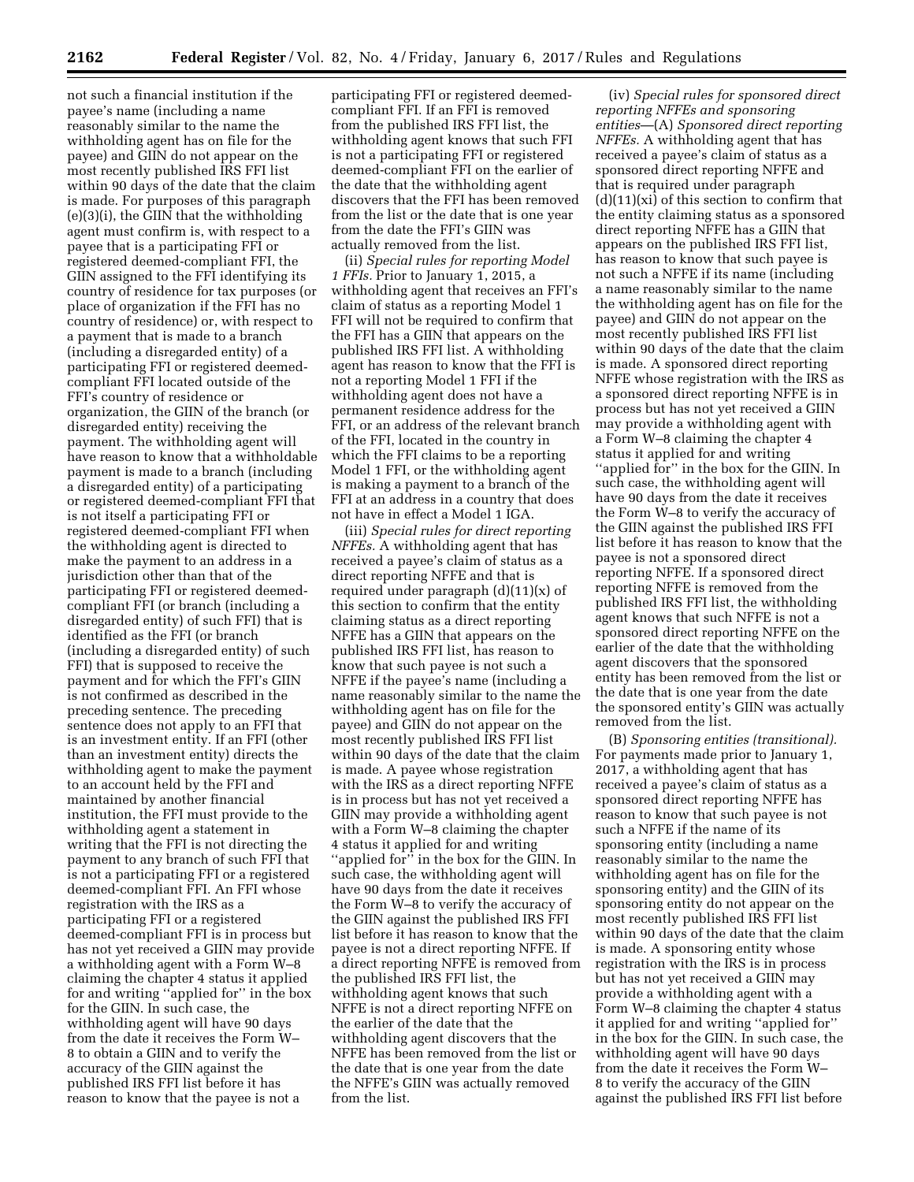not such a financial institution if the payee's name (including a name reasonably similar to the name the withholding agent has on file for the payee) and GIIN do not appear on the most recently published IRS FFI list within 90 days of the date that the claim is made. For purposes of this paragraph (e)(3)(i), the GIIN that the withholding agent must confirm is, with respect to a payee that is a participating FFI or registered deemed-compliant FFI, the GIIN assigned to the FFI identifying its country of residence for tax purposes (or place of organization if the FFI has no country of residence) or, with respect to a payment that is made to a branch (including a disregarded entity) of a participating FFI or registered deemed-compliant FFI located outside of the FFI's country of residence or organization, the GIIN of the branch (or disregarded entity) receiving the payment. The withholding agent will have reason to know that a withholdable payment is made to a branch (including a disregarded entity) of a participating or registered deemed-compliant FFI that is not itself a participating FFI or registered deemed-compliant FFI when the withholding agent is directed to make the payment to an address in a jurisdiction other than that of the participating FFI or registered deemed-compliant FFI (or branch (including a disregarded entity) of such FFI) that is identified as the FFI (or branch (including a disregarded entity) of such FFI) that is supposed to receive the payment and for which the FFI's GIIN is not confirmed as described in the preceding sentence. The preceding sentence does not apply to an FFI that is an investment entity. If an FFI (other than an investment entity) directs the withholding agent to make the payment to an account held by the FFI and maintained by another financial institution, the FFI must provide to the withholding agent a statement in writing that the FFI is not directing the payment to any branch of such FFI that is not a participating FFI or a registered deemed-compliant FFI. An FFI whose registration with the IRS as a participating FFI or a registered deemed-compliant FFI is in process but has not yet received a GIIN may provide a withholding agent with a Form W–8 claiming the chapter 4 status it applied for and writing ''applied for'' in the box for the GIIN. In such case, the withholding agent will have 90 days from the date it receives the Form W–8 to obtain a GIIN and to verify the accuracy of the GIIN against the published IRS FFI list before it has reason to know that the payee is not a participating FFI or registered deemed-compliant FFI. If an FFI is removed from the published IRS FFI list, the withholding agent knows that such FFI is not a participating FFI or registered deemed-compliant FFI on the earlier of the date that the withholding agent discovers that the FFI has been removed from the list or the date that is one year from the date the FFI's GIIN was actually removed from the list.

(ii) *Special rules for reporting Model 1 FFIs.* Prior to January 1, 2015, a withholding agent that receives an FFI's claim of status as a reporting Model 1 FFI will not be required to confirm that the FFI has a GIIN that appears on the published IRS FFI list. A withholding agent has reason to know that the FFI is not a reporting Model 1 FFI if the withholding agent does not have a permanent residence address for the FFI, or an address of the relevant branch of the FFI, located in the country in which the FFI claims to be a reporting Model 1 FFI, or the withholding agent is making a payment to a branch of the FFI at an address in a country that does not have in effect a Model 1 IGA.

(iii) *Special rules for direct reporting NFFEs.* A withholding agent that has received a payee's claim of status as a direct reporting NFFE and that is required under paragraph (d)(11)(x) of this section to confirm that the entity claiming status as a direct reporting NFFE has a GIIN that appears on the published IRS FFI list, has reason to know that such payee is not such a NFFE if the payee's name (including a name reasonably similar to the name the withholding agent has on file for the payee) and GIIN do not appear on the most recently published IRS FFI list within 90 days of the date that the claim is made. A payee whose registration with the IRS as a direct reporting NFFE is in process but has not yet received a GIIN may provide a withholding agent with a Form W–8 claiming the chapter 4 status it applied for and writing ''applied for'' in the box for the GIIN. In such case, the withholding agent will have 90 days from the date it receives the Form W–8 to verify the accuracy of the GIIN against the published IRS FFI list before it has reason to know that the payee is not a direct reporting NFFE. If a direct reporting NFFE is removed from the published IRS FFI list, the withholding agent knows that such NFFE is not a direct reporting NFFE on the earlier of the date that the withholding agent discovers that the NFFE has been removed from the list or the date that is one year from the date the NFFE's GIIN was actually removed from the list.

(iv) *Special rules for sponsored direct reporting NFFEs and sponsoring entities*—(A) *Sponsored direct reporting NFFEs.* A withholding agent that has received a payee's claim of status as a sponsored direct reporting NFFE and that is required under paragraph (d)(11)(xi) of this section to confirm that the entity claiming status as a sponsored direct reporting NFFE has a GIIN that appears on the published IRS FFI list, has reason to know that such payee is not such a NFFE if its name (including a name reasonably similar to the name the withholding agent has on file for the payee) and GIIN do not appear on the most recently published IRS FFI list within 90 days of the date that the claim is made. A sponsored direct reporting NFFE whose registration with the IRS as a sponsored direct reporting NFFE is in process but has not yet received a GIIN may provide a withholding agent with a Form W–8 claiming the chapter 4 status it applied for and writing ''applied for'' in the box for the GIIN. In such case, the withholding agent will have 90 days from the date it receives the Form W–8 to verify the accuracy of the GIIN against the published IRS FFI list before it has reason to know that the payee is not a sponsored direct reporting NFFE. If a sponsored direct reporting NFFE is removed from the published IRS FFI list, the withholding agent knows that such NFFE is not a sponsored direct reporting NFFE on the earlier of the date that the withholding agent discovers that the sponsored entity has been removed from the list or the date that is one year from the date the sponsored entity's GIIN was actually removed from the list.

(B) *Sponsoring entities (transitional).* For payments made prior to January 1, 2017, a withholding agent that has received a payee's claim of status as a sponsored direct reporting NFFE has reason to know that such payee is not such a NFFE if the name of its sponsoring entity (including a name reasonably similar to the name the withholding agent has on file for the sponsoring entity) and the GIIN of its sponsoring entity do not appear on the most recently published IRS FFI list within 90 days of the date that the claim is made. A sponsoring entity whose registration with the IRS is in process but has not yet received a GIIN may provide a withholding agent with a Form W–8 claiming the chapter 4 status it applied for and writing ''applied for'' in the box for the GIIN. In such case, the withholding agent will have 90 days from the date it receives the Form W–8 to verify the accuracy of the GIIN against the published IRS FFI list before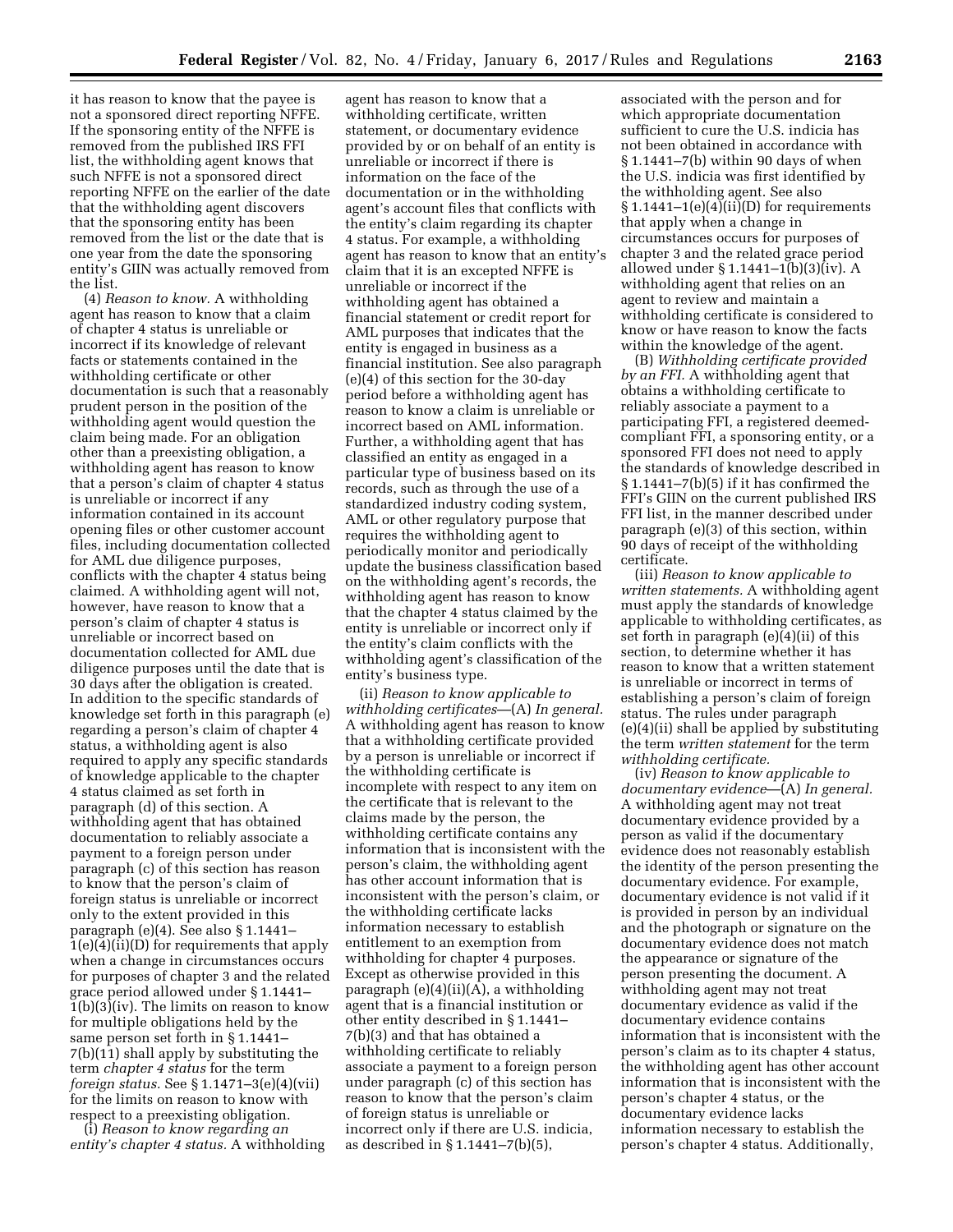it has reason to know that the payee is not a sponsored direct reporting NFFE. If the sponsoring entity of the NFFE is removed from the published IRS FFI list, the withholding agent knows that such NFFE is not a sponsored direct reporting NFFE on the earlier of the date that the withholding agent discovers that the sponsoring entity has been removed from the list or the date that is one year from the date the sponsoring entity's GIIN was actually removed from the list.

(4) *Reason to know.* A withholding agent has reason to know that a claim of chapter 4 status is unreliable or incorrect if its knowledge of relevant facts or statements contained in the withholding certificate or other documentation is such that a reasonably prudent person in the position of the withholding agent would question the claim being made. For an obligation other than a preexisting obligation, a withholding agent has reason to know that a person's claim of chapter 4 status is unreliable or incorrect if any information contained in its account opening files or other customer account files, including documentation collected for AML due diligence purposes, conflicts with the chapter 4 status being claimed. A withholding agent will not, however, have reason to know that a person's claim of chapter 4 status is unreliable or incorrect based on documentation collected for AML due diligence purposes until the date that is 30 days after the obligation is created. In addition to the specific standards of knowledge set forth in this paragraph (e) regarding a person's claim of chapter 4 status, a withholding agent is also required to apply any specific standards of knowledge applicable to the chapter 4 status claimed as set forth in paragraph (d) of this section. A withholding agent that has obtained documentation to reliably associate a payment to a foreign person under paragraph (c) of this section has reason to know that the person's claim of foreign status is unreliable or incorrect only to the extent provided in this paragraph (e)(4). See also § 1.1441–1(e)(4)(ii)(D) for requirements that apply when a change in circumstances occurs for purposes of chapter 3 and the related grace period allowed under § 1.1441–1(b)(3)(iv). The limits on reason to know for multiple obligations held by the same person set forth in § 1.1441–7(b)(11) shall apply by substituting the term *chapter 4 status* for the term *foreign status.* See § 1.1471–3(e)(4)(vii) for the limits on reason to know with respect to a preexisting obligation.

(i) *Reason to know regarding an entity's chapter 4 status.* A withholding agent has reason to know that a withholding certificate, written statement, or documentary evidence provided by or on behalf of an entity is unreliable or incorrect if there is information on the face of the documentation or in the withholding agent's account files that conflicts with the entity's claim regarding its chapter 4 status. For example, a withholding agent has reason to know that an entity's claim that it is an excepted NFFE is unreliable or incorrect if the withholding agent has obtained a financial statement or credit report for AML purposes that indicates that the entity is engaged in business as a financial institution. See also paragraph (e)(4) of this section for the 30-day period before a withholding agent has reason to know a claim is unreliable or incorrect based on AML information. Further, a withholding agent that has classified an entity as engaged in a particular type of business based on its records, such as through the use of a standardized industry coding system, AML or other regulatory purpose that requires the withholding agent to periodically monitor and periodically update the business classification based on the withholding agent's records, the withholding agent has reason to know that the chapter 4 status claimed by the entity is unreliable or incorrect only if the entity's claim conflicts with the withholding agent's classification of the entity's business type.

(ii) *Reason to know applicable to withholding certificates*—(A) *In general.* A withholding agent has reason to know that a withholding certificate provided by a person is unreliable or incorrect if the withholding certificate is incomplete with respect to any item on the certificate that is relevant to the claims made by the person, the withholding certificate contains any information that is inconsistent with the person's claim, the withholding agent has other account information that is inconsistent with the person's claim, or the withholding certificate lacks information necessary to establish entitlement to an exemption from withholding for chapter 4 purposes. Except as otherwise provided in this paragraph (e)(4)(ii)(A), a withholding agent that is a financial institution or other entity described in § 1.1441–7(b)(3) and that has obtained a withholding certificate to reliably associate a payment to a foreign person under paragraph (c) of this section has reason to know that the person's claim of foreign status is unreliable or incorrect only if there are U.S. indicia, as described in § 1.1441–7(b)(5), associated with the person and for which appropriate documentation sufficient to cure the U.S. indicia has not been obtained in accordance with § 1.1441–7(b) within 90 days of when the U.S. indicia was first identified by the withholding agent. See also § 1.1441–1(e)(4)(ii)(D) for requirements that apply when a change in circumstances occurs for purposes of chapter 3 and the related grace period allowed under § 1.1441–1(b)(3)(iv). A withholding agent that relies on an agent to review and maintain a withholding certificate is considered to know or have reason to know the facts within the knowledge of the agent.

(B) *Withholding certificate provided by an FFI.* A withholding agent that obtains a withholding certificate to reliably associate a payment to a participating FFI, a registered deemed-compliant FFI, a sponsoring entity, or a sponsored FFI does not need to apply the standards of knowledge described in § 1.1441–7(b)(5) if it has confirmed the FFI's GIIN on the current published IRS FFI list, in the manner described under paragraph (e)(3) of this section, within 90 days of receipt of the withholding certificate.

(iii) *Reason to know applicable to written statements.* A withholding agent must apply the standards of knowledge applicable to withholding certificates, as set forth in paragraph (e)(4)(ii) of this section, to determine whether it has reason to know that a written statement is unreliable or incorrect in terms of establishing a person's claim of foreign status. The rules under paragraph (e)(4)(ii) shall be applied by substituting the term *written statement* for the term *withholding certificate.*

(iv) *Reason to know applicable to documentary evidence*—(A) *In general.* A withholding agent may not treat documentary evidence provided by a person as valid if the documentary evidence does not reasonably establish the identity of the person presenting the documentary evidence. For example, documentary evidence is not valid if it is provided in person by an individual and the photograph or signature on the documentary evidence does not match the appearance or signature of the person presenting the document. A withholding agent may not treat documentary evidence as valid if the documentary evidence contains information that is inconsistent with the person's claim as to its chapter 4 status, the withholding agent has other account information that is inconsistent with the person's chapter 4 status, or the documentary evidence lacks information necessary to establish the person's chapter 4 status. Additionally,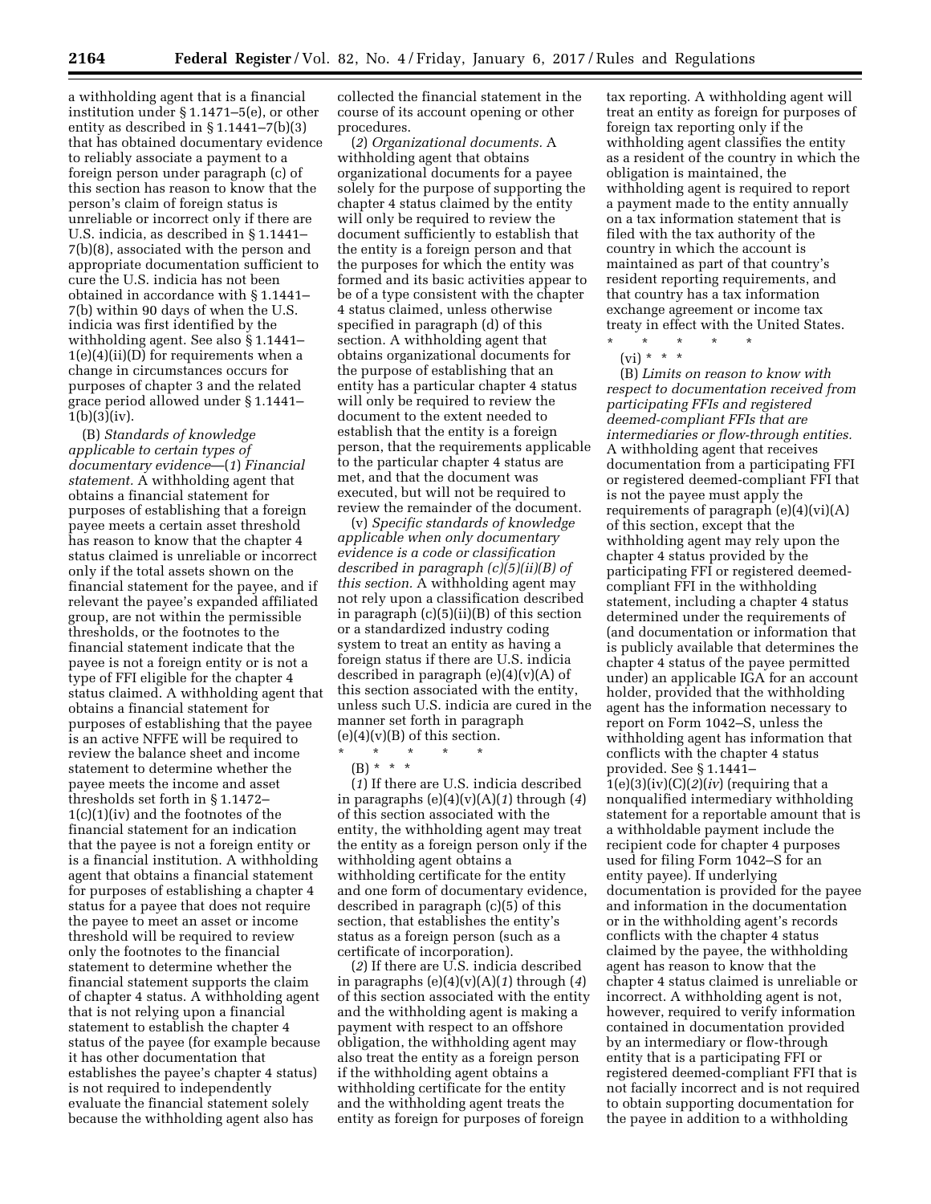a withholding agent that is a financial institution under § 1.1471–5(e), or other entity as described in § 1.1441–7(b)(3) that has obtained documentary evidence to reliably associate a payment to a foreign person under paragraph (c) of this section has reason to know that the person's claim of foreign status is unreliable or incorrect only if there are U.S. indicia, as described in § 1.1441–7(b)(8), associated with the person and appropriate documentation sufficient to cure the U.S. indicia has not been obtained in accordance with § 1.1441–7(b) within 90 days of when the U.S. indicia was first identified by the withholding agent. See also § 1.1441–1(e)(4)(ii)(D) for requirements when a change in circumstances occurs for purposes of chapter 3 and the related grace period allowed under § 1.1441–1(b)(3)(iv).

(B) *Standards of knowledge applicable to certain types of documentary evidence*—(*1*) *Financial statement.* A withholding agent that obtains a financial statement for purposes of establishing that a foreign payee meets a certain asset threshold has reason to know that the chapter 4 status claimed is unreliable or incorrect only if the total assets shown on the financial statement for the payee, and if relevant the payee's expanded affiliated group, are not within the permissible thresholds, or the footnotes to the financial statement indicate that the payee is not a foreign entity or is not a type of FFI eligible for the chapter 4 status claimed. A withholding agent that obtains a financial statement for purposes of establishing that the payee is an active NFFE will be required to review the balance sheet and income statement to determine whether the payee meets the income and asset thresholds set forth in § 1.1472–1(c)(1)(iv) and the footnotes of the financial statement for an indication that the payee is not a foreign entity or is a financial institution. A withholding agent that obtains a financial statement for purposes of establishing a chapter 4 status for a payee that does not require the payee to meet an asset or income threshold will be required to review only the footnotes to the financial statement to determine whether the financial statement supports the claim of chapter 4 status. A withholding agent that is not relying upon a financial statement to establish the chapter 4 status of the payee (for example because it has other documentation that establishes the payee's chapter 4 status) is not required to independently evaluate the financial statement solely because the withholding agent also has collected the financial statement in the course of its account opening or other procedures.

(*2*) *Organizational documents.* A withholding agent that obtains organizational documents for a payee solely for the purpose of supporting the chapter 4 status claimed by the entity will only be required to review the document sufficiently to establish that the entity is a foreign person and that the purposes for which the entity was formed and its basic activities appear to be of a type consistent with the chapter 4 status claimed, unless otherwise specified in paragraph (d) of this section. A withholding agent that obtains organizational documents for the purpose of establishing that an entity has a particular chapter 4 status will only be required to review the document to the extent needed to establish that the entity is a foreign person, that the requirements applicable to the particular chapter 4 status are met, and that the document was executed, but will not be required to review the remainder of the document.

(v) *Specific standards of knowledge applicable when only documentary evidence is a code or classification described in paragraph (c)(5)(ii)(B) of this section.* A withholding agent may not rely upon a classification described in paragraph (c)(5)(ii)(B) of this section or a standardized industry coding system to treat an entity as having a foreign status if there are U.S. indicia described in paragraph (e)(4)(v)(A) of this section associated with the entity, unless such U.S. indicia are cured in the manner set forth in paragraph (e)(4)(v)(B) of this section.

\* \* \* \* \*

(B) \* \* \*

(*1*) If there are U.S. indicia described in paragraphs (e)(4)(v)(A)(*1*) through (*4*) of this section associated with the entity, the withholding agent may treat the entity as a foreign person only if the withholding agent obtains a withholding certificate for the entity and one form of documentary evidence, described in paragraph (c)(5) of this section, that establishes the entity's status as a foreign person (such as a certificate of incorporation).

(*2*) If there are U.S. indicia described in paragraphs (e)(4)(v)(A)(*1*) through (*4*) of this section associated with the entity and the withholding agent is making a payment with respect to an offshore obligation, the withholding agent may also treat the entity as a foreign person if the withholding agent obtains a withholding certificate for the entity and the withholding agent treats the entity as foreign for purposes of foreign tax reporting. A withholding agent will treat an entity as foreign for purposes of foreign tax reporting only if the withholding agent classifies the entity as a resident of the country in which the obligation is maintained, the withholding agent is required to report a payment made to the entity annually on a tax information statement that is filed with the tax authority of the country in which the account is maintained as part of that country's resident reporting requirements, and that country has a tax information exchange agreement or income tax treaty in effect with the United States.

\* \* \* \* \*

(vi) \* \* \*

(B) *Limits on reason to know with respect to documentation received from participating FFIs and registered deemed-compliant FFIs that are intermediaries or flow-through entities.* A withholding agent that receives documentation from a participating FFI or registered deemed-compliant FFI that is not the payee must apply the requirements of paragraph (e)(4)(vi)(A) of this section, except that the withholding agent may rely upon the chapter 4 status provided by the participating FFI or registered deemed-compliant FFI in the withholding statement, including a chapter 4 status determined under the requirements of (and documentation or information that is publicly available that determines the chapter 4 status of the payee permitted under) an applicable IGA for an account holder, provided that the withholding agent has the information necessary to report on Form 1042–S, unless the withholding agent has information that conflicts with the chapter 4 status provided. See § 1.1441–1(e)(3)(iv)(C)(*2*)(*iv*) (requiring that a nonqualified intermediary withholding statement for a reportable amount that is a withholdable payment include the recipient code for chapter 4 purposes used for filing Form 1042–S for an entity payee). If underlying documentation is provided for the payee and information in the documentation or in the withholding agent's records conflicts with the chapter 4 status claimed by the payee, the withholding agent has reason to know that the chapter 4 status claimed is unreliable or incorrect. A withholding agent is not, however, required to verify information contained in documentation provided by an intermediary or flow-through entity that is a participating FFI or registered deemed-compliant FFI that is not facially incorrect and is not required to obtain supporting documentation for the payee in addition to a withholding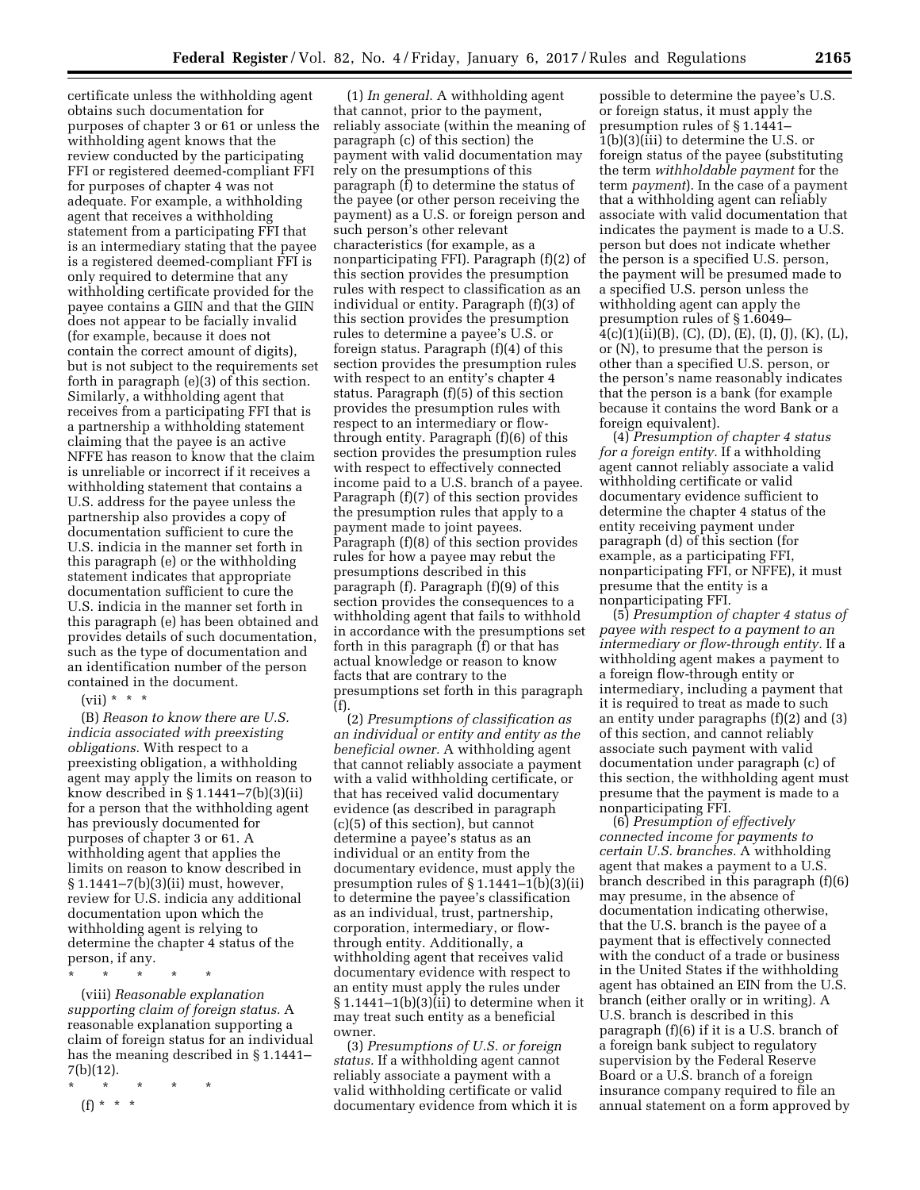certificate unless the withholding agent obtains such documentation for purposes of chapter 3 or 61 or unless the withholding agent knows that the review conducted by the participating FFI or registered deemed-compliant FFI for purposes of chapter 4 was not adequate. For example, a withholding agent that receives a withholding statement from a participating FFI that is an intermediary stating that the payee is a registered deemed-compliant FFI is only required to determine that any withholding certificate provided for the payee contains a GIIN and that the GIIN does not appear to be facially invalid (for example, because it does not contain the correct amount of digits), but is not subject to the requirements set forth in paragraph (e)(3) of this section. Similarly, a withholding agent that receives from a participating FFI that is a partnership a withholding statement claiming that the payee is an active NFFE has reason to know that the claim is unreliable or incorrect if it receives a withholding statement that contains a U.S. address for the payee unless the partnership also provides a copy of documentation sufficient to cure the U.S. indicia in the manner set forth in this paragraph (e) or the withholding statement indicates that appropriate documentation sufficient to cure the U.S. indicia in the manner set forth in this paragraph (e) has been obtained and provides details of such documentation, such as the type of documentation and an identification number of the person contained in the document.

(vii) * * *

(B) *Reason to know there are U.S. indicia associated with preexisting obligations.* With respect to a preexisting obligation, a withholding agent may apply the limits on reason to know described in § 1.1441–7(b)(3)(ii) for a person that the withholding agent has previously documented for purposes of chapter 3 or 61. A withholding agent that applies the limits on reason to know described in § 1.1441–7(b)(3)(ii) must, however, review for U.S. indicia any additional documentation upon which the withholding agent is relying to determine the chapter 4 status of the person, if any.

\* \* \* \* \*

(viii) *Reasonable explanation supporting claim of foreign status.* A reasonable explanation supporting a claim of foreign status for an individual has the meaning described in § 1.1441–7(b)(12).

\* \* \* \* \*

(f) * * *

(1) *In general.* A withholding agent that cannot, prior to the payment, reliably associate (within the meaning of paragraph (c) of this section) the payment with valid documentation may rely on the presumptions of this paragraph (f) to determine the status of the payee (or other person receiving the payment) as a U.S. or foreign person and such person's other relevant characteristics (for example, as a nonparticipating FFI). Paragraph (f)(2) of this section provides the presumption rules with respect to classification as an individual or entity. Paragraph (f)(3) of this section provides the presumption rules to determine a payee's U.S. or foreign status. Paragraph (f)(4) of this section provides the presumption rules with respect to an entity's chapter 4 status. Paragraph (f)(5) of this section provides the presumption rules with respect to an intermediary or flow-through entity. Paragraph (f)(6) of this section provides the presumption rules with respect to effectively connected income paid to a U.S. branch of a payee. Paragraph (f)(7) of this section provides the presumption rules that apply to a payment made to joint payees. Paragraph (f)(8) of this section provides rules for how a payee may rebut the presumptions described in this paragraph (f). Paragraph (f)(9) of this section provides the consequences to a withholding agent that fails to withhold in accordance with the presumptions set forth in this paragraph (f) or that has actual knowledge or reason to know facts that are contrary to the presumptions set forth in this paragraph (f).

(2) *Presumptions of classification as an individual or entity and entity as the beneficial owner.* A withholding agent that cannot reliably associate a payment with a valid withholding certificate, or that has received valid documentary evidence (as described in paragraph (c)(5) of this section), but cannot determine a payee's status as an individual or an entity from the documentary evidence, must apply the presumption rules of § 1.1441–1(b)(3)(ii) to determine the payee's classification as an individual, trust, partnership, corporation, intermediary, or flow-through entity. Additionally, a withholding agent that receives valid documentary evidence with respect to an entity must apply the rules under § 1.1441–1(b)(3)(ii) to determine when it may treat such entity as a beneficial owner.

(3) *Presumptions of U.S. or foreign status.* If a withholding agent cannot reliably associate a payment with a valid withholding certificate or valid documentary evidence from which it is possible to determine the payee's U.S. or foreign status, it must apply the presumption rules of § 1.1441–1(b)(3)(iii) to determine the U.S. or foreign status of the payee (substituting the term *withholdable payment* for the term *payment*). In the case of a payment that a withholding agent can reliably associate with valid documentation that indicates the payment is made to a U.S. person but does not indicate whether the person is a specified U.S. person, the payment will be presumed made to a specified U.S. person unless the withholding agent can apply the presumption rules of § 1.6049–4(c)(1)(ii)(B), (C), (D), (E), (I), (J), (K), (L), or (N), to presume that the person is other than a specified U.S. person, or the person's name reasonably indicates that the person is a bank (for example because it contains the word Bank or a foreign equivalent).

(4) *Presumption of chapter 4 status for a foreign entity.* If a withholding agent cannot reliably associate a valid withholding certificate or valid documentary evidence sufficient to determine the chapter 4 status of the entity receiving payment under paragraph (d) of this section (for example, as a participating FFI, nonparticipating FFI, or NFFE), it must presume that the entity is a nonparticipating FFI.

(5) *Presumption of chapter 4 status of payee with respect to a payment to an intermediary or flow-through entity.* If a withholding agent makes a payment to a foreign flow-through entity or intermediary, including a payment that it is required to treat as made to such an entity under paragraphs (f)(2) and (3) of this section, and cannot reliably associate such payment with valid documentation under paragraph (c) of this section, the withholding agent must presume that the payment is made to a nonparticipating FFI.

(6) *Presumption of effectively connected income for payments to certain U.S. branches.* A withholding agent that makes a payment to a U.S. branch described in this paragraph (f)(6) may presume, in the absence of documentation indicating otherwise, that the U.S. branch is the payee of a payment that is effectively connected with the conduct of a trade or business in the United States if the withholding agent has obtained an EIN from the U.S. branch (either orally or in writing). A U.S. branch is described in this paragraph (f)(6) if it is a U.S. branch of a foreign bank subject to regulatory supervision by the Federal Reserve Board or a U.S. branch of a foreign insurance company required to file an annual statement on a form approved by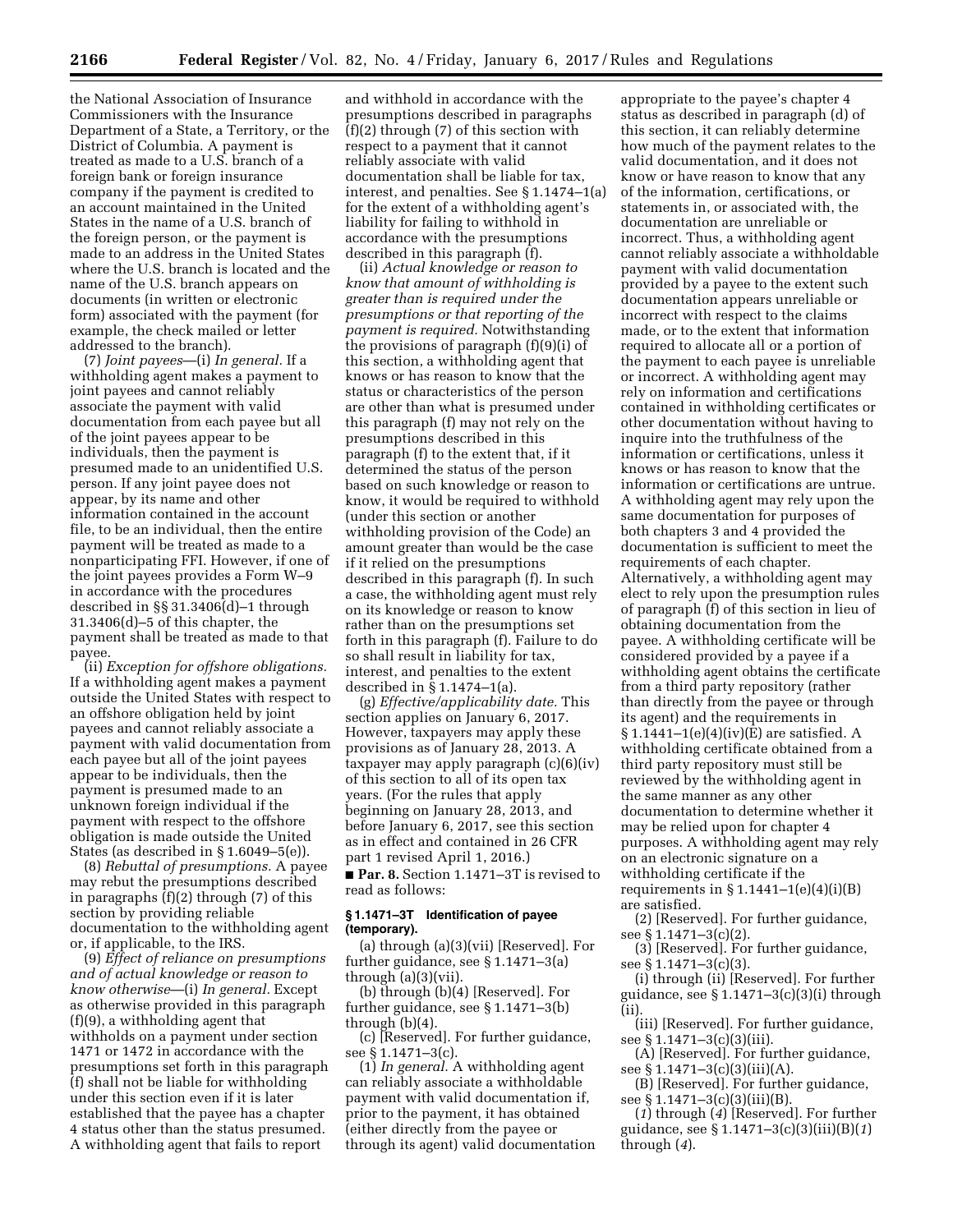the National Association of Insurance Commissioners with the Insurance Department of a State, a Territory, or the District of Columbia. A payment is treated as made to a U.S. branch of a foreign bank or foreign insurance company if the payment is credited to an account maintained in the United States in the name of a U.S. branch of the foreign person, or the payment is made to an address in the United States where the U.S. branch is located and the name of the U.S. branch appears on documents (in written or electronic form) associated with the payment (for example, the check mailed or letter addressed to the branch).

(7) *Joint payees*—(i) *In general.* If a withholding agent makes a payment to joint payees and cannot reliably associate the payment with valid documentation from each payee but all of the joint payees appear to be individuals, then the payment is presumed made to an unidentified U.S. person. If any joint payee does not appear, by its name and other information contained in the account file, to be an individual, then the entire payment will be treated as made to a nonparticipating FFI. However, if one of the joint payees provides a Form W–9 in accordance with the procedures described in §§ 31.3406(d)–1 through 31.3406(d)–5 of this chapter, the payment shall be treated as made to that payee.

(ii) *Exception for offshore obligations.* If a withholding agent makes a payment outside the United States with respect to an offshore obligation held by joint payees and cannot reliably associate a payment with valid documentation from each payee but all of the joint payees appear to be individuals, then the payment is presumed made to an unknown foreign individual if the payment with respect to the offshore obligation is made outside the United States (as described in § 1.6049–5(e)).

(8) *Rebuttal of presumptions.* A payee may rebut the presumptions described in paragraphs (f)(2) through (7) of this section by providing reliable documentation to the withholding agent or, if applicable, to the IRS.

(9) *Effect of reliance on presumptions and of actual knowledge or reason to know otherwise*—(i) *In general.* Except as otherwise provided in this paragraph (f)(9), a withholding agent that withholds on a payment under section 1471 or 1472 in accordance with the presumptions set forth in this paragraph (f) shall not be liable for withholding under this section even if it is later established that the payee has a chapter 4 status other than the status presumed. A withholding agent that fails to report and withhold in accordance with the presumptions described in paragraphs (f)(2) through (7) of this section with respect to a payment that it cannot reliably associate with valid documentation shall be liable for tax, interest, and penalties. See § 1.1474–1(a) for the extent of a withholding agent's liability for failing to withhold in accordance with the presumptions described in this paragraph (f).

(ii) *Actual knowledge or reason to know that amount of withholding is greater than is required under the presumptions or that reporting of the payment is required.* Notwithstanding the provisions of paragraph (f)(9)(i) of this section, a withholding agent that knows or has reason to know that the status or characteristics of the person are other than what is presumed under this paragraph (f) may not rely on the presumptions described in this paragraph (f) to the extent that, if it determined the status of the person based on such knowledge or reason to know, it would be required to withhold (under this section or another withholding provision of the Code) an amount greater than would be the case if it relied on the presumptions described in this paragraph (f). In such a case, the withholding agent must rely on its knowledge or reason to know rather than on the presumptions set forth in this paragraph (f). Failure to do so shall result in liability for tax, interest, and penalties to the extent described in § 1.1474–1(a).

(g) *Effective/applicability date.* This section applies on January 6, 2017. However, taxpayers may apply these provisions as of January 28, 2013. A taxpayer may apply paragraph (c)(6)(iv) of this section to all of its open tax years. (For the rules that apply beginning on January 28, 2013, and before January 6, 2017, see this section as in effect and contained in 26 CFR part 1 revised April 1, 2016.)

■ **Par. 8.** Section 1.1471–3T is revised to read as follows:

### § 1.1471–3T Identification of payee (temporary).

(a) through (a)(3)(vii) [Reserved]. For further guidance, see § 1.1471–3(a) through (a)(3)(vii).

(b) through (b)(4) [Reserved]. For further guidance, see § 1.1471–3(b) through (b)(4).

(c) [Reserved]. For further guidance, see § 1.1471–3(c).

(1) *In general.* A withholding agent can reliably associate a withholdable payment with valid documentation if, prior to the payment, it has obtained (either directly from the payee or through its agent) valid documentation appropriate to the payee's chapter 4 status as described in paragraph (d) of this section, it can reliably determine how much of the payment relates to the valid documentation, and it does not know or have reason to know that any of the information, certifications, or statements in, or associated with, the documentation are unreliable or incorrect. Thus, a withholding agent cannot reliably associate a withholdable payment with valid documentation provided by a payee to the extent such documentation appears unreliable or incorrect with respect to the claims made, or to the extent that information required to allocate all or a portion of the payment to each payee is unreliable or incorrect. A withholding agent may rely on information and certifications contained in withholding certificates or other documentation without having to inquire into the truthfulness of the information or certifications, unless it knows or has reason to know that the information or certifications are untrue. A withholding agent may rely upon the same documentation for purposes of both chapters 3 and 4 provided the documentation is sufficient to meet the requirements of each chapter. Alternatively, a withholding agent may elect to rely upon the presumption rules of paragraph (f) of this section in lieu of obtaining documentation from the payee. A withholding certificate will be considered provided by a payee if a withholding agent obtains the certificate from a third party repository (rather than directly from the payee or through its agent) and the requirements in § 1.1441–1(e)(4)(iv)(E) are satisfied. A withholding certificate obtained from a third party repository must still be reviewed by the withholding agent in the same manner as any other documentation to determine whether it may be relied upon for chapter 4 purposes. A withholding agent may rely on an electronic signature on a withholding certificate if the requirements in § 1.1441–1(e)(4)(i)(B) are satisfied.

(2) [Reserved]. For further guidance, see § 1.1471–3(c)(2).

(3) [Reserved]. For further guidance, see § 1.1471–3(c)(3).

(i) through (ii) [Reserved]. For further guidance, see § 1.1471–3(c)(3)(i) through (ii).

(iii) [Reserved]. For further guidance, see § 1.1471–3(c)(3)(iii).

(A) [Reserved]. For further guidance, see § 1.1471–3(c)(3)(iii)(A).

(B) [Reserved]. For further guidance, see § 1.1471–3(c)(3)(iii)(B).

(*1*) through (*4*) [Reserved]. For further guidance, see § 1.1471–3(c)(3)(iii)(B)(*1*) through (*4*).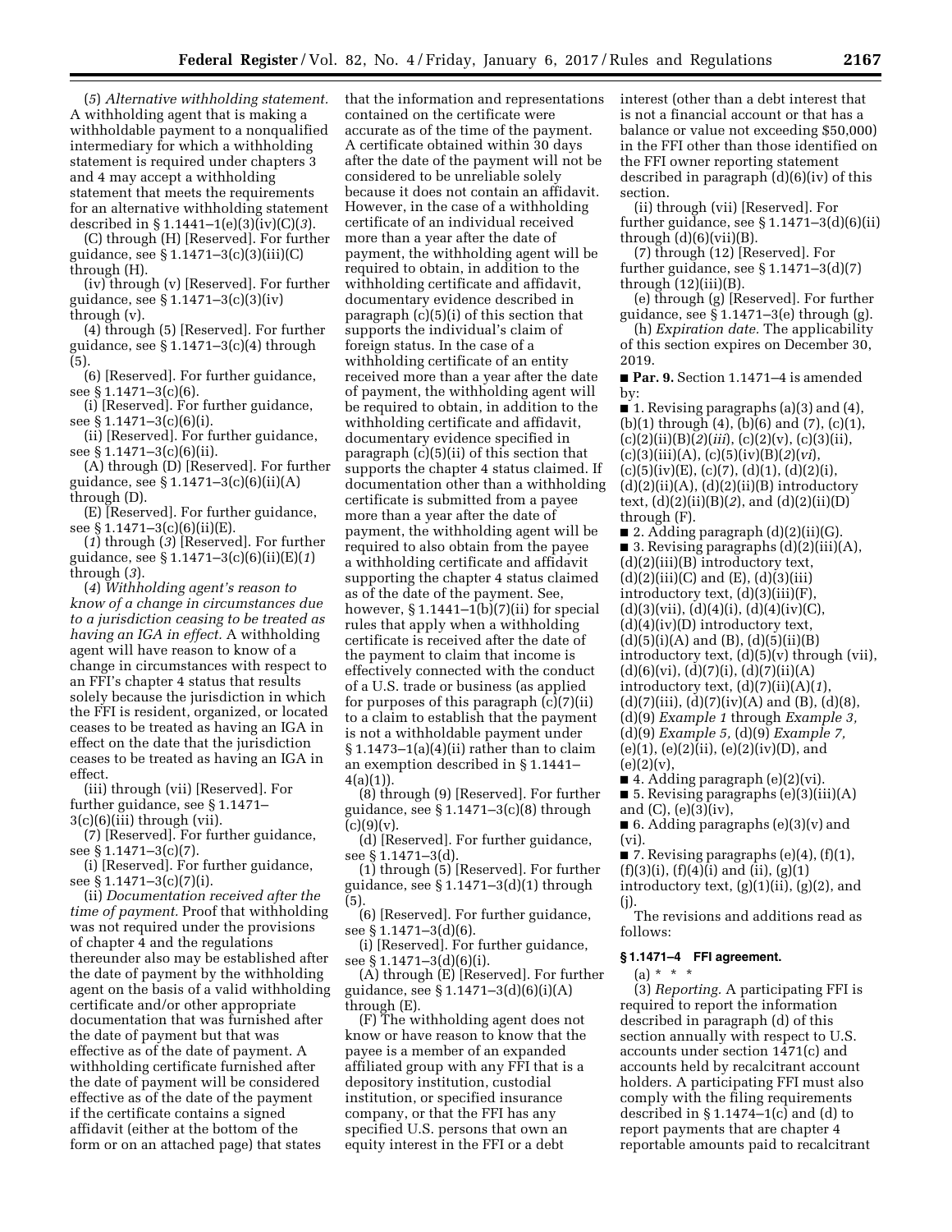(*5*) *Alternative withholding statement.* A withholding agent that is making a withholdable payment to a nonqualified intermediary for which a withholding statement is required under chapters 3 and 4 may accept a withholding statement that meets the requirements for an alternative withholding statement described in § 1.1441–1(e)(3)(iv)(C)(*3*).

(C) through (H) [Reserved]. For further guidance, see § 1.1471–3(c)(3)(iii)(C) through (H).

(iv) through (v) [Reserved]. For further guidance, see § 1.1471–3(c)(3)(iv) through (v).

(4) through (5) [Reserved]. For further guidance, see § 1.1471–3(c)(4) through (5).

(6) [Reserved]. For further guidance, see § 1.1471–3(c)(6).

(i) [Reserved]. For further guidance, see § 1.1471–3(c)(6)(i).

(ii) [Reserved]. For further guidance, see § 1.1471–3(c)(6)(ii).

(A) through (D) [Reserved]. For further guidance, see § 1.1471–3(c)(6)(ii)(A) through (D).

(E) [Reserved]. For further guidance, see § 1.1471–3(c)(6)(ii)(E).

(*1*) through (*3*) [Reserved]. For further guidance, see § 1.1471–3(c)(6)(ii)(E)(*1*) through (*3*).

(*4*) *Withholding agent's reason to know of a change in circumstances due to a jurisdiction ceasing to be treated as having an IGA in effect.* A withholding agent will have reason to know of a change in circumstances with respect to an FFI's chapter 4 status that results solely because the jurisdiction in which the FFI is resident, organized, or located ceases to be treated as having an IGA in effect on the date that the jurisdiction ceases to be treated as having an IGA in effect.

(iii) through (vii) [Reserved]. For further guidance, see § 1.1471–3(c)(6)(iii) through (vii).

(7) [Reserved]. For further guidance, see § 1.1471–3(c)(7).

(i) [Reserved]. For further guidance, see § 1.1471–3(c)(7)(i).

(ii) *Documentation received after the time of payment.* Proof that withholding was not required under the provisions of chapter 4 and the regulations thereunder also may be established after the date of payment by the withholding agent on the basis of a valid withholding certificate and/or other appropriate documentation that was furnished after the date of payment but that was effective as of the date of payment. A withholding certificate furnished after the date of payment will be considered effective as of the date of the payment if the certificate contains a signed affidavit (either at the bottom of the form or on an attached page) that states that the information and representations contained on the certificate were accurate as of the time of the payment. A certificate obtained within 30 days after the date of the payment will not be considered to be unreliable solely because it does not contain an affidavit. However, in the case of a withholding certificate of an individual received more than a year after the date of payment, the withholding agent will be required to obtain, in addition to the withholding certificate and affidavit, documentary evidence described in paragraph (c)(5)(i) of this section that supports the individual's claim of foreign status. In the case of a withholding certificate of an entity received more than a year after the date of payment, the withholding agent will be required to obtain, in addition to the withholding certificate and affidavit, documentary evidence specified in paragraph (c)(5)(ii) of this section that supports the chapter 4 status claimed. If documentation other than a withholding certificate is submitted from a payee more than a year after the date of payment, the withholding agent will be required to also obtain from the payee a withholding certificate and affidavit supporting the chapter 4 status claimed as of the date of the payment. See, however, § 1.1441–1(b)(7)(ii) for special rules that apply when a withholding certificate is received after the date of the payment to claim that income is effectively connected with the conduct of a U.S. trade or business (as applied for purposes of this paragraph (c)(7)(ii) to a claim to establish that the payment is not a withholdable payment under § 1.1473–1(a)(4)(ii) rather than to claim an exemption described in § 1.1441–4(a)(1)).

(8) through (9) [Reserved]. For further guidance, see § 1.1471–3(c)(8) through (c)(9)(v).

(d) [Reserved]. For further guidance, see § 1.1471–3(d).

(1) through (5) [Reserved]. For further guidance, see § 1.1471–3(d)(1) through (5).

(6) [Reserved]. For further guidance, see § 1.1471–3(d)(6).

(i) [Reserved]. For further guidance, see § 1.1471–3(d)(6)(i).

(A) through (E) [Reserved]. For further guidance, see § 1.1471–3(d)(6)(i)(A) through (E).

(F) The withholding agent does not know or have reason to know that the payee is a member of an expanded affiliated group with any FFI that is a depository institution, custodial institution, or specified insurance company, or that the FFI has any specified U.S. persons that own an equity interest in the FFI or a debt interest (other than a debt interest that is not a financial account or that has a balance or value not exceeding $50,000) in the FFI other than those identified on the FFI owner reporting statement described in paragraph (d)(6)(iv) of this section.

(ii) through (vii) [Reserved]. For further guidance, see § 1.1471–3(d)(6)(ii) through (d)(6)(vii)(B).

(7) through (12) [Reserved]. For further guidance, see § 1.1471–3(d)(7) through (12)(iii)(B).

(e) through (g) [Reserved]. For further guidance, see § 1.1471–3(e) through (g).

(h) *Expiration date.* The applicability of this section expires on December 30, 2019.

■ **Par. 9.** Section 1.1471–4 is amended by:

■ 1. Revising paragraphs (a)(3) and (4), (b)(1) through (4), (b)(6) and (7), (c)(1), (c)(2)(ii)(B)(*2*)(*iii*), (c)(2)(v), (c)(3)(ii), (c)(3)(iii)(A), (c)(5)(iv)(B)(*2*)(*vi*), (c)(5)(iv)(E), (c)(7), (d)(1), (d)(2)(i), (d)(2)(ii)(A), (d)(2)(ii)(B) introductory text, (d)(2)(ii)(B)(*2*), and (d)(2)(ii)(D) through (F).

■ 2. Adding paragraph (d)(2)(ii)(G).

■ 3. Revising paragraphs (d)(2)(iii)(A), (d)(2)(iii)(B) introductory text, (d)(2)(iii)(C) and (E), (d)(3)(iii) introductory text, (d)(3)(iii)(F), (d)(3)(vii), (d)(4)(i), (d)(4)(iv)(C), (d)(4)(iv)(D) introductory text, (d)(5)(i)(A) and (B), (d)(5)(ii)(B) introductory text, (d)(5)(v) through (vii), (d)(6)(vi), (d)(7)(i), (d)(7)(ii)(A) introductory text, (d)(7)(ii)(A)(*1*), (d)(7)(iii), (d)(7)(iv)(A) and (B), (d)(8), (d)(9) *Example 1* through *Example 3,* (d)(9) *Example 5,* (d)(9) *Example 7,* (e)(1), (e)(2)(ii), (e)(2)(iv)(D), and (e)(2)(v),

■ 4. Adding paragraph (e)(2)(vi).

■ 5. Revising paragraphs (e)(3)(iii)(A) and (C), (e)(3)(iv),

■ 6. Adding paragraphs (e)(3)(v) and (vi).

■ 7. Revising paragraphs (e)(4), (f)(1), (f)(3)(i), (f)(4)(i) and (ii), (g)(1) introductory text, (g)(1)(ii), (g)(2), and (j).

The revisions and additions read as follows:

**§ 1.1471–4 FFI agreement.**

(a) * * *

(3) *Reporting.* A participating FFI is required to report the information described in paragraph (d) of this section annually with respect to U.S. accounts under section 1471(c) and accounts held by recalcitrant account holders. A participating FFI must also comply with the filing requirements described in § 1.1474–1(c) and (d) to report payments that are chapter 4 reportable amounts paid to recalcitrant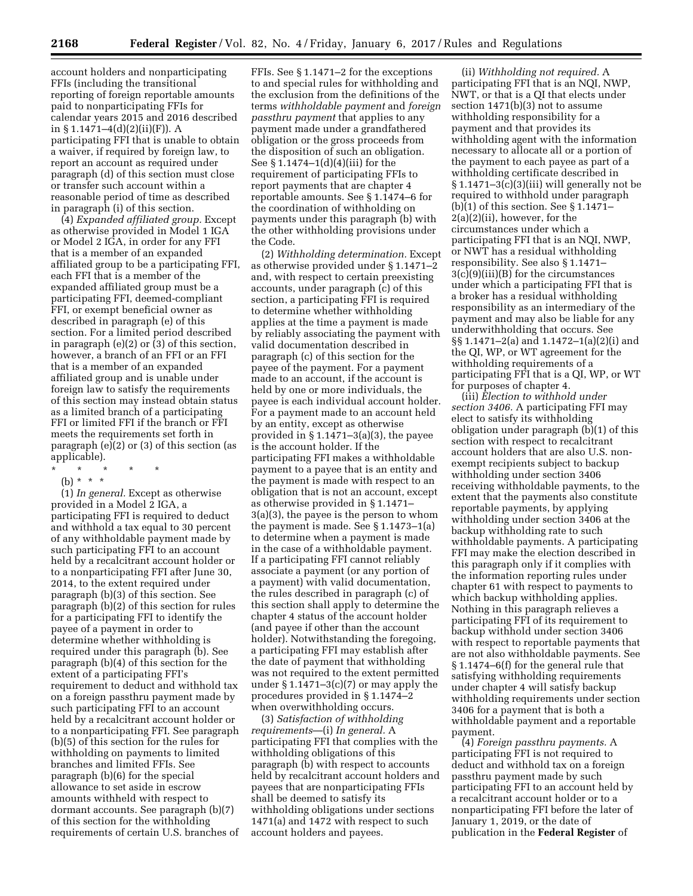account holders and nonparticipating FFIs (including the transitional reporting of foreign reportable amounts paid to nonparticipating FFIs for calendar years 2015 and 2016 described in § 1.1471–4(d)(2)(ii)(F)). A participating FFI that is unable to obtain a waiver, if required by foreign law, to report an account as required under paragraph (d) of this section must close or transfer such account within a reasonable period of time as described in paragraph (i) of this section.

(4) *Expanded affiliated group.* Except as otherwise provided in Model 1 IGA or Model 2 IGA, in order for any FFI that is a member of an expanded affiliated group to be a participating FFI, each FFI that is a member of the expanded affiliated group must be a participating FFI, deemed-compliant FFI, or exempt beneficial owner as described in paragraph (e) of this section. For a limited period described in paragraph (e)(2) or (3) of this section, however, a branch of an FFI or an FFI that is a member of an expanded affiliated group and is unable under foreign law to satisfy the requirements of this section may instead obtain status as a limited branch of a participating FFI or limited FFI if the branch or FFI meets the requirements set forth in paragraph (e)(2) or (3) of this section (as applicable).

\* \* \* \* \*

(b) \* \* \*

(1) *In general.* Except as otherwise provided in a Model 2 IGA, a participating FFI is required to deduct and withhold a tax equal to 30 percent of any withholdable payment made by such participating FFI to an account held by a recalcitrant account holder or to a nonparticipating FFI after June 30, 2014, to the extent required under paragraph (b)(3) of this section. See paragraph (b)(2) of this section for rules for a participating FFI to identify the payee of a payment in order to determine whether withholding is required under this paragraph (b). See paragraph (b)(4) of this section for the extent of a participating FFI's requirement to deduct and withhold tax on a foreign passthru payment made by such participating FFI to an account held by a recalcitrant account holder or to a nonparticipating FFI. See paragraph (b)(5) of this section for the rules for withholding on payments to limited branches and limited FFIs. See paragraph (b)(6) for the special allowance to set aside in escrow amounts withheld with respect to dormant accounts. See paragraph (b)(7) of this section for the withholding requirements of certain U.S. branches of FFIs. See § 1.1471–2 for the exceptions to and special rules for withholding and the exclusion from the definitions of the terms *withholdable payment* and *foreign passthru payment* that applies to any payment made under a grandfathered obligation or the gross proceeds from the disposition of such an obligation. See § 1.1474–1(d)(4)(iii) for the requirement of participating FFIs to report payments that are chapter 4 reportable amounts. See § 1.1474–6 for the coordination of withholding on payments under this paragraph (b) with the other withholding provisions under the Code.

(2) *Withholding determination.* Except as otherwise provided under § 1.1471–2 and, with respect to certain preexisting accounts, under paragraph (c) of this section, a participating FFI is required to determine whether withholding applies at the time a payment is made by reliably associating the payment with valid documentation described in paragraph (c) of this section for the payee of the payment. For a payment made to an account, if the account is held by one or more individuals, the payee is each individual account holder. For a payment made to an account held by an entity, except as otherwise provided in § 1.1471–3(a)(3), the payee is the account holder. If the participating FFI makes a withholdable payment to a payee that is an entity and the payment is made with respect to an obligation that is not an account, except as otherwise provided in § 1.1471–3(a)(3), the payee is the person to whom the payment is made. See § 1.1473–1(a) to determine when a payment is made in the case of a withholdable payment. If a participating FFI cannot reliably associate a payment (or any portion of a payment) with valid documentation, the rules described in paragraph (c) of this section shall apply to determine the chapter 4 status of the account holder (and payee if other than the account holder). Notwithstanding the foregoing, a participating FFI may establish after the date of payment that withholding was not required to the extent permitted under § 1.1471–3(c)(7) or may apply the procedures provided in § 1.1474–2 when overwithholding occurs.

(3) *Satisfaction of withholding requirements*—(i) *In general.* A participating FFI that complies with the withholding obligations of this paragraph (b) with respect to accounts held by recalcitrant account holders and payees that are nonparticipating FFIs shall be deemed to satisfy its withholding obligations under sections 1471(a) and 1472 with respect to such account holders and payees.

(ii) *Withholding not required.* A participating FFI that is an NQI, NWP, NWT, or that is a QI that elects under section 1471(b)(3) not to assume withholding responsibility for a payment and that provides its withholding agent with the information necessary to allocate all or a portion of the payment to each payee as part of a withholding certificate described in § 1.1471–3(c)(3)(iii) will generally not be required to withhold under paragraph (b)(1) of this section. See § 1.1471–2(a)(2)(ii), however, for the circumstances under which a participating FFI that is an NQI, NWP, or NWT has a residual withholding responsibility. See also § 1.1471–3(c)(9)(iii)(B) for the circumstances under which a participating FFI that is a broker has a residual withholding responsibility as an intermediary of the payment and may also be liable for any underwithholding that occurs. See §§ 1.1471–2(a) and 1.1472–1(a)(2)(i) and the QI, WP, or WT agreement for the withholding requirements of a participating FFI that is a QI, WP, or WT for purposes of chapter 4.

(iii) *Election to withhold under section 3406.* A participating FFI may elect to satisfy its withholding obligation under paragraph (b)(1) of this section with respect to recalcitrant account holders that are also U.S. non-exempt recipients subject to backup withholding under section 3406 receiving withholdable payments, to the extent that the payments also constitute reportable payments, by applying withholding under section 3406 at the backup withholding rate to such withholdable payments. A participating FFI may make the election described in this paragraph only if it complies with the information reporting rules under chapter 61 with respect to payments to which backup withholding applies. Nothing in this paragraph relieves a participating FFI of its requirement to backup withhold under section 3406 with respect to reportable payments that are not also withholdable payments. See § 1.1474–6(f) for the general rule that satisfying withholding requirements under chapter 4 will satisfy backup withholding requirements under section 3406 for a payment that is both a withholdable payment and a reportable payment.

(4) *Foreign passthru payments.* A participating FFI is not required to deduct and withhold tax on a foreign passthru payment made by such participating FFI to an account held by a recalcitrant account holder or to a nonparticipating FFI before the later of January 1, 2019, or the date of publication in the **Federal Register** of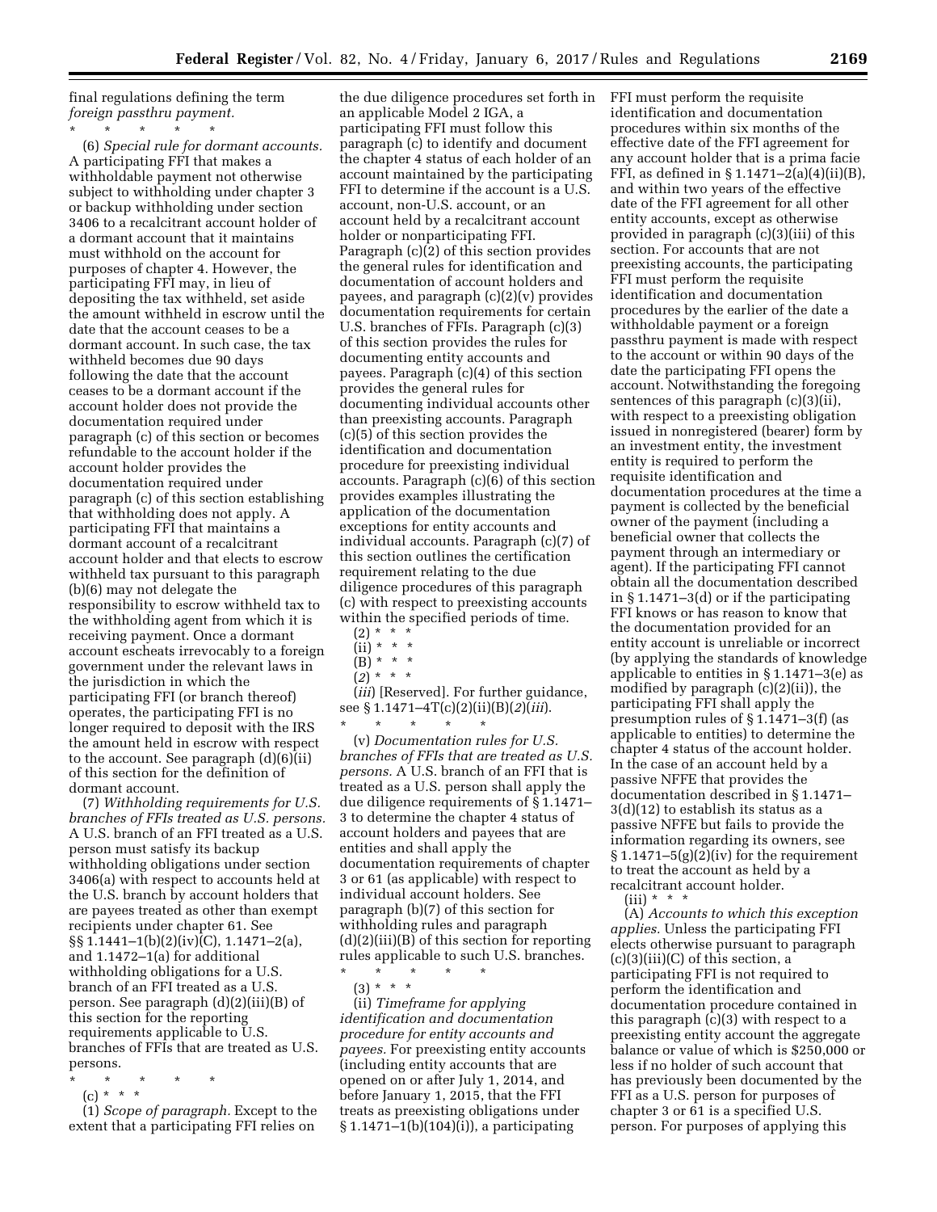final regulations defining the term *foreign passthru payment.*

\* \* \* \* \*

(6) *Special rule for dormant accounts.* A participating FFI that makes a withholdable payment not otherwise subject to withholding under chapter 3 or backup withholding under section 3406 to a recalcitrant account holder of a dormant account that it maintains must withhold on the account for purposes of chapter 4. However, the participating FFI may, in lieu of depositing the tax withheld, set aside the amount withheld in escrow until the date that the account ceases to be a dormant account. In such case, the tax withheld becomes due 90 days following the date that the account ceases to be a dormant account if the account holder does not provide the documentation required under paragraph (c) of this section or becomes refundable to the account holder if the account holder provides the documentation required under paragraph (c) of this section establishing that withholding does not apply. A participating FFI that maintains a dormant account of a recalcitrant account holder and that elects to escrow withheld tax pursuant to this paragraph (b)(6) may not delegate the responsibility to escrow withheld tax to the withholding agent from which it is receiving payment. Once a dormant account escheats irrevocably to a foreign government under the relevant laws in the jurisdiction in which the participating FFI (or branch thereof) operates, the participating FFI is no longer required to deposit with the IRS the amount held in escrow with respect to the account. See paragraph (d)(6)(ii) of this section for the definition of dormant account.

(7) *Withholding requirements for U.S. branches of FFIs treated as U.S. persons.* A U.S. branch of an FFI treated as a U.S. person must satisfy its backup withholding obligations under section 3406(a) with respect to accounts held at the U.S. branch by account holders that are payees treated as other than exempt recipients under chapter 61. See §§ 1.1441–1(b)(2)(iv)(C), 1.1471–2(a), and 1.1472–1(a) for additional withholding obligations for a U.S. branch of an FFI treated as a U.S. person. See paragraph (d)(2)(iii)(B) of this section for the reporting requirements applicable to U.S. branches of FFIs that are treated as U.S. persons.

\* \* \* \* \*

(c) \* \* \*

(1) *Scope of paragraph.* Except to the extent that a participating FFI relies on the due diligence procedures set forth in an applicable Model 2 IGA, a participating FFI must follow this paragraph (c) to identify and document the chapter 4 status of each holder of an account maintained by the participating FFI to determine if the account is a U.S. account, non-U.S. account, or an account held by a recalcitrant account holder or nonparticipating FFI. Paragraph (c)(2) of this section provides the general rules for identification and documentation of account holders and payees, and paragraph (c)(2)(v) provides documentation requirements for certain U.S. branches of FFIs. Paragraph (c)(3) of this section provides the rules for documenting entity accounts and payees. Paragraph (c)(4) of this section provides the general rules for documenting individual accounts other than preexisting accounts. Paragraph (c)(5) of this section provides the identification and documentation procedure for preexisting individual accounts. Paragraph (c)(6) of this section provides examples illustrating the application of the documentation exceptions for entity accounts and individual accounts. Paragraph (c)(7) of this section outlines the certification requirement relating to the due diligence procedures of this paragraph (c) with respect to preexisting accounts within the specified periods of time.

(2) \* \* \*

(ii) \* \* \*

(B) \* \* \*

(*2*) \* \* \*

(*iii*) [Reserved]. For further guidance, see § 1.1471–4T(c)(2)(ii)(B)(*2*)(*iii*).

\* \* \* \* \*

(v) *Documentation rules for U.S. branches of FFIs that are treated as U.S. persons.* A U.S. branch of an FFI that is treated as a U.S. person shall apply the due diligence requirements of § 1.1471–3 to determine the chapter 4 status of account holders and payees that are entities and shall apply the documentation requirements of chapter 3 or 61 (as applicable) with respect to individual account holders. See paragraph (b)(7) of this section for withholding rules and paragraph (d)(2)(iii)(B) of this section for reporting rules applicable to such U.S. branches.

\* \* \* \* \*

(3) \* \* \*

(ii) *Timeframe for applying identification and documentation procedure for entity accounts and payees.* For preexisting entity accounts (including entity accounts that are opened on or after July 1, 2014, and before January 1, 2015, that the FFI treats as preexisting obligations under § 1.1471–1(b)(104)(i)), a participating FFI must perform the requisite identification and documentation procedures within six months of the effective date of the FFI agreement for any account holder that is a prima facie FFI, as defined in § 1.1471–2(a)(4)(ii)(B), and within two years of the effective date of the FFI agreement for all other entity accounts, except as otherwise provided in paragraph (c)(3)(iii) of this section. For accounts that are not preexisting accounts, the participating FFI must perform the requisite identification and documentation procedures by the earlier of the date a withholdable payment or a foreign passthru payment is made with respect to the account or within 90 days of the date the participating FFI opens the account. Notwithstanding the foregoing sentences of this paragraph (c)(3)(ii), with respect to a preexisting obligation issued in nonregistered (bearer) form by an investment entity, the investment entity is required to perform the requisite identification and documentation procedures at the time a payment is collected by the beneficial owner of the payment (including a beneficial owner that collects the payment through an intermediary or agent). If the participating FFI cannot obtain all the documentation described in § 1.1471–3(d) or if the participating FFI knows or has reason to know that the documentation provided for an entity account is unreliable or incorrect (by applying the standards of knowledge applicable to entities in § 1.1471–3(e) as modified by paragraph (c)(2)(ii)), the participating FFI shall apply the presumption rules of § 1.1471–3(f) (as applicable to entities) to determine the chapter 4 status of the account holder. In the case of an account held by a passive NFFE that provides the documentation described in § 1.1471–3(d)(12) to establish its status as a passive NFFE but fails to provide the information regarding its owners, see § 1.1471–5(g)(2)(iv) for the requirement to treat the account as held by a recalcitrant account holder.

(iii) \* \* \*

(A) *Accounts to which this exception applies.* Unless the participating FFI elects otherwise pursuant to paragraph (c)(3)(iii)(C) of this section, a participating FFI is not required to perform the identification and documentation procedure contained in this paragraph (c)(3) with respect to a preexisting entity account the aggregate balance or value of which is $250,000 or less if no holder of such account that has previously been documented by the FFI as a U.S. person for purposes of chapter 3 or 61 is a specified U.S. person. For purposes of applying this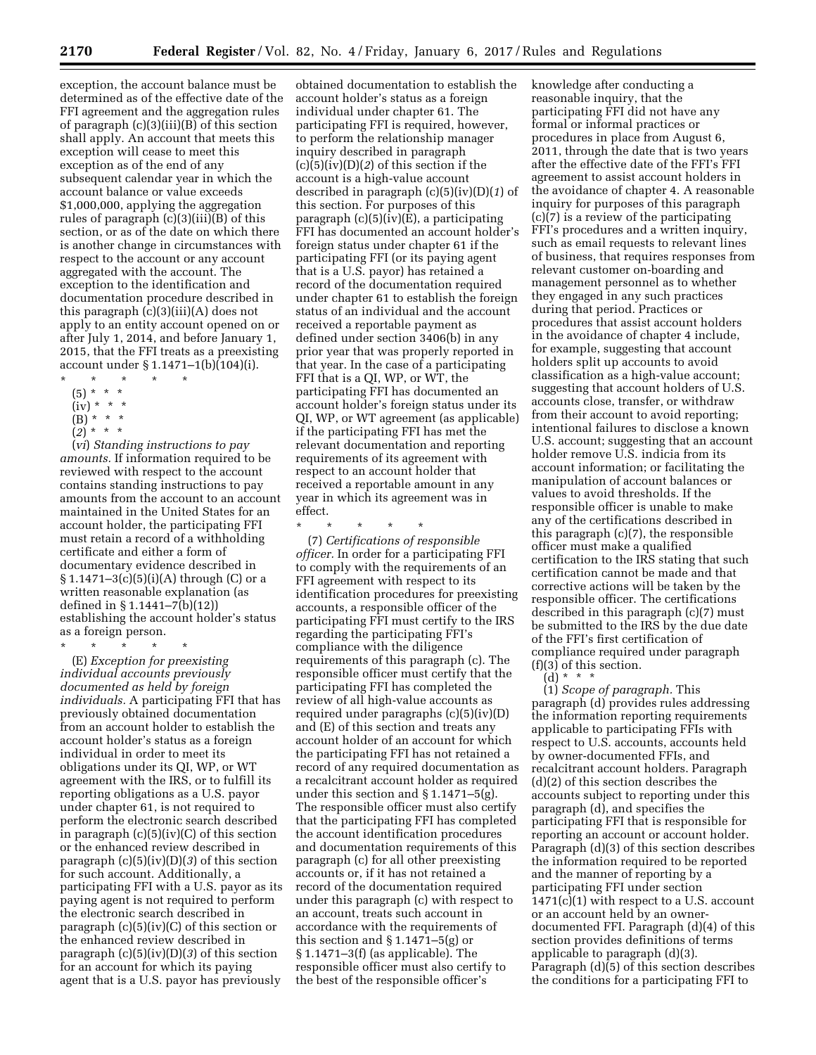exception, the account balance must be determined as of the effective date of the FFI agreement and the aggregation rules of paragraph (c)(3)(iii)(B) of this section shall apply. An account that meets this exception will cease to meet this exception as of the end of any subsequent calendar year in which the account balance or value exceeds $1,000,000, applying the aggregation rules of paragraph (c)(3)(iii)(B) of this section, or as of the date on which there is another change in circumstances with respect to the account or any account aggregated with the account. The exception to the identification and documentation procedure described in this paragraph (c)(3)(iii)(A) does not apply to an entity account opened on or after July 1, 2014, and before January 1, 2015, that the FFI treats as a preexisting account under § 1.1471–1(b)(104)(i).

\* \* \* \* \*

(5) \* \* \*

(iv) \* \* \*

(B) \* \* \*

(*2*) \* \* \*

(*vi*) *Standing instructions to pay amounts.* If information required to be reviewed with respect to the account contains standing instructions to pay amounts from the account to an account maintained in the United States for an account holder, the participating FFI must retain a record of a withholding certificate and either a form of documentary evidence described in § 1.1471–3(c)(5)(i)(A) through (C) or a written reasonable explanation (as defined in § 1.1441–7(b)(12)) establishing the account holder's status as a foreign person.

\* \* \* \* \*

(E) *Exception for preexisting individual accounts previously documented as held by foreign individuals.* A participating FFI that has previously obtained documentation from an account holder to establish the account holder's status as a foreign individual in order to meet its obligations under its QI, WP, or WT agreement with the IRS, or to fulfill its reporting obligations as a U.S. payor under chapter 61, is not required to perform the electronic search described in paragraph (c)(5)(iv)(C) of this section or the enhanced review described in paragraph (c)(5)(iv)(D)(*3*) of this section for such account. Additionally, a participating FFI with a U.S. payor as its paying agent is not required to perform the electronic search described in paragraph (c)(5)(iv)(C) of this section or the enhanced review described in paragraph (c)(5)(iv)(D)(*3*) of this section for an account for which its paying agent that is a U.S. payor has previously obtained documentation to establish the account holder's status as a foreign individual under chapter 61. The participating FFI is required, however, to perform the relationship manager inquiry described in paragraph (c)(5)(iv)(D)(*2*) of this section if the account is a high-value account described in paragraph (c)(5)(iv)(D)(*1*) of this section. For purposes of this paragraph (c)(5)(iv)(E), a participating FFI has documented an account holder's foreign status under chapter 61 if the participating FFI (or its paying agent that is a U.S. payor) has retained a record of the documentation required under chapter 61 to establish the foreign status of an individual and the account received a reportable payment as defined under section 3406(b) in any prior year that was properly reported in that year. In the case of a participating FFI that is a QI, WP, or WT, the participating FFI has documented an account holder's foreign status under its QI, WP, or WT agreement (as applicable) if the participating FFI has met the relevant documentation and reporting requirements of its agreement with respect to an account holder that received a reportable amount in any year in which its agreement was in effect.

\* \* \* \* \*

(7) *Certifications of responsible officer.* In order for a participating FFI to comply with the requirements of an FFI agreement with respect to its identification procedures for preexisting accounts, a responsible officer of the participating FFI must certify to the IRS regarding the participating FFI's compliance with the diligence requirements of this paragraph (c). The responsible officer must certify that the participating FFI has completed the review of all high-value accounts as required under paragraphs (c)(5)(iv)(D) and (E) of this section and treats any account holder of an account for which the participating FFI has not retained a record of any required documentation as a recalcitrant account holder as required under this section and § 1.1471–5(g). The responsible officer must also certify that the participating FFI has completed the account identification procedures and documentation requirements of this paragraph (c) for all other preexisting accounts or, if it has not retained a record of the documentation required under this paragraph (c) with respect to an account, treats such account in accordance with the requirements of this section and § 1.1471–5(g) or § 1.1471–3(f) (as applicable). The responsible officer must also certify to the best of the responsible officer's knowledge after conducting a reasonable inquiry, that the participating FFI did not have any formal or informal practices or procedures in place from August 6, 2011, through the date that is two years after the effective date of the FFI's FFI agreement to assist account holders in the avoidance of chapter 4. A reasonable inquiry for purposes of this paragraph (c)(7) is a review of the participating FFI's procedures and a written inquiry, such as email requests to relevant lines of business, that requires responses from relevant customer on-boarding and management personnel as to whether they engaged in any such practices during that period. Practices or procedures that assist account holders in the avoidance of chapter 4 include, for example, suggesting that account holders split up accounts to avoid classification as a high-value account; suggesting that account holders of U.S. accounts close, transfer, or withdraw from their account to avoid reporting; intentional failures to disclose a known U.S. account; suggesting that an account holder remove U.S. indicia from its account information; or facilitating the manipulation of account balances or values to avoid thresholds. If the responsible officer is unable to make any of the certifications described in this paragraph (c)(7), the responsible officer must make a qualified certification to the IRS stating that such certification cannot be made and that corrective actions will be taken by the responsible officer. The certifications described in this paragraph (c)(7) must be submitted to the IRS by the due date of the FFI's first certification of compliance required under paragraph (f)(3) of this section.

(d) \* \* \*

(1) *Scope of paragraph.* This paragraph (d) provides rules addressing the information reporting requirements applicable to participating FFIs with respect to U.S. accounts, accounts held by owner-documented FFIs, and recalcitrant account holders. Paragraph (d)(2) of this section describes the accounts subject to reporting under this paragraph (d), and specifies the participating FFI that is responsible for reporting an account or account holder. Paragraph (d)(3) of this section describes the information required to be reported and the manner of reporting by a participating FFI under section 1471(c)(1) with respect to a U.S. account or an account held by an owner-documented FFI. Paragraph (d)(4) of this section provides definitions of terms applicable to paragraph (d)(3). Paragraph (d)(5) of this section describes the conditions for a participating FFI to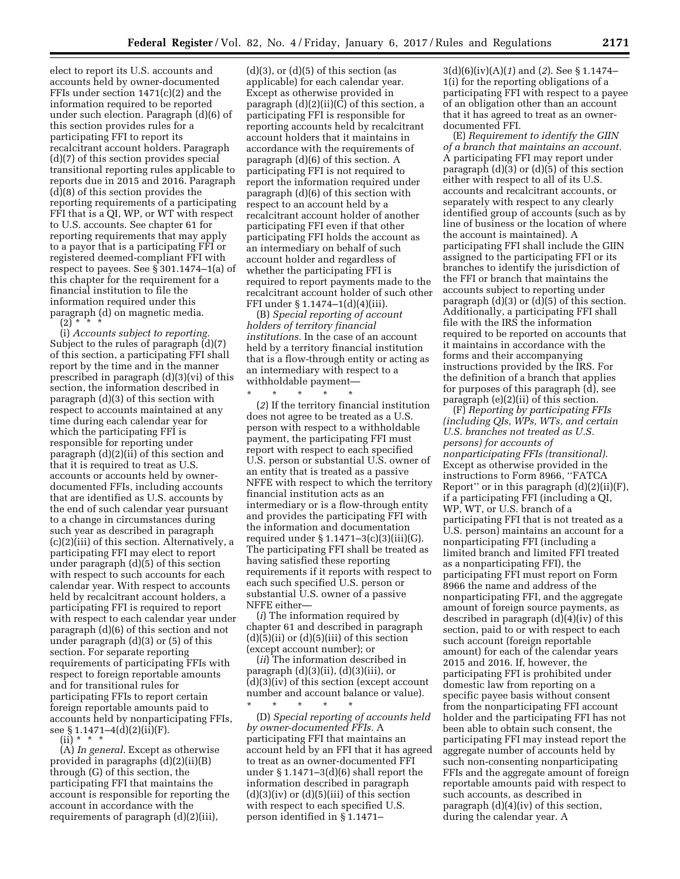elect to report its U.S. accounts and accounts held by owner-documented FFIs under section 1471(c)(2) and the information required to be reported under such election. Paragraph (d)(6) of this section provides rules for a participating FFI to report its recalcitrant account holders. Paragraph (d)(7) of this section provides special transitional reporting rules applicable to reports due in 2015 and 2016. Paragraph (d)(8) of this section provides the reporting requirements of a participating FFI that is a QI, WP, or WT with respect to U.S. accounts. See chapter 61 for reporting requirements that may apply to a payor that is a participating FFI or registered deemed-compliant FFI with respect to payees. See § 301.1474–1(a) of this chapter for the requirement for a financial institution to file the information required under this paragraph (d) on magnetic media.

(2) * * *

(i) *Accounts subject to reporting.* Subject to the rules of paragraph (d)(7) of this section, a participating FFI shall report by the time and in the manner prescribed in paragraph (d)(3)(vi) of this section, the information described in paragraph (d)(3) of this section with respect to accounts maintained at any time during each calendar year for which the participating FFI is responsible for reporting under paragraph (d)(2)(ii) of this section and that it is required to treat as U.S. accounts or accounts held by owner-documented FFIs, including accounts that are identified as U.S. accounts by the end of such calendar year pursuant to a change in circumstances during such year as described in paragraph (c)(2)(iii) of this section. Alternatively, a participating FFI may elect to report under paragraph (d)(5) of this section with respect to such accounts for each calendar year. With respect to accounts held by recalcitrant account holders, a participating FFI is required to report with respect to each calendar year under paragraph (d)(6) of this section and not under paragraph (d)(3) or (5) of this section. For separate reporting requirements of participating FFIs with respect to foreign reportable amounts and for transitional rules for participating FFIs to report certain foreign reportable amounts paid to accounts held by nonparticipating FFIs, see § 1.1471–4(d)(2)(ii)(F).

(ii) * * *

(A) *In general.* Except as otherwise provided in paragraphs (d)(2)(ii)(B) through (G) of this section, the participating FFI that maintains the account is responsible for reporting the account in accordance with the requirements of paragraph (d)(2)(iii), (d)(3), or (d)(5) of this section (as applicable) for each calendar year. Except as otherwise provided in paragraph (d)(2)(ii)(C) of this section, a participating FFI is responsible for reporting accounts held by recalcitrant account holders that it maintains in accordance with the requirements of paragraph (d)(6) of this section. A participating FFI is not required to report the information required under paragraph (d)(6) of this section with respect to an account held by a recalcitrant account holder of another participating FFI even if that other participating FFI holds the account as an intermediary on behalf of such account holder and regardless of whether the participating FFI is required to report payments made to the recalcitrant account holder of such other FFI under § 1.1474–1(d)(4)(iii).

(B) *Special reporting of account holders of territory financial institutions.* In the case of an account held by a territory financial institution that is a flow-through entity or acting as an intermediary with respect to a withholdable payment—

\* \* \* \* \*

(*2*) If the territory financial institution does not agree to be treated as a U.S. person with respect to a withholdable payment, the participating FFI must report with respect to each specified U.S. person or substantial U.S. owner of an entity that is treated as a passive NFFE with respect to which the territory financial institution acts as an intermediary or is a flow-through entity and provides the participating FFI with the information and documentation required under § 1.1471–3(c)(3)(iii)(G). The participating FFI shall be treated as having satisfied these reporting requirements if it reports with respect to each such specified U.S. person or substantial U.S. owner of a passive NFFE either—

(*i*) The information required by chapter 61 and described in paragraph (d)(5)(ii) or (d)(5)(iii) of this section (except account number); or

(*ii*) The information described in paragraph (d)(3)(ii), (d)(3)(iii), or (d)(3)(iv) of this section (except account number and account balance or value).

\* \* \* \* \*

(D) *Special reporting of accounts held by owner-documented FFIs.* A participating FFI that maintains an account held by an FFI that it has agreed to treat as an owner-documented FFI under § 1.1471–3(d)(6) shall report the information described in paragraph (d)(3)(iv) or (d)(5)(iii) of this section with respect to each specified U.S. person identified in § 1.1471–3(d)(6)(iv)(A)(*1*) and (*2*). See § 1.1474–1(i) for the reporting obligations of a participating FFI with respect to a payee of an obligation other than an account that it has agreed to treat as an owner-documented FFI.

(E) *Requirement to identify the GIIN of a branch that maintains an account.* A participating FFI may report under paragraph (d)(3) or (d)(5) of this section either with respect to all of its U.S. accounts and recalcitrant accounts, or separately with respect to any clearly identified group of accounts (such as by line of business or the location of where the account is maintained). A participating FFI shall include the GIIN assigned to the participating FFI or its branches to identify the jurisdiction of the FFI or branch that maintains the accounts subject to reporting under paragraph (d)(3) or (d)(5) of this section. Additionally, a participating FFI shall file with the IRS the information required to be reported on accounts that it maintains in accordance with the forms and their accompanying instructions provided by the IRS. For the definition of a branch that applies for purposes of this paragraph (d), see paragraph (e)(2)(ii) of this section.

(F) *Reporting by participating FFIs (including QIs, WPs, WTs, and certain U.S. branches not treated as U.S. persons) for accounts of nonparticipating FFIs (transitional).* Except as otherwise provided in the instructions to Form 8966, ''FATCA Report'' or in this paragraph (d)(2)(ii)(F), if a participating FFI (including a QI, WP, WT, or U.S. branch of a participating FFI that is not treated as a U.S. person) maintains an account for a nonparticipating FFI (including a limited branch and limited FFI treated as a nonparticipating FFI), the participating FFI must report on Form 8966 the name and address of the nonparticipating FFI, and the aggregate amount of foreign source payments, as described in paragraph (d)(4)(iv) of this section, paid to or with respect to each such account (foreign reportable amount) for each of the calendar years 2015 and 2016. If, however, the participating FFI is prohibited under domestic law from reporting on a specific payee basis without consent from the nonparticipating FFI account holder and the participating FFI has not been able to obtain such consent, the participating FFI may instead report the aggregate number of accounts held by such non-consenting nonparticipating FFIs and the aggregate amount of foreign reportable amounts paid with respect to such accounts, as described in paragraph (d)(4)(iv) of this section, during the calendar year. A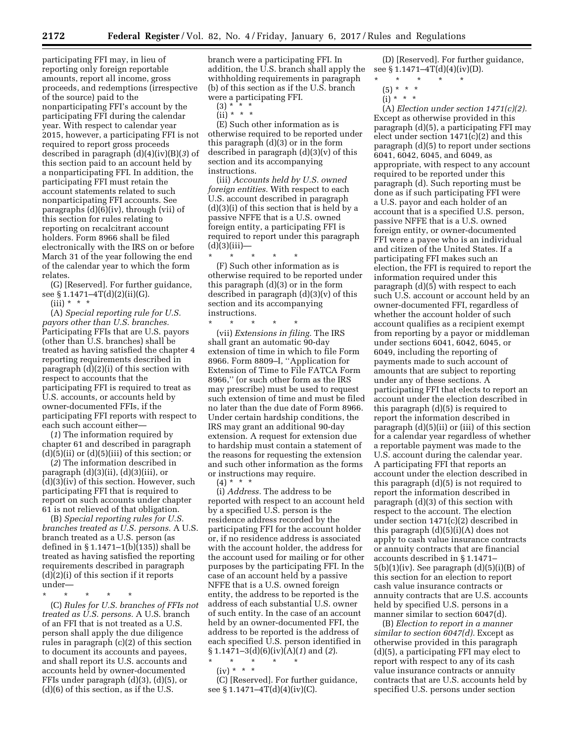participating FFI may, in lieu of reporting only foreign reportable amounts, report all income, gross proceeds, and redemptions (irrespective of the source) paid to the nonparticipating FFI's account by the participating FFI during the calendar year. With respect to calendar year 2015, however, a participating FFI is not required to report gross proceeds described in paragraph (d)(4)(iv)(B)(*3*) of this section paid to an account held by a nonparticipating FFI. In addition, the participating FFI must retain the account statements related to such nonparticipating FFI accounts. See paragraphs (d)(6)(iv), through (vii) of this section for rules relating to reporting on recalcitrant account holders. Form 8966 shall be filed electronically with the IRS on or before March 31 of the year following the end of the calendar year to which the form relates.

(G) [Reserved]. For further guidance, see § 1.1471–4T(d)(2)(ii)(G).

(iii) * * *

(A) *Special reporting rule for U.S. payors other than U.S. branches.* Participating FFIs that are U.S. payors (other than U.S. branches) shall be treated as having satisfied the chapter 4 reporting requirements described in paragraph (d)(2)(i) of this section with respect to accounts that the participating FFI is required to treat as U.S. accounts, or accounts held by owner-documented FFIs, if the participating FFI reports with respect to each such account either—

(*1*) The information required by chapter 61 and described in paragraph (d)(5)(ii) or (d)(5)(iii) of this section; or

(*2*) The information described in paragraph (d)(3)(ii), (d)(3)(iii), or (d)(3)(iv) of this section. However, such participating FFI that is required to report on such accounts under chapter 61 is not relieved of that obligation.

(B) *Special reporting rules for U.S. branches treated as U.S. persons.* A U.S. branch treated as a U.S. person (as defined in § 1.1471–1(b)(135)) shall be treated as having satisfied the reporting requirements described in paragraph (d)(2)(i) of this section if it reports under—

\* \* \* \* \*

(C) *Rules for U.S. branches of FFIs not treated as U.S. persons.* A U.S. branch of an FFI that is not treated as a U.S. person shall apply the due diligence rules in paragraph (c)(2) of this section to document its accounts and payees, and shall report its U.S. accounts and accounts held by owner-documented FFIs under paragraph (d)(3), (d)(5), or (d)(6) of this section, as if the U.S. branch were a participating FFI. In addition, the U.S. branch shall apply the withholding requirements in paragraph (b) of this section as if the U.S. branch were a participating FFI.

(3) * * *

(ii) * * *

(E) Such other information as is otherwise required to be reported under this paragraph (d)(3) or in the form described in paragraph (d)(3)(v) of this section and its accompanying instructions.

(iii) *Accounts held by U.S. owned foreign entities.* With respect to each U.S. account described in paragraph (d)(3)(i) of this section that is held by a passive NFFE that is a U.S. owned foreign entity, a participating FFI is required to report under this paragraph (d)(3)(iii)—

\* \* \* \* \*

(F) Such other information as is otherwise required to be reported under this paragraph (d)(3) or in the form described in paragraph (d)(3)(v) of this section and its accompanying instructions.

\* \* \* \* \*

(vii) *Extensions in filing.* The IRS shall grant an automatic 90-day extension of time in which to file Form 8966. Form 8809–I, ''Application for Extension of Time to File FATCA Form 8966,'' (or such other form as the IRS may prescribe) must be used to request such extension of time and must be filed no later than the due date of Form 8966. Under certain hardship conditions, the IRS may grant an additional 90-day extension. A request for extension due to hardship must contain a statement of the reasons for requesting the extension and such other information as the forms or instructions may require.

(4) * * *

(i) *Address.* The address to be reported with respect to an account held by a specified U.S. person is the residence address recorded by the participating FFI for the account holder or, if no residence address is associated with the account holder, the address for the account used for mailing or for other purposes by the participating FFI. In the case of an account held by a passive NFFE that is a U.S. owned foreign entity, the address to be reported is the address of each substantial U.S. owner of such entity. In the case of an account held by an owner-documented FFI, the address to be reported is the address of each specified U.S. person identified in § 1.1471–3(d)(6)(iv)(A)(*1*) and (*2*).

\* \* \* \* \*

(iv) * * *

(C) [Reserved]. For further guidance, see § 1.1471–4T(d)(4)(iv)(C).

(D) [Reserved]. For further guidance, see § 1.1471–4T(d)(4)(iv)(D).

\* \* \* \* \*

(5) * * *

(i) * * *

(A) *Election under section 1471(c)(2).* Except as otherwise provided in this paragraph (d)(5), a participating FFI may elect under section 1471(c)(2) and this paragraph (d)(5) to report under sections 6041, 6042, 6045, and 6049, as appropriate, with respect to any account required to be reported under this paragraph (d). Such reporting must be done as if such participating FFI were a U.S. payor and each holder of an account that is a specified U.S. person, passive NFFE that is a U.S. owned foreign entity, or owner-documented FFI were a payee who is an individual and citizen of the United States. If a participating FFI makes such an election, the FFI is required to report the information required under this paragraph (d)(5) with respect to each such U.S. account or account held by an owner-documented FFI, regardless of whether the account holder of such account qualifies as a recipient exempt from reporting by a payor or middleman under sections 6041, 6042, 6045, or 6049, including the reporting of payments made to such account of amounts that are subject to reporting under any of these sections. A participating FFI that elects to report an account under the election described in this paragraph (d)(5) is required to report the information described in paragraph (d)(5)(ii) or (iii) of this section for a calendar year regardless of whether a reportable payment was made to the U.S. account during the calendar year. A participating FFI that reports an account under the election described in this paragraph (d)(5) is not required to report the information described in paragraph (d)(3) of this section with respect to the account. The election under section 1471(c)(2) described in this paragraph (d)(5)(i)(A) does not apply to cash value insurance contracts or annuity contracts that are financial accounts described in § 1.1471–5(b)(1)(iv). See paragraph (d)(5)(i)(B) of this section for an election to report cash value insurance contracts or annuity contracts that are U.S. accounts held by specified U.S. persons in a manner similar to section 6047(d).

(B) *Election to report in a manner similar to section 6047(d).* Except as otherwise provided in this paragraph (d)(5), a participating FFI may elect to report with respect to any of its cash value insurance contracts or annuity contracts that are U.S. accounts held by specified U.S. persons under section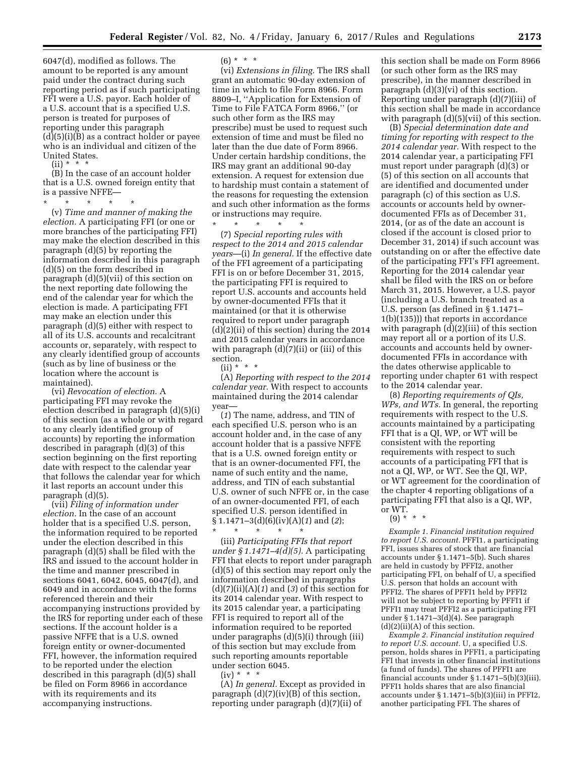6047(d), modified as follows. The amount to be reported is any amount paid under the contract during such reporting period as if such participating FFI were a U.S. payor. Each holder of a U.S. account that is a specified U.S. person is treated for purposes of reporting under this paragraph (d)(5)(i)(B) as a contract holder or payee who is an individual and citizen of the United States.

(ii) * * *

(B) In the case of an account holder that is a U.S. owned foreign entity that is a passive NFFE—

\* \* \* \* \*

(v) *Time and manner of making the election.* A participating FFI (or one or more branches of the participating FFI) may make the election described in this paragraph (d)(5) by reporting the information described in this paragraph (d)(5) on the form described in paragraph (d)(5)(vii) of this section on the next reporting date following the end of the calendar year for which the election is made. A participating FFI may make an election under this paragraph (d)(5) either with respect to all of its U.S. accounts and recalcitrant accounts or, separately, with respect to any clearly identified group of accounts (such as by line of business or the location where the account is maintained).

(vi) *Revocation of election.* A participating FFI may revoke the election described in paragraph (d)(5)(i) of this section (as a whole or with regard to any clearly identified group of accounts) by reporting the information described in paragraph (d)(3) of this section beginning on the first reporting date with respect to the calendar year that follows the calendar year for which it last reports an account under this paragraph (d)(5).

(vii) *Filing of information under election.* In the case of an account holder that is a specified U.S. person, the information required to be reported under the election described in this paragraph (d)(5) shall be filed with the IRS and issued to the account holder in the time and manner prescribed in sections 6041, 6042, 6045, 6047(d), and 6049 and in accordance with the forms referenced therein and their accompanying instructions provided by the IRS for reporting under each of these sections. If the account holder is a passive NFFE that is a U.S. owned foreign entity or owner-documented FFI, however, the information required to be reported under the election described in this paragraph (d)(5) shall be filed on Form 8966 in accordance with its requirements and its accompanying instructions.

(6) * * *

(vi) *Extensions in filing.* The IRS shall grant an automatic 90-day extension of time in which to file Form 8966. Form 8809–I, ''Application for Extension of Time to File FATCA Form 8966,'' (or such other form as the IRS may prescribe) must be used to request such extension of time and must be filed no later than the due date of Form 8966. Under certain hardship conditions, the IRS may grant an additional 90-day extension. A request for extension due to hardship must contain a statement of the reasons for requesting the extension and such other information as the forms or instructions may require.

\* \* \* \* \*

(7) *Special reporting rules with respect to the 2014 and 2015 calendar years*—(i) *In general.* If the effective date of the FFI agreement of a participating FFI is on or before December 31, 2015, the participating FFI is required to report U.S. accounts and accounts held by owner-documented FFIs that it maintained (or that it is otherwise required to report under paragraph (d)(2)(ii) of this section) during the 2014 and 2015 calendar years in accordance with paragraph (d)(7)(ii) or (iii) of this section.

(ii) * * *

(A) *Reporting with respect to the 2014 calendar year.* With respect to accounts maintained during the 2014 calendar year—

(*1*) The name, address, and TIN of each specified U.S. person who is an account holder and, in the case of any account holder that is a passive NFFE that is a U.S. owned foreign entity or that is an owner-documented FFI, the name of such entity and the name, address, and TIN of each substantial U.S. owner of such NFFE or, in the case of an owner-documented FFI, of each specified U.S. person identified in § 1.1471–3(d)(6)(iv)(A)(*1*) and (*2*);

\* \* \* \* \*

(iii) *Participating FFIs that report under § 1.1471–4(d)(5).* A participating FFI that elects to report under paragraph (d)(5) of this section may report only the information described in paragraphs (d)(7)(ii)(A)(*1*) and (*3*) of this section for its 2014 calendar year. With respect to its 2015 calendar year, a participating FFI is required to report all of the information required to be reported under paragraphs (d)(5)(i) through (iii) of this section but may exclude from such reporting amounts reportable under section 6045.

(iv) * * *

(A) *In general.* Except as provided in paragraph (d)(7)(iv)(B) of this section, reporting under paragraph (d)(7)(ii) of this section shall be made on Form 8966 (or such other form as the IRS may prescribe), in the manner described in paragraph (d)(3)(vi) of this section. Reporting under paragraph (d)(7)(iii) of this section shall be made in accordance with paragraph (d)(5)(vii) of this section.

(B) *Special determination date and timing for reporting with respect to the 2014 calendar year.* With respect to the 2014 calendar year, a participating FFI must report under paragraph (d)(3) or (5) of this section on all accounts that are identified and documented under paragraph (c) of this section as U.S. accounts or accounts held by owner-documented FFIs as of December 31, 2014, (or as of the date an account is closed if the account is closed prior to December 31, 2014) if such account was outstanding on or after the effective date of the participating FFI's FFI agreement. Reporting for the 2014 calendar year shall be filed with the IRS on or before March 31, 2015. However, a U.S. payor (including a U.S. branch treated as a U.S. person (as defined in § 1.1471–1(b)(135))) that reports in accordance with paragraph (d)(2)(iii) of this section may report all or a portion of its U.S. accounts and accounts held by owner-documented FFIs in accordance with the dates otherwise applicable to reporting under chapter 61 with respect to the 2014 calendar year.

(8) *Reporting requirements of QIs, WPs, and WTs.* In general, the reporting requirements with respect to the U.S. accounts maintained by a participating FFI that is a QI, WP, or WT will be consistent with the reporting requirements with respect to such accounts of a participating FFI that is not a QI, WP, or WT. See the QI, WP, or WT agreement for the coordination of the chapter 4 reporting obligations of a participating FFI that also is a QI, WP, or WT.

(9) * * *

*Example 1. Financial institution required to report U.S. account.* PFFI1, a participating FFI, issues shares of stock that are financial accounts under § 1.1471–5(b). Such shares are held in custody by PFFI2, another participating FFI, on behalf of U, a specified U.S. person that holds an account with PFFI2. The shares of PFFI1 held by PFFI2 will not be subject to reporting by PFFI1 if PFFI1 may treat PFFI2 as a participating FFI under § 1.1471–3(d)(4). See paragraph (d)(2)(ii)(A) of this section.

*Example 2. Financial institution required to report U.S. account.* U, a specified U.S. person, holds shares in PFFI1, a participating FFI that invests in other financial institutions (a fund of funds). The shares of PFFI1 are financial accounts under § 1.1471–5(b)(3)(iii). PFFI1 holds shares that are also financial accounts under § 1.1471–5(b)(3)(iii) in PFFI2, another participating FFI. The shares of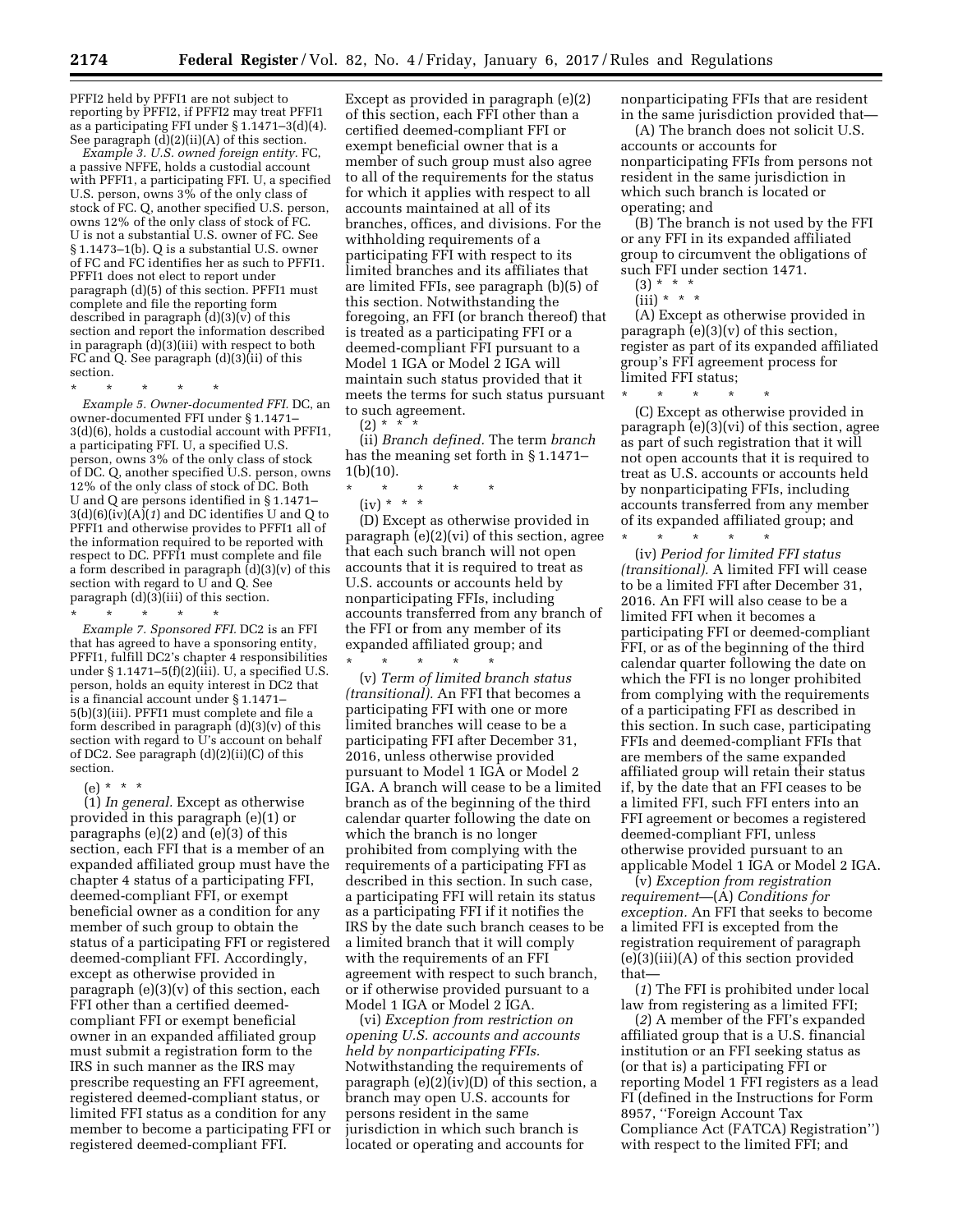PFFI2 held by PFFI1 are not subject to reporting by PFFI2, if PFFI2 may treat PFFI1 as a participating FFI under § 1.1471–3(d)(4). See paragraph (d)(2)(ii)(A) of this section.

*Example 3. U.S. owned foreign entity.* FC, a passive NFFE, holds a custodial account with PFFI1, a participating FFI. U, a specified U.S. person, owns 3% of the only class of stock of FC. Q, another specified U.S. person, owns 12% of the only class of stock of FC. U is not a substantial U.S. owner of FC. See § 1.1473–1(b). Q is a substantial U.S. owner of FC and FC identifies her as such to PFFI1. PFFI1 does not elect to report under paragraph (d)(5) of this section. PFFI1 must complete and file the reporting form described in paragraph (d)(3)(v) of this section and report the information described in paragraph (d)(3)(iii) with respect to both FC and Q. See paragraph (d)(3)(ii) of this section.

\* \* \* \* \*

*Example 5. Owner-documented FFI.* DC, an owner-documented FFI under § 1.1471–3(d)(6), holds a custodial account with PFFI1, a participating FFI. U, a specified U.S. person, owns 3% of the only class of stock of DC. Q, another specified U.S. person, owns 12% of the only class of stock of DC. Both U and Q are persons identified in § 1.1471–3(d)(6)(iv)(A)(*1*) and DC identifies U and Q to PFFI1 and otherwise provides to PFFI1 all of the information required to be reported with respect to DC. PFFI1 must complete and file a form described in paragraph (d)(3)(v) of this section with regard to U and Q. See paragraph (d)(3)(iii) of this section.

\* \* \* \* \*

*Example 7. Sponsored FFI.* DC2 is an FFI that has agreed to have a sponsoring entity, PFFI1, fulfill DC2's chapter 4 responsibilities under § 1.1471–5(f)(2)(iii). U, a specified U.S. person, holds an equity interest in DC2 that is a financial account under § 1.1471–5(b)(3)(iii). PFFI1 must complete and file a form described in paragraph (d)(3)(v) of this section with regard to U's account on behalf of DC2. See paragraph (d)(2)(ii)(C) of this section.

(e) \* \* \*

(1) *In general.* Except as otherwise provided in this paragraph (e)(1) or paragraphs (e)(2) and (e)(3) of this section, each FFI that is a member of an expanded affiliated group must have the chapter 4 status of a participating FFI, deemed-compliant FFI, or exempt beneficial owner as a condition for any member of such group to obtain the status of a participating FFI or registered deemed-compliant FFI. Accordingly, except as otherwise provided in paragraph (e)(3)(v) of this section, each FFI other than a certified deemed-compliant FFI or exempt beneficial owner in an expanded affiliated group must submit a registration form to the IRS in such manner as the IRS may prescribe requesting an FFI agreement, registered deemed-compliant status, or limited FFI status as a condition for any member to become a participating FFI or registered deemed-compliant FFI. Except as provided in paragraph (e)(2) of this section, each FFI other than a certified deemed-compliant FFI or exempt beneficial owner that is a member of such group must also agree to all of the requirements for the status for which it applies with respect to all accounts maintained at all of its branches, offices, and divisions. For the withholding requirements of a participating FFI with respect to its limited branches and its affiliates that are limited FFIs, see paragraph (b)(5) of this section. Notwithstanding the foregoing, an FFI (or branch thereof) that is treated as a participating FFI or a deemed-compliant FFI pursuant to a Model 1 IGA or Model 2 IGA will maintain such status provided that it meets the terms for such status pursuant to such agreement.

(2) \* \* \*

(ii) *Branch defined.* The term *branch* has the meaning set forth in § 1.1471–1(b)(10).

\* \* \* \* \*

(iv) \* \* \*

(D) Except as otherwise provided in paragraph (e)(2)(vi) of this section, agree that each such branch will not open accounts that it is required to treat as U.S. accounts or accounts held by nonparticipating FFIs, including accounts transferred from any branch of the FFI or from any member of its expanded affiliated group; and

\* \* \* \* \*

(v) *Term of limited branch status (transitional).* An FFI that becomes a participating FFI with one or more limited branches will cease to be a participating FFI after December 31, 2016, unless otherwise provided pursuant to Model 1 IGA or Model 2 IGA. A branch will cease to be a limited branch as of the beginning of the third calendar quarter following the date on which the branch is no longer prohibited from complying with the requirements of a participating FFI as described in this section. In such case, a participating FFI will retain its status as a participating FFI if it notifies the IRS by the date such branch ceases to be a limited branch that it will comply with the requirements of an FFI agreement with respect to such branch, or if otherwise provided pursuant to a Model 1 IGA or Model 2 IGA.

(vi) *Exception from restriction on opening U.S. accounts and accounts held by nonparticipating FFIs.* Notwithstanding the requirements of paragraph (e)(2)(iv)(D) of this section, a branch may open U.S. accounts for persons resident in the same jurisdiction in which such branch is located or operating and accounts for nonparticipating FFIs that are resident in the same jurisdiction provided that—

(A) The branch does not solicit U.S. accounts or accounts for nonparticipating FFIs from persons not resident in the same jurisdiction in which such branch is located or operating; and

(B) The branch is not used by the FFI or any FFI in its expanded affiliated group to circumvent the obligations of such FFI under section 1471.

(3) \* \* \*

(iii) \* \* \*

(A) Except as otherwise provided in paragraph (e)(3)(v) of this section, register as part of its expanded affiliated group's FFI agreement process for limited FFI status;

\* \* \* \* \*

(C) Except as otherwise provided in paragraph (e)(3)(vi) of this section, agree as part of such registration that it will not open accounts that it is required to treat as U.S. accounts or accounts held by nonparticipating FFIs, including accounts transferred from any member of its expanded affiliated group; and

\* \* \* \* \*

(iv) *Period for limited FFI status (transitional).* A limited FFI will cease to be a limited FFI after December 31, 2016. An FFI will also cease to be a limited FFI when it becomes a participating FFI or deemed-compliant FFI, or as of the beginning of the third calendar quarter following the date on which the FFI is no longer prohibited from complying with the requirements of a participating FFI as described in this section. In such case, participating FFIs and deemed-compliant FFIs that are members of the same expanded affiliated group will retain their status if, by the date that an FFI ceases to be a limited FFI, such FFI enters into an FFI agreement or becomes a registered deemed-compliant FFI, unless otherwise provided pursuant to an applicable Model 1 IGA or Model 2 IGA.

(v) *Exception from registration requirement*—(A) *Conditions for exception.* An FFI that seeks to become a limited FFI is excepted from the registration requirement of paragraph (e)(3)(iii)(A) of this section provided that—

(*1*) The FFI is prohibited under local law from registering as a limited FFI;

(*2*) A member of the FFI's expanded affiliated group that is a U.S. financial institution or an FFI seeking status as (or that is) a participating FFI or reporting Model 1 FFI registers as a lead FI (defined in the Instructions for Form 8957, ''Foreign Account Tax Compliance Act (FATCA) Registration'') with respect to the limited FFI; and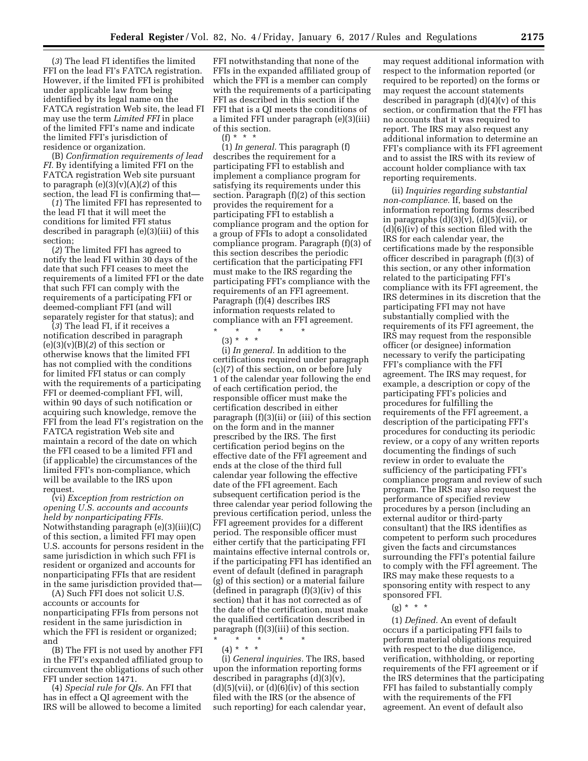(*3*) The lead FI identifies the limited FFI on the lead FI's FATCA registration. However, if the limited FFI is prohibited under applicable law from being identified by its legal name on the FATCA registration Web site, the lead FI may use the term *Limited FFI* in place of the limited FFI's name and indicate the limited FFI's jurisdiction of residence or organization.

(B) *Confirmation requirements of lead FI.* By identifying a limited FFI on the FATCA registration Web site pursuant to paragraph (e)(3)(v)(A)(*2*) of this section, the lead FI is confirming that—

(*1*) The limited FFI has represented to the lead FI that it will meet the conditions for limited FFI status described in paragraph (e)(3)(iii) of this section;

(*2*) The limited FFI has agreed to notify the lead FI within 30 days of the date that such FFI ceases to meet the requirements of a limited FFI or the date that such FFI can comply with the requirements of a participating FFI or deemed-compliant FFI (and will separately register for that status); and

(*3*) The lead FI, if it receives a notification described in paragraph (e)(3)(v)(B)(*2*) of this section or otherwise knows that the limited FFI has not complied with the conditions for limited FFI status or can comply with the requirements of a participating FFI or deemed-compliant FFI, will, within 90 days of such notification or acquiring such knowledge, remove the FFI from the lead FI's registration on the FATCA registration Web site and maintain a record of the date on which the FFI ceased to be a limited FFI and (if applicable) the circumstances of the limited FFI's non-compliance, which will be available to the IRS upon request.

(vi) *Exception from restriction on opening U.S. accounts and accounts held by nonparticipating FFIs.* Notwithstanding paragraph (e)(3)(iii)(C) of this section, a limited FFI may open U.S. accounts for persons resident in the same jurisdiction in which such FFI is resident or organized and accounts for nonparticipating FFIs that are resident in the same jurisdiction provided that—

(A) Such FFI does not solicit U.S. accounts or accounts for nonparticipating FFIs from persons not resident in the same jurisdiction in which the FFI is resident or organized; and

(B) The FFI is not used by another FFI in the FFI's expanded affiliated group to circumvent the obligations of such other FFI under section 1471.

(4) *Special rule for QIs.* An FFI that has in effect a QI agreement with the IRS will be allowed to become a limited FFI notwithstanding that none of the FFIs in the expanded affiliated group of which the FFI is a member can comply with the requirements of a participating FFI as described in this section if the FFI that is a QI meets the conditions of a limited FFI under paragraph (e)(3)(iii) of this section.

(f) * * *

(1) *In general.* This paragraph (f) describes the requirement for a participating FFI to establish and implement a compliance program for satisfying its requirements under this section. Paragraph (f)(2) of this section provides the requirement for a participating FFI to establish a compliance program and the option for a group of FFIs to adopt a consolidated compliance program. Paragraph (f)(3) of this section describes the periodic certification that the participating FFI must make to the IRS regarding the participating FFI's compliance with the requirements of an FFI agreement. Paragraph (f)(4) describes IRS information requests related to compliance with an FFI agreement.

\* \* \* \* \*

(3) * * *

(i) *In general.* In addition to the certifications required under paragraph (c)(7) of this section, on or before July 1 of the calendar year following the end of each certification period, the responsible officer must make the certification described in either paragraph (f)(3)(ii) or (iii) of this section on the form and in the manner prescribed by the IRS. The first certification period begins on the effective date of the FFI agreement and ends at the close of the third full calendar year following the effective date of the FFI agreement. Each subsequent certification period is the three calendar year period following the previous certification period, unless the FFI agreement provides for a different period. The responsible officer must either certify that the participating FFI maintains effective internal controls or, if the participating FFI has identified an event of default (defined in paragraph (g) of this section) or a material failure (defined in paragraph (f)(3)(iv) of this section) that it has not corrected as of the date of the certification, must make the qualified certification described in paragraph (f)(3)(iii) of this section.

\* \* \* \* \*

(4) * * *

(i) *General inquiries.* The IRS, based upon the information reporting forms described in paragraphs (d)(3)(v), (d)(5)(vii), or (d)(6)(iv) of this section filed with the IRS (or the absence of such reporting) for each calendar year, may request additional information with respect to the information reported (or required to be reported) on the forms or may request the account statements described in paragraph (d)(4)(v) of this section, or confirmation that the FFI has no accounts that it was required to report. The IRS may also request any additional information to determine an FFI's compliance with its FFI agreement and to assist the IRS with its review of account holder compliance with tax reporting requirements.

(ii) *Inquiries regarding substantial non-compliance.* If, based on the information reporting forms described in paragraphs (d)(3)(v), (d)(5)(vii), or (d)(6)(iv) of this section filed with the IRS for each calendar year, the certifications made by the responsible officer described in paragraph (f)(3) of this section, or any other information related to the participating FFI's compliance with its FFI agreement, the IRS determines in its discretion that the participating FFI may not have substantially complied with the requirements of its FFI agreement, the IRS may request from the responsible officer (or designee) information necessary to verify the participating FFI's compliance with the FFI agreement. The IRS may request, for example, a description or copy of the participating FFI's policies and procedures for fulfilling the requirements of the FFI agreement, a description of the participating FFI's procedures for conducting its periodic review, or a copy of any written reports documenting the findings of such review in order to evaluate the sufficiency of the participating FFI's compliance program and review of such program. The IRS may also request the performance of specified review procedures by a person (including an external auditor or third-party consultant) that the IRS identifies as competent to perform such procedures given the facts and circumstances surrounding the FFI's potential failure to comply with the FFI agreement. The IRS may make these requests to a sponsoring entity with respect to any sponsored FFI.

(g) * * *

(1) *Defined.* An event of default occurs if a participating FFI fails to perform material obligations required with respect to the due diligence, verification, withholding, or reporting requirements of the FFI agreement or if the IRS determines that the participating FFI has failed to substantially comply with the requirements of the FFI agreement. An event of default also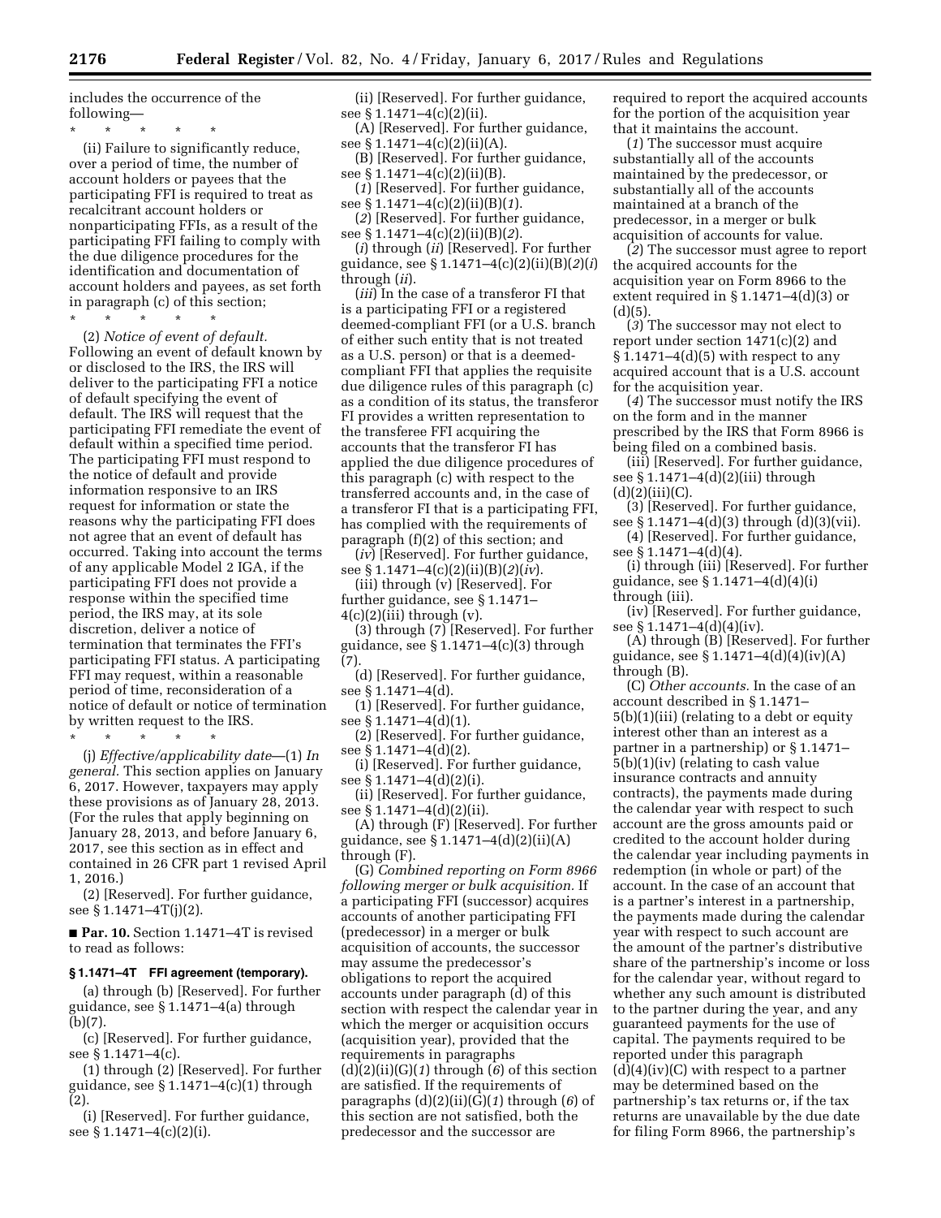includes the occurrence of the following—

\* \* \* \* \*

(ii) Failure to significantly reduce, over a period of time, the number of account holders or payees that the participating FFI is required to treat as recalcitrant account holders or nonparticipating FFIs, as a result of the participating FFI failing to comply with the due diligence procedures for the identification and documentation of account holders and payees, as set forth in paragraph (c) of this section;

\* \* \* \* \*

(2) *Notice of event of default.* Following an event of default known by or disclosed to the IRS, the IRS will deliver to the participating FFI a notice of default specifying the event of default. The IRS will request that the participating FFI remediate the event of default within a specified time period. The participating FFI must respond to the notice of default and provide information responsive to an IRS request for information or state the reasons why the participating FFI does not agree that an event of default has occurred. Taking into account the terms of any applicable Model 2 IGA, if the participating FFI does not provide a response within the specified time period, the IRS may, at its sole discretion, deliver a notice of termination that terminates the FFI's participating FFI status. A participating FFI may request, within a reasonable period of time, reconsideration of a notice of default or notice of termination by written request to the IRS.

\* \* \* \* \*

(j) *Effective/applicability date*—(1) *In general.* This section applies on January 6, 2017. However, taxpayers may apply these provisions as of January 28, 2013. (For the rules that apply beginning on January 28, 2013, and before January 6, 2017, see this section as in effect and contained in 26 CFR part 1 revised April 1, 2016.)

(2) [Reserved]. For further guidance, see § 1.1471–4T(j)(2).

■ **Par. 10.** Section 1.1471–4T is revised to read as follows:

**§ 1.1471–4T FFI agreement (temporary).**

(a) through (b) [Reserved]. For further guidance, see § 1.1471–4(a) through (b)(7).

(c) [Reserved]. For further guidance, see § 1.1471–4(c).

(1) through (2) [Reserved]. For further guidance, see § 1.1471–4(c)(1) through (2).

(i) [Reserved]. For further guidance, see § 1.1471–4(c)(2)(i).

(ii) [Reserved]. For further guidance, see § 1.1471–4(c)(2)(ii).

(A) [Reserved]. For further guidance, see § 1.1471–4(c)(2)(ii)(A).

(B) [Reserved]. For further guidance, see § 1.1471–4(c)(2)(ii)(B).

(*1*) [Reserved]. For further guidance, see § 1.1471–4(c)(2)(ii)(B)(*1*).

(*2*) [Reserved]. For further guidance, see § 1.1471–4(c)(2)(ii)(B)(*2*).

(*i*) through (*ii*) [Reserved]. For further guidance, see § 1.1471–4(c)(2)(ii)(B)(*2*)(*i*) through (*ii*).

(*iii*) In the case of a transferor FI that is a participating FFI or a registered deemed-compliant FFI (or a U.S. branch of either such entity that is not treated as a U.S. person) or that is a deemed-compliant FFI that applies the requisite due diligence rules of this paragraph (c) as a condition of its status, the transferor FI provides a written representation to the transferee FFI acquiring the accounts that the transferor FI has applied the due diligence procedures of this paragraph (c) with respect to the transferred accounts and, in the case of a transferor FI that is a participating FFI, has complied with the requirements of paragraph (f)(2) of this section; and

(*iv*) [Reserved]. For further guidance, see § 1.1471–4(c)(2)(ii)(B)(*2*)(*iv*).

(iii) through (v) [Reserved]. For further guidance, see § 1.1471–4(c)(2)(iii) through (v).

(3) through (7) [Reserved]. For further guidance, see § 1.1471–4(c)(3) through (7).

(d) [Reserved]. For further guidance, see § 1.1471–4(d).

(1) [Reserved]. For further guidance, see § 1.1471–4(d)(1).

(2) [Reserved]. For further guidance, see § 1.1471–4(d)(2).

(i) [Reserved]. For further guidance, see § 1.1471–4(d)(2)(i).

(ii) [Reserved]. For further guidance, see § 1.1471–4(d)(2)(ii).

(A) through (F) [Reserved]. For further guidance, see § 1.1471–4(d)(2)(ii)(A) through (F).

(G) *Combined reporting on Form 8966 following merger or bulk acquisition.* If a participating FFI (successor) acquires accounts of another participating FFI (predecessor) in a merger or bulk acquisition of accounts, the successor may assume the predecessor's obligations to report the acquired accounts under paragraph (d) of this section with respect the calendar year in which the merger or acquisition occurs (acquisition year), provided that the requirements in paragraphs (d)(2)(ii)(G)(*1*) through (*6*) of this section are satisfied. If the requirements of paragraphs (d)(2)(ii)(G)(*1*) through (*6*) of this section are not satisfied, both the predecessor and the successor are required to report the acquired accounts for the portion of the acquisition year that it maintains the account.

(*1*) The successor must acquire substantially all of the accounts maintained by the predecessor, or substantially all of the accounts maintained at a branch of the predecessor, in a merger or bulk acquisition of accounts for value.

(*2*) The successor must agree to report the acquired accounts for the acquisition year on Form 8966 to the extent required in § 1.1471–4(d)(3) or (d)(5).

(*3*) The successor may not elect to report under section 1471(c)(2) and § 1.1471–4(d)(5) with respect to any acquired account that is a U.S. account for the acquisition year.

(*4*) The successor must notify the IRS on the form and in the manner prescribed by the IRS that Form 8966 is being filed on a combined basis.

(iii) [Reserved]. For further guidance, see § 1.1471–4(d)(2)(iii) through (d)(2)(iii)(C).

(3) [Reserved]. For further guidance, see § 1.1471–4(d)(3) through (d)(3)(vii).

(4) [Reserved]. For further guidance, see § 1.1471–4(d)(4).

(i) through (iii) [Reserved]. For further guidance, see § 1.1471–4(d)(4)(i) through (iii).

(iv) [Reserved]. For further guidance, see § 1.1471–4(d)(4)(iv).

(A) through (B) [Reserved]. For further guidance, see § 1.1471–4(d)(4)(iv)(A) through (B).

(C) *Other accounts.* In the case of an account described in § 1.1471–5(b)(1)(iii) (relating to a debt or equity interest other than an interest as a partner in a partnership) or § 1.1471–5(b)(1)(iv) (relating to cash value insurance contracts and annuity contracts), the payments made during the calendar year with respect to such account are the gross amounts paid or credited to the account holder during the calendar year including payments in redemption (in whole or part) of the account. In the case of an account that is a partner's interest in a partnership, the payments made during the calendar year with respect to such account are the amount of the partner's distributive share of the partnership's income or loss for the calendar year, without regard to whether any such amount is distributed to the partner during the year, and any guaranteed payments for the use of capital. The payments required to be reported under this paragraph (d)(4)(iv)(C) with respect to a partner may be determined based on the partnership's tax returns or, if the tax returns are unavailable by the due date for filing Form 8966, the partnership's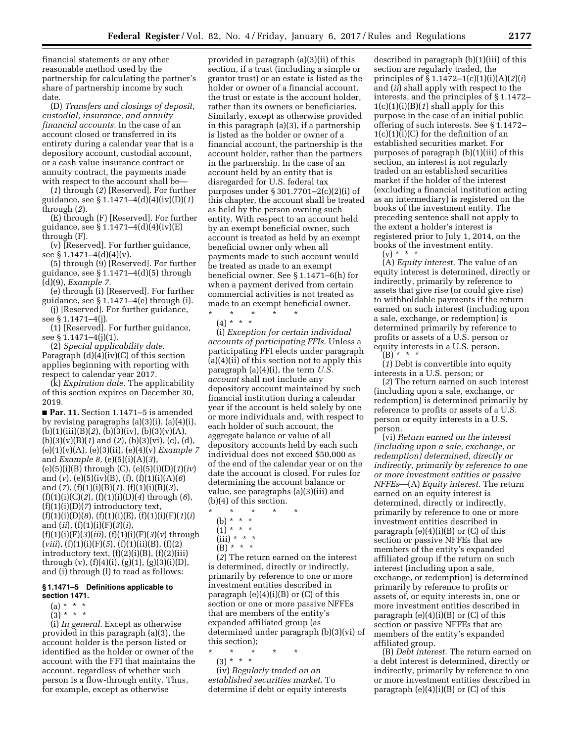financial statements or any other reasonable method used by the partnership for calculating the partner's share of partnership income by such date.

(D) *Transfers and closings of deposit, custodial, insurance, and annuity financial accounts.* In the case of an account closed or transferred in its entirety during a calendar year that is a depository account, custodial account, or a cash value insurance contract or annuity contract, the payments made with respect to the account shall be—

(*1*) through (*2*) [Reserved]. For further guidance, see § 1.1471–4(d)(4)(iv)(D)(*1*) through (*2*).

(E) through (F) [Reserved]. For further guidance, see § 1.1471–4(d)(4)(iv)(E) through (F).

(v) [Reserved]. For further guidance, see § 1.1471–4(d)(4)(v).

(5) through (9) [Reserved]. For further guidance, see § 1.1471–4(d)(5) through (d)(9), *Example 7.*

(e) through (i) [Reserved]. For further guidance, see § 1.1471–4(e) through (i).

(j) [Reserved]. For further guidance, see § 1.1471–4(j).

(1) [Reserved]. For further guidance, see § 1.1471–4(j)(1).

(2) *Special applicability date.* Paragraph (d)(4)(iv)(C) of this section applies beginning with reporting with respect to calendar year 2017.

(k) *Expiration date.* The applicability of this section expires on December 30, 2019.

■ **Par. 11.** Section 1.1471–5 is amended by revising paragraphs (a)(3)(i), (a)(4)(i), (b)(1)(iii)(B)(*2*), (b)(3)(iv), (b)(3)(v)(A), (b)(3)(v)(B)(*1*) and (*2*), (b)(3)(vi), (c), (d), (e)(1)(v)(A), (e)(3)(ii), (e)(4)(v) *Example 7* and *Example 8,* (e)(5)(i)(A)(*3*), (e)(5)(i)(B) through (C), (e)(5)(i)(D)(*1*)(*iv*) and (*v*), (e)(5)(iv)(B), (f), (f)(1)(i)(A)(*6*) and (*7*), (f)(1)(i)(B)(*1*), (f)(1)(i)(B)(*3*), (f)(1)(i)(C)(*2*), (f)(1)(i)(D)(*4*) through (*6*), (f)(1)(i)(D)(*7*) introductory text, (f)(1)(i)(D)(*8*), (f)(1)(i)(E), (f)(1)(i)(F)(*1*)(*i*) and (*ii*), (f)(1)(i)(F)(*3*)(*i*), (f)(1)(i)(F)(*3*)(*iii*), (f)(1)(i)(F)(*3*)(*v*) through (*viii*), (f)(1)(i)(F)(*5*), (f)(1)(ii)(B), (f)(2) introductory text, (f)(2)(i)(B), (f)(2)(iii) through (v), (f)(4)(i), (g)(1), (g)(3)(i)(D), and (i) through (l) to read as follows:

### § 1.1471–5 Definitions applicable to section 1471.

(a) * * *

(3) * * *

(i) *In general.* Except as otherwise provided in this paragraph (a)(3), the account holder is the person listed or identified as the holder or owner of the account with the FFI that maintains the account, regardless of whether such person is a flow-through entity. Thus, for example, except as otherwise provided in paragraph (a)(3)(ii) of this section, if a trust (including a simple or grantor trust) or an estate is listed as the holder or owner of a financial account, the trust or estate is the account holder, rather than its owners or beneficiaries. Similarly, except as otherwise provided in this paragraph (a)(3), if a partnership is listed as the holder or owner of a financial account, the partnership is the account holder, rather than the partners in the partnership. In the case of an account held by an entity that is disregarded for U.S. federal tax purposes under § 301.7701–2(c)(2)(i) of this chapter, the account shall be treated as held by the person owning such entity. With respect to an account held by an exempt beneficial owner, such account is treated as held by an exempt beneficial owner only when all payments made to such account would be treated as made to an exempt beneficial owner. See § 1.1471–6(h) for when a payment derived from certain commercial activities is not treated as made to an exempt beneficial owner.

\* \* \* \* \*

(4) * * *

(i) *Exception for certain individual accounts of participating FFIs.* Unless a participating FFI elects under paragraph (a)(4)(ii) of this section not to apply this paragraph (a)(4)(i), the term *U.S. account* shall not include any depository account maintained by such financial institution during a calendar year if the account is held solely by one or more individuals and, with respect to each holder of such account, the aggregate balance or value of all depository accounts held by each such individual does not exceed $50,000 as of the end of the calendar year or on the date the account is closed. For rules for determining the account balance or value, see paragraphs (a)(3)(iii) and (b)(4) of this section.

\* \* \* \* \*

(b) * * *

(1) * * *

(iii) * * *

(B) * * *

(*2*) The return earned on the interest is determined, directly or indirectly, primarily by reference to one or more investment entities described in paragraph (e)(4)(i)(B) or (C) of this section or one or more passive NFFEs that are members of the entity's expanded affiliated group (as determined under paragraph (b)(3)(vi) of this section);

\* \* \* \* \*

(3) * * *

(iv) *Regularly traded on an established securities market.* To determine if debt or equity interests described in paragraph (b)(1)(iii) of this section are regularly traded, the principles of § 1.1472–1(c)(1)(i)(A)(*2*)(*i*) and (*ii*) shall apply with respect to the interests, and the principles of § 1.1472–1(c)(1)(i)(B)(*1*) shall apply for this purpose in the case of an initial public offering of such interests. See § 1.1472–1(c)(1)(i)(C) for the definition of an established securities market. For purposes of paragraph (b)(1)(iii) of this section, an interest is not regularly traded on an established securities market if the holder of the interest (excluding a financial institution acting as an intermediary) is registered on the books of the investment entity. The preceding sentence shall not apply to the extent a holder's interest is registered prior to July 1, 2014, on the books of the investment entity.

(v) * * *

(A) *Equity interest.* The value of an equity interest is determined, directly or indirectly, primarily by reference to assets that give rise (or could give rise) to withholdable payments if the return earned on such interest (including upon a sale, exchange, or redemption) is determined primarily by reference to profits or assets of a U.S. person or equity interests in a U.S. person.

(B) * * *

(*1*) Debt is convertible into equity interests in a U.S. person; or

(*2*) The return earned on such interest (including upon a sale, exchange, or redemption) is determined primarily by reference to profits or assets of a U.S. person or equity interests in a U.S. person.

(vi) *Return earned on the interest (including upon a sale, exchange, or redemption) determined, directly or indirectly, primarily by reference to one or more investment entities or passive NFFEs*—(A) *Equity interest.* The return earned on an equity interest is determined, directly or indirectly, primarily by reference to one or more investment entities described in paragraph (e)(4)(i)(B) or (C) of this section or passive NFFEs that are members of the entity's expanded affiliated group if the return on such interest (including upon a sale, exchange, or redemption) is determined primarily by reference to profits or assets of, or equity interests in, one or more investment entities described in paragraph (e)(4)(i)(B) or (C) of this section or passive NFFEs that are members of the entity's expanded affiliated group.

(B) *Debt interest.* The return earned on a debt interest is determined, directly or indirectly, primarily by reference to one or more investment entities described in paragraph (e)(4)(i)(B) or (C) of this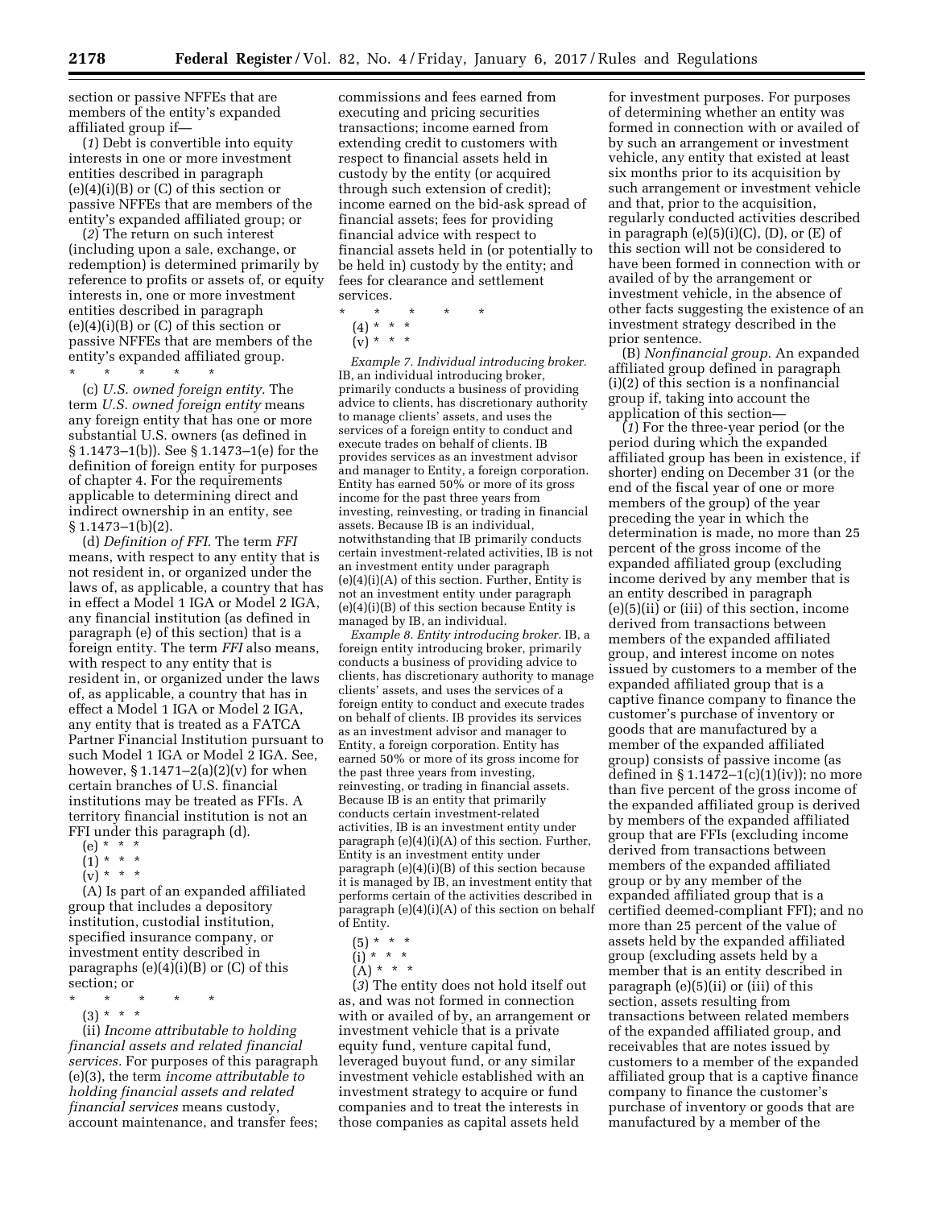section or passive NFFEs that are members of the entity's expanded affiliated group if—

(*1*) Debt is convertible into equity interests in one or more investment entities described in paragraph (e)(4)(i)(B) or (C) of this section or passive NFFEs that are members of the entity's expanded affiliated group; or

(*2*) The return on such interest (including upon a sale, exchange, or redemption) is determined primarily by reference to profits or assets of, or equity interests in, one or more investment entities described in paragraph (e)(4)(i)(B) or (C) of this section or passive NFFEs that are members of the entity's expanded affiliated group.

\* \* \* \* \*

(c) *U.S. owned foreign entity.* The term *U.S. owned foreign entity* means any foreign entity that has one or more substantial U.S. owners (as defined in § 1.1473–1(b)). See § 1.1473–1(e) for the definition of foreign entity for purposes of chapter 4. For the requirements applicable to determining direct and indirect ownership in an entity, see § 1.1473–1(b)(2).

(d) *Definition of FFI.* The term *FFI* means, with respect to any entity that is not resident in, or organized under the laws of, as applicable, a country that has in effect a Model 1 IGA or Model 2 IGA, any financial institution (as defined in paragraph (e) of this section) that is a foreign entity. The term *FFI* also means, with respect to any entity that is resident in, or organized under the laws of, as applicable, a country that has in effect a Model 1 IGA or Model 2 IGA, any entity that is treated as a FATCA Partner Financial Institution pursuant to such Model 1 IGA or Model 2 IGA. See, however, § 1.1471–2(a)(2)(v) for when certain branches of U.S. financial institutions may be treated as FFIs. A territory financial institution is not an FFI under this paragraph (d).

(e) \* \* \*

(1) \* \* \*

(v) \* \* \*

(A) Is part of an expanded affiliated group that includes a depository institution, custodial institution, specified insurance company, or investment entity described in paragraphs (e)(4)(i)(B) or (C) of this section; or

\* \* \* \* \*

(3) \* \* \*

(ii) *Income attributable to holding financial assets and related financial services.* For purposes of this paragraph (e)(3), the term *income attributable to holding financial assets and related financial services* means custody, account maintenance, and transfer fees; commissions and fees earned from executing and pricing securities transactions; income earned from extending credit to customers with respect to financial assets held in custody by the entity (or acquired through such extension of credit); income earned on the bid-ask spread of financial assets; fees for providing financial advice with respect to financial assets held in (or potentially to be held in) custody by the entity; and fees for clearance and settlement services.

\* \* \* \* \*

(4) \* \* \*

(v) \* \* \*

*Example 7. Individual introducing broker.* IB, an individual introducing broker, primarily conducts a business of providing advice to clients, has discretionary authority to manage clients' assets, and uses the services of a foreign entity to conduct and execute trades on behalf of clients. IB provides services as an investment advisor and manager to Entity, a foreign corporation. Entity has earned 50% or more of its gross income for the past three years from investing, reinvesting, or trading in financial assets. Because IB is an individual, notwithstanding that IB primarily conducts certain investment-related activities, IB is not an investment entity under paragraph (e)(4)(i)(A) of this section. Further, Entity is not an investment entity under paragraph (e)(4)(i)(B) of this section because Entity is managed by IB, an individual.

*Example 8. Entity introducing broker.* IB, a foreign entity introducing broker, primarily conducts a business of providing advice to clients, has discretionary authority to manage clients' assets, and uses the services of a foreign entity to conduct and execute trades on behalf of clients. IB provides its services as an investment advisor and manager to Entity, a foreign corporation. Entity has earned 50% or more of its gross income for the past three years from investing, reinvesting, or trading in financial assets. Because IB is an entity that primarily conducts certain investment-related activities, IB is an investment entity under paragraph (e)(4)(i)(A) of this section. Further, Entity is an investment entity under paragraph (e)(4)(i)(B) of this section because it is managed by IB, an investment entity that performs certain of the activities described in paragraph (e)(4)(i)(A) of this section on behalf of Entity.

(5) \* \* \*

(i) \* \* \*

(A) \* \* \*

(*3*) The entity does not hold itself out as, and was not formed in connection with or availed of by, an arrangement or investment vehicle that is a private equity fund, venture capital fund, leveraged buyout fund, or any similar investment vehicle established with an investment strategy to acquire or fund companies and to treat the interests in those companies as capital assets held for investment purposes. For purposes of determining whether an entity was formed in connection with or availed of by such an arrangement or investment vehicle, any entity that existed at least six months prior to its acquisition by such arrangement or investment vehicle and that, prior to the acquisition, regularly conducted activities described in paragraph (e)(5)(i)(C), (D), or (E) of this section will not be considered to have been formed in connection with or availed of by the arrangement or investment vehicle, in the absence of other facts suggesting the existence of an investment strategy described in the prior sentence.

(B) *Nonfinancial group.* An expanded affiliated group defined in paragraph (i)(2) of this section is a nonfinancial group if, taking into account the application of this section—

(*1*) For the three-year period (or the period during which the expanded affiliated group has been in existence, if shorter) ending on December 31 (or the end of the fiscal year of one or more members of the group) of the year preceding the year in which the determination is made, no more than 25 percent of the gross income of the expanded affiliated group (excluding income derived by any member that is an entity described in paragraph (e)(5)(ii) or (iii) of this section, income derived from transactions between members of the expanded affiliated group, and interest income on notes issued by customers to a member of the expanded affiliated group that is a captive finance company to finance the customer's purchase of inventory or goods that are manufactured by a member of the expanded affiliated group) consists of passive income (as defined in § 1.1472–1(c)(1)(iv)); no more than five percent of the gross income of the expanded affiliated group is derived by members of the expanded affiliated group that are FFIs (excluding income derived from transactions between members of the expanded affiliated group or by any member of the expanded affiliated group that is a certified deemed-compliant FFI); and no more than 25 percent of the value of assets held by the expanded affiliated group (excluding assets held by a member that is an entity described in paragraph (e)(5)(ii) or (iii) of this section, assets resulting from transactions between related members of the expanded affiliated group, and receivables that are notes issued by customers to a member of the expanded affiliated group that is a captive finance company to finance the customer's purchase of inventory or goods that are manufactured by a member of the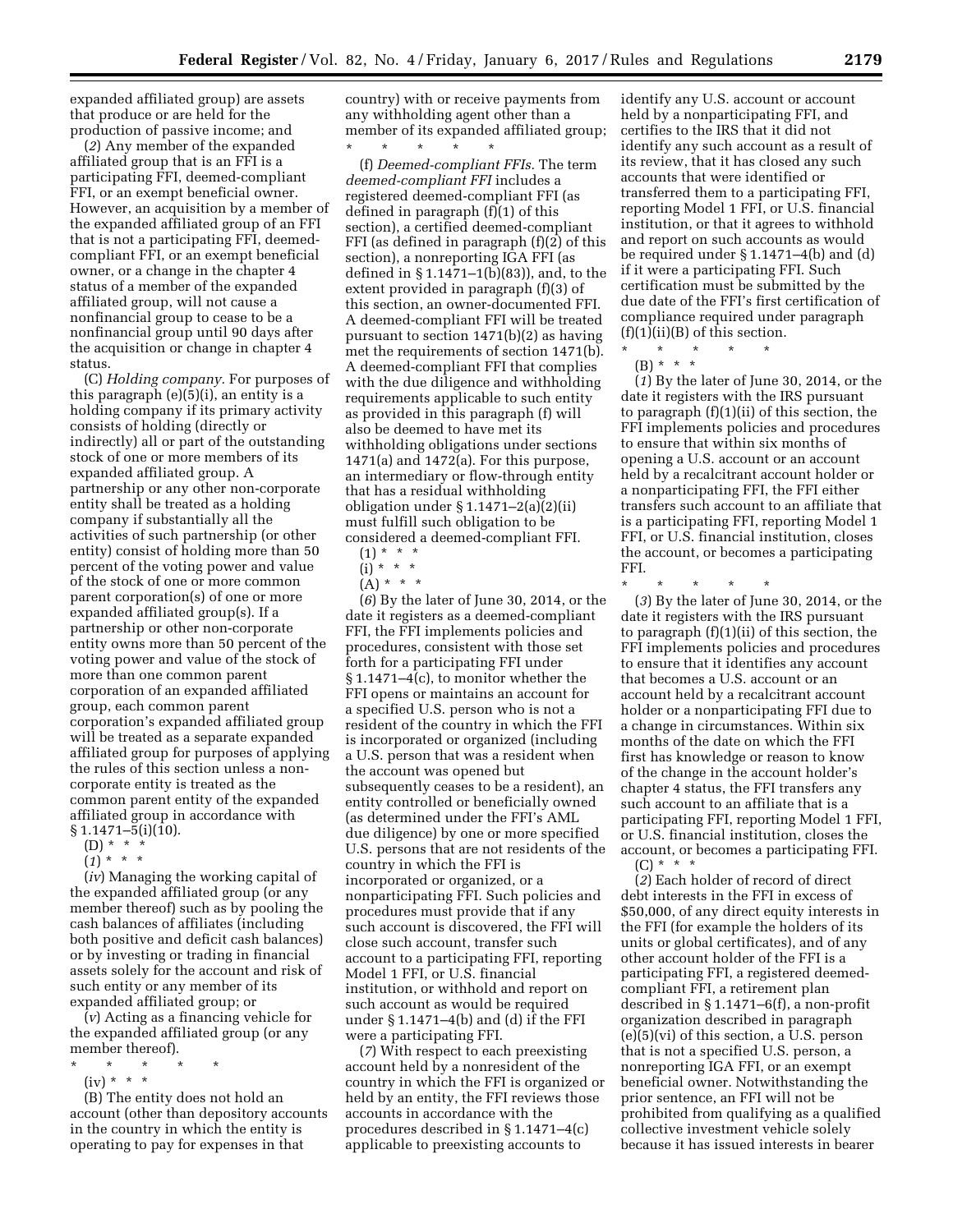expanded affiliated group) are assets that produce or are held for the production of passive income; and

(*2*) Any member of the expanded affiliated group that is an FFI is a participating FFI, deemed-compliant FFI, or an exempt beneficial owner. However, an acquisition by a member of the expanded affiliated group of an FFI that is not a participating FFI, deemed-compliant FFI, or an exempt beneficial owner, or a change in the chapter 4 status of a member of the expanded affiliated group, will not cause a nonfinancial group to cease to be a nonfinancial group until 90 days after the acquisition or change in chapter 4 status.

(C) *Holding company.* For purposes of this paragraph (e)(5)(i), an entity is a holding company if its primary activity consists of holding (directly or indirectly) all or part of the outstanding stock of one or more members of its expanded affiliated group. A partnership or any other non-corporate entity shall be treated as a holding company if substantially all the activities of such partnership (or other entity) consist of holding more than 50 percent of the voting power and value of the stock of one or more common parent corporation(s) of one or more expanded affiliated group(s). If a partnership or other non-corporate entity owns more than 50 percent of the voting power and value of the stock of more than one common parent corporation of an expanded affiliated group, each common parent corporation's expanded affiliated group will be treated as a separate expanded affiliated group for purposes of applying the rules of this section unless a non-corporate entity is treated as the common parent entity of the expanded affiliated group in accordance with § 1.1471–5(i)(10).

(D) * * *

(*1*) * * *

(*iv*) Managing the working capital of the expanded affiliated group (or any member thereof) such as by pooling the cash balances of affiliates (including both positive and deficit cash balances) or by investing or trading in financial assets solely for the account and risk of such entity or any member of its expanded affiliated group; or

(*v*) Acting as a financing vehicle for the expanded affiliated group (or any member thereof).

\* \* \* \* \*

(iv) * * *

(B) The entity does not hold an account (other than depository accounts in the country in which the entity is operating to pay for expenses in that country) with or receive payments from any withholding agent other than a member of its expanded affiliated group;

\* \* \* \* \*

(f) *Deemed-compliant FFIs.* The term *deemed-compliant FFI* includes a registered deemed-compliant FFI (as defined in paragraph (f)(1) of this section), a certified deemed-compliant FFI (as defined in paragraph (f)(2) of this section), a nonreporting IGA FFI (as defined in § 1.1471–1(b)(83)), and, to the extent provided in paragraph (f)(3) of this section, an owner-documented FFI. A deemed-compliant FFI will be treated pursuant to section 1471(b)(2) as having met the requirements of section 1471(b). A deemed-compliant FFI that complies with the due diligence and withholding requirements applicable to such entity as provided in this paragraph (f) will also be deemed to have met its withholding obligations under sections 1471(a) and 1472(a). For this purpose, an intermediary or flow-through entity that has a residual withholding obligation under § 1.1471–2(a)(2)(ii) must fulfill such obligation to be considered a deemed-compliant FFI.

(1) * * *

(i) * * *

(A) * * *

(*6*) By the later of June 30, 2014, or the date it registers as a deemed-compliant FFI, the FFI implements policies and procedures, consistent with those set forth for a participating FFI under § 1.1471–4(c), to monitor whether the FFI opens or maintains an account for a specified U.S. person who is not a resident of the country in which the FFI is incorporated or organized (including a U.S. person that was a resident when the account was opened but subsequently ceases to be a resident), an entity controlled or beneficially owned (as determined under the FFI's AML due diligence) by one or more specified U.S. persons that are not residents of the country in which the FFI is incorporated or organized, or a nonparticipating FFI. Such policies and procedures must provide that if any such account is discovered, the FFI will close such account, transfer such account to a participating FFI, reporting Model 1 FFI, or U.S. financial institution, or withhold and report on such account as would be required under § 1.1471–4(b) and (d) if the FFI were a participating FFI.

(*7*) With respect to each preexisting account held by a nonresident of the country in which the FFI is organized or held by an entity, the FFI reviews those accounts in accordance with the procedures described in § 1.1471–4(c) applicable to preexisting accounts to identify any U.S. account or account held by a nonparticipating FFI, and certifies to the IRS that it did not identify any such account as a result of its review, that it has closed any such accounts that were identified or transferred them to a participating FFI, reporting Model 1 FFI, or U.S. financial institution, or that it agrees to withhold and report on such accounts as would be required under § 1.1471–4(b) and (d) if it were a participating FFI. Such certification must be submitted by the due date of the FFI's first certification of compliance required under paragraph (f)(1)(ii)(B) of this section.

\* \* \* \* \*

(B) * * *

(*1*) By the later of June 30, 2014, or the date it registers with the IRS pursuant to paragraph (f)(1)(ii) of this section, the FFI implements policies and procedures to ensure that within six months of opening a U.S. account or an account held by a recalcitrant account holder or a nonparticipating FFI, the FFI either transfers such account to an affiliate that is a participating FFI, reporting Model 1 FFI, or U.S. financial institution, closes the account, or becomes a participating FFI.

\* \* \* \* \*

(*3*) By the later of June 30, 2014, or the date it registers with the IRS pursuant to paragraph (f)(1)(ii) of this section, the FFI implements policies and procedures to ensure that it identifies any account that becomes a U.S. account or an account held by a recalcitrant account holder or a nonparticipating FFI due to a change in circumstances. Within six months of the date on which the FFI first has knowledge or reason to know of the change in the account holder's chapter 4 status, the FFI transfers any such account to an affiliate that is a participating FFI, reporting Model 1 FFI, or U.S. financial institution, closes the account, or becomes a participating FFI.

(C) * * *

(*2*) Each holder of record of direct debt interests in the FFI in excess of $50,000, of any direct equity interests in the FFI (for example the holders of its units or global certificates), and of any other account holder of the FFI is a participating FFI, a registered deemed-compliant FFI, a retirement plan described in § 1.1471–6(f), a non-profit organization described in paragraph (e)(5)(vi) of this section, a U.S. person that is not a specified U.S. person, a nonreporting IGA FFI, or an exempt beneficial owner. Notwithstanding the prior sentence, an FFI will not be prohibited from qualifying as a qualified collective investment vehicle solely because it has issued interests in bearer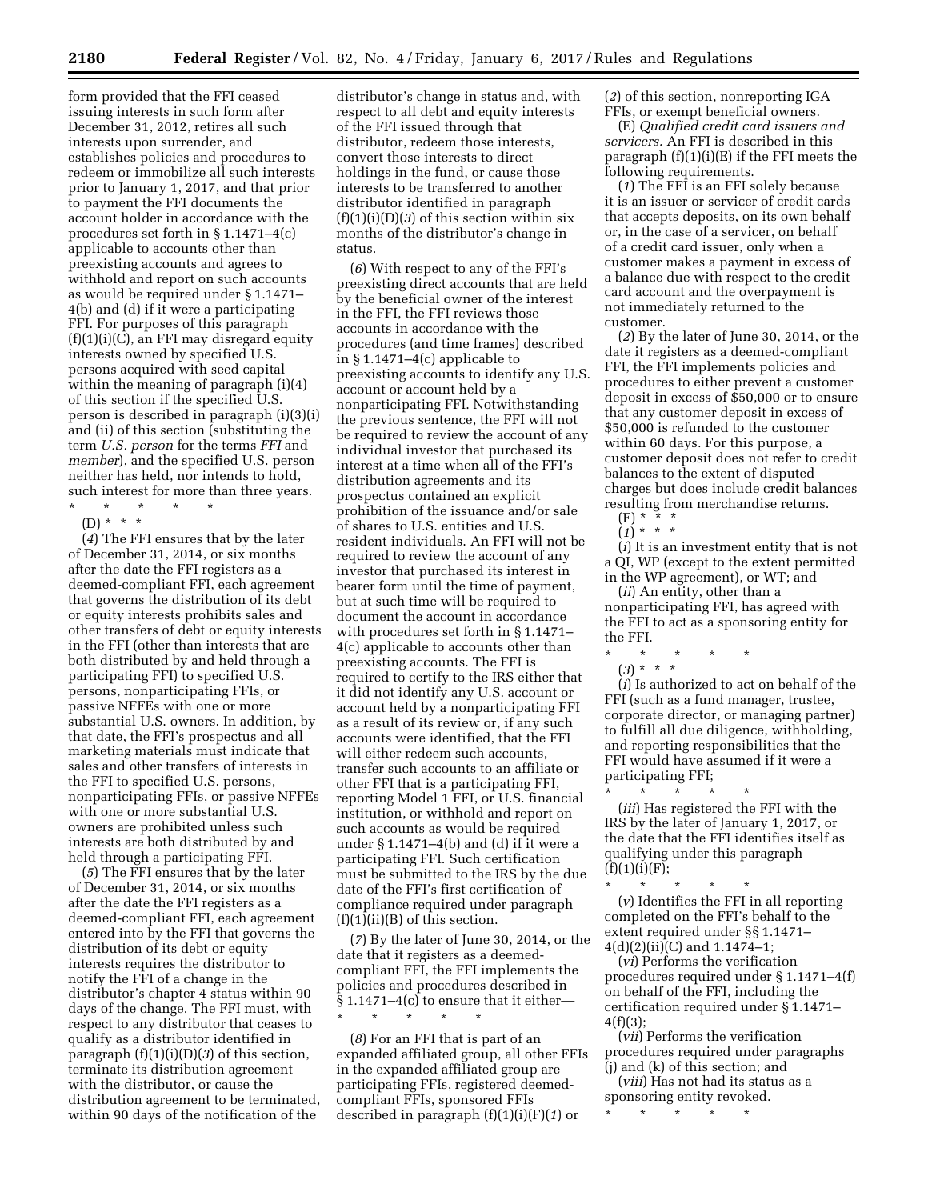form provided that the FFI ceased issuing interests in such form after December 31, 2012, retires all such interests upon surrender, and establishes policies and procedures to redeem or immobilize all such interests prior to January 1, 2017, and that prior to payment the FFI documents the account holder in accordance with the procedures set forth in § 1.1471–4(c) applicable to accounts other than preexisting accounts and agrees to withhold and report on such accounts as would be required under § 1.1471–4(b) and (d) if it were a participating FFI. For purposes of this paragraph (f)(1)(i)(C), an FFI may disregard equity interests owned by specified U.S. persons acquired with seed capital within the meaning of paragraph (i)(4) of this section if the specified U.S. person is described in paragraph (i)(3)(i) and (ii) of this section (substituting the term *U.S. person* for the terms *FFI* and *member*), and the specified U.S. person neither has held, nor intends to hold, such interest for more than three years.

\* \* \* \* \*

(D) \* \* \*

(*4*) The FFI ensures that by the later of December 31, 2014, or six months after the date the FFI registers as a deemed-compliant FFI, each agreement that governs the distribution of its debt or equity interests prohibits sales and other transfers of debt or equity interests in the FFI (other than interests that are both distributed by and held through a participating FFI) to specified U.S. persons, nonparticipating FFIs, or passive NFFEs with one or more substantial U.S. owners. In addition, by that date, the FFI's prospectus and all marketing materials must indicate that sales and other transfers of interests in the FFI to specified U.S. persons, nonparticipating FFIs, or passive NFFEs with one or more substantial U.S. owners are prohibited unless such interests are both distributed by and held through a participating FFI.

(*5*) The FFI ensures that by the later of December 31, 2014, or six months after the date the FFI registers as a deemed-compliant FFI, each agreement entered into by the FFI that governs the distribution of its debt or equity interests requires the distributor to notify the FFI of a change in the distributor's chapter 4 status within 90 days of the change. The FFI must, with respect to any distributor that ceases to qualify as a distributor identified in paragraph (f)(1)(i)(D)(*3*) of this section, terminate its distribution agreement with the distributor, or cause the distribution agreement to be terminated, within 90 days of the notification of the distributor's change in status and, with respect to all debt and equity interests of the FFI issued through that distributor, redeem those interests, convert those interests to direct holdings in the fund, or cause those interests to be transferred to another distributor identified in paragraph (f)(1)(i)(D)(*3*) of this section within six months of the distributor's change in status.

(*6*) With respect to any of the FFI's preexisting direct accounts that are held by the beneficial owner of the interest in the FFI, the FFI reviews those accounts in accordance with the procedures (and time frames) described in § 1.1471–4(c) applicable to preexisting accounts to identify any U.S. account or account held by a nonparticipating FFI. Notwithstanding the previous sentence, the FFI will not be required to review the account of any individual investor that purchased its interest at a time when all of the FFI's distribution agreements and its prospectus contained an explicit prohibition of the issuance and/or sale of shares to U.S. entities and U.S. resident individuals. An FFI will not be required to review the account of any investor that purchased its interest in bearer form until the time of payment, but at such time will be required to document the account in accordance with procedures set forth in § 1.1471–4(c) applicable to accounts other than preexisting accounts. The FFI is required to certify to the IRS either that it did not identify any U.S. account or account held by a nonparticipating FFI as a result of its review or, if any such accounts were identified, that the FFI will either redeem such accounts, transfer such accounts to an affiliate or other FFI that is a participating FFI, reporting Model 1 FFI, or U.S. financial institution, or withhold and report on such accounts as would be required under § 1.1471–4(b) and (d) if it were a participating FFI. Such certification must be submitted to the IRS by the due date of the FFI's first certification of compliance required under paragraph (f)(1)(ii)(B) of this section.

(*7*) By the later of June 30, 2014, or the date that it registers as a deemed-compliant FFI, the FFI implements the policies and procedures described in § 1.1471–4(c) to ensure that it either—

\* \* \* \* \*

(*8*) For an FFI that is part of an expanded affiliated group, all other FFIs in the expanded affiliated group are participating FFIs, registered deemed-compliant FFIs, sponsored FFIs described in paragraph (f)(1)(i)(F)(*1*) or (*2*) of this section, nonreporting IGA FFIs, or exempt beneficial owners.

(E) *Qualified credit card issuers and servicers.* An FFI is described in this paragraph (f)(1)(i)(E) if the FFI meets the following requirements.

(*1*) The FFI is an FFI solely because it is an issuer or servicer of credit cards that accepts deposits, on its own behalf or, in the case of a servicer, on behalf of a credit card issuer, only when a customer makes a payment in excess of a balance due with respect to the credit card account and the overpayment is not immediately returned to the customer.

(*2*) By the later of June 30, 2014, or the date it registers as a deemed-compliant FFI, the FFI implements policies and procedures to either prevent a customer deposit in excess of $50,000 or to ensure that any customer deposit in excess of $50,000 is refunded to the customer within 60 days. For this purpose, a customer deposit does not refer to credit balances to the extent of disputed charges but does include credit balances resulting from merchandise returns.

(F) \* \* \*

(*1*) \* \* \*

(*i*) It is an investment entity that is not a QI, WP (except to the extent permitted in the WP agreement), or WT; and

(*ii*) An entity, other than a nonparticipating FFI, has agreed with the FFI to act as a sponsoring entity for the FFI.

\* \* \* \* \*

(*3*) \* \* \*

(*i*) Is authorized to act on behalf of the FFI (such as a fund manager, trustee, corporate director, or managing partner) to fulfill all due diligence, withholding, and reporting responsibilities that the FFI would have assumed if it were a participating FFI;

\* \* \* \* \*

(*iii*) Has registered the FFI with the IRS by the later of January 1, 2017, or the date that the FFI identifies itself as qualifying under this paragraph (f)(1)(i)(F);

\* \* \* \* \*

(*v*) Identifies the FFI in all reporting completed on the FFI's behalf to the extent required under §§ 1.1471–4(d)(2)(ii)(C) and 1.1474–1;

(*vi*) Performs the verification procedures required under § 1.1471–4(f) on behalf of the FFI, including the certification required under § 1.1471–4(f)(3);

(*vii*) Performs the verification procedures required under paragraphs (j) and (k) of this section; and

(*viii*) Has not had its status as a sponsoring entity revoked.

\* \* \* \* \*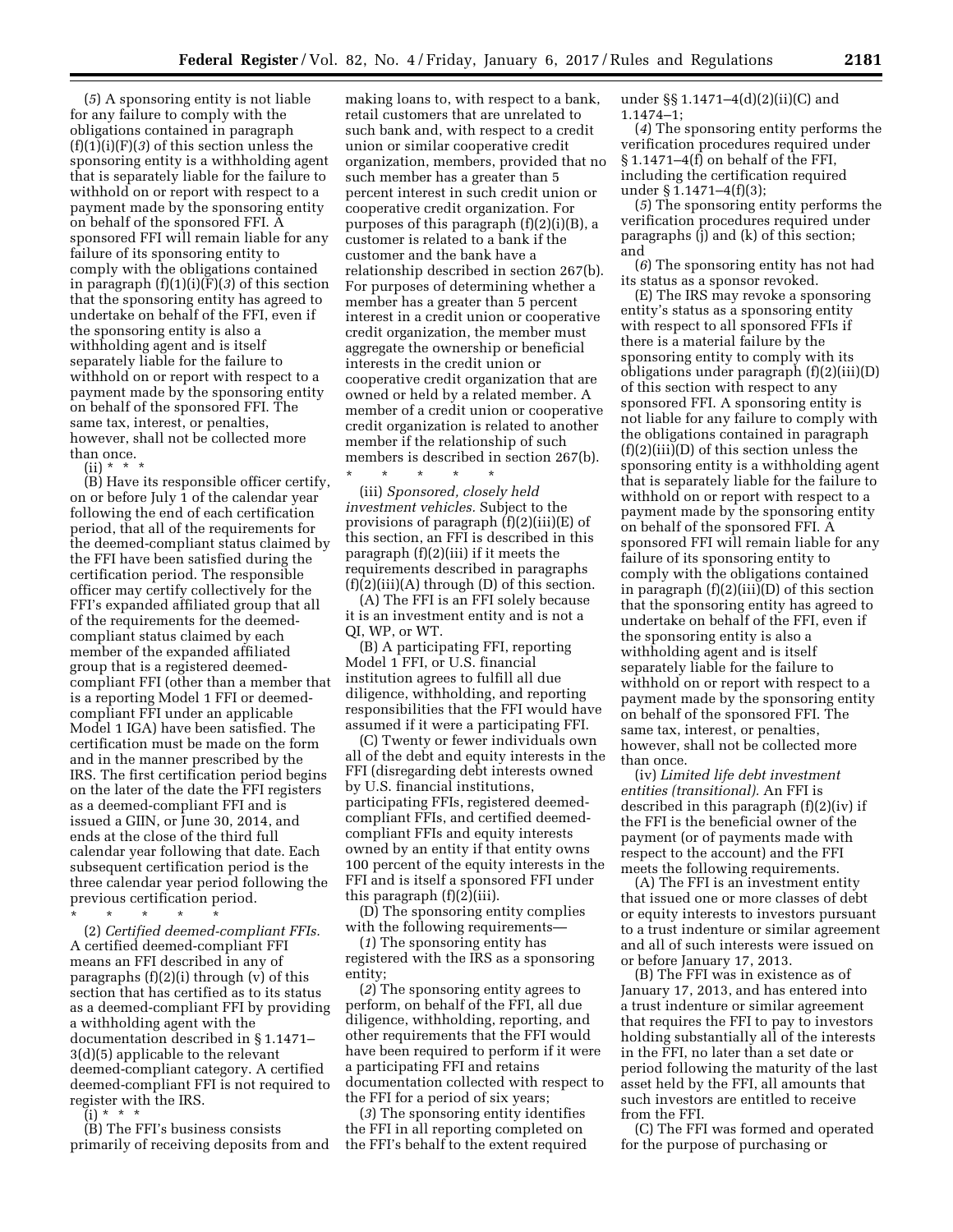(*5*) A sponsoring entity is not liable for any failure to comply with the obligations contained in paragraph (f)(1)(i)(F)(*3*) of this section unless the sponsoring entity is a withholding agent that is separately liable for the failure to withhold on or report with respect to a payment made by the sponsoring entity on behalf of the sponsored FFI. A sponsored FFI will remain liable for any failure of its sponsoring entity to comply with the obligations contained in paragraph (f)(1)(i)(F)(*3*) of this section that the sponsoring entity has agreed to undertake on behalf of the FFI, even if the sponsoring entity is also a withholding agent and is itself separately liable for the failure to withhold on or report with respect to a payment made by the sponsoring entity on behalf of the sponsored FFI. The same tax, interest, or penalties, however, shall not be collected more than once.

(ii) * * *

(B) Have its responsible officer certify, on or before July 1 of the calendar year following the end of each certification period, that all of the requirements for the deemed-compliant status claimed by the FFI have been satisfied during the certification period. The responsible officer may certify collectively for the FFI's expanded affiliated group that all of the requirements for the deemed-compliant status claimed by each member of the expanded affiliated group that is a registered deemed-compliant FFI (other than a member that is a reporting Model 1 FFI or deemed-compliant FFI under an applicable Model 1 IGA) have been satisfied. The certification must be made on the form and in the manner prescribed by the IRS. The first certification period begins on the later of the date the FFI registers as a deemed-compliant FFI and is issued a GIIN, or June 30, 2014, and ends at the close of the third full calendar year following that date. Each subsequent certification period is the three calendar year period following the previous certification period.

\* \* \* \* \*

(2) *Certified deemed-compliant FFIs.* A certified deemed-compliant FFI means an FFI described in any of paragraphs (f)(2)(i) through (v) of this section that has certified as to its status as a deemed-compliant FFI by providing a withholding agent with the documentation described in § 1.1471–3(d)(5) applicable to the relevant deemed-compliant category. A certified deemed-compliant FFI is not required to register with the IRS.

(i) * * *

(B) The FFI's business consists primarily of receiving deposits from and making loans to, with respect to a bank, retail customers that are unrelated to such bank and, with respect to a credit union or similar cooperative credit organization, members, provided that no such member has a greater than 5 percent interest in such credit union or cooperative credit organization. For purposes of this paragraph (f)(2)(i)(B), a customer is related to a bank if the customer and the bank have a relationship described in section 267(b). For purposes of determining whether a member has a greater than 5 percent interest in a credit union or cooperative credit organization, the member must aggregate the ownership or beneficial interests in the credit union or cooperative credit organization that are owned or held by a related member. A member of a credit union or cooperative credit organization is related to another member if the relationship of such members is described in section 267(b).

\* \* \* \* \*

(iii) *Sponsored, closely held investment vehicles.* Subject to the provisions of paragraph (f)(2)(iii)(E) of this section, an FFI is described in this paragraph (f)(2)(iii) if it meets the requirements described in paragraphs (f)(2)(iii)(A) through (D) of this section.

(A) The FFI is an FFI solely because it is an investment entity and is not a QI, WP, or WT.

(B) A participating FFI, reporting Model 1 FFI, or U.S. financial institution agrees to fulfill all due diligence, withholding, and reporting responsibilities that the FFI would have assumed if it were a participating FFI.

(C) Twenty or fewer individuals own all of the debt and equity interests in the FFI (disregarding debt interests owned by U.S. financial institutions, participating FFIs, registered deemed-compliant FFIs, and certified deemed-compliant FFIs and equity interests owned by an entity if that entity owns 100 percent of the equity interests in the FFI and is itself a sponsored FFI under this paragraph (f)(2)(iii).

(D) The sponsoring entity complies with the following requirements—

(*1*) The sponsoring entity has registered with the IRS as a sponsoring entity;

(*2*) The sponsoring entity agrees to perform, on behalf of the FFI, all due diligence, withholding, reporting, and other requirements that the FFI would have been required to perform if it were a participating FFI and retains documentation collected with respect to the FFI for a period of six years;

(*3*) The sponsoring entity identifies the FFI in all reporting completed on the FFI's behalf to the extent required under §§ 1.1471–4(d)(2)(ii)(C) and 1.1474–1;

(*4*) The sponsoring entity performs the verification procedures required under § 1.1471–4(f) on behalf of the FFI, including the certification required under § 1.1471–4(f)(3);

(*5*) The sponsoring entity performs the verification procedures required under paragraphs (j) and (k) of this section; and

(*6*) The sponsoring entity has not had its status as a sponsor revoked.

(E) The IRS may revoke a sponsoring entity's status as a sponsoring entity with respect to all sponsored FFIs if there is a material failure by the sponsoring entity to comply with its obligations under paragraph (f)(2)(iii)(D) of this section with respect to any sponsored FFI. A sponsoring entity is not liable for any failure to comply with the obligations contained in paragraph (f)(2)(iii)(D) of this section unless the sponsoring entity is a withholding agent that is separately liable for the failure to withhold on or report with respect to a payment made by the sponsoring entity on behalf of the sponsored FFI. A sponsored FFI will remain liable for any failure of its sponsoring entity to comply with the obligations contained in paragraph (f)(2)(iii)(D) of this section that the sponsoring entity has agreed to undertake on behalf of the FFI, even if the sponsoring entity is also a withholding agent and is itself separately liable for the failure to withhold on or report with respect to a payment made by the sponsoring entity on behalf of the sponsored FFI. The same tax, interest, or penalties, however, shall not be collected more than once.

(iv) *Limited life debt investment entities (transitional).* An FFI is described in this paragraph (f)(2)(iv) if the FFI is the beneficial owner of the payment (or of payments made with respect to the account) and the FFI meets the following requirements.

(A) The FFI is an investment entity that issued one or more classes of debt or equity interests to investors pursuant to a trust indenture or similar agreement and all of such interests were issued on or before January 17, 2013.

(B) The FFI was in existence as of January 17, 2013, and has entered into a trust indenture or similar agreement that requires the FFI to pay to investors holding substantially all of the interests in the FFI, no later than a set date or period following the maturity of the last asset held by the FFI, all amounts that such investors are entitled to receive from the FFI.

(C) The FFI was formed and operated for the purpose of purchasing or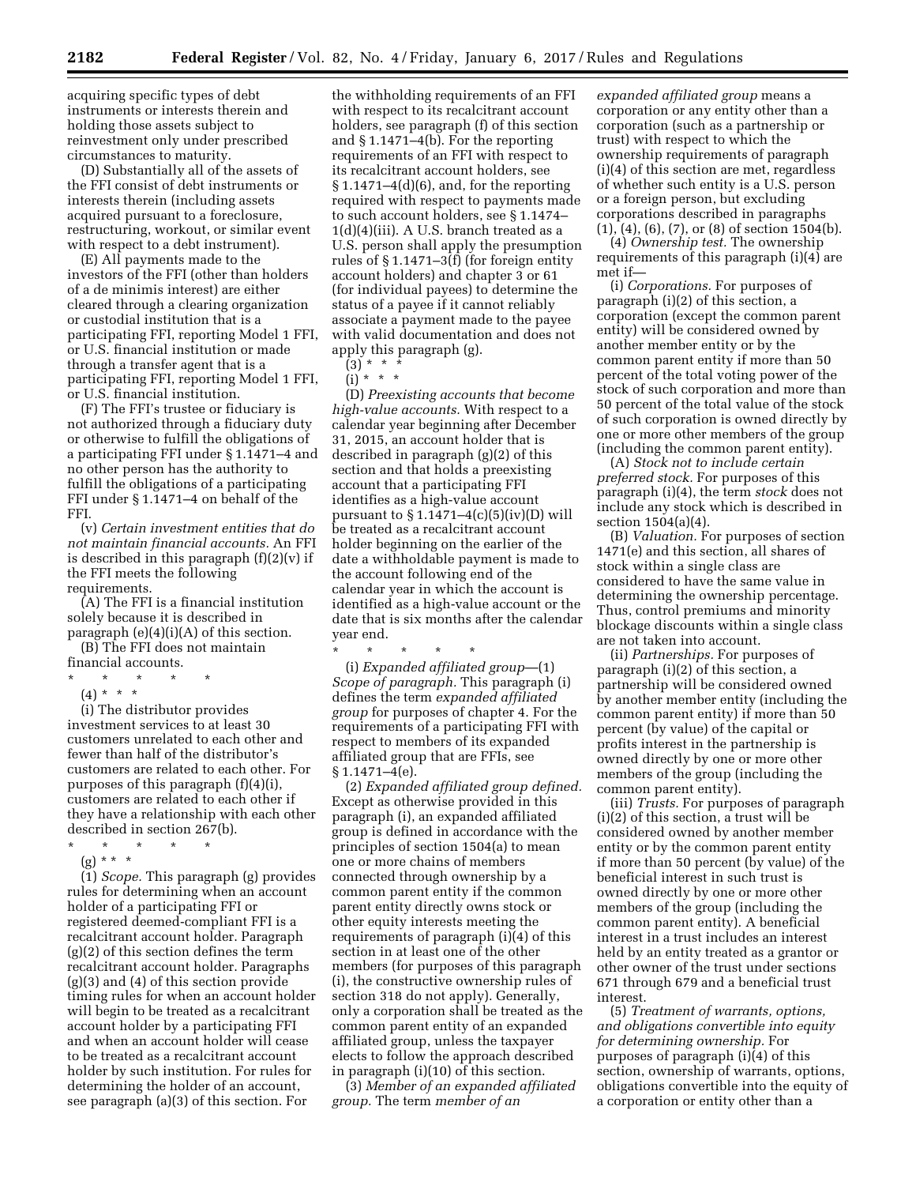acquiring specific types of debt instruments or interests therein and holding those assets subject to reinvestment only under prescribed circumstances to maturity.

(D) Substantially all of the assets of the FFI consist of debt instruments or interests therein (including assets acquired pursuant to a foreclosure, restructuring, workout, or similar event with respect to a debt instrument).

(E) All payments made to the investors of the FFI (other than holders of a de minimis interest) are either cleared through a clearing organization or custodial institution that is a participating FFI, reporting Model 1 FFI, or U.S. financial institution or made through a transfer agent that is a participating FFI, reporting Model 1 FFI, or U.S. financial institution.

(F) The FFI's trustee or fiduciary is not authorized through a fiduciary duty or otherwise to fulfill the obligations of a participating FFI under § 1.1471–4 and no other person has the authority to fulfill the obligations of a participating FFI under § 1.1471–4 on behalf of the FFI.

(v) *Certain investment entities that do not maintain financial accounts.* An FFI is described in this paragraph (f)(2)(v) if the FFI meets the following requirements.

(A) The FFI is a financial institution solely because it is described in paragraph (e)(4)(i)(A) of this section.

(B) The FFI does not maintain financial accounts.

\* \* \* \* \*

(4) \* \* \*

(i) The distributor provides investment services to at least 30 customers unrelated to each other and fewer than half of the distributor's customers are related to each other. For purposes of this paragraph (f)(4)(i), customers are related to each other if they have a relationship with each other described in section 267(b).

\* \* \* \* \*

(g) \* \* \*

(1) *Scope.* This paragraph (g) provides rules for determining when an account holder of a participating FFI or registered deemed-compliant FFI is a recalcitrant account holder. Paragraph (g)(2) of this section defines the term recalcitrant account holder. Paragraphs (g)(3) and (4) of this section provide timing rules for when an account holder will begin to be treated as a recalcitrant account holder by a participating FFI and when an account holder will cease to be treated as a recalcitrant account holder by such institution. For rules for determining the holder of an account, see paragraph (a)(3) of this section. For the withholding requirements of an FFI with respect to its recalcitrant account holders, see paragraph (f) of this section and § 1.1471–4(b). For the reporting requirements of an FFI with respect to its recalcitrant account holders, see § 1.1471–4(d)(6), and, for the reporting required with respect to payments made to such account holders, see § 1.1474–1(d)(4)(iii). A U.S. branch treated as a U.S. person shall apply the presumption rules of § 1.1471–3(f) (for foreign entity account holders) and chapter 3 or 61 (for individual payees) to determine the status of a payee if it cannot reliably associate a payment made to the payee with valid documentation and does not apply this paragraph (g).

(3) \* \* \*

(i) \* \* \*

(D) *Preexisting accounts that become high-value accounts.* With respect to a calendar year beginning after December 31, 2015, an account holder that is described in paragraph (g)(2) of this section and that holds a preexisting account that a participating FFI identifies as a high-value account pursuant to § 1.1471–4(c)(5)(iv)(D) will be treated as a recalcitrant account holder beginning on the earlier of the date a withholdable payment is made to the account following end of the calendar year in which the account is identified as a high-value account or the date that is six months after the calendar year end.

\* \* \* \* \*

(i) *Expanded affiliated group*—(1) *Scope of paragraph.* This paragraph (i) defines the term *expanded affiliated group* for purposes of chapter 4. For the requirements of a participating FFI with respect to members of its expanded affiliated group that are FFIs, see § 1.1471–4(e).

(2) *Expanded affiliated group defined.* Except as otherwise provided in this paragraph (i), an expanded affiliated group is defined in accordance with the principles of section 1504(a) to mean one or more chains of members connected through ownership by a common parent entity if the common parent entity directly owns stock or other equity interests meeting the requirements of paragraph (i)(4) of this section in at least one of the other members (for purposes of this paragraph (i), the constructive ownership rules of section 318 do not apply). Generally, only a corporation shall be treated as the common parent entity of an expanded affiliated group, unless the taxpayer elects to follow the approach described in paragraph (i)(10) of this section.

(3) *Member of an expanded affiliated group.* The term *member of an expanded affiliated group* means a corporation or any entity other than a corporation (such as a partnership or trust) with respect to which the ownership requirements of paragraph (i)(4) of this section are met, regardless of whether such entity is a U.S. person or a foreign person, but excluding corporations described in paragraphs (1), (4), (6), (7), or (8) of section 1504(b).

(4) *Ownership test.* The ownership requirements of this paragraph (i)(4) are met if—

(i) *Corporations.* For purposes of paragraph (i)(2) of this section, a corporation (except the common parent entity) will be considered owned by another member entity or by the common parent entity if more than 50 percent of the total voting power of the stock of such corporation and more than 50 percent of the total value of the stock of such corporation is owned directly by one or more other members of the group (including the common parent entity).

(A) *Stock not to include certain preferred stock.* For purposes of this paragraph (i)(4), the term *stock* does not include any stock which is described in section 1504(a)(4).

(B) *Valuation.* For purposes of section 1471(e) and this section, all shares of stock within a single class are considered to have the same value in determining the ownership percentage. Thus, control premiums and minority blockage discounts within a single class are not taken into account.

(ii) *Partnerships.* For purposes of paragraph (i)(2) of this section, a partnership will be considered owned by another member entity (including the common parent entity) if more than 50 percent (by value) of the capital or profits interest in the partnership is owned directly by one or more other members of the group (including the common parent entity).

(iii) *Trusts.* For purposes of paragraph (i)(2) of this section, a trust will be considered owned by another member entity or by the common parent entity if more than 50 percent (by value) of the beneficial interest in such trust is owned directly by one or more other members of the group (including the common parent entity). A beneficial interest in a trust includes an interest held by an entity treated as a grantor or other owner of the trust under sections 671 through 679 and a beneficial trust interest.

(5) *Treatment of warrants, options, and obligations convertible into equity for determining ownership.* For purposes of paragraph (i)(4) of this section, ownership of warrants, options, obligations convertible into the equity of a corporation or entity other than a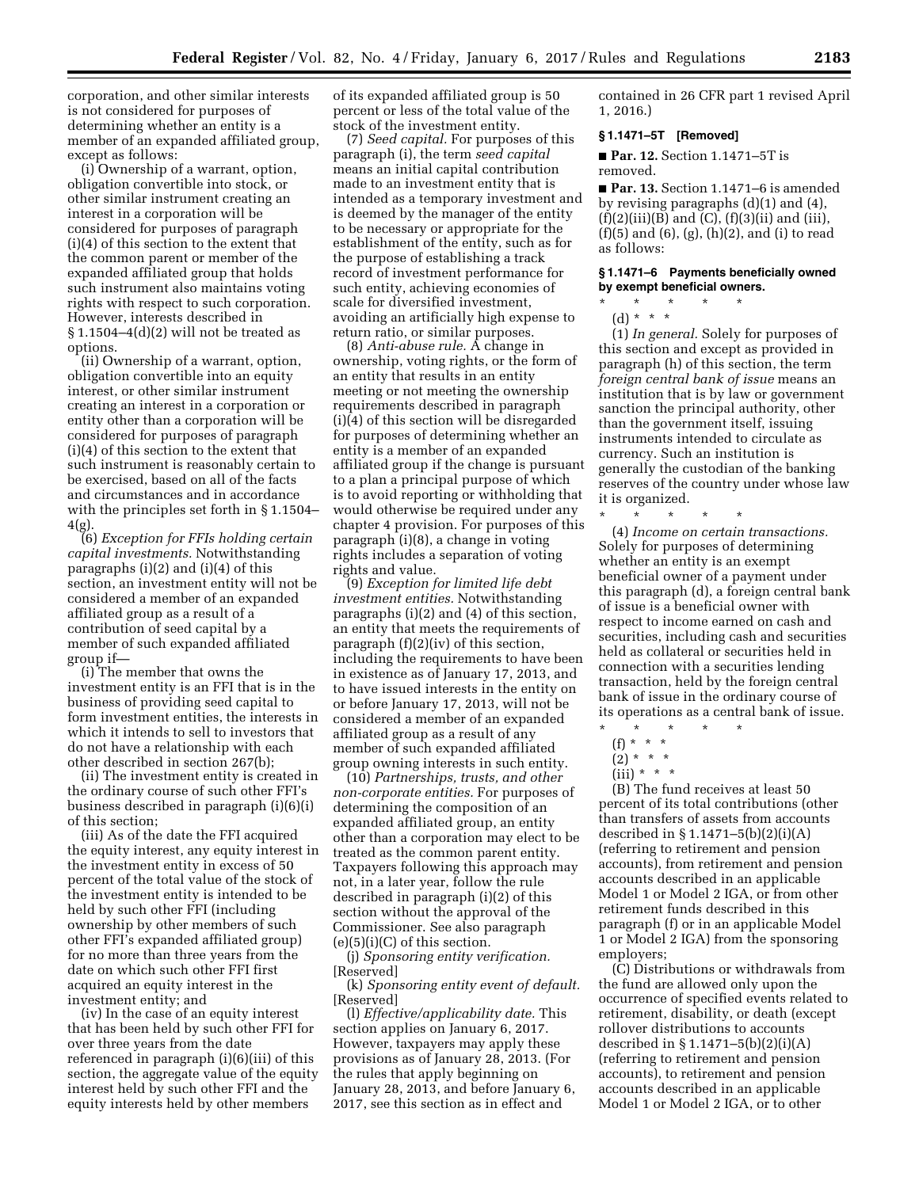corporation, and other similar interests is not considered for purposes of determining whether an entity is a member of an expanded affiliated group, except as follows:

(i) Ownership of a warrant, option, obligation convertible into stock, or other similar instrument creating an interest in a corporation will be considered for purposes of paragraph (i)(4) of this section to the extent that the common parent or member of the expanded affiliated group that holds such instrument also maintains voting rights with respect to such corporation. However, interests described in § 1.1504–4(d)(2) will not be treated as options.

(ii) Ownership of a warrant, option, obligation convertible into an equity interest, or other similar instrument creating an interest in a corporation or entity other than a corporation will be considered for purposes of paragraph (i)(4) of this section to the extent that such instrument is reasonably certain to be exercised, based on all of the facts and circumstances and in accordance with the principles set forth in § 1.1504–4(g).

(6) *Exception for FFIs holding certain capital investments.* Notwithstanding paragraphs (i)(2) and (i)(4) of this section, an investment entity will not be considered a member of an expanded affiliated group as a result of a contribution of seed capital by a member of such expanded affiliated group if—

(i) The member that owns the investment entity is an FFI that is in the business of providing seed capital to form investment entities, the interests in which it intends to sell to investors that do not have a relationship with each other described in section 267(b);

(ii) The investment entity is created in the ordinary course of such other FFI's business described in paragraph (i)(6)(i) of this section;

(iii) As of the date the FFI acquired the equity interest, any equity interest in the investment entity in excess of 50 percent of the total value of the stock of the investment entity is intended to be held by such other FFI (including ownership by other members of such other FFI's expanded affiliated group) for no more than three years from the date on which such other FFI first acquired an equity interest in the investment entity; and

(iv) In the case of an equity interest that has been held by such other FFI for over three years from the date referenced in paragraph (i)(6)(iii) of this section, the aggregate value of the equity interest held by such other FFI and the equity interests held by other members of its expanded affiliated group is 50 percent or less of the total value of the stock of the investment entity.

(7) *Seed capital.* For purposes of this paragraph (i), the term *seed capital* means an initial capital contribution made to an investment entity that is intended as a temporary investment and is deemed by the manager of the entity to be necessary or appropriate for the establishment of the entity, such as for the purpose of establishing a track record of investment performance for such entity, achieving economies of scale for diversified investment, avoiding an artificially high expense to return ratio, or similar purposes.

(8) *Anti-abuse rule.* A change in ownership, voting rights, or the form of an entity that results in an entity meeting or not meeting the ownership requirements described in paragraph (i)(4) of this section will be disregarded for purposes of determining whether an entity is a member of an expanded affiliated group if the change is pursuant to a plan a principal purpose of which is to avoid reporting or withholding that would otherwise be required under any chapter 4 provision. For purposes of this paragraph (i)(8), a change in voting rights includes a separation of voting rights and value.

(9) *Exception for limited life debt investment entities.* Notwithstanding paragraphs (i)(2) and (4) of this section, an entity that meets the requirements of paragraph (f)(2)(iv) of this section, including the requirements to have been in existence as of January 17, 2013, and to have issued interests in the entity on or before January 17, 2013, will not be considered a member of an expanded affiliated group as a result of any member of such expanded affiliated group owning interests in such entity.

(10) *Partnerships, trusts, and other non-corporate entities.* For purposes of determining the composition of an expanded affiliated group, an entity other than a corporation may elect to be treated as the common parent entity. Taxpayers following this approach may not, in a later year, follow the rule described in paragraph (i)(2) of this section without the approval of the Commissioner. See also paragraph (e)(5)(i)(C) of this section.

(j) *Sponsoring entity verification.* [Reserved]

(k) *Sponsoring entity event of default.* [Reserved]

(l) *Effective/applicability date.* This section applies on January 6, 2017. However, taxpayers may apply these provisions as of January 28, 2013. (For the rules that apply beginning on January 28, 2013, and before January 6, 2017, see this section as in effect and contained in 26 CFR part 1 revised April 1, 2016.)

**§ 1.1471–5T [Removed]**

■ **Par. 12.** Section 1.1471–5T is removed.

■ **Par. 13.** Section 1.1471–6 is amended by revising paragraphs (d)(1) and (4), (f)(2)(iii)(B) and (C), (f)(3)(ii) and (iii), (f)(5) and (6), (g), (h)(2), and (i) to read as follows:

**§ 1.1471–6 Payments beneficially owned by exempt beneficial owners.**

\* \* \* \* \*

(d) \* \* \*

(1) *In general.* Solely for purposes of this section and except as provided in paragraph (h) of this section, the term *foreign central bank of issue* means an institution that is by law or government sanction the principal authority, other than the government itself, issuing instruments intended to circulate as currency. Such an institution is generally the custodian of the banking reserves of the country under whose law it is organized.

\* \* \* \* \*

(4) *Income on certain transactions.* Solely for purposes of determining whether an entity is an exempt beneficial owner of a payment under this paragraph (d), a foreign central bank of issue is a beneficial owner with respect to income earned on cash and securities, including cash and securities held as collateral or securities held in connection with a securities lending transaction, held by the foreign central bank of issue in the ordinary course of its operations as a central bank of issue.

\* \* \* \* \*

(f) \* \* \*

(2) \* \* \*

(iii) \* \* \*

(B) The fund receives at least 50 percent of its total contributions (other than transfers of assets from accounts described in § 1.1471–5(b)(2)(i)(A) (referring to retirement and pension accounts), from retirement and pension accounts described in an applicable Model 1 or Model 2 IGA, or from other retirement funds described in this paragraph (f) or in an applicable Model 1 or Model 2 IGA) from the sponsoring employers;

(C) Distributions or withdrawals from the fund are allowed only upon the occurrence of specified events related to retirement, disability, or death (except rollover distributions to accounts described in § 1.1471–5(b)(2)(i)(A) (referring to retirement and pension accounts), to retirement and pension accounts described in an applicable Model 1 or Model 2 IGA, or to other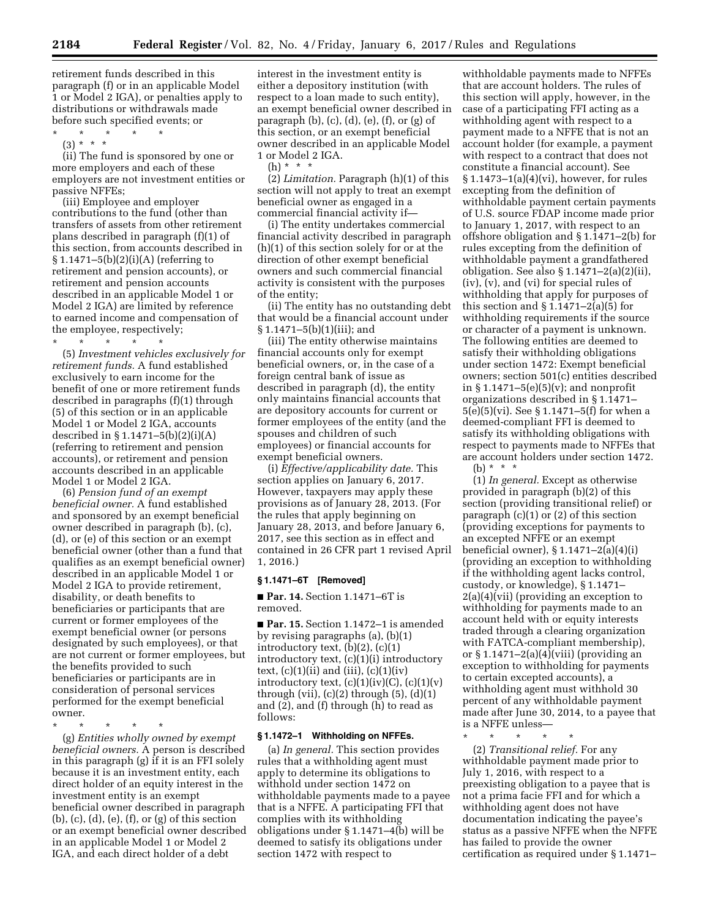retirement funds described in this paragraph (f) or in an applicable Model 1 or Model 2 IGA), or penalties apply to distributions or withdrawals made before such specified events; or

\* \* \* \* \*

(3) \* \* \*

(ii) The fund is sponsored by one or more employers and each of these employers are not investment entities or passive NFFEs;

(iii) Employee and employer contributions to the fund (other than transfers of assets from other retirement plans described in paragraph (f)(1) of this section, from accounts described in § 1.1471–5(b)(2)(i)(A) (referring to retirement and pension accounts), or retirement and pension accounts described in an applicable Model 1 or Model 2 IGA) are limited by reference to earned income and compensation of the employee, respectively;

\* \* \* \* \*

(5) *Investment vehicles exclusively for retirement funds.* A fund established exclusively to earn income for the benefit of one or more retirement funds described in paragraphs (f)(1) through (5) of this section or in an applicable Model 1 or Model 2 IGA, accounts described in § 1.1471–5(b)(2)(i)(A) (referring to retirement and pension accounts), or retirement and pension accounts described in an applicable Model 1 or Model 2 IGA.

(6) *Pension fund of an exempt beneficial owner.* A fund established and sponsored by an exempt beneficial owner described in paragraph (b), (c), (d), or (e) of this section or an exempt beneficial owner (other than a fund that qualifies as an exempt beneficial owner) described in an applicable Model 1 or Model 2 IGA to provide retirement, disability, or death benefits to beneficiaries or participants that are current or former employees of the exempt beneficial owner (or persons designated by such employees), or that are not current or former employees, but the benefits provided to such beneficiaries or participants are in consideration of personal services performed for the exempt beneficial owner.

\* \* \* \* \*

(g) *Entities wholly owned by exempt beneficial owners.* A person is described in this paragraph (g) if it is an FFI solely because it is an investment entity, each direct holder of an equity interest in the investment entity is an exempt beneficial owner described in paragraph (b), (c), (d), (e), (f), or (g) of this section or an exempt beneficial owner described in an applicable Model 1 or Model 2 IGA, and each direct holder of a debt interest in the investment entity is either a depository institution (with respect to a loan made to such entity), an exempt beneficial owner described in paragraph (b), (c), (d), (e), (f), or (g) of this section, or an exempt beneficial owner described in an applicable Model 1 or Model 2 IGA.

(h) \* \* \*

(2) *Limitation.* Paragraph (h)(1) of this section will not apply to treat an exempt beneficial owner as engaged in a commercial financial activity if—

(i) The entity undertakes commercial financial activity described in paragraph (h)(1) of this section solely for or at the direction of other exempt beneficial owners and such commercial financial activity is consistent with the purposes of the entity;

(ii) The entity has no outstanding debt that would be a financial account under § 1.1471–5(b)(1)(iii); and

(iii) The entity otherwise maintains financial accounts only for exempt beneficial owners, or, in the case of a foreign central bank of issue as described in paragraph (d), the entity only maintains financial accounts that are depository accounts for current or former employees of the entity (and the spouses and children of such employees) or financial accounts for exempt beneficial owners.

(i) *Effective/applicability date.* This section applies on January 6, 2017. However, taxpayers may apply these provisions as of January 28, 2013. (For the rules that apply beginning on January 28, 2013, and before January 6, 2017, see this section as in effect and contained in 26 CFR part 1 revised April 1, 2016.)

### § 1.1471–6T [Removed]

■ **Par. 14.** Section 1.1471–6T is removed.

■ **Par. 15.** Section 1.1472–1 is amended by revising paragraphs (a), (b)(1) introductory text, (b)(2), (c)(1) introductory text, (c)(1)(i) introductory text, (c)(1)(ii) and (iii), (c)(1)(iv) introductory text, (c)(1)(iv)(C), (c)(1)(v) through (vii), (c)(2) through (5), (d)(1) and (2), and (f) through (h) to read as follows:

### § 1.1472–1 Withholding on NFFEs.

(a) *In general.* This section provides rules that a withholding agent must apply to determine its obligations to withhold under section 1472 on withholdable payments made to a payee that is a NFFE. A participating FFI that complies with its withholding obligations under § 1.1471–4(b) will be deemed to satisfy its obligations under section 1472 with respect to withholdable payments made to NFFEs that are account holders. The rules of this section will apply, however, in the case of a participating FFI acting as a withholding agent with respect to a payment made to a NFFE that is not an account holder (for example, a payment with respect to a contract that does not constitute a financial account). See § 1.1473–1(a)(4)(vi), however, for rules excepting from the definition of withholdable payment certain payments of U.S. source FDAP income made prior to January 1, 2017, with respect to an offshore obligation and § 1.1471–2(b) for rules excepting from the definition of withholdable payment a grandfathered obligation. See also § 1.1471–2(a)(2)(ii), (iv), (v), and (vi) for special rules of withholding that apply for purposes of this section and § 1.1471–2(a)(5) for withholding requirements if the source or character of a payment is unknown. The following entities are deemed to satisfy their withholding obligations under section 1472: Exempt beneficial owners; section 501(c) entities described in § 1.1471–5(e)(5)(v); and nonprofit organizations described in § 1.1471–5(e)(5)(vi). See § 1.1471–5(f) for when a deemed-compliant FFI is deemed to satisfy its withholding obligations with respect to payments made to NFFEs that are account holders under section 1472.

(b) \* \* \*

(1) *In general.* Except as otherwise provided in paragraph (b)(2) of this section (providing transitional relief) or paragraph (c)(1) or (2) of this section (providing exceptions for payments to an excepted NFFE or an exempt beneficial owner), § 1.1471–2(a)(4)(i) (providing an exception to withholding if the withholding agent lacks control, custody, or knowledge), § 1.1471–2(a)(4)(vii) (providing an exception to withholding for payments made to an account held with or equity interests traded through a clearing organization with FATCA-compliant membership), or § 1.1471–2(a)(4)(viii) (providing an exception to withholding for payments to certain excepted accounts), a withholding agent must withhold 30 percent of any withholdable payment made after June 30, 2014, to a payee that is a NFFE unless—

\* \* \* \* \*

(2) *Transitional relief.* For any withholdable payment made prior to July 1, 2016, with respect to a preexisting obligation to a payee that is not a prima facie FFI and for which a withholding agent does not have documentation indicating the payee's status as a passive NFFE when the NFFE has failed to provide the owner certification as required under § 1.1471–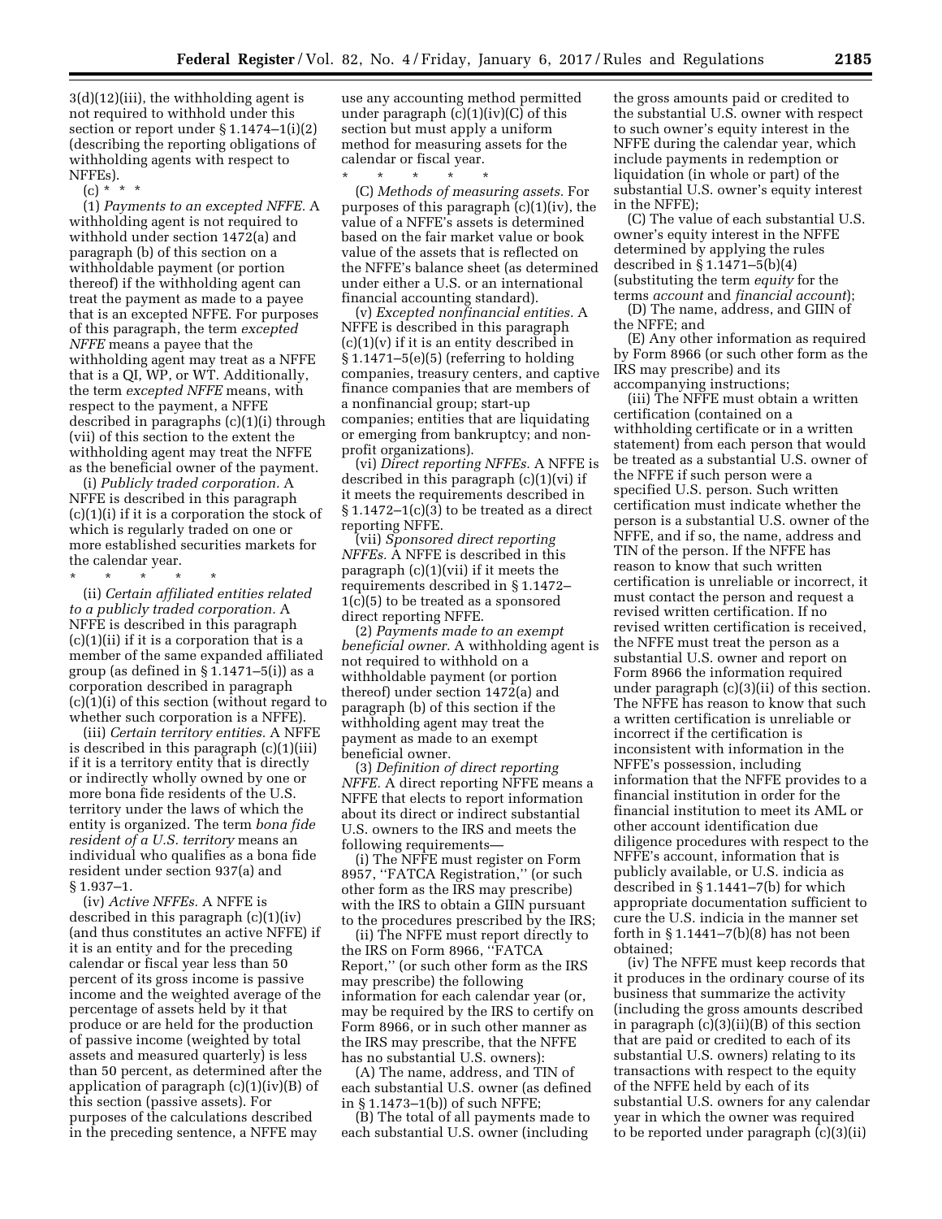3(d)(12)(iii), the withholding agent is not required to withhold under this section or report under § 1.1474–1(i)(2) (describing the reporting obligations of withholding agents with respect to NFFEs).

(c) * * *

(1) *Payments to an excepted NFFE.* A withholding agent is not required to withhold under section 1472(a) and paragraph (b) of this section on a withholdable payment (or portion thereof) if the withholding agent can treat the payment as made to a payee that is an excepted NFFE. For purposes of this paragraph, the term *excepted NFFE* means a payee that the withholding agent may treat as a NFFE that is a QI, WP, or WT. Additionally, the term *excepted NFFE* means, with respect to the payment, a NFFE described in paragraphs (c)(1)(i) through (vii) of this section to the extent the withholding agent may treat the NFFE as the beneficial owner of the payment.

(i) *Publicly traded corporation.* A NFFE is described in this paragraph (c)(1)(i) if it is a corporation the stock of which is regularly traded on one or more established securities markets for the calendar year.

* * * * *

(ii) *Certain affiliated entities related to a publicly traded corporation.* A NFFE is described in this paragraph (c)(1)(ii) if it is a corporation that is a member of the same expanded affiliated group (as defined in § 1.1471–5(i)) as a corporation described in paragraph (c)(1)(i) of this section (without regard to whether such corporation is a NFFE).

(iii) *Certain territory entities.* A NFFE is described in this paragraph (c)(1)(iii) if it is a territory entity that is directly or indirectly wholly owned by one or more bona fide residents of the U.S. territory under the laws of which the entity is organized. The term *bona fide resident of a U.S. territory* means an individual who qualifies as a bona fide resident under section 937(a) and § 1.937–1.

(iv) *Active NFFEs.* A NFFE is described in this paragraph (c)(1)(iv) (and thus constitutes an active NFFE) if it is an entity and for the preceding calendar or fiscal year less than 50 percent of its gross income is passive income and the weighted average of the percentage of assets held by it that produce or are held for the production of passive income (weighted by total assets and measured quarterly) is less than 50 percent, as determined after the application of paragraph (c)(1)(iv)(B) of this section (passive assets). For purposes of the calculations described in the preceding sentence, a NFFE may use any accounting method permitted under paragraph (c)(1)(iv)(C) of this section but must apply a uniform method for measuring assets for the calendar or fiscal year.

* * * * *

(C) *Methods of measuring assets.* For purposes of this paragraph (c)(1)(iv), the value of a NFFE's assets is determined based on the fair market value or book value of the assets that is reflected on the NFFE's balance sheet (as determined under either a U.S. or an international financial accounting standard).

(v) *Excepted nonfinancial entities.* A NFFE is described in this paragraph (c)(1)(v) if it is an entity described in § 1.1471–5(e)(5) (referring to holding companies, treasury centers, and captive finance companies that are members of a nonfinancial group; start-up companies; entities that are liquidating or emerging from bankruptcy; and non-profit organizations).

(vi) *Direct reporting NFFEs.* A NFFE is described in this paragraph (c)(1)(vi) if it meets the requirements described in § 1.1472–1(c)(3) to be treated as a direct reporting NFFE.

(vii) *Sponsored direct reporting NFFEs.* A NFFE is described in this paragraph (c)(1)(vii) if it meets the requirements described in § 1.1472–1(c)(5) to be treated as a sponsored direct reporting NFFE.

(2) *Payments made to an exempt beneficial owner.* A withholding agent is not required to withhold on a withholdable payment (or portion thereof) under section 1472(a) and paragraph (b) of this section if the withholding agent may treat the payment as made to an exempt beneficial owner.

(3) *Definition of direct reporting NFFE.* A direct reporting NFFE means a NFFE that elects to report information about its direct or indirect substantial U.S. owners to the IRS and meets the following requirements—

(i) The NFFE must register on Form 8957, ''FATCA Registration,'' (or such other form as the IRS may prescribe) with the IRS to obtain a GIIN pursuant to the procedures prescribed by the IRS;

(ii) The NFFE must report directly to the IRS on Form 8966, ''FATCA Report,'' (or such other form as the IRS may prescribe) the following information for each calendar year (or, may be required by the IRS to certify on Form 8966, or in such other manner as the IRS may prescribe, that the NFFE has no substantial U.S. owners):

(A) The name, address, and TIN of each substantial U.S. owner (as defined in § 1.1473–1(b)) of such NFFE;

(B) The total of all payments made to each substantial U.S. owner (including the gross amounts paid or credited to the substantial U.S. owner with respect to such owner's equity interest in the NFFE during the calendar year, which include payments in redemption or liquidation (in whole or part) of the substantial U.S. owner's equity interest in the NFFE);

(C) The value of each substantial U.S. owner's equity interest in the NFFE determined by applying the rules described in § 1.1471–5(b)(4) (substituting the term *equity* for the terms *account* and *financial account*);

(D) The name, address, and GIIN of the NFFE; and

(E) Any other information as required by Form 8966 (or such other form as the IRS may prescribe) and its accompanying instructions;

(iii) The NFFE must obtain a written certification (contained on a withholding certificate or in a written statement) from each person that would be treated as a substantial U.S. owner of the NFFE if such person were a specified U.S. person. Such written certification must indicate whether the person is a substantial U.S. owner of the NFFE, and if so, the name, address and TIN of the person. If the NFFE has reason to know that such written certification is unreliable or incorrect, it must contact the person and request a revised written certification. If no revised written certification is received, the NFFE must treat the person as a substantial U.S. owner and report on Form 8966 the information required under paragraph (c)(3)(ii) of this section. The NFFE has reason to know that such a written certification is unreliable or incorrect if the certification is inconsistent with information in the NFFE's possession, including information that the NFFE provides to a financial institution in order for the financial institution to meet its AML or other account identification due diligence procedures with respect to the NFFE's account, information that is publicly available, or U.S. indicia as described in § 1.1441–7(b) for which appropriate documentation sufficient to cure the U.S. indicia in the manner set forth in § 1.1441–7(b)(8) has not been obtained;

(iv) The NFFE must keep records that it produces in the ordinary course of its business that summarize the activity (including the gross amounts described in paragraph (c)(3)(ii)(B) of this section that are paid or credited to each of its substantial U.S. owners) relating to its transactions with respect to the equity of the NFFE held by each of its substantial U.S. owners for any calendar year in which the owner was required to be reported under paragraph (c)(3)(ii)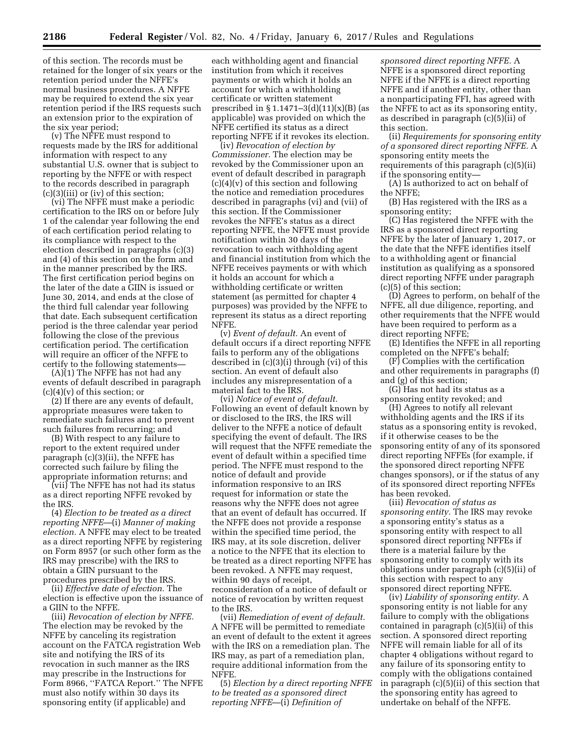of this section. The records must be retained for the longer of six years or the retention period under the NFFE's normal business procedures. A NFFE may be required to extend the six year retention period if the IRS requests such an extension prior to the expiration of the six year period;

(v) The NFFE must respond to requests made by the IRS for additional information with respect to any substantial U.S. owner that is subject to reporting by the NFFE or with respect to the records described in paragraph (c)(3)(iii) or (iv) of this section;

(vi) The NFFE must make a periodic certification to the IRS on or before July 1 of the calendar year following the end of each certification period relating to its compliance with respect to the election described in paragraphs (c)(3) and (4) of this section on the form and in the manner prescribed by the IRS. The first certification period begins on the later of the date a GIIN is issued or June 30, 2014, and ends at the close of the third full calendar year following that date. Each subsequent certification period is the three calendar year period following the close of the previous certification period. The certification will require an officer of the NFFE to certify to the following statements—

(A)(*1*) The NFFE has not had any events of default described in paragraph (c)(4)(v) of this section; or

(*2*) If there are any events of default, appropriate measures were taken to remediate such failures and to prevent such failures from recurring; and

(B) With respect to any failure to report to the extent required under paragraph (c)(3)(ii), the NFFE has corrected such failure by filing the appropriate information returns; and

(vii) The NFFE has not had its status as a direct reporting NFFE revoked by the IRS.

(4) *Election to be treated as a direct reporting NFFE*—(i) *Manner of making election.* A NFFE may elect to be treated as a direct reporting NFFE by registering on Form 8957 (or such other form as the IRS may prescribe) with the IRS to obtain a GIIN pursuant to the procedures prescribed by the IRS.

(ii) *Effective date of election.* The election is effective upon the issuance of a GIIN to the NFFE.

(iii) *Revocation of election by NFFE.* The election may be revoked by the NFFE by canceling its registration account on the FATCA registration Web site and notifying the IRS of its revocation in such manner as the IRS may prescribe in the Instructions for Form 8966, ''FATCA Report.'' The NFFE must also notify within 30 days its sponsoring entity (if applicable) and each withholding agent and financial institution from which it receives payments or with which it holds an account for which a withholding certificate or written statement prescribed in § 1.1471–3(d)(11)(x)(B) (as applicable) was provided on which the NFFE certified its status as a direct reporting NFFE if it revokes its election.

(iv) *Revocation of election by Commissioner.* The election may be revoked by the Commissioner upon an event of default described in paragraph (c)(4)(v) of this section and following the notice and remediation procedures described in paragraphs (vi) and (vii) of this section. If the Commissioner revokes the NFFE's status as a direct reporting NFFE, the NFFE must provide notification within 30 days of the revocation to each withholding agent and financial institution from which the NFFE receives payments or with which it holds an account for which a withholding certificate or written statement (as permitted for chapter 4 purposes) was provided by the NFFE to represent its status as a direct reporting NFFE.

(v) *Event of default.* An event of default occurs if a direct reporting NFFE fails to perform any of the obligations described in (c)(3)(i) through (vi) of this section. An event of default also includes any misrepresentation of a material fact to the IRS.

(vi) *Notice of event of default.* Following an event of default known by or disclosed to the IRS, the IRS will deliver to the NFFE a notice of default specifying the event of default. The IRS will request that the NFFE remediate the event of default within a specified time period. The NFFE must respond to the notice of default and provide information responsive to an IRS request for information or state the reasons why the NFFE does not agree that an event of default has occurred. If the NFFE does not provide a response within the specified time period, the IRS may, at its sole discretion, deliver a notice to the NFFE that its election to be treated as a direct reporting NFFE has been revoked. A NFFE may request, within 90 days of receipt, reconsideration of a notice of default or notice of revocation by written request to the IRS.

(vii) *Remediation of event of default.* A NFFE will be permitted to remediate an event of default to the extent it agrees with the IRS on a remediation plan. The IRS may, as part of a remediation plan, require additional information from the NFFE.

(5) *Election by a direct reporting NFFE to be treated as a sponsored direct reporting NFFE*—(i) *Definition of sponsored direct reporting NFFE.* A NFFE is a sponsored direct reporting NFFE if the NFFE is a direct reporting NFFE and if another entity, other than a nonparticipating FFI, has agreed with the NFFE to act as its sponsoring entity, as described in paragraph (c)(5)(ii) of this section.

(ii) *Requirements for sponsoring entity of a sponsored direct reporting NFFE.* A sponsoring entity meets the requirements of this paragraph (c)(5)(ii) if the sponsoring entity—

(A) Is authorized to act on behalf of the NFFE;

(B) Has registered with the IRS as a sponsoring entity;

(C) Has registered the NFFE with the IRS as a sponsored direct reporting NFFE by the later of January 1, 2017, or the date that the NFFE identifies itself to a withholding agent or financial institution as qualifying as a sponsored direct reporting NFFE under paragraph (c)(5) of this section;

(D) Agrees to perform, on behalf of the NFFE, all due diligence, reporting, and other requirements that the NFFE would have been required to perform as a direct reporting NFFE;

(E) Identifies the NFFE in all reporting completed on the NFFE's behalf;

(F) Complies with the certification and other requirements in paragraphs (f) and (g) of this section;

(G) Has not had its status as a sponsoring entity revoked; and

(H) Agrees to notify all relevant withholding agents and the IRS if its status as a sponsoring entity is revoked, if it otherwise ceases to be the sponsoring entity of any of its sponsored direct reporting NFFEs (for example, if the sponsored direct reporting NFFE changes sponsors), or if the status of any of its sponsored direct reporting NFFEs has been revoked.

(iii) *Revocation of status as sponsoring entity.* The IRS may revoke a sponsoring entity's status as a sponsoring entity with respect to all sponsored direct reporting NFFEs if there is a material failure by the sponsoring entity to comply with its obligations under paragraph (c)(5)(ii) of this section with respect to any sponsored direct reporting NFFE.

(iv) *Liability of sponsoring entity.* A sponsoring entity is not liable for any failure to comply with the obligations contained in paragraph (c)(5)(ii) of this section. A sponsored direct reporting NFFE will remain liable for all of its chapter 4 obligations without regard to any failure of its sponsoring entity to comply with the obligations contained in paragraph (c)(5)(ii) of this section that the sponsoring entity has agreed to undertake on behalf of the NFFE.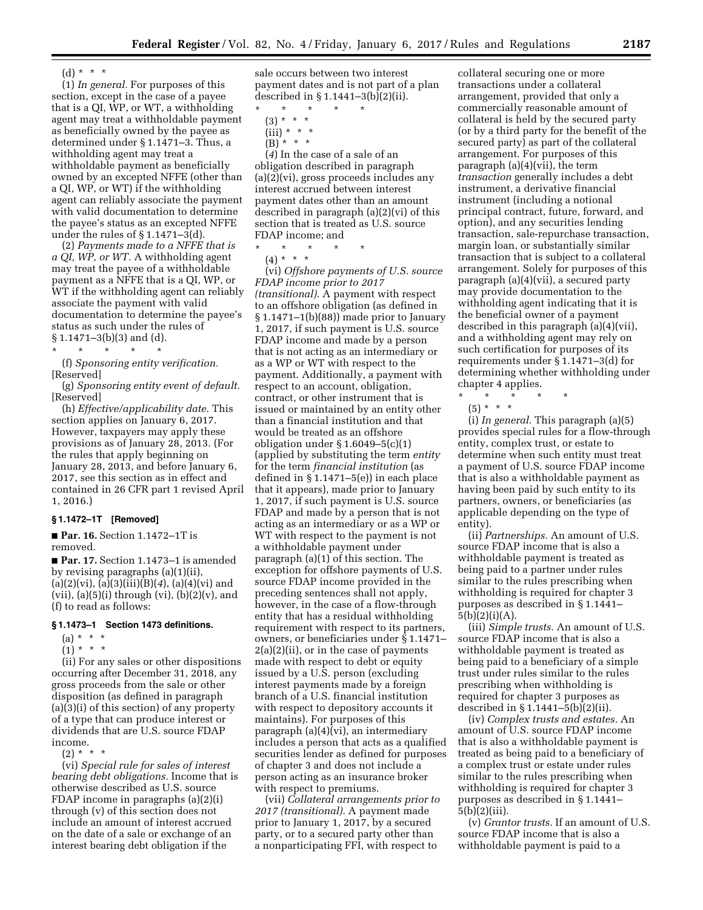(d) * * *

(1) *In general.* For purposes of this section, except in the case of a payee that is a QI, WP, or WT, a withholding agent may treat a withholdable payment as beneficially owned by the payee as determined under § 1.1471–3. Thus, a withholding agent may treat a withholdable payment as beneficially owned by an excepted NFFE (other than a QI, WP, or WT) if the withholding agent can reliably associate the payment with valid documentation to determine the payee's status as an excepted NFFE under the rules of § 1.1471–3(d).

(2) *Payments made to a NFFE that is a QI, WP, or WT.* A withholding agent may treat the payee of a withholdable payment as a NFFE that is a QI, WP, or WT if the withholding agent can reliably associate the payment with valid documentation to determine the payee's status as such under the rules of § 1.1471–3(b)(3) and (d).

\* \* \* \* \*

(f) *Sponsoring entity verification.* [Reserved]

(g) *Sponsoring entity event of default.* [Reserved]

(h) *Effective/applicability date.* This section applies on January 6, 2017. However, taxpayers may apply these provisions as of January 28, 2013. (For the rules that apply beginning on January 28, 2013, and before January 6, 2017, see this section as in effect and contained in 26 CFR part 1 revised April 1, 2016.)

**§ 1.1472–1T [Removed]**

■ **Par. 16.** Section 1.1472–1T is removed.

■ **Par. 17.** Section 1.1473–1 is amended by revising paragraphs (a)(1)(ii), (a)(2)(vi), (a)(3)(iii)(B)(*4*), (a)(4)(vi) and (vii), (a)(5)(i) through (vi), (b)(2)(v), and (f) to read as follows:

**§ 1.1473–1 Section 1473 definitions.**

(a) * * *

(1) * * *

(ii) For any sales or other dispositions occurring after December 31, 2018, any gross proceeds from the sale or other disposition (as defined in paragraph (a)(3)(i) of this section) of any property of a type that can produce interest or dividends that are U.S. source FDAP income.

(2) * * *

(vi) *Special rule for sales of interest bearing debt obligations.* Income that is otherwise described as U.S. source FDAP income in paragraphs (a)(2)(i) through (v) of this section does not include an amount of interest accrued on the date of a sale or exchange of an interest bearing debt obligation if the sale occurs between two interest payment dates and is not part of a plan described in § 1.1441–3(b)(2)(ii).

\* \* \* \* \*

(3) * * *

(iii) * * *

(B) * * *

(*4*) In the case of a sale of an obligation described in paragraph (a)(2)(vi), gross proceeds includes any interest accrued between interest payment dates other than an amount described in paragraph (a)(2)(vi) of this section that is treated as U.S. source FDAP income; and

\* \* \* \* \*

(4) * * *

(vi) *Offshore payments of U.S. source FDAP income prior to 2017 (transitional).* A payment with respect to an offshore obligation (as defined in § 1.1471–1(b)(88)) made prior to January 1, 2017, if such payment is U.S. source FDAP income and made by a person that is not acting as an intermediary or as a WP or WT with respect to the payment. Additionally, a payment with respect to an account, obligation, contract, or other instrument that is issued or maintained by an entity other than a financial institution and that would be treated as an offshore obligation under § 1.6049–5(c)(1) (applied by substituting the term *entity* for the term *financial institution* (as defined in § 1.1471–5(e)) in each place that it appears), made prior to January 1, 2017, if such payment is U.S. source FDAP and made by a person that is not acting as an intermediary or as a WP or WT with respect to the payment is not a withholdable payment under paragraph (a)(1) of this section. The exception for offshore payments of U.S. source FDAP income provided in the preceding sentences shall not apply, however, in the case of a flow-through entity that has a residual withholding requirement with respect to its partners, owners, or beneficiaries under § 1.1471–2(a)(2)(ii), or in the case of payments made with respect to debt or equity issued by a U.S. person (excluding interest payments made by a foreign branch of a U.S. financial institution with respect to depository accounts it maintains). For purposes of this paragraph (a)(4)(vi), an intermediary includes a person that acts as a qualified securities lender as defined for purposes of chapter 3 and does not include a person acting as an insurance broker with respect to premiums.

(vii) *Collateral arrangements prior to 2017 (transitional).* A payment made prior to January 1, 2017, by a secured party, or to a secured party other than a nonparticipating FFI, with respect to collateral securing one or more transactions under a collateral arrangement, provided that only a commercially reasonable amount of collateral is held by the secured party (or by a third party for the benefit of the secured party) as part of the collateral arrangement. For purposes of this paragraph (a)(4)(vii), the term *transaction* generally includes a debt instrument, a derivative financial instrument (including a notional principal contract, future, forward, and option), and any securities lending transaction, sale-repurchase transaction, margin loan, or substantially similar transaction that is subject to a collateral arrangement. Solely for purposes of this paragraph (a)(4)(vii), a secured party may provide documentation to the withholding agent indicating that it is the beneficial owner of a payment described in this paragraph (a)(4)(vii), and a withholding agent may rely on such certification for purposes of its requirements under § 1.1471–3(d) for determining whether withholding under chapter 4 applies.

\* \* \* \* \*

(5) * * *

(i) *In general.* This paragraph (a)(5) provides special rules for a flow-through entity, complex trust, or estate to determine when such entity must treat a payment of U.S. source FDAP income that is also a withholdable payment as having been paid by such entity to its partners, owners, or beneficiaries (as applicable depending on the type of entity).

(ii) *Partnerships.* An amount of U.S. source FDAP income that is also a withholdable payment is treated as being paid to a partner under rules similar to the rules prescribing when withholding is required for chapter 3 purposes as described in § 1.1441–5(b)(2)(i)(A).

(iii) *Simple trusts.* An amount of U.S. source FDAP income that is also a withholdable payment is treated as being paid to a beneficiary of a simple trust under rules similar to the rules prescribing when withholding is required for chapter 3 purposes as described in § 1.1441–5(b)(2)(ii).

(iv) *Complex trusts and estates.* An amount of U.S. source FDAP income that is also a withholdable payment is treated as being paid to a beneficiary of a complex trust or estate under rules similar to the rules prescribing when withholding is required for chapter 3 purposes as described in § 1.1441–5(b)(2)(iii).

(v) *Grantor trusts.* If an amount of U.S. source FDAP income that is also a withholdable payment is paid to a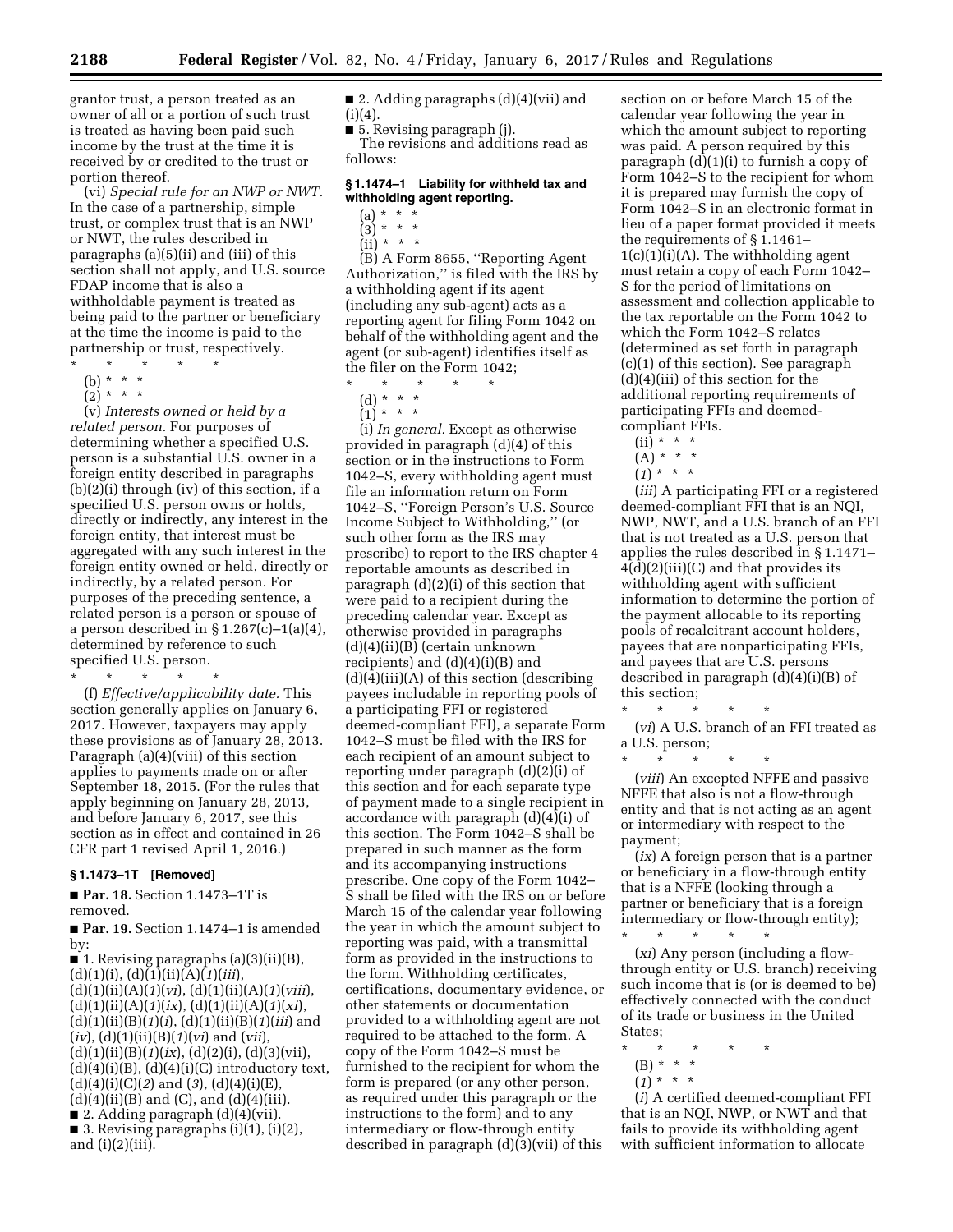grantor trust, a person treated as an owner of all or a portion of such trust is treated as having been paid such income by the trust at the time it is received by or credited to the trust or portion thereof.

(vi) *Special rule for an NWP or NWT.* In the case of a partnership, simple trust, or complex trust that is an NWP or NWT, the rules described in paragraphs (a)(5)(ii) and (iii) of this section shall not apply, and U.S. source FDAP income that is also a withholdable payment is treated as being paid to the partner or beneficiary at the time the income is paid to the partnership or trust, respectively.

\* \* \* \* \*

(b) \* \* \*

(2) \* \* \*

(v) *Interests owned or held by a related person.* For purposes of determining whether a specified U.S. person is a substantial U.S. owner in a foreign entity described in paragraphs (b)(2)(i) through (iv) of this section, if a specified U.S. person owns or holds, directly or indirectly, any interest in the foreign entity, that interest must be aggregated with any such interest in the foreign entity owned or held, directly or indirectly, by a related person. For purposes of the preceding sentence, a related person is a person or spouse of a person described in § 1.267(c)–1(a)(4), determined by reference to such specified U.S. person.

\* \* \* \* \*

(f) *Effective/applicability date.* This section generally applies on January 6, 2017. However, taxpayers may apply these provisions as of January 28, 2013. Paragraph (a)(4)(viii) of this section applies to payments made on or after September 18, 2015. (For the rules that apply beginning on January 28, 2013, and before January 6, 2017, see this section as in effect and contained in 26 CFR part 1 revised April 1, 2016.)

**§ 1.1473–1T [Removed]**

■ **Par. 18.** Section 1.1473–1T is removed.

■ **Par. 19.** Section 1.1474–1 is amended by:

■ 1. Revising paragraphs (a)(3)(ii)(B), (d)(1)(i), (d)(1)(ii)(A)(*1*)(*iii*), (d)(1)(ii)(A)(*1*)(*vi*), (d)(1)(ii)(A)(*1*)(*viii*), (d)(1)(ii)(A)(*1*)(*ix*), (d)(1)(ii)(A)(*1*)(*xi*), (d)(1)(ii)(B)(*1*)(*i*), (d)(1)(ii)(B)(*1*)(*iii*) and (*iv*), (d)(1)(ii)(B)(*1*)(*vi*) and (*vii*), (d)(1)(ii)(B)(*1*)(*ix*), (d)(2)(i), (d)(3)(vii), (d)(4)(i)(B), (d)(4)(i)(C) introductory text, (d)(4)(i)(C)(*2*) and (*3*), (d)(4)(i)(E), (d)(4)(ii)(B) and (C), and (d)(4)(iii).

■ 2. Adding paragraph (d)(4)(vii).

■ 3. Revising paragraphs (i)(1), (i)(2), and (i)(2)(iii).

■ 2. Adding paragraphs (d)(4)(vii) and (i)(4).

■ 5. Revising paragraph (j).

The revisions and additions read as follows:

**§ 1.1474–1 Liability for withheld tax and withholding agent reporting.**

(a) \* \* \*

(3) \* \* \*

(ii) \* \* \*

(B) A Form 8655, "Reporting Agent Authorization," is filed with the IRS by a withholding agent if its agent (including any sub-agent) acts as a reporting agent for filing Form 1042 on behalf of the withholding agent and the agent (or sub-agent) identifies itself as the filer on the Form 1042;

\* \* \* \* \*

(d) \* \* \*

(1) \* \* \*

(i) *In general.* Except as otherwise provided in paragraph (d)(4) of this section or in the instructions to Form 1042–S, every withholding agent must file an information return on Form 1042–S, "Foreign Person's U.S. Source Income Subject to Withholding," (or such other form as the IRS may prescribe) to report to the IRS chapter 4 reportable amounts as described in paragraph (d)(2)(i) of this section that were paid to a recipient during the preceding calendar year. Except as otherwise provided in paragraphs (d)(4)(ii)(B) (certain unknown recipients) and (d)(4)(i)(B) and (d)(4)(iii)(A) of this section (describing payees includable in reporting pools of a participating FFI or registered deemed-compliant FFI), a separate Form 1042–S must be filed with the IRS for each recipient of an amount subject to reporting under paragraph (d)(2)(i) of this section and for each separate type of payment made to a single recipient in accordance with paragraph (d)(4)(i) of this section. The Form 1042–S shall be prepared in such manner as the form and its accompanying instructions prescribe. One copy of the Form 1042–S shall be filed with the IRS on or before March 15 of the calendar year following the year in which the amount subject to reporting was paid, with a transmittal form as provided in the instructions to the form. Withholding certificates, certifications, documentary evidence, or other statements or documentation provided to a withholding agent are not required to be attached to the form. A copy of the Form 1042–S must be furnished to the recipient for whom the form is prepared (or any other person, as required under this paragraph or the instructions to the form) and to any intermediary or flow-through entity described in paragraph (d)(3)(vii) of this section on or before March 15 of the calendar year following the year in which the amount subject to reporting was paid. A person required by this paragraph (d)(1)(i) to furnish a copy of Form 1042–S to the recipient for whom it is prepared may furnish the copy of Form 1042–S in an electronic format in lieu of a paper format provided it meets the requirements of § 1.1461–1(c)(1)(i)(A). The withholding agent must retain a copy of each Form 1042–S for the period of limitations on assessment and collection applicable to the tax reportable on the Form 1042 to which the Form 1042–S relates (determined as set forth in paragraph (c)(1) of this section). See paragraph (d)(4)(iii) of this section for the additional reporting requirements of participating FFIs and deemed-compliant FFIs.

(ii) \* \* \*

(A) \* \* \*

(*1*) \* \* \*

(*iii*) A participating FFI or a registered deemed-compliant FFI that is an NQI, NWP, NWT, and a U.S. branch of an FFI that is not treated as a U.S. person that applies the rules described in § 1.1471–4(d)(2)(iii)(C) and that provides its withholding agent with sufficient information to determine the portion of the payment allocable to its reporting pools of recalcitrant account holders, payees that are nonparticipating FFIs, and payees that are U.S. persons described in paragraph (d)(4)(i)(B) of this section;

\* \* \* \* \*

(*vi*) A U.S. branch of an FFI treated as a U.S. person;

\* \* \* \* \*

(*viii*) An excepted NFFE and passive NFFE that also is not a flow-through entity and that is not acting as an agent or intermediary with respect to the payment;

(*ix*) A foreign person that is a partner or beneficiary in a flow-through entity that is a NFFE (looking through a partner or beneficiary that is a foreign intermediary or flow-through entity);

\* \* \* \* \*

(*xi*) Any person (including a flow-through entity or U.S. branch) receiving such income that is (or is deemed to be) effectively connected with the conduct of its trade or business in the United States;

\* \* \* \* \*

(B) \* \* \*

(*1*) \* \* \*

(*i*) A certified deemed-compliant FFI that is an NQI, NWP, or NWT and that fails to provide its withholding agent with sufficient information to allocate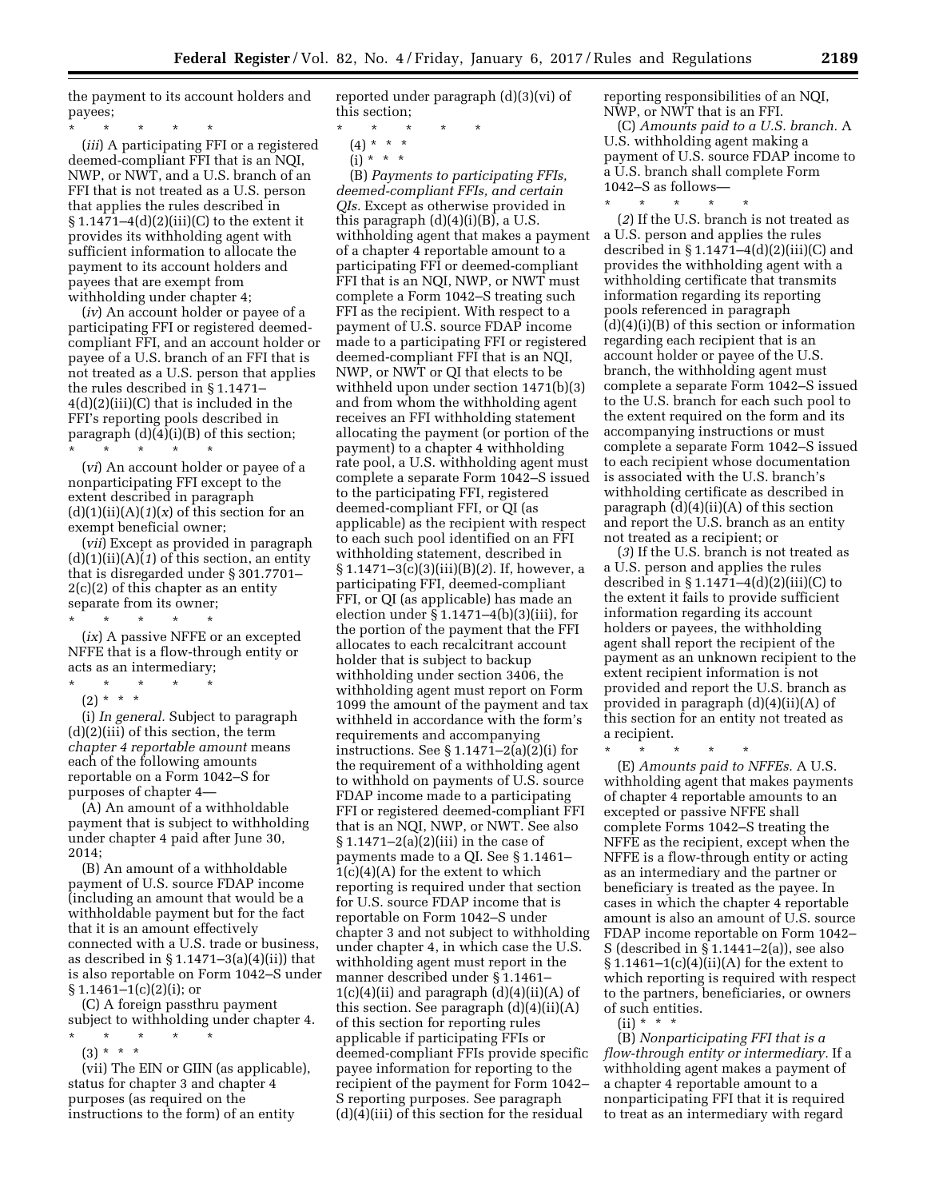the payment to its account holders and payees;

\* \* \* \* \*

(*iii*) A participating FFI or a registered deemed-compliant FFI that is an NQI, NWP, or NWT, and a U.S. branch of an FFI that is not treated as a U.S. person that applies the rules described in § 1.1471–4(d)(2)(iii)(C) to the extent it provides its withholding agent with sufficient information to allocate the payment to its account holders and payees that are exempt from withholding under chapter 4;

(*iv*) An account holder or payee of a participating FFI or registered deemed-compliant FFI, and an account holder or payee of a U.S. branch of an FFI that is not treated as a U.S. person that applies the rules described in § 1.1471–4(d)(2)(iii)(C) that is included in the FFI's reporting pools described in paragraph (d)(4)(i)(B) of this section;

\* \* \* \* \*

(*vi*) An account holder or payee of a nonparticipating FFI except to the extent described in paragraph (d)(1)(ii)(A)(*1*)(*x*) of this section for an exempt beneficial owner;

(*vii*) Except as provided in paragraph (d)(1)(ii)(A)(*1*) of this section, an entity that is disregarded under § 301.7701–2(c)(2) of this chapter as an entity separate from its owner;

\* \* \* \* \*

(*ix*) A passive NFFE or an excepted NFFE that is a flow-through entity or acts as an intermediary;

\* \* \* \* \*

(2) \* \* \*

(i) *In general.* Subject to paragraph (d)(2)(iii) of this section, the term *chapter 4 reportable amount* means each of the following amounts reportable on a Form 1042–S for purposes of chapter 4—

(A) An amount of a withholdable payment that is subject to withholding under chapter 4 paid after June 30, 2014;

(B) An amount of a withholdable payment of U.S. source FDAP income (including an amount that would be a withholdable payment but for the fact that it is an amount effectively connected with a U.S. trade or business, as described in § 1.1471–3(a)(4)(ii)) that is also reportable on Form 1042–S under § 1.1461–1(c)(2)(i); or

(C) A foreign passthru payment subject to withholding under chapter 4.

\* \* \* \* \*

(3) \* \* \*

(vii) The EIN or GIIN (as applicable), status for chapter 3 and chapter 4 purposes (as required on the instructions to the form) of an entity reported under paragraph (d)(3)(vi) of this section;

\* \* \* \* \*

(4) \* \* \*

(i) \* \* \*

(B) *Payments to participating FFIs, deemed-compliant FFIs, and certain QIs.* Except as otherwise provided in this paragraph (d)(4)(i)(B), a U.S. withholding agent that makes a payment of a chapter 4 reportable amount to a participating FFI or deemed-compliant FFI that is an NQI, NWP, or NWT must complete a Form 1042–S treating such FFI as the recipient. With respect to a payment of U.S. source FDAP income made to a participating FFI or registered deemed-compliant FFI that is an NQI, NWP, or NWT or QI that elects to be withheld upon under section 1471(b)(3) and from whom the withholding agent receives an FFI withholding statement allocating the payment (or portion of the payment) to a chapter 4 withholding rate pool, a U.S. withholding agent must complete a separate Form 1042–S issued to the participating FFI, registered deemed-compliant FFI, or QI (as applicable) as the recipient with respect to each such pool identified on an FFI withholding statement, described in § 1.1471–3(c)(3)(iii)(B)(*2*). If, however, a participating FFI, deemed-compliant FFI, or QI (as applicable) has made an election under § 1.1471–4(b)(3)(iii), for the portion of the payment that the FFI allocates to each recalcitrant account holder that is subject to backup withholding under section 3406, the withholding agent must report on Form 1099 the amount of the payment and tax withheld in accordance with the form's requirements and accompanying instructions. See § 1.1471–2(a)(2)(i) for the requirement of a withholding agent to withhold on payments of U.S. source FDAP income made to a participating FFI or registered deemed-compliant FFI that is an NQI, NWP, or NWT. See also § 1.1471–2(a)(2)(iii) in the case of payments made to a QI. See § 1.1461–1(c)(4)(A) for the extent to which reporting is required under that section for U.S. source FDAP income that is reportable on Form 1042–S under chapter 3 and not subject to withholding under chapter 4, in which case the U.S. withholding agent must report in the manner described under § 1.1461–1(c)(4)(ii) and paragraph (d)(4)(ii)(A) of this section. See paragraph (d)(4)(ii)(A) of this section for reporting rules applicable if participating FFIs or deemed-compliant FFIs provide specific payee information for reporting to the recipient of the payment for Form 1042–S reporting purposes. See paragraph (d)(4)(iii) of this section for the residual reporting responsibilities of an NQI, NWP, or NWT that is an FFI.

(C) *Amounts paid to a U.S. branch.* A U.S. withholding agent making a payment of U.S. source FDAP income to a U.S. branch shall complete Form 1042–S as follows—

\* \* \* \* \*

(*2*) If the U.S. branch is not treated as a U.S. person and applies the rules described in § 1.1471–4(d)(2)(iii)(C) and provides the withholding agent with a withholding certificate that transmits information regarding its reporting pools referenced in paragraph (d)(4)(i)(B) of this section or information regarding each recipient that is an account holder or payee of the U.S. branch, the withholding agent must complete a separate Form 1042–S issued to the U.S. branch for each such pool to the extent required on the form and its accompanying instructions or must complete a separate Form 1042–S issued to each recipient whose documentation is associated with the U.S. branch's withholding certificate as described in paragraph (d)(4)(ii)(A) of this section and report the U.S. branch as an entity not treated as a recipient; or

(*3*) If the U.S. branch is not treated as a U.S. person and applies the rules described in § 1.1471–4(d)(2)(iii)(C) to the extent it fails to provide sufficient information regarding its account holders or payees, the withholding agent shall report the recipient of the payment as an unknown recipient to the extent recipient information is not provided and report the U.S. branch as provided in paragraph (d)(4)(ii)(A) of this section for an entity not treated as a recipient.

\* \* \* \* \*

(E) *Amounts paid to NFFEs.* A U.S. withholding agent that makes payments of chapter 4 reportable amounts to an excepted or passive NFFE shall complete Forms 1042–S treating the NFFE as the recipient, except when the NFFE is a flow-through entity or acting as an intermediary and the partner or beneficiary is treated as the payee. In cases in which the chapter 4 reportable amount is also an amount of U.S. source FDAP income reportable on Form 1042–S (described in § 1.1441–2(a)), see also § 1.1461–1(c)(4)(ii)(A) for the extent to which reporting is required with respect to the partners, beneficiaries, or owners of such entities.

(ii) \* \* \*

(B) *Nonparticipating FFI that is a flow-through entity or intermediary.* If a withholding agent makes a payment of a chapter 4 reportable amount to a nonparticipating FFI that it is required to treat as an intermediary with regard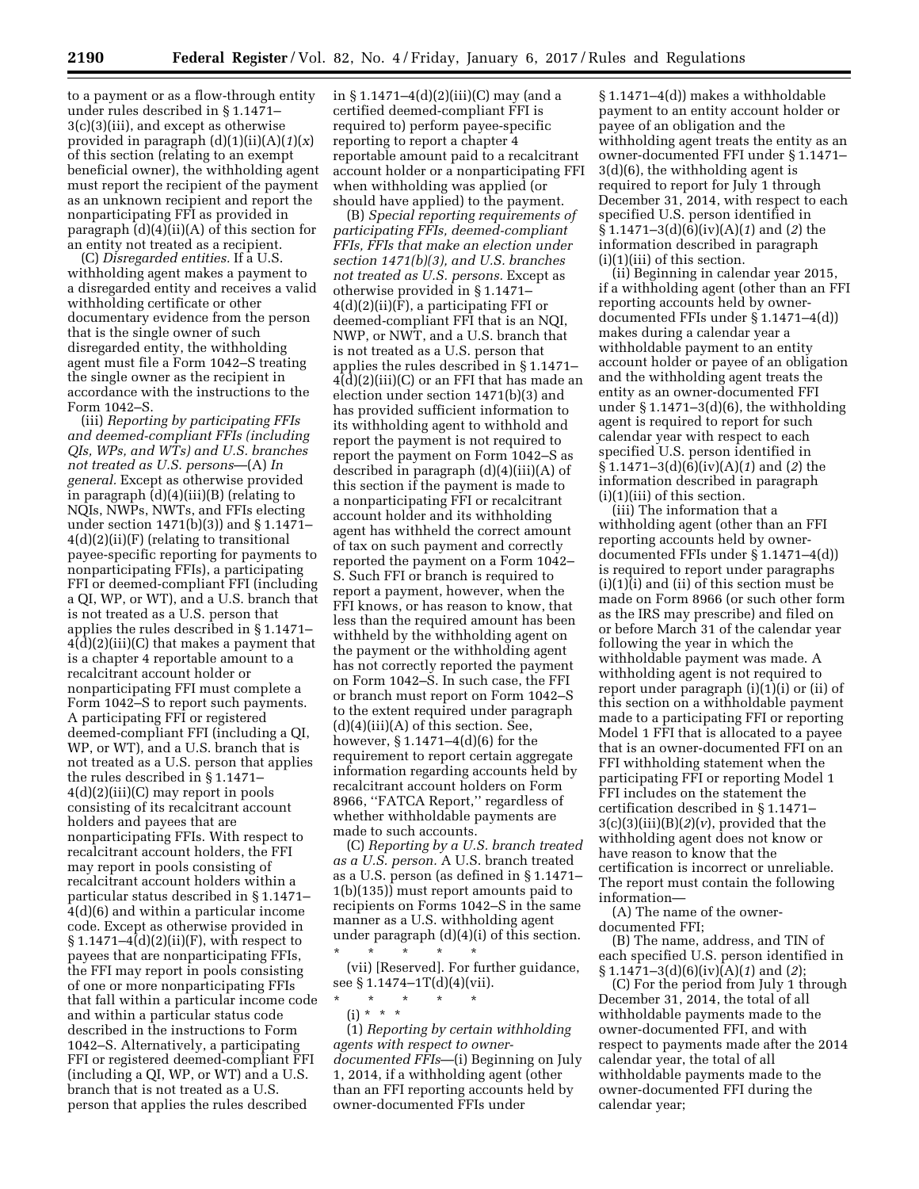to a payment or as a flow-through entity under rules described in § 1.1471–3(c)(3)(iii), and except as otherwise provided in paragraph (d)(1)(ii)(A)(*1*)(*x*) of this section (relating to an exempt beneficial owner), the withholding agent must report the recipient of the payment as an unknown recipient and report the nonparticipating FFI as provided in paragraph (d)(4)(ii)(A) of this section for an entity not treated as a recipient.

(C) *Disregarded entities.* If a U.S. withholding agent makes a payment to a disregarded entity and receives a valid withholding certificate or other documentary evidence from the person that is the single owner of such disregarded entity, the withholding agent must file a Form 1042–S treating the single owner as the recipient in accordance with the instructions to the Form 1042–S.

(iii) *Reporting by participating FFIs and deemed-compliant FFIs (including QIs, WPs, and WTs) and U.S. branches not treated as U.S. persons*—(A) *In general.* Except as otherwise provided in paragraph (d)(4)(iii)(B) (relating to NQIs, NWPs, NWTs, and FFIs electing under section 1471(b)(3)) and § 1.1471–4(d)(2)(ii)(F) (relating to transitional payee-specific reporting for payments to nonparticipating FFIs), a participating FFI or deemed-compliant FFI (including a QI, WP, or WT), and a U.S. branch that is not treated as a U.S. person that applies the rules described in § 1.1471–4(d)(2)(iii)(C) that makes a payment that is a chapter 4 reportable amount to a recalcitrant account holder or nonparticipating FFI must complete a Form 1042–S to report such payments. A participating FFI or registered deemed-compliant FFI (including a QI, WP, or WT), and a U.S. branch that is not treated as a U.S. person that applies the rules described in § 1.1471–4(d)(2)(iii)(C) may report in pools consisting of its recalcitrant account holders and payees that are nonparticipating FFIs. With respect to recalcitrant account holders, the FFI may report in pools consisting of recalcitrant account holders within a particular status described in § 1.1471–4(d)(6) and within a particular income code. Except as otherwise provided in § 1.1471–4(d)(2)(ii)(F), with respect to payees that are nonparticipating FFIs, the FFI may report in pools consisting of one or more nonparticipating FFIs that fall within a particular income code and within a particular status code described in the instructions to Form 1042–S. Alternatively, a participating FFI or registered deemed-compliant FFI (including a QI, WP, or WT) and a U.S. branch that is not treated as a U.S. person that applies the rules described in § 1.1471–4(d)(2)(iii)(C) may (and a certified deemed-compliant FFI is required to) perform payee-specific reporting to report a chapter 4 reportable amount paid to a recalcitrant account holder or a nonparticipating FFI when withholding was applied (or should have applied) to the payment.

(B) *Special reporting requirements of participating FFIs, deemed-compliant FFIs, FFIs that make an election under section 1471(b)(3), and U.S. branches not treated as U.S. persons.* Except as otherwise provided in § 1.1471–4(d)(2)(ii)(F), a participating FFI or deemed-compliant FFI that is an NQI, NWP, or NWT, and a U.S. branch that is not treated as a U.S. person that applies the rules described in § 1.1471–4(d)(2)(iii)(C) or an FFI that has made an election under section 1471(b)(3) and has provided sufficient information to its withholding agent to withhold and report the payment is not required to report the payment on Form 1042–S as described in paragraph (d)(4)(iii)(A) of this section if the payment is made to a nonparticipating FFI or recalcitrant account holder and its withholding agent has withheld the correct amount of tax on such payment and correctly reported the payment on a Form 1042–S. Such FFI or branch is required to report a payment, however, when the FFI knows, or has reason to know, that less than the required amount has been withheld by the withholding agent on the payment or the withholding agent has not correctly reported the payment on Form 1042–S. In such case, the FFI or branch must report on Form 1042–S to the extent required under paragraph (d)(4)(iii)(A) of this section. See, however, § 1.1471–4(d)(6) for the requirement to report certain aggregate information regarding accounts held by recalcitrant account holders on Form 8966, ''FATCA Report,'' regardless of whether withholdable payments are made to such accounts.

(C) *Reporting by a U.S. branch treated as a U.S. person.* A U.S. branch treated as a U.S. person (as defined in § 1.1471–1(b)(135)) must report amounts paid to recipients on Forms 1042–S in the same manner as a U.S. withholding agent under paragraph (d)(4)(i) of this section.

\* \* \* \* \*

(vii) [Reserved]. For further guidance, see § 1.1474–1T(d)(4)(vii).

\* \* \* \* \*

(i) \* \* \*

(1) *Reporting by certain withholding agents with respect to owner-documented FFIs*—(i) Beginning on July 1, 2014, if a withholding agent (other than an FFI reporting accounts held by owner-documented FFIs under § 1.1471–4(d)) makes a withholdable payment to an entity account holder or payee of an obligation and the withholding agent treats the entity as an owner-documented FFI under § 1.1471–3(d)(6), the withholding agent is required to report for July 1 through December 31, 2014, with respect to each specified U.S. person identified in § 1.1471–3(d)(6)(iv)(A)(*1*) and (*2*) the information described in paragraph (i)(1)(iii) of this section.

(ii) Beginning in calendar year 2015, if a withholding agent (other than an FFI reporting accounts held by owner-documented FFIs under § 1.1471–4(d)) makes during a calendar year a withholdable payment to an entity account holder or payee of an obligation and the withholding agent treats the entity as an owner-documented FFI under § 1.1471–3(d)(6), the withholding agent is required to report for such calendar year with respect to each specified U.S. person identified in § 1.1471–3(d)(6)(iv)(A)(*1*) and (*2*) the information described in paragraph (i)(1)(iii) of this section.

(iii) The information that a withholding agent (other than an FFI reporting accounts held by owner-documented FFIs under § 1.1471–4(d)) is required to report under paragraphs (i)(1)(i) and (ii) of this section must be made on Form 8966 (or such other form as the IRS may prescribe) and filed on or before March 31 of the calendar year following the year in which the withholdable payment was made. A withholding agent is not required to report under paragraph (i)(1)(i) or (ii) of this section on a withholdable payment made to a participating FFI or reporting Model 1 FFI that is allocated to a payee that is an owner-documented FFI on an FFI withholding statement when the participating FFI or reporting Model 1 FFI includes on the statement the certification described in § 1.1471–3(c)(3)(iii)(B)(*2*)(*v*), provided that the withholding agent does not know or have reason to know that the certification is incorrect or unreliable. The report must contain the following information—

(A) The name of the owner-documented FFI;

(B) The name, address, and TIN of each specified U.S. person identified in § 1.1471–3(d)(6)(iv)(A)(*1*) and (*2*);

(C) For the period from July 1 through December 31, 2014, the total of all withholdable payments made to the owner-documented FFI, and with respect to payments made after the 2014 calendar year, the total of all withholdable payments made to the owner-documented FFI during the calendar year;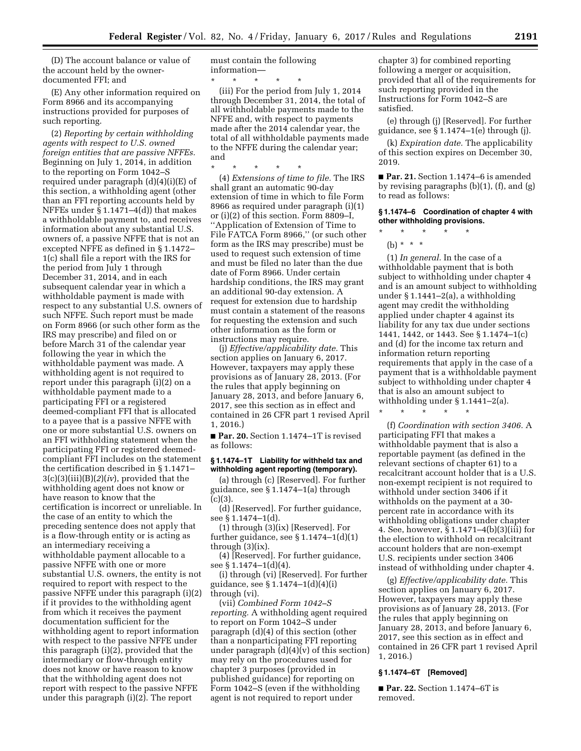(D) The account balance or value of the account held by the owner-documented FFI; and

(E) Any other information required on Form 8966 and its accompanying instructions provided for purposes of such reporting.

(2) *Reporting by certain withholding agents with respect to U.S. owned foreign entities that are passive NFFEs.* Beginning on July 1, 2014, in addition to the reporting on Form 1042–S required under paragraph (d)(4)(i)(E) of this section, a withholding agent (other than an FFI reporting accounts held by NFFEs under § 1.1471–4(d)) that makes a withholdable payment to, and receives information about any substantial U.S. owners of, a passive NFFE that is not an excepted NFFE as defined in § 1.1472–1(c) shall file a report with the IRS for the period from July 1 through December 31, 2014, and in each subsequent calendar year in which a withholdable payment is made with respect to any substantial U.S. owners of such NFFE. Such report must be made on Form 8966 (or such other form as the IRS may prescribe) and filed on or before March 31 of the calendar year following the year in which the withholdable payment was made. A withholding agent is not required to report under this paragraph (i)(2) on a withholdable payment made to a participating FFI or a registered deemed-compliant FFI that is allocated to a payee that is a passive NFFE with one or more substantial U.S. owners on an FFI withholding statement when the participating FFI or registered deemed-compliant FFI includes on the statement the certification described in § 1.1471–3(c)(3)(iii)(B)(*2*)(*iv*), provided that the withholding agent does not know or have reason to know that the certification is incorrect or unreliable. In the case of an entity to which the preceding sentence does not apply that is a flow-through entity or is acting as an intermediary receiving a withholdable payment allocable to a passive NFFE with one or more substantial U.S. owners, the entity is not required to report with respect to the passive NFFE under this paragraph (i)(2) if it provides to the withholding agent from which it receives the payment documentation sufficient for the withholding agent to report information with respect to the passive NFFE under this paragraph (i)(2), provided that the intermediary or flow-through entity does not know or have reason to know that the withholding agent does not report with respect to the passive NFFE under this paragraph (i)(2). The report must contain the following information—

\* \* \* \* \*

(iii) For the period from July 1, 2014 through December 31, 2014, the total of all withholdable payments made to the NFFE and, with respect to payments made after the 2014 calendar year, the total of all withholdable payments made to the NFFE during the calendar year; and

\* \* \* \* \*

(4) *Extensions of time to file.* The IRS shall grant an automatic 90-day extension of time in which to file Form 8966 as required under paragraph (i)(1) or (i)(2) of this section. Form 8809–I, ''Application of Extension of Time to File FATCA Form 8966,'' (or such other form as the IRS may prescribe) must be used to request such extension of time and must be filed no later than the due date of Form 8966. Under certain hardship conditions, the IRS may grant an additional 90-day extension. A request for extension due to hardship must contain a statement of the reasons for requesting the extension and such other information as the form or instructions may require.

(j) *Effective/applicability date.* This section applies on January 6, 2017. However, taxpayers may apply these provisions as of January 28, 2013. (For the rules that apply beginning on January 28, 2013, and before January 6, 2017, see this section as in effect and contained in 26 CFR part 1 revised April 1, 2016.)

■ **Par. 20.** Section 1.1474–1T is revised as follows:

**§ 1.1474–1T Liability for withheld tax and withholding agent reporting (temporary).**

(a) through (c) [Reserved]. For further guidance, see § 1.1474–1(a) through (c)(3).

(d) [Reserved]. For further guidance, see § 1.1474–1(d).

(1) through (3)(ix) [Reserved]. For further guidance, see § 1.1474–1(d)(1) through (3)(ix).

(4) [Reserved]. For further guidance, see § 1.1474–1(d)(4).

(i) through (vi) [Reserved]. For further guidance, see § 1.1474–1(d)(4)(i) through (vi).

(vii) *Combined Form 1042–S reporting.* A withholding agent required to report on Form 1042–S under paragraph (d)(4) of this section (other than a nonparticipating FFI reporting under paragraph (d)(4)(v) of this section) may rely on the procedures used for chapter 3 purposes (provided in published guidance) for reporting on Form 1042–S (even if the withholding agent is not required to report under chapter 3) for combined reporting following a merger or acquisition, provided that all of the requirements for such reporting provided in the Instructions for Form 1042–S are satisfied.

(e) through (j) [Reserved]. For further guidance, see § 1.1474–1(e) through (j).

(k) *Expiration date.* The applicability of this section expires on December 30, 2019.

■ **Par. 21.** Section 1.1474–6 is amended by revising paragraphs (b)(1), (f), and (g) to read as follows:

**§ 1.1474–6 Coordination of chapter 4 with other withholding provisions.**

\* \* \* \* \*

(b) \* \* \*

(1) *In general.* In the case of a withholdable payment that is both subject to withholding under chapter 4 and is an amount subject to withholding under § 1.1441–2(a), a withholding agent may credit the withholding applied under chapter 4 against its liability for any tax due under sections 1441, 1442, or 1443. See § 1.1474–1(c) and (d) for the income tax return and information return reporting requirements that apply in the case of a payment that is a withholdable payment subject to withholding under chapter 4 that is also an amount subject to withholding under § 1.1441–2(a).

\* \* \* \* \*

(f) *Coordination with section 3406.* A participating FFI that makes a withholdable payment that is also a reportable payment (as defined in the relevant sections of chapter 61) to a recalcitrant account holder that is a U.S. non-exempt recipient is not required to withhold under section 3406 if it withholds on the payment at a 30-percent rate in accordance with its withholding obligations under chapter 4. See, however, § 1.1471–4(b)(3)(iii) for the election to withhold on recalcitrant account holders that are non-exempt U.S. recipients under section 3406 instead of withholding under chapter 4.

(g) *Effective/applicability date.* This section applies on January 6, 2017. However, taxpayers may apply these provisions as of January 28, 2013. (For the rules that apply beginning on January 28, 2013, and before January 6, 2017, see this section as in effect and contained in 26 CFR part 1 revised April 1, 2016.)

**§ 1.1474–6T [Removed]**

■ **Par. 22.** Section 1.1474–6T is removed.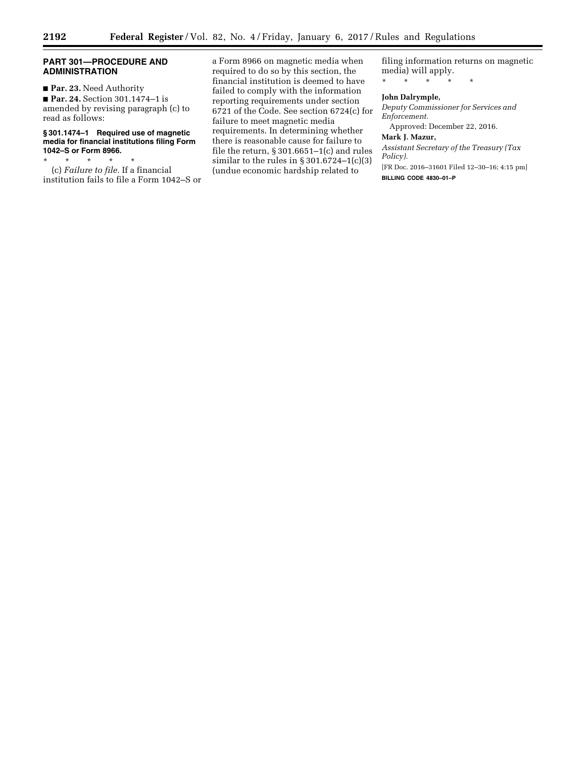## PART 301—PROCEDURE AND ADMINISTRATION

■ **Par. 23.** Need Authority

■ **Par. 24.** Section 301.1474–1 is amended by revising paragraph (c) to read as follows:

### § 301.1474–1 Required use of magnetic media for financial institutions filing Form 1042–S or Form 8966.

\* \* \* \* \*

(c) *Failure to file.* If a financial institution fails to file a Form 1042–S or a Form 8966 on magnetic media when required to do so by this section, the financial institution is deemed to have failed to comply with the information reporting requirements under section 6721 of the Code. See section 6724(c) for failure to meet magnetic media requirements. In determining whether there is reasonable cause for failure to file the return, § 301.6651–1(c) and rules similar to the rules in § 301.6724–1(c)(3) (undue economic hardship related to filing information returns on magnetic media) will apply.

\* \* \* \* \*

**John Dalrymple,**

*Deputy Commissioner for Services and Enforcement.*

Approved: December 22, 2016.

**Mark J. Mazur,**

*Assistant Secretary of the Treasury (Tax Policy).*

[FR Doc. 2016–31601 Filed 12–30–16; 4:15 pm]

**BILLING CODE 4830–01–P**